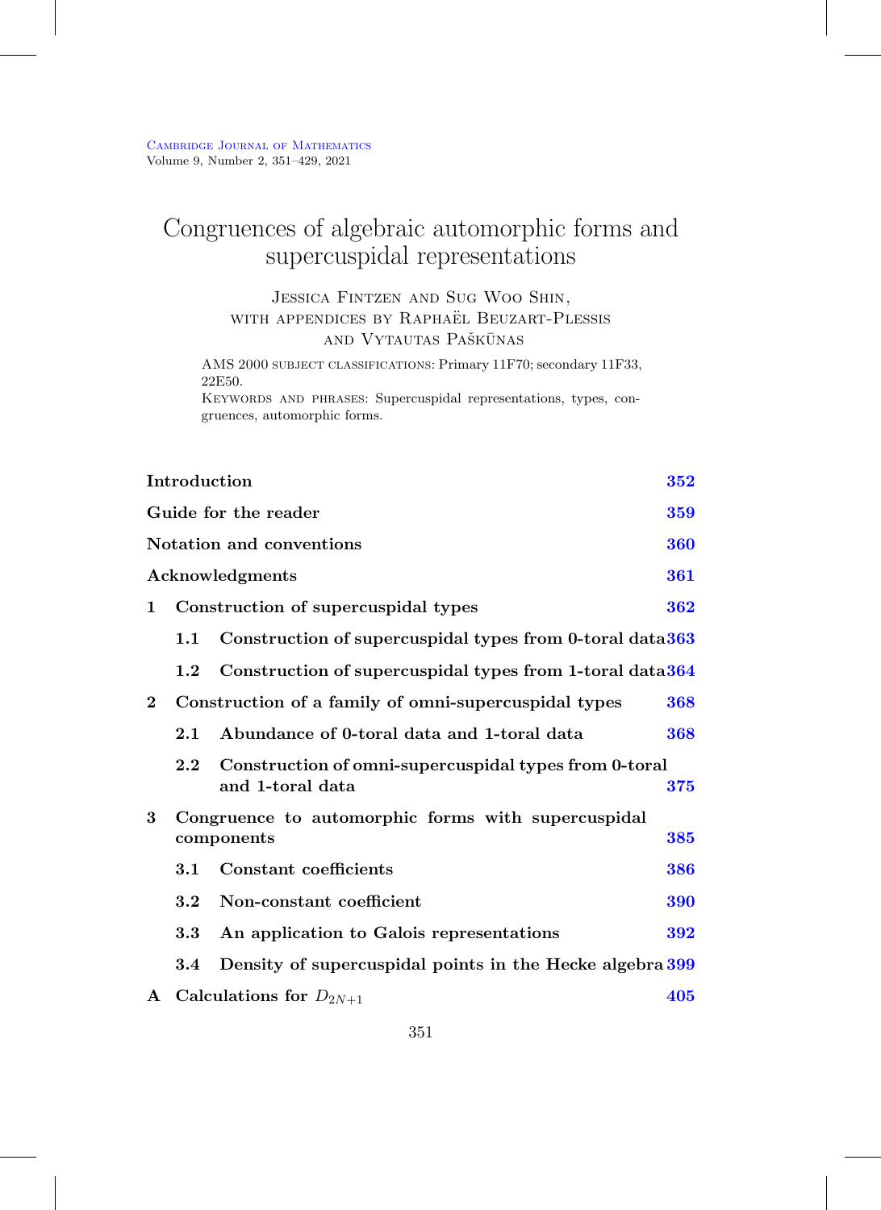# Congruences of algebraic automorphic forms and supercuspidal representations

Jessica Fintzen and Sug Woo Shin,
with appendices by Raphaël Beuzart-Plessis
and Vytautas Paškūnas

AMS 2000 subject classifications: Primary 11F70; secondary 11F33, 22E50.

Keywords and phrases: Supercuspidal representations, types, congruences, automorphic forms.

| | | |
|---|---|---|
| **Introduction** | | **352** |
| **Guide for the reader** | | **359** |
| **Notation and conventions** | | **360** |
| **Acknowledgments** | | **361** |
| **1** | **Construction of supercuspidal types** | **362** |
| | **1.1 Construction of supercuspidal types from 0-toral data** | **363** |
| | **1.2 Construction of supercuspidal types from 1-toral data** | **364** |
| **2** | **Construction of a family of omni-supercuspidal types** | **368** |
| | **2.1 Abundance of 0-toral data and 1-toral data** | **368** |
| | **2.2 Construction of omni-supercuspidal types from 0-toral and 1-toral data** | **375** |
| **3** | **Congruence to automorphic forms with supercuspidal components** | **385** |
| | **3.1 Constant coefficients** | **386** |
| | **3.2 Non-constant coefficient** | **390** |
| | **3.3 An application to Galois representations** | **392** |
| | **3.4 Density of supercuspidal points in the Hecke algebra** | **399** |
| **A** | **Calculations for $D_{2N+1}$** | **405** |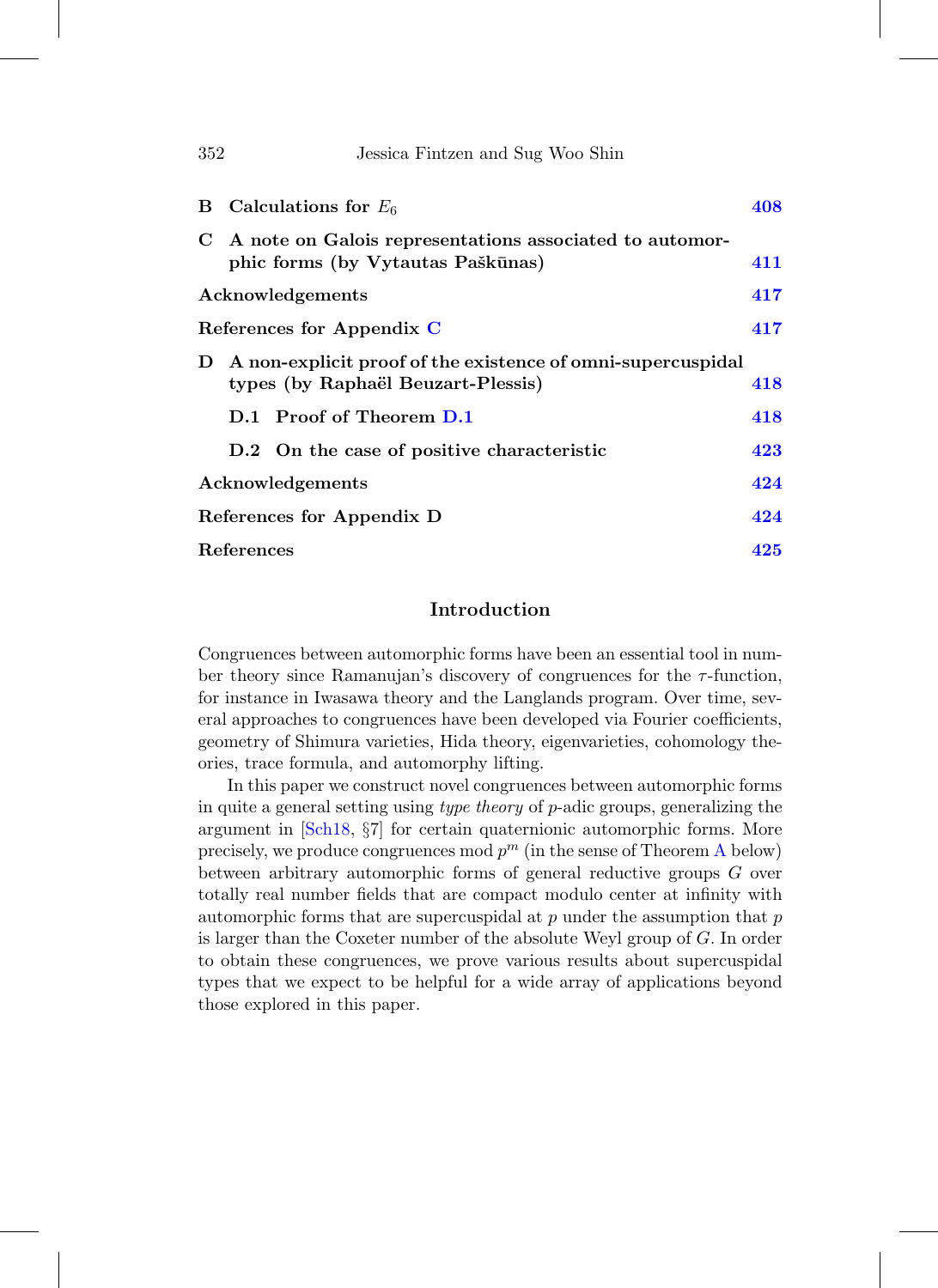**B Calculations for $E_6$** — 408

**C A note on Galois representations associated to automorphic forms (by Vytautas Paškūnas)** — 411

**Acknowledgements** — 417

**References for Appendix C** — 417

**D A non-explicit proof of the existence of omni-supercuspidal types (by Raphaël Beuzart-Plessis)** — 418

- **D.1 Proof of Theorem D.1** — 418
- **D.2 On the case of positive characteristic** — 423

**Acknowledgements** — 424

**References for Appendix D** — 424

**References** — 425

## Introduction

Congruences between automorphic forms have been an essential tool in number theory since Ramanujan's discovery of congruences for the $\tau$-function, for instance in Iwasawa theory and the Langlands program. Over time, several approaches to congruences have been developed via Fourier coefficients, geometry of Shimura varieties, Hida theory, eigenvarieties, cohomology theories, trace formula, and automorphy lifting.

In this paper we construct novel congruences between automorphic forms in quite a general setting using *type theory* of $p$-adic groups, generalizing the argument in [Sch18, §7] for certain quaternionic automorphic forms. More precisely, we produce congruences mod $p^m$ (in the sense of Theorem A below) between arbitrary automorphic forms of general reductive groups $G$ over totally real number fields that are compact modulo center at infinity with automorphic forms that are supercuspidal at $p$ under the assumption that $p$ is larger than the Coxeter number of the absolute Weyl group of $G$. In order to obtain these congruences, we prove various results about supercuspidal types that we expect to be helpful for a wide array of applications beyond those explored in this paper.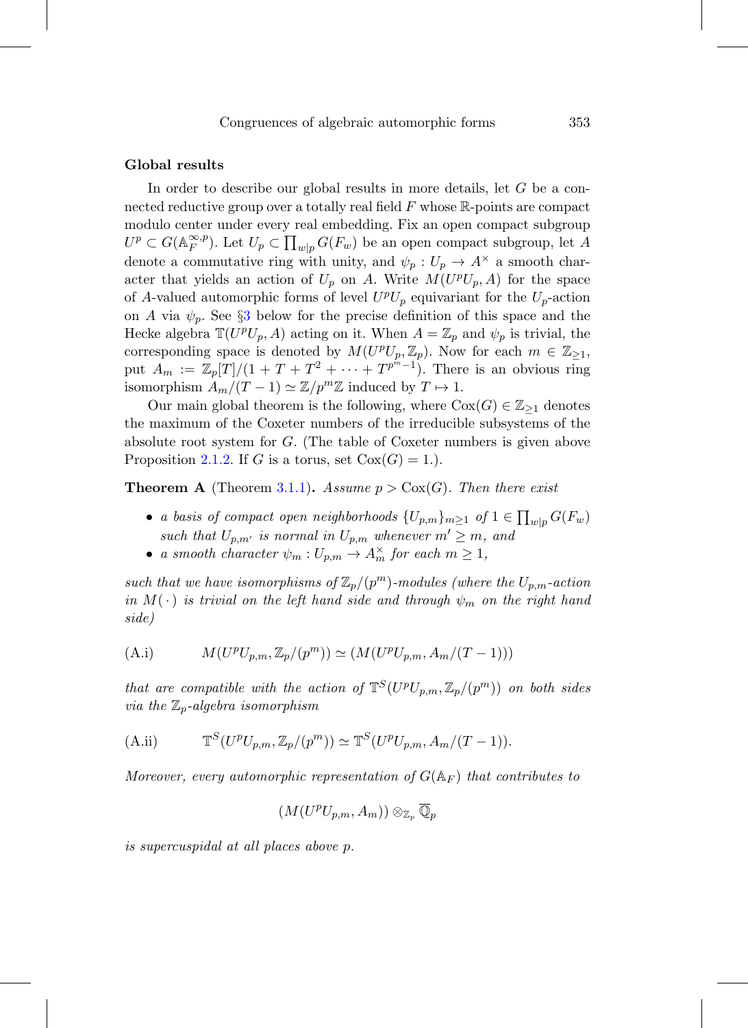### Global results

In order to describe our global results in more details, let $G$ be a connected reductive group over a totally real field $F$ whose $\mathbb{R}$-points are compact modulo center under every real embedding. Fix an open compact subgroup $U^p \subset G(\mathbb{A}_F^{\infty,p})$. Let $U_p \subset \prod_{w|p} G(F_w)$ be an open compact subgroup, let $A$ denote a commutative ring with unity, and $\psi_p : U_p \to A^\times$ a smooth character that yields an action of $U_p$ on $A$. Write $M(U^pU_p, A)$ for the space of $A$-valued automorphic forms of level $U^pU_p$ equivariant for the $U_p$-action on $A$ via $\psi_p$. See §3 below for the precise definition of this space and the Hecke algebra $\mathbb{T}(U^pU_p, A)$ acting on it. When $A = \mathbb{Z}_p$ and $\psi_p$ is trivial, the corresponding space is denoted by $M(U^pU_p, \mathbb{Z}_p)$. Now for each $m \in \mathbb{Z}_{\geq 1}$, put $A_m := \mathbb{Z}_p[T]/(1 + T + T^2 + \cdots + T^{p^m-1})$. There is an obvious ring isomorphism $A_m/(T-1) \simeq \mathbb{Z}/p^m\mathbb{Z}$ induced by $T \mapsto 1$.

Our main global theorem is the following, where $\mathrm{Cox}(G) \in \mathbb{Z}_{\geq 1}$ denotes the maximum of the Coxeter numbers of the irreducible subsystems of the absolute root system for $G$. (The table of Coxeter numbers is given above Proposition 2.1.2. If $G$ is a torus, set $\mathrm{Cox}(G) = 1$.).

**Theorem A** (Theorem 3.1.1)**.** *Assume $p > \mathrm{Cox}(G)$. Then there exist*

- *a basis of compact open neighborhoods $\{U_{p,m}\}_{m \geq 1}$ of $1 \in \prod_{w|p} G(F_w)$ such that $U_{p,m'}$ is normal in $U_{p,m}$ whenever $m' \geq m$, and*
- *a smooth character $\psi_m : U_{p,m} \to A_m^\times$ for each $m \geq 1$,*

*such that we have isomorphisms of $\mathbb{Z}_p/(p^m)$-modules (where the $U_{p,m}$-action in $M(\cdot)$ is trivial on the left hand side and through $\psi_m$ on the right hand side)*

$$\text{(A.i)} \qquad M(U^pU_{p,m}, \mathbb{Z}_p/(p^m)) \simeq (M(U^pU_{p,m}, A_m/(T-1)))$$

*that are compatible with the action of $\mathbb{T}^S(U^pU_{p,m}, \mathbb{Z}_p/(p^m))$ on both sides via the $\mathbb{Z}_p$-algebra isomorphism*

$$\text{(A.ii)} \qquad \mathbb{T}^S(U^pU_{p,m}, \mathbb{Z}_p/(p^m)) \simeq \mathbb{T}^S(U^pU_{p,m}, A_m/(T-1)).$$

*Moreover, every automorphic representation of $G(\mathbb{A}_F)$ that contributes to*

$$(M(U^pU_{p,m}, A_m)) \otimes_{\mathbb{Z}_p} \overline{\mathbb{Q}}_p$$

*is supercuspidal at all places above $p$.*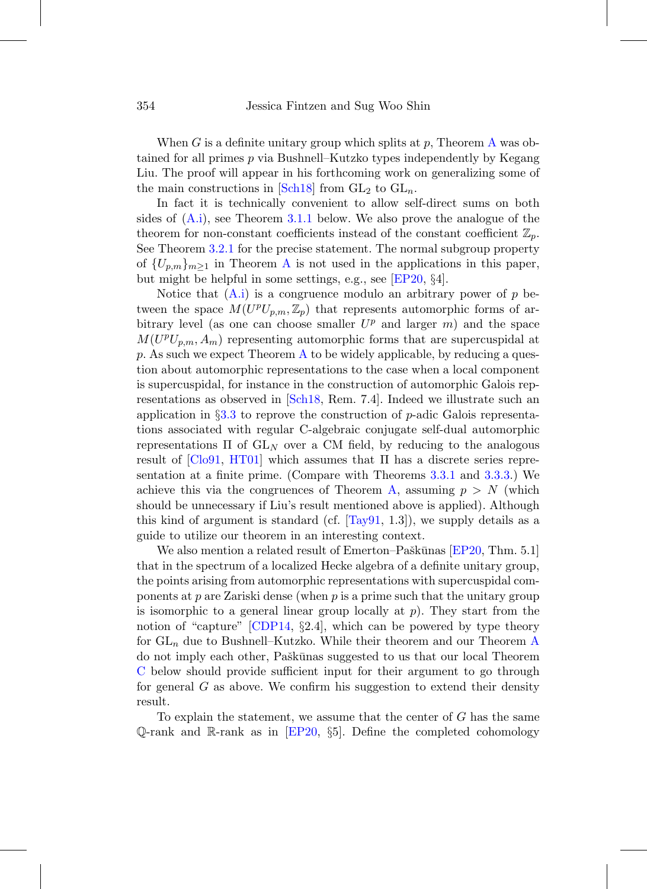When $G$ is a definite unitary group which splits at $p$, Theorem A was obtained for all primes $p$ via Bushnell–Kutzko types independently by Kegang Liu. The proof will appear in his forthcoming work on generalizing some of the main constructions in [Sch18] from $\mathrm{GL}_2$ to $\mathrm{GL}_n$.

In fact it is technically convenient to allow self-direct sums on both sides of (A.i), see Theorem 3.1.1 below. We also prove the analogue of the theorem for non-constant coefficients instead of the constant coefficient $\mathbb{Z}_p$. See Theorem 3.2.1 for the precise statement. The normal subgroup property of $\{U_{p,m}\}_{m\geq 1}$ in Theorem A is not used in the applications in this paper, but might be helpful in some settings, e.g., see [EP20, §4].

Notice that (A.i) is a congruence modulo an arbitrary power of $p$ between the space $M(U^pU_{p,m}, \mathbb{Z}_p)$ that represents automorphic forms of arbitrary level (as one can choose smaller $U^p$ and larger $m$) and the space $M(U^pU_{p,m}, A_m)$ representing automorphic forms that are supercuspidal at $p$. As such we expect Theorem A to be widely applicable, by reducing a question about automorphic representations to the case when a local component is supercuspidal, for instance in the construction of automorphic Galois representations as observed in [Sch18, Rem. 7.4]. Indeed we illustrate such an application in §3.3 to reprove the construction of $p$-adic Galois representations associated with regular C-algebraic conjugate self-dual automorphic representations $\Pi$ of $\mathrm{GL}_N$ over a CM field, by reducing to the analogous result of [Clo91, HT01] which assumes that $\Pi$ has a discrete series representation at a finite prime. (Compare with Theorems 3.3.1 and 3.3.3.) We achieve this via the congruences of Theorem A, assuming $p > N$ (which should be unnecessary if Liu's result mentioned above is applied). Although this kind of argument is standard (cf. [Tay91, 1.3]), we supply details as a guide to utilize our theorem in an interesting context.

We also mention a related result of Emerton–Paškūnas [EP20, Thm. 5.1] that in the spectrum of a localized Hecke algebra of a definite unitary group, the points arising from automorphic representations with supercuspidal components at $p$ are Zariski dense (when $p$ is a prime such that the unitary group is isomorphic to a general linear group locally at $p$). They start from the notion of "capture" [CDP14, §2.4], which can be powered by type theory for $\mathrm{GL}_n$ due to Bushnell–Kutzko. While their theorem and our Theorem A do not imply each other, Paškūnas suggested to us that our local Theorem C below should provide sufficient input for their argument to go through for general $G$ as above. We confirm his suggestion to extend their density result.

To explain the statement, we assume that the center of $G$ has the same $\mathbb{Q}$-rank and $\mathbb{R}$-rank as in [EP20, §5]. Define the completed cohomology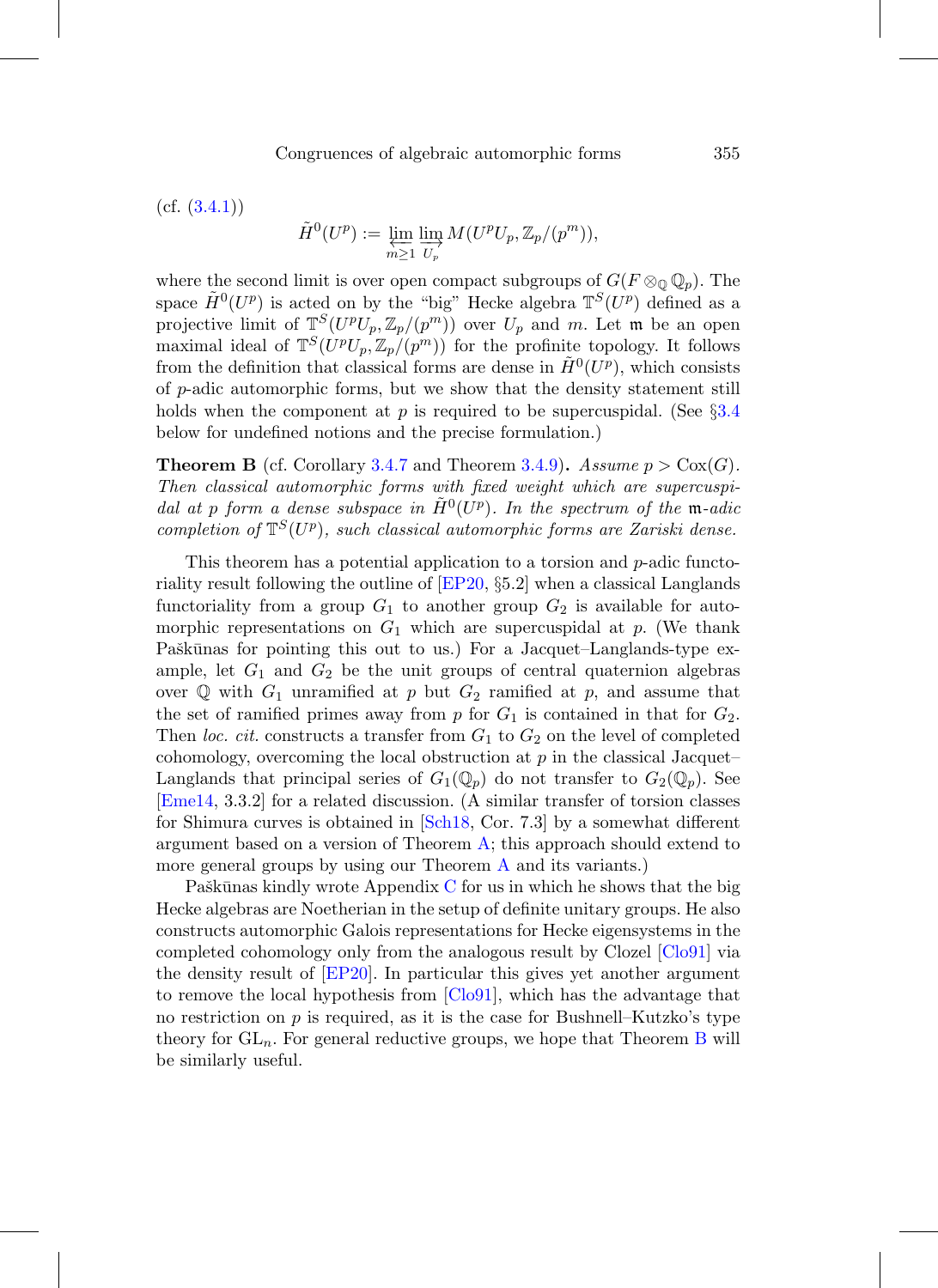(cf. (3.4.1))

$$\tilde{H}^0(U^p) := \varprojlim_{m \geq 1} \varinjlim_{U_p} M(U^p U_p, \mathbb{Z}_p/(p^m)),$$

where the second limit is over open compact subgroups of $G(F \otimes_{\mathbb{Q}} \mathbb{Q}_p)$. The space $\tilde{H}^0(U^p)$ is acted on by the "big" Hecke algebra $\mathbb{T}^S(U^p)$ defined as a projective limit of $\mathbb{T}^S(U^p U_p, \mathbb{Z}_p/(p^m))$ over $U_p$ and $m$. Let $\mathfrak{m}$ be an open maximal ideal of $\mathbb{T}^S(U^p U_p, \mathbb{Z}_p/(p^m))$ for the profinite topology. It follows from the definition that classical forms are dense in $\tilde{H}^0(U^p)$, which consists of $p$-adic automorphic forms, but we show that the density statement still holds when the component at $p$ is required to be supercuspidal. (See §3.4 below for undefined notions and the precise formulation.)

**Theorem B** (cf. Corollary 3.4.7 and Theorem 3.4.9)**.** *Assume $p > \mathrm{Cox}(G)$. Then classical automorphic forms with fixed weight which are supercuspidal at $p$ form a dense subspace in $\tilde{H}^0(U^p)$. In the spectrum of the $\mathfrak{m}$-adic completion of $\mathbb{T}^S(U^p)$, such classical automorphic forms are Zariski dense.*

This theorem has a potential application to a torsion and $p$-adic functoriality result following the outline of [EP20, §5.2] when a classical Langlands functoriality from a group $G_1$ to another group $G_2$ is available for automorphic representations on $G_1$ which are supercuspidal at $p$. (We thank Paškūnas for pointing this out to us.) For a Jacquet–Langlands-type example, let $G_1$ and $G_2$ be the unit groups of central quaternion algebras over $\mathbb{Q}$ with $G_1$ unramified at $p$ but $G_2$ ramified at $p$, and assume that the set of ramified primes away from $p$ for $G_1$ is contained in that for $G_2$. Then *loc. cit.* constructs a transfer from $G_1$ to $G_2$ on the level of completed cohomology, overcoming the local obstruction at $p$ in the classical Jacquet–Langlands that principal series of $G_1(\mathbb{Q}_p)$ do not transfer to $G_2(\mathbb{Q}_p)$. See [Eme14, 3.3.2] for a related discussion. (A similar transfer of torsion classes for Shimura curves is obtained in [Sch18, Cor. 7.3] by a somewhat different argument based on a version of Theorem A; this approach should extend to more general groups by using our Theorem A and its variants.)

Paškūnas kindly wrote Appendix C for us in which he shows that the big Hecke algebras are Noetherian in the setup of definite unitary groups. He also constructs automorphic Galois representations for Hecke eigensystems in the completed cohomology only from the analogous result by Clozel [Clo91] via the density result of [EP20]. In particular this gives yet another argument to remove the local hypothesis from [Clo91], which has the advantage that no restriction on $p$ is required, as it is the case for Bushnell–Kutzko's type theory for $\mathrm{GL}_n$. For general reductive groups, we hope that Theorem B will be similarly useful.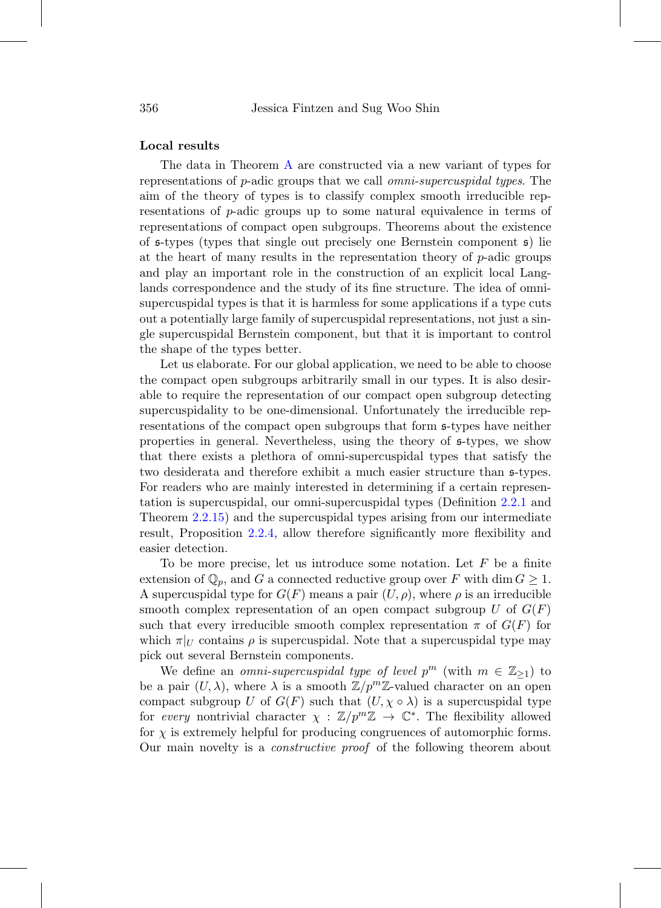**Local results**

The data in Theorem A are constructed via a new variant of types for representations of $p$-adic groups that we call *omni-supercuspidal types*. The aim of the theory of types is to classify complex smooth irreducible representations of $p$-adic groups up to some natural equivalence in terms of representations of compact open subgroups. Theorems about the existence of $\mathfrak{s}$-types (types that single out precisely one Bernstein component $\mathfrak{s}$) lie at the heart of many results in the representation theory of $p$-adic groups and play an important role in the construction of an explicit local Langlands correspondence and the study of its fine structure. The idea of omni-supercuspidal types is that it is harmless for some applications if a type cuts out a potentially large family of supercuspidal representations, not just a single supercuspidal Bernstein component, but that it is important to control the shape of the types better.

Let us elaborate. For our global application, we need to be able to choose the compact open subgroups arbitrarily small in our types. It is also desirable to require the representation of our compact open subgroup detecting supercuspidality to be one-dimensional. Unfortunately the irreducible representations of the compact open subgroups that form $\mathfrak{s}$-types have neither properties in general. Nevertheless, using the theory of $\mathfrak{s}$-types, we show that there exists a plethora of omni-supercuspidal types that satisfy the two desiderata and therefore exhibit a much easier structure than $\mathfrak{s}$-types. For readers who are mainly interested in determining if a certain representation is supercuspidal, our omni-supercuspidal types (Definition 2.2.1 and Theorem 2.2.15) and the supercuspidal types arising from our intermediate result, Proposition 2.2.4, allow therefore significantly more flexibility and easier detection.

To be more precise, let us introduce some notation. Let $F$ be a finite extension of $\mathbb{Q}_p$, and $G$ a connected reductive group over $F$ with $\dim G \geq 1$. A supercuspidal type for $G(F)$ means a pair $(U, \rho)$, where $\rho$ is an irreducible smooth complex representation of an open compact subgroup $U$ of $G(F)$ such that every irreducible smooth complex representation $\pi$ of $G(F)$ for which $\pi|_U$ contains $\rho$ is supercuspidal. Note that a supercuspidal type may pick out several Bernstein components.

We define an *omni-supercuspidal type of level* $p^m$ (with $m \in \mathbb{Z}_{\geq 1}$) to be a pair $(U, \lambda)$, where $\lambda$ is a smooth $\mathbb{Z}/p^m\mathbb{Z}$-valued character on an open compact subgroup $U$ of $G(F)$ such that $(U, \chi \circ \lambda)$ is a supercuspidal type for *every* nontrivial character $\chi : \mathbb{Z}/p^m\mathbb{Z} \to \mathbb{C}^*$. The flexibility allowed for $\chi$ is extremely helpful for producing congruences of automorphic forms. Our main novelty is a *constructive proof* of the following theorem about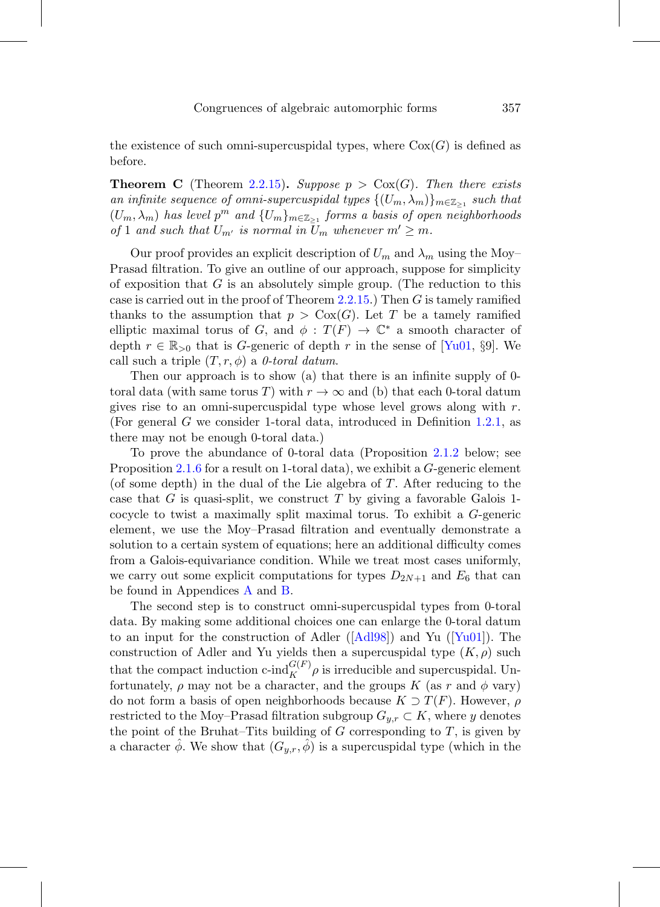the existence of such omni-supercuspidal types, where $\mathrm{Cox}(G)$ is defined as before.

**Theorem C** (Theorem 2.2.15)**.** *Suppose $p > \mathrm{Cox}(G)$. Then there exists an infinite sequence of omni-supercuspidal types $\{(U_m, \lambda_m)\}_{m \in \mathbb{Z}_{\geq 1}}$ such that $(U_m, \lambda_m)$ has level $p^m$ and $\{U_m\}_{m \in \mathbb{Z}_{\geq 1}}$ forms a basis of open neighborhoods of 1 and such that $U_{m'}$ is normal in $U_m$ whenever $m' \geq m$.*

Our proof provides an explicit description of $U_m$ and $\lambda_m$ using the Moy–Prasad filtration. To give an outline of our approach, suppose for simplicity of exposition that $G$ is an absolutely simple group. (The reduction to this case is carried out in the proof of Theorem 2.2.15.) Then $G$ is tamely ramified thanks to the assumption that $p > \mathrm{Cox}(G)$. Let $T$ be a tamely ramified elliptic maximal torus of $G$, and $\phi : T(F) \to \mathbb{C}^*$ a smooth character of depth $r \in \mathbb{R}_{>0}$ that is $G$-generic of depth $r$ in the sense of [Yu01, §9]. We call such a triple $(T, r, \phi)$ a *0-toral datum*.

Then our approach is to show (a) that there is an infinite supply of 0-toral data (with same torus $T$) with $r \to \infty$ and (b) that each 0-toral datum gives rise to an omni-supercuspidal type whose level grows along with $r$. (For general $G$ we consider 1-toral data, introduced in Definition 1.2.1, as there may not be enough 0-toral data.)

To prove the abundance of 0-toral data (Proposition 2.1.2 below; see Proposition 2.1.6 for a result on 1-toral data), we exhibit a $G$-generic element (of some depth) in the dual of the Lie algebra of $T$. After reducing to the case that $G$ is quasi-split, we construct $T$ by giving a favorable Galois 1-cocycle to twist a maximally split maximal torus. To exhibit a $G$-generic element, we use the Moy–Prasad filtration and eventually demonstrate a solution to a certain system of equations; here an additional difficulty comes from a Galois-equivariance condition. While we treat most cases uniformly, we carry out some explicit computations for types $D_{2N+1}$ and $E_6$ that can be found in Appendices A and B.

The second step is to construct omni-supercuspidal types from 0-toral data. By making some additional choices one can enlarge the 0-toral datum to an input for the construction of Adler ([Adl98]) and Yu ([Yu01]). The construction of Adler and Yu yields then a supercuspidal type $(K, \rho)$ such that the compact induction $\text{c-ind}_K^{G(F)} \rho$ is irreducible and supercuspidal. Unfortunately, $\rho$ may not be a character, and the groups $K$ (as $r$ and $\phi$ vary) do not form a basis of open neighborhoods because $K \supset T(F)$. However, $\rho$ restricted to the Moy–Prasad filtration subgroup $G_{y,r} \subset K$, where $y$ denotes the point of the Bruhat–Tits building of $G$ corresponding to $T$, is given by a character $\hat{\phi}$. We show that $(G_{y,r}, \hat{\phi})$ is a supercuspidal type (which in the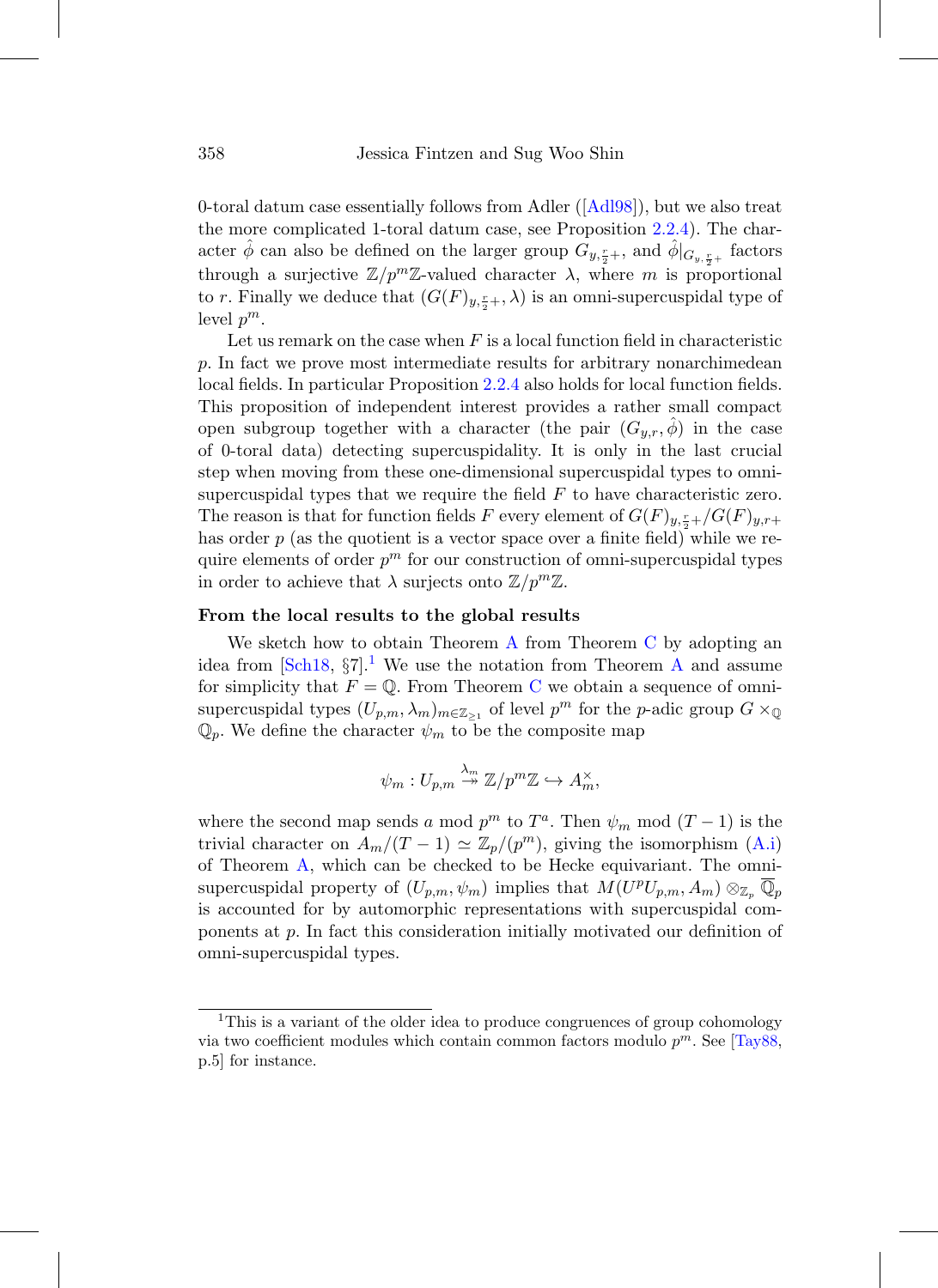0-toral datum case essentially follows from Adler ([Adl98]), but we also treat the more complicated 1-toral datum case, see Proposition 2.2.4). The character $\hat{\phi}$ can also be defined on the larger group $G_{y,\frac{r}{2}+}$, and $\hat{\phi}|_{G_{y,\frac{r}{2}+}}$ factors through a surjective $\mathbb{Z}/p^m\mathbb{Z}$-valued character $\lambda$, where $m$ is proportional to $r$. Finally we deduce that $(G(F)_{y,\frac{r}{2}+}, \lambda)$ is an omni-supercuspidal type of level $p^m$.

Let us remark on the case when $F$ is a local function field in characteristic $p$. In fact we prove most intermediate results for arbitrary nonarchimedean local fields. In particular Proposition 2.2.4 also holds for local function fields. This proposition of independent interest provides a rather small compact open subgroup together with a character (the pair $(G_{y,r}, \hat{\phi})$ in the case of 0-toral data) detecting supercuspidality. It is only in the last crucial step when moving from these one-dimensional supercuspidal types to omni-supercuspidal types that we require the field $F$ to have characteristic zero. The reason is that for function fields $F$ every element of $G(F)_{y,\frac{r}{2}+}/G(F)_{y,r+}$ has order $p$ (as the quotient is a vector space over a finite field) while we require elements of order $p^m$ for our construction of omni-supercuspidal types in order to achieve that $\lambda$ surjects onto $\mathbb{Z}/p^m\mathbb{Z}$.

#### From the local results to the global results

We sketch how to obtain Theorem A from Theorem C by adopting an idea from [Sch18, §7].[1] We use the notation from Theorem A and assume for simplicity that $F = \mathbb{Q}$. From Theorem C we obtain a sequence of omni-supercuspidal types $(U_{p,m}, \lambda_m)_{m\in\mathbb{Z}_{\geq 1}}$ of level $p^m$ for the $p$-adic group $G \times_{\mathbb{Q}} \mathbb{Q}_p$. We define the character $\psi_m$ to be the composite map

$$\psi_m : U_{p,m} \overset{\lambda_m}{\twoheadrightarrow} \mathbb{Z}/p^m\mathbb{Z} \hookrightarrow A_m^\times,$$

where the second map sends $a$ mod $p^m$ to $T^a$. Then $\psi_m$ mod $(T-1)$ is the trivial character on $A_m/(T-1) \simeq \mathbb{Z}_p/(p^m)$, giving the isomorphism (A.i) of Theorem A, which can be checked to be Hecke equivariant. The omni-supercuspidal property of $(U_{p,m}, \psi_m)$ implies that $M(U^pU_{p,m}, A_m) \otimes_{\mathbb{Z}_p} \overline{\mathbb{Q}}_p$ is accounted for by automorphic representations with supercuspidal components at $p$. In fact this consideration initially motivated our definition of omni-supercuspidal types.

---

[1] This is a variant of the older idea to produce congruences of group cohomology via two coefficient modules which contain common factors modulo $p^m$. See [Tay88, p.5] for instance.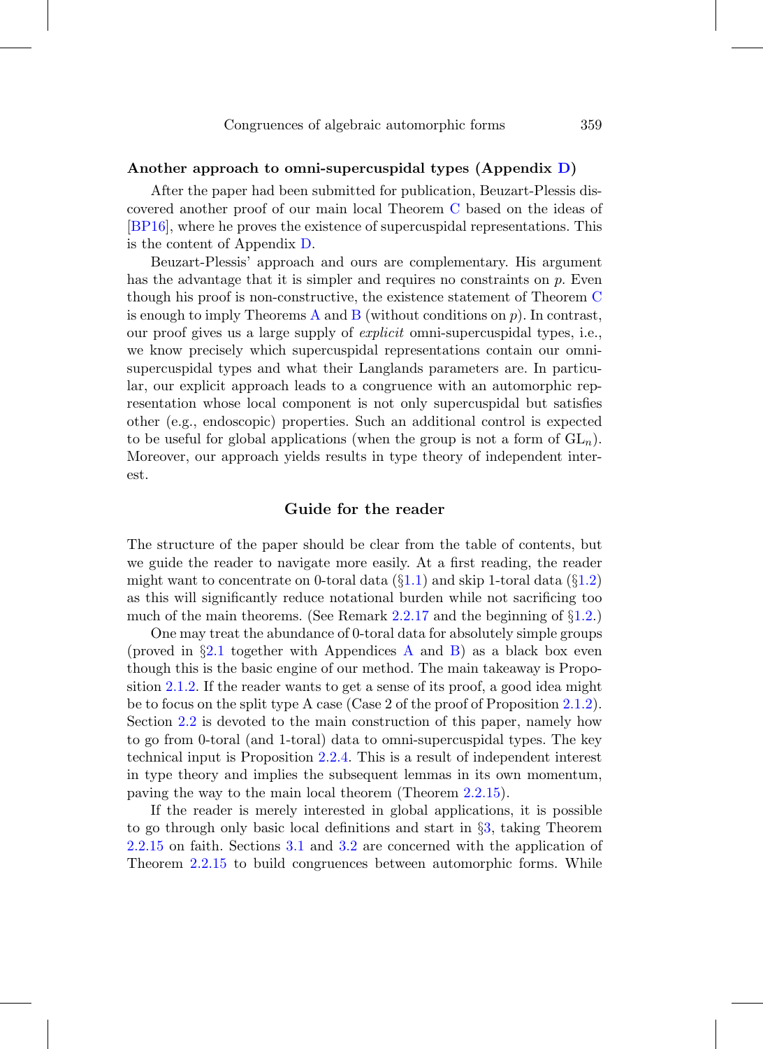**Another approach to omni-supercuspidal types (Appendix D)**

After the paper had been submitted for publication, Beuzart-Plessis discovered another proof of our main local Theorem C based on the ideas of [BP16], where he proves the existence of supercuspidal representations. This is the content of Appendix D.

Beuzart-Plessis' approach and ours are complementary. His argument has the advantage that it is simpler and requires no constraints on $p$. Even though his proof is non-constructive, the existence statement of Theorem C is enough to imply Theorems A and B (without conditions on $p$). In contrast, our proof gives us a large supply of *explicit* omni-supercuspidal types, i.e., we know precisely which supercuspidal representations contain our omni-supercuspidal types and what their Langlands parameters are. In particular, our explicit approach leads to a congruence with an automorphic representation whose local component is not only supercuspidal but satisfies other (e.g., endoscopic) properties. Such an additional control is expected to be useful for global applications (when the group is not a form of $\mathrm{GL}_n$). Moreover, our approach yields results in type theory of independent interest.

## Guide for the reader

The structure of the paper should be clear from the table of contents, but we guide the reader to navigate more easily. At a first reading, the reader might want to concentrate on 0-toral data (§1.1) and skip 1-toral data (§1.2) as this will significantly reduce notational burden while not sacrificing too much of the main theorems. (See Remark 2.2.17 and the beginning of §1.2.)

One may treat the abundance of 0-toral data for absolutely simple groups (proved in §2.1 together with Appendices A and B) as a black box even though this is the basic engine of our method. The main takeaway is Proposition 2.1.2. If the reader wants to get a sense of its proof, a good idea might be to focus on the split type A case (Case 2 of the proof of Proposition 2.1.2). Section 2.2 is devoted to the main construction of this paper, namely how to go from 0-toral (and 1-toral) data to omni-supercuspidal types. The key technical input is Proposition 2.2.4. This is a result of independent interest in type theory and implies the subsequent lemmas in its own momentum, paving the way to the main local theorem (Theorem 2.2.15).

If the reader is merely interested in global applications, it is possible to go through only basic local definitions and start in §3, taking Theorem 2.2.15 on faith. Sections 3.1 and 3.2 are concerned with the application of Theorem 2.2.15 to build congruences between automorphic forms. While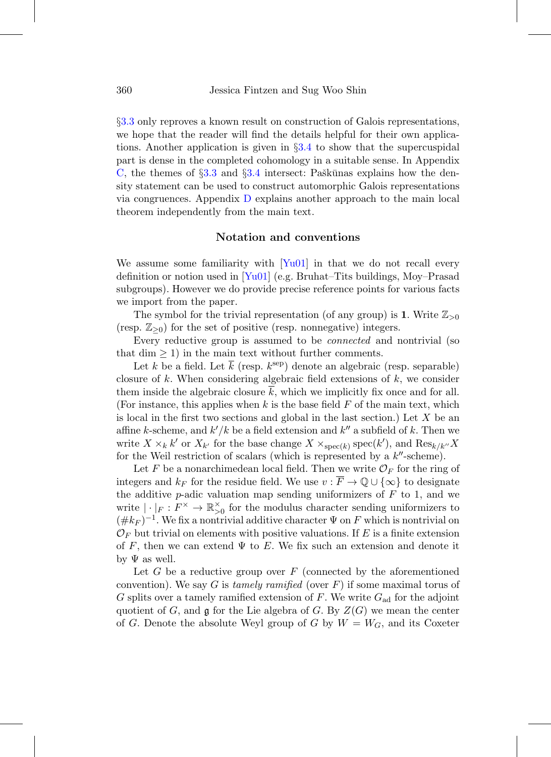§3.3 only reproves a known result on construction of Galois representations, we hope that the reader will find the details helpful for their own applications. Another application is given in §3.4 to show that the supercuspidal part is dense in the completed cohomology in a suitable sense. In Appendix C, the themes of §3.3 and §3.4 intersect: Paškūnas explains how the density statement can be used to construct automorphic Galois representations via congruences. Appendix D explains another approach to the main local theorem independently from the main text.

## Notation and conventions

We assume some familiarity with [Yu01] in that we do not recall every definition or notion used in [Yu01] (e.g. Bruhat–Tits buildings, Moy–Prasad subgroups). However we do provide precise reference points for various facts we import from the paper.

The symbol for the trivial representation (of any group) is **1**. Write $\mathbb{Z}_{>0}$ (resp. $\mathbb{Z}_{\geq 0}$) for the set of positive (resp. nonnegative) integers.

Every reductive group is assumed to be *connected* and nontrivial (so that dim $\geq 1$) in the main text without further comments.

Let $k$ be a field. Let $\overline{k}$ (resp. $k^{\mathrm{sep}}$) denote an algebraic (resp. separable) closure of $k$. When considering algebraic field extensions of $k$, we consider them inside the algebraic closure $\overline{k}$, which we implicitly fix once and for all. (For instance, this applies when $k$ is the base field $F$ of the main text, which is local in the first two sections and global in the last section.) Let $X$ be an affine $k$-scheme, and $k'/k$ be a field extension and $k''$ a subfield of $k$. Then we write $X \times_k k'$ or $X_{k'}$ for the base change $X \times_{\mathrm{spec}(k)} \mathrm{spec}(k')$, and $\mathrm{Res}_{k/k''} X$ for the Weil restriction of scalars (which is represented by a $k''$-scheme).

Let $F$ be a nonarchimedean local field. Then we write $\mathcal{O}_F$ for the ring of integers and $k_F$ for the residue field. We use $v : \overline{F} \to \mathbb{Q} \cup \{\infty\}$ to designate the additive $p$-adic valuation map sending uniformizers of $F$ to 1, and we write $|\cdot|_F : F^\times \to \mathbb{R}^\times_{>0}$ for the modulus character sending uniformizers to $(\#k_F)^{-1}$. We fix a nontrivial additive character $\Psi$ on $F$ which is nontrivial on $\mathcal{O}_F$ but trivial on elements with positive valuations. If $E$ is a finite extension of $F$, then we can extend $\Psi$ to $E$. We fix such an extension and denote it by $\Psi$ as well.

Let $G$ be a reductive group over $F$ (connected by the aforementioned convention). We say $G$ is *tamely ramified* (over $F$) if some maximal torus of $G$ splits over a tamely ramified extension of $F$. We write $G_{\mathrm{ad}}$ for the adjoint quotient of $G$, and $\mathfrak{g}$ for the Lie algebra of $G$. By $Z(G)$ we mean the center of $G$. Denote the absolute Weyl group of $G$ by $W = W_G$, and its Coxeter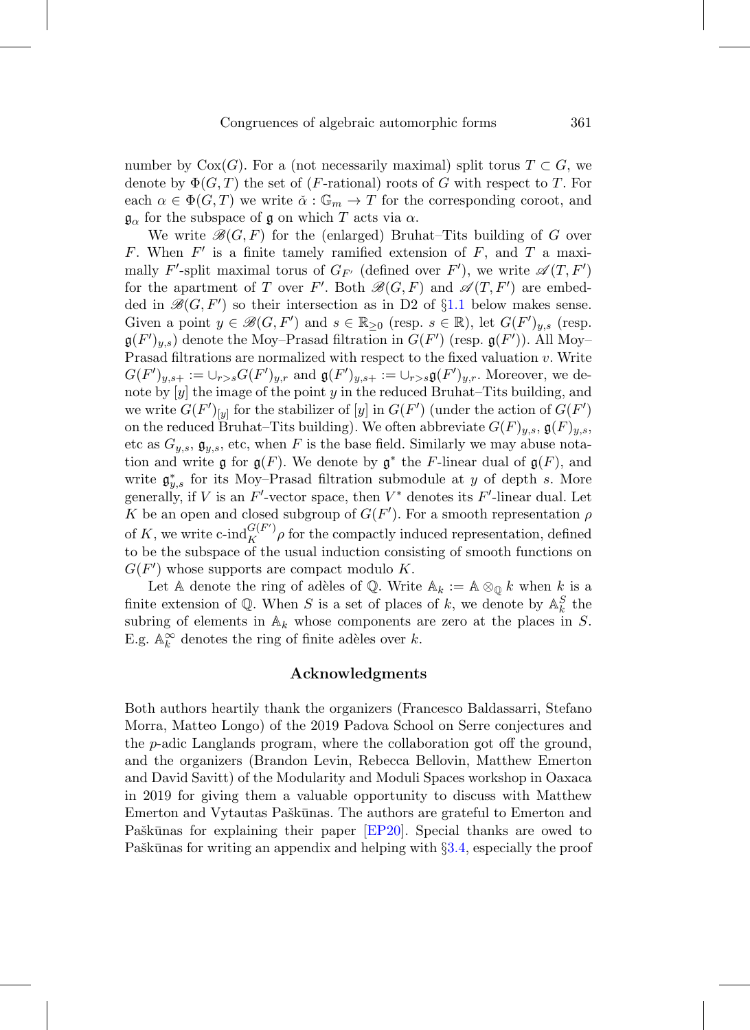number by $\mathrm{Cox}(G)$. For a (not necessarily maximal) split torus $T \subset G$, we denote by $\Phi(G,T)$ the set of ($F$-rational) roots of $G$ with respect to $T$. For each $\alpha \in \Phi(G,T)$ we write $\check{\alpha} : \mathbb{G}_m \to T$ for the corresponding coroot, and $\mathfrak{g}_\alpha$ for the subspace of $\mathfrak{g}$ on which $T$ acts via $\alpha$.

We write $\mathscr{B}(G,F)$ for the (enlarged) Bruhat–Tits building of $G$ over $F$. When $F'$ is a finite tamely ramified extension of $F$, and $T$ a maximally $F'$-split maximal torus of $G_{F'}$ (defined over $F'$), we write $\mathscr{A}(T,F')$ for the apartment of $T$ over $F'$. Both $\mathscr{B}(G,F)$ and $\mathscr{A}(T,F')$ are embedded in $\mathscr{B}(G,F')$ so their intersection as in D2 of §1.1 below makes sense. Given a point $y \in \mathscr{B}(G,F')$ and $s \in \mathbb{R}_{\geq 0}$ (resp. $s \in \mathbb{R}$), let $G(F')_{y,s}$ (resp. $\mathfrak{g}(F')_{y,s}$) denote the Moy–Prasad filtration in $G(F')$ (resp. $\mathfrak{g}(F')$). All Moy–Prasad filtrations are normalized with respect to the fixed valuation $v$. Write $G(F')_{y,s+} := \cup_{r>s} G(F')_{y,r}$ and $\mathfrak{g}(F')_{y,s+} := \cup_{r>s} \mathfrak{g}(F')_{y,r}$. Moreover, we denote by $[y]$ the image of the point $y$ in the reduced Bruhat–Tits building, and we write $G(F')_{[y]}$ for the stabilizer of $[y]$ in $G(F')$ (under the action of $G(F')$ on the reduced Bruhat–Tits building). We often abbreviate $G(F)_{y,s}$, $\mathfrak{g}(F)_{y,s}$, etc as $G_{y,s}$, $\mathfrak{g}_{y,s}$, etc, when $F$ is the base field. Similarly we may abuse notation and write $\mathfrak{g}$ for $\mathfrak{g}(F)$. We denote by $\mathfrak{g}^*$ the $F$-linear dual of $\mathfrak{g}(F)$, and write $\mathfrak{g}^*_{y,s}$ for its Moy–Prasad filtration submodule at $y$ of depth $s$. More generally, if $V$ is an $F'$-vector space, then $V^*$ denotes its $F'$-linear dual. Let $K$ be an open and closed subgroup of $G(F')$. For a smooth representation $\rho$ of $K$, we write $\text{c-ind}_K^{G(F')}\rho$ for the compactly induced representation, defined to be the subspace of the usual induction consisting of smooth functions on $G(F')$ whose supports are compact modulo $K$.

Let $\mathbb{A}$ denote the ring of adèles of $\mathbb{Q}$. Write $\mathbb{A}_k := \mathbb{A} \otimes_{\mathbb{Q}} k$ when $k$ is a finite extension of $\mathbb{Q}$. When $S$ is a set of places of $k$, we denote by $\mathbb{A}_k^S$ the subring of elements in $\mathbb{A}_k$ whose components are zero at the places in $S$. E.g. $\mathbb{A}_k^\infty$ denotes the ring of finite adèles over $k$.

## Acknowledgments

Both authors heartily thank the organizers (Francesco Baldassarri, Stefano Morra, Matteo Longo) of the 2019 Padova School on Serre conjectures and the $p$-adic Langlands program, where the collaboration got off the ground, and the organizers (Brandon Levin, Rebecca Bellovin, Matthew Emerton and David Savitt) of the Modularity and Moduli Spaces workshop in Oaxaca in 2019 for giving them a valuable opportunity to discuss with Matthew Emerton and Vytautas Paškūnas. The authors are grateful to Emerton and Paškūnas for explaining their paper [EP20]. Special thanks are owed to Paškūnas for writing an appendix and helping with §3.4, especially the proof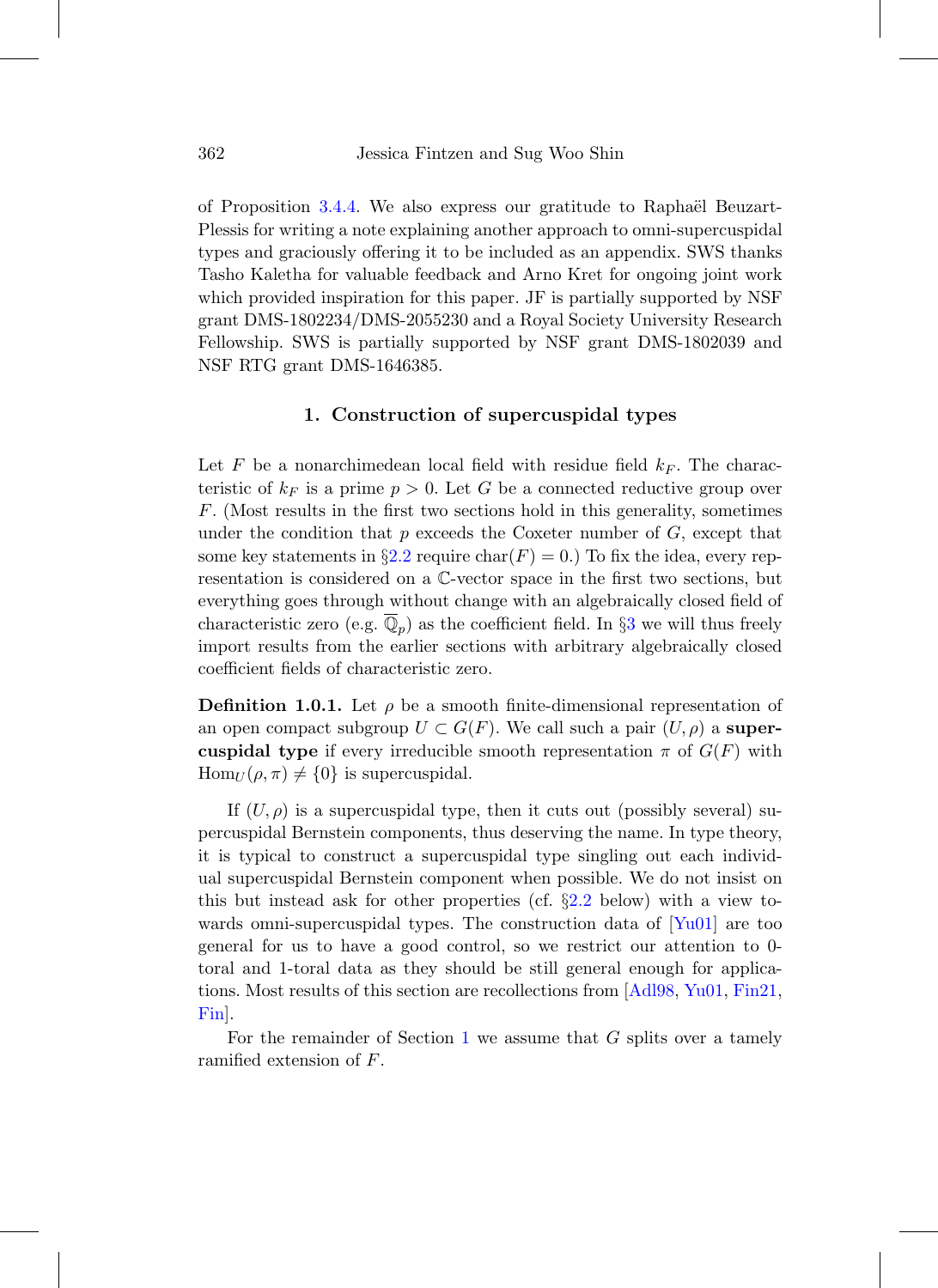of Proposition 3.4.4. We also express our gratitude to Raphaël Beuzart-Plessis for writing a note explaining another approach to omni-supercuspidal types and graciously offering it to be included as an appendix. SWS thanks Tasho Kaletha for valuable feedback and Arno Kret for ongoing joint work which provided inspiration for this paper. JF is partially supported by NSF grant DMS-1802234/DMS-2055230 and a Royal Society University Research Fellowship. SWS is partially supported by NSF grant DMS-1802039 and NSF RTG grant DMS-1646385.

## 1. Construction of supercuspidal types

Let $F$ be a nonarchimedean local field with residue field $k_F$. The characteristic of $k_F$ is a prime $p > 0$. Let $G$ be a connected reductive group over $F$. (Most results in the first two sections hold in this generality, sometimes under the condition that $p$ exceeds the Coxeter number of $G$, except that some key statements in §2.2 require $\mathrm{char}(F) = 0$.) To fix the idea, every representation is considered on a $\mathbb{C}$-vector space in the first two sections, but everything goes through without change with an algebraically closed field of characteristic zero (e.g. $\overline{\mathbb{Q}}_p$) as the coefficient field. In §3 we will thus freely import results from the earlier sections with arbitrary algebraically closed coefficient fields of characteristic zero.

**Definition 1.0.1.** Let $\rho$ be a smooth finite-dimensional representation of an open compact subgroup $U \subset G(F)$. We call such a pair $(U, \rho)$ a **supercuspidal type** if every irreducible smooth representation $\pi$ of $G(F)$ with $\mathrm{Hom}_U(\rho, \pi) \neq \{0\}$ is supercuspidal.

If $(U, \rho)$ is a supercuspidal type, then it cuts out (possibly several) supercuspidal Bernstein components, thus deserving the name. In type theory, it is typical to construct a supercuspidal type singling out each individual supercuspidal Bernstein component when possible. We do not insist on this but instead ask for other properties (cf. §2.2 below) with a view towards omni-supercuspidal types. The construction data of [Yu01] are too general for us to have a good control, so we restrict our attention to 0-toral and 1-toral data as they should be still general enough for applications. Most results of this section are recollections from [Adl98, Yu01, Fin21, Fin].

For the remainder of Section 1 we assume that $G$ splits over a tamely ramified extension of $F$.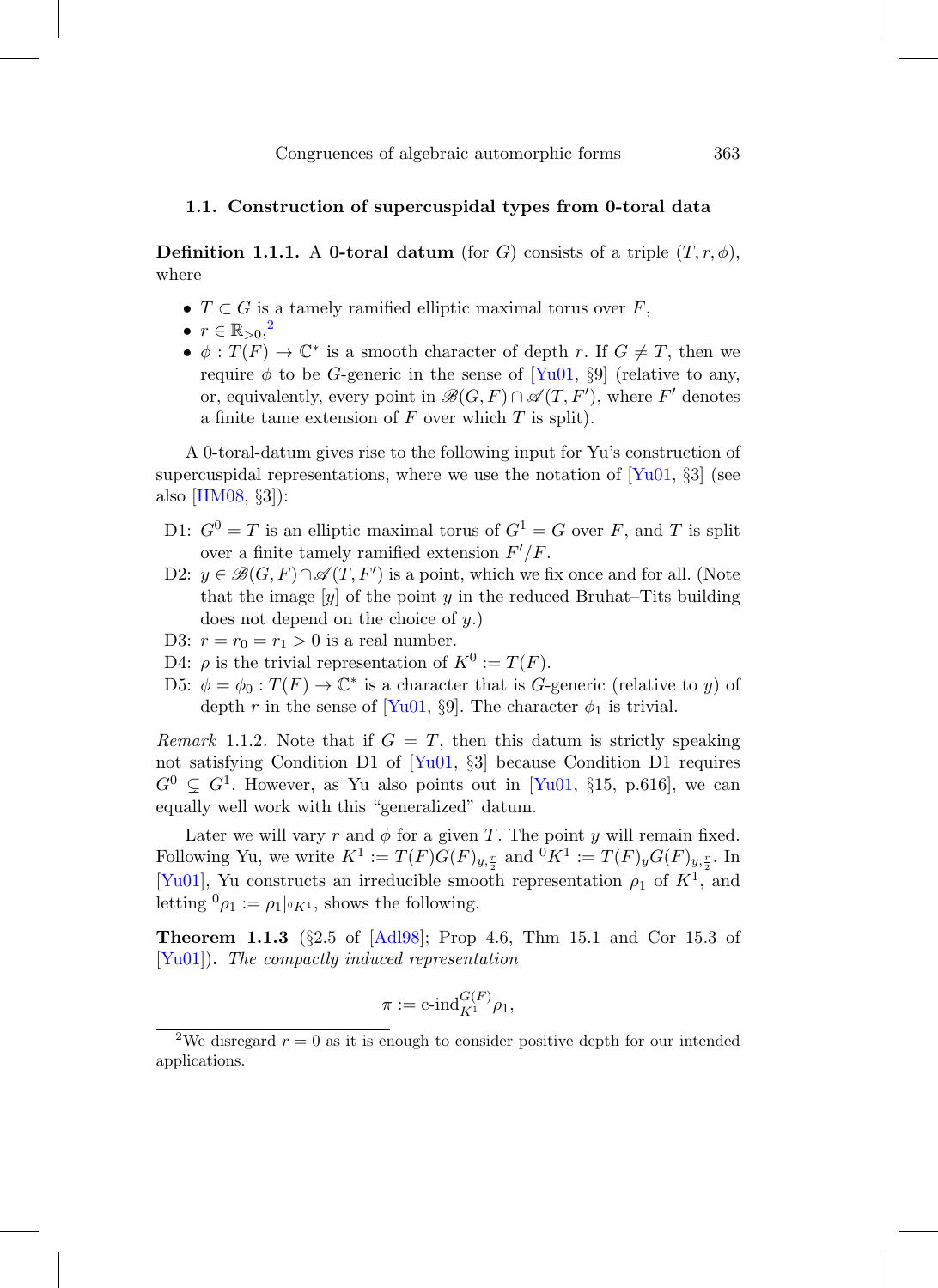### 1.1. Construction of supercuspidal types from 0-toral data

**Definition 1.1.1.** A **0-toral datum** (for $G$) consists of a triple $(T, r, \phi)$, where

- $T \subset G$ is a tamely ramified elliptic maximal torus over $F$,
- $r \in \mathbb{R}_{>0}$,[2]
- $\phi : T(F) \to \mathbb{C}^*$ is a smooth character of depth $r$. If $G \neq T$, then we require $\phi$ to be $G$-generic in the sense of [Yu01, §9] (relative to any, or, equivalently, every point in $\mathscr{B}(G, F) \cap \mathscr{A}(T, F')$, where $F'$ denotes a finite tame extension of $F$ over which $T$ is split).

A 0-toral-datum gives rise to the following input for Yu's construction of supercuspidal representations, where we use the notation of [Yu01, §3] (see also [HM08, §3]):

- D1: $G^0 = T$ is an elliptic maximal torus of $G^1 = G$ over $F$, and $T$ is split over a finite tamely ramified extension $F'/F$.
- D2: $y \in \mathscr{B}(G, F) \cap \mathscr{A}(T, F')$ is a point, which we fix once and for all. (Note that the image $[y]$ of the point $y$ in the reduced Bruhat–Tits building does not depend on the choice of $y$.)
- D3: $r = r_0 = r_1 > 0$ is a real number.
- D4: $\rho$ is the trivial representation of $K^0 := T(F)$.
- D5: $\phi = \phi_0 : T(F) \to \mathbb{C}^*$ is a character that is $G$-generic (relative to $y$) of depth $r$ in the sense of [Yu01, §9]. The character $\phi_1$ is trivial.

*Remark* 1.1.2. Note that if $G = T$, then this datum is strictly speaking not satisfying Condition D1 of [Yu01, §3] because Condition D1 requires $G^0 \subsetneq G^1$. However, as Yu also points out in [Yu01, §15, p.616], we can equally well work with this "generalized" datum.

Later we will vary $r$ and $\phi$ for a given $T$. The point $y$ will remain fixed. Following Yu, we write $K^1 := T(F)G(F)_{y,\frac{r}{2}}$ and ${}^0K^1 := T(F)_yG(F)_{y,\frac{r}{2}}$. In [Yu01], Yu constructs an irreducible smooth representation $\rho_1$ of $K^1$, and letting ${}^0\rho_1 := \rho_1|_{{}^0K^1}$, shows the following.

**Theorem 1.1.3** (§2.5 of [Adl98]; Prop 4.6, Thm 15.1 and Cor 15.3 of [Yu01])**.** *The compactly induced representation*

$$\pi := \text{c-ind}_{K^1}^{G(F)} \rho_1,$$

[2] We disregard $r = 0$ as it is enough to consider positive depth for our intended applications.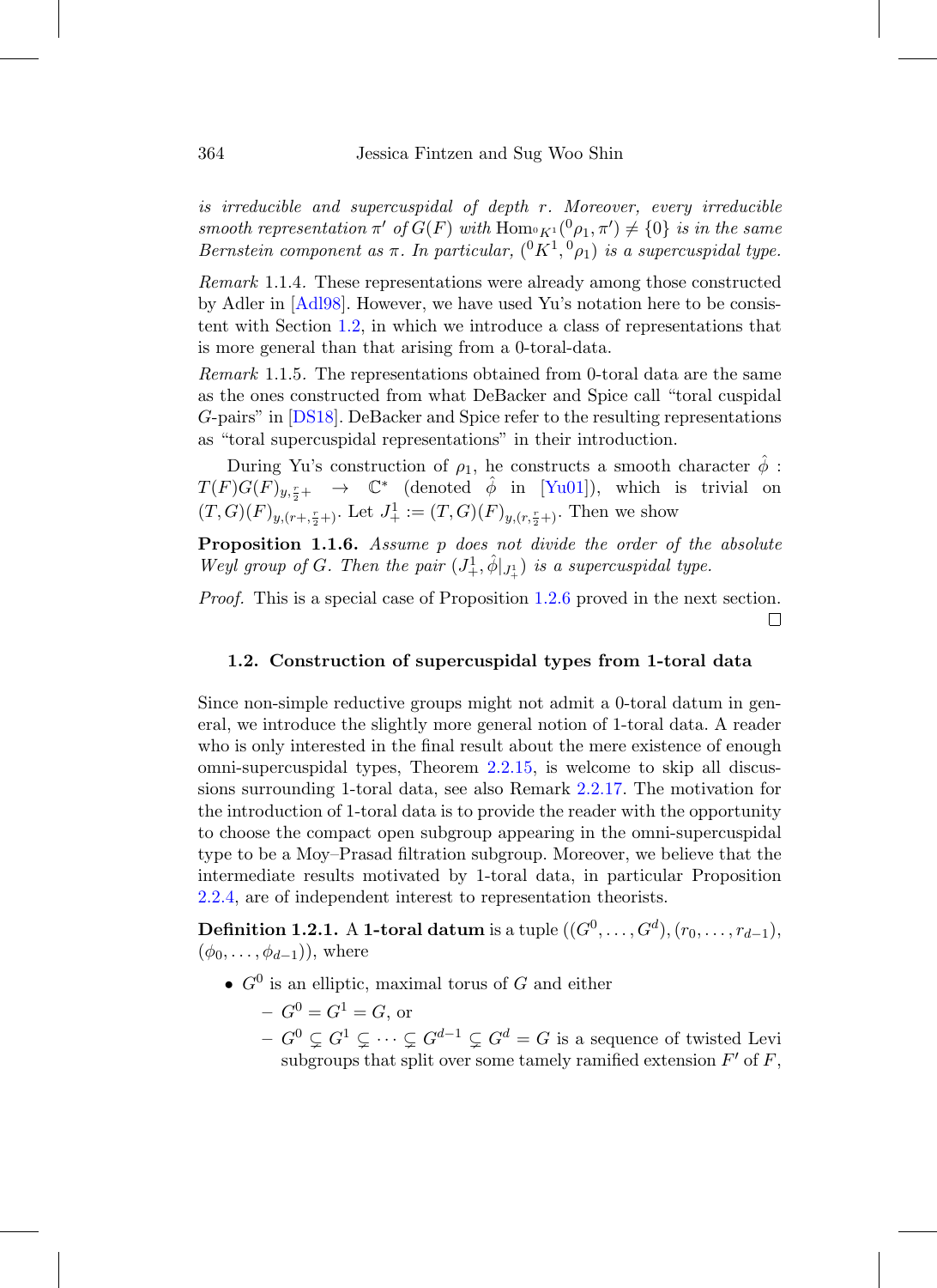*is irreducible and supercuspidal of depth $r$. Moreover, every irreducible smooth representation $\pi'$ of $G(F)$ with $\mathrm{Hom}_{{}^0K^1}({}^0\rho_1, \pi') \neq \{0\}$ is in the same Bernstein component as $\pi$. In particular, $({}^0K^1, {}^0\rho_1)$ is a supercuspidal type.*

*Remark* 1.1.4. These representations were already among those constructed by Adler in [Adl98]. However, we have used Yu's notation here to be consistent with Section 1.2, in which we introduce a class of representations that is more general than that arising from a 0-toral-data.

*Remark* 1.1.5. The representations obtained from 0-toral data are the same as the ones constructed from what DeBacker and Spice call "toral cuspidal $G$-pairs" in [DS18]. DeBacker and Spice refer to the resulting representations as "toral supercuspidal representations" in their introduction.

During Yu's construction of $\rho_1$, he constructs a smooth character $\hat{\phi} : T(F)G(F)_{y,\frac{r}{2}+} \to \mathbb{C}^*$ (denoted $\hat{\phi}$ in [Yu01]), which is trivial on $(T,G)(F)_{y,(r+,\frac{r}{2}+)}$. Let $J^1_+ := (T,G)(F)_{y,(r,\frac{r}{2}+)}$. Then we show

**Proposition 1.1.6.** *Assume $p$ does not divide the order of the absolute Weyl group of $G$. Then the pair $(J^1_+, \hat{\phi}|_{J^1_+})$ is a supercuspidal type.*

*Proof.* This is a special case of Proposition 1.2.6 proved in the next section. □

### 1.2. Construction of supercuspidal types from 1-toral data

Since non-simple reductive groups might not admit a 0-toral datum in general, we introduce the slightly more general notion of 1-toral data. A reader who is only interested in the final result about the mere existence of enough omni-supercuspidal types, Theorem 2.2.15, is welcome to skip all discussions surrounding 1-toral data, see also Remark 2.2.17. The motivation for the introduction of 1-toral data is to provide the reader with the opportunity to choose the compact open subgroup appearing in the omni-supercuspidal type to be a Moy–Prasad filtration subgroup. Moreover, we believe that the intermediate results motivated by 1-toral data, in particular Proposition 2.2.4, are of independent interest to representation theorists.

**Definition 1.2.1.** A **1-toral datum** is a tuple $((G^0, \ldots, G^d), (r_0, \ldots, r_{d-1}), (\phi_0, \ldots, \phi_{d-1}))$, where

- $G^0$ is an elliptic, maximal torus of $G$ and either
  - $G^0 = G^1 = G$, or
  - $G^0 \subsetneq G^1 \subsetneq \cdots \subsetneq G^{d-1} \subsetneq G^d = G$ is a sequence of twisted Levi subgroups that split over some tamely ramified extension $F'$ of $F$,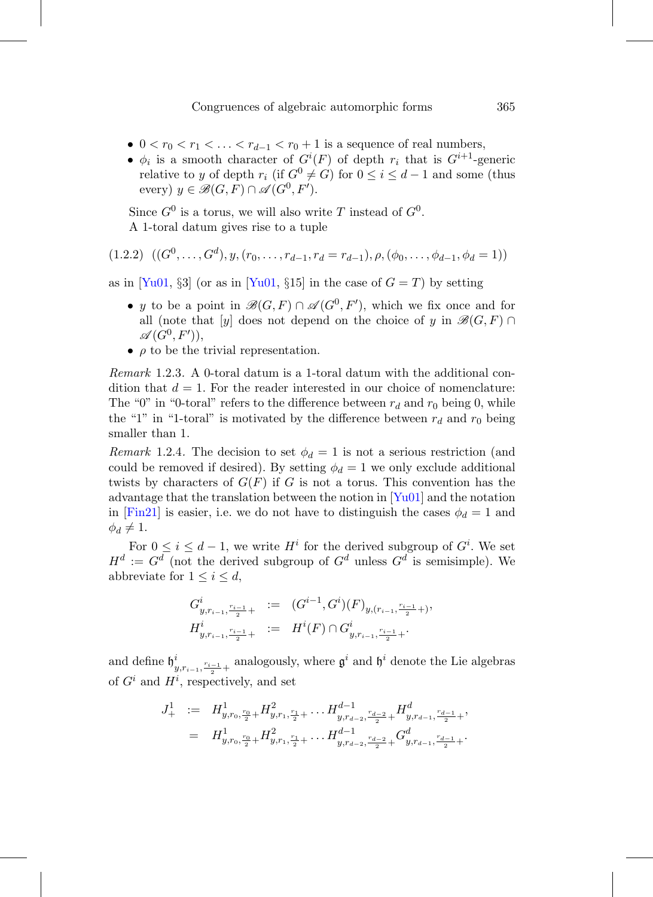- $0 < r_0 < r_1 < \ldots < r_{d-1} < r_0 + 1$ is a sequence of real numbers,
- $\phi_i$ is a smooth character of $G^i(F)$ of depth $r_i$ that is $G^{i+1}$-generic relative to $y$ of depth $r_i$ (if $G^0 \neq G$) for $0 \leq i \leq d-1$ and some (thus every) $y \in \mathscr{B}(G,F) \cap \mathscr{A}(G^0, F')$.

Since $G^0$ is a torus, we will also write $T$ instead of $G^0$.

A 1-toral datum gives rise to a tuple

$$((G^0, \ldots, G^d), y, (r_0, \ldots, r_{d-1}, r_d = r_{d-1}), \rho, (\phi_0, \ldots, \phi_{d-1}, \phi_d = 1)) \tag{1.2.2}$$

as in [Yu01, §3] (or as in [Yu01, §15] in the case of $G = T$) by setting

- $y$ to be a point in $\mathscr{B}(G,F) \cap \mathscr{A}(G^0, F')$, which we fix once and for all (note that $[y]$ does not depend on the choice of $y$ in $\mathscr{B}(G,F) \cap \mathscr{A}(G^0, F')$),
- $\rho$ to be the trivial representation.

*Remark* 1.2.3. A 0-toral datum is a 1-toral datum with the additional condition that $d = 1$. For the reader interested in our choice of nomenclature: The "0" in "0-toral" refers to the difference between $r_d$ and $r_0$ being 0, while the "1" in "1-toral" is motivated by the difference between $r_d$ and $r_0$ being smaller than 1.

*Remark* 1.2.4. The decision to set $\phi_d = 1$ is not a serious restriction (and could be removed if desired). By setting $\phi_d = 1$ we only exclude additional twists by characters of $G(F)$ if $G$ is not a torus. This convention has the advantage that the translation between the notion in [Yu01] and the notation in [Fin21] is easier, i.e. we do not have to distinguish the cases $\phi_d = 1$ and $\phi_d \neq 1$.

For $0 \leq i \leq d-1$, we write $H^i$ for the derived subgroup of $G^i$. We set $H^d := G^d$ (not the derived subgroup of $G^d$ unless $G^d$ is semisimple). We abbreviate for $1 \leq i \leq d$,

$$\begin{aligned} G^i_{y, r_{i-1}, \frac{r_{i-1}}{2}+} &:= (G^{i-1}, G^i)(F)_{y, (r_{i-1}, \frac{r_{i-1}}{2}+)}, \\ H^i_{y, r_{i-1}, \frac{r_{i-1}}{2}+} &:= H^i(F) \cap G^i_{y, r_{i-1}, \frac{r_{i-1}}{2}+}. \end{aligned}$$

and define $\mathfrak{h}^i_{y, r_{i-1}, \frac{r_{i-1}}{2}+}$ analogously, where $\mathfrak{g}^i$ and $\mathfrak{h}^i$ denote the Lie algebras of $G^i$ and $H^i$, respectively, and set

$$\begin{aligned} J^1_+ &:= H^1_{y, r_0, \frac{r_0}{2}+} H^2_{y, r_1, \frac{r_1}{2}+} \ldots H^{d-1}_{y, r_{d-2}, \frac{r_{d-2}}{2}+} H^d_{y, r_{d-1}, \frac{r_{d-1}}{2}+}, \\ &= H^1_{y, r_0, \frac{r_0}{2}+} H^2_{y, r_1, \frac{r_1}{2}+} \ldots H^{d-1}_{y, r_{d-2}, \frac{r_{d-2}}{2}+} G^d_{y, r_{d-1}, \frac{r_{d-1}}{2}+}. \end{aligned}$$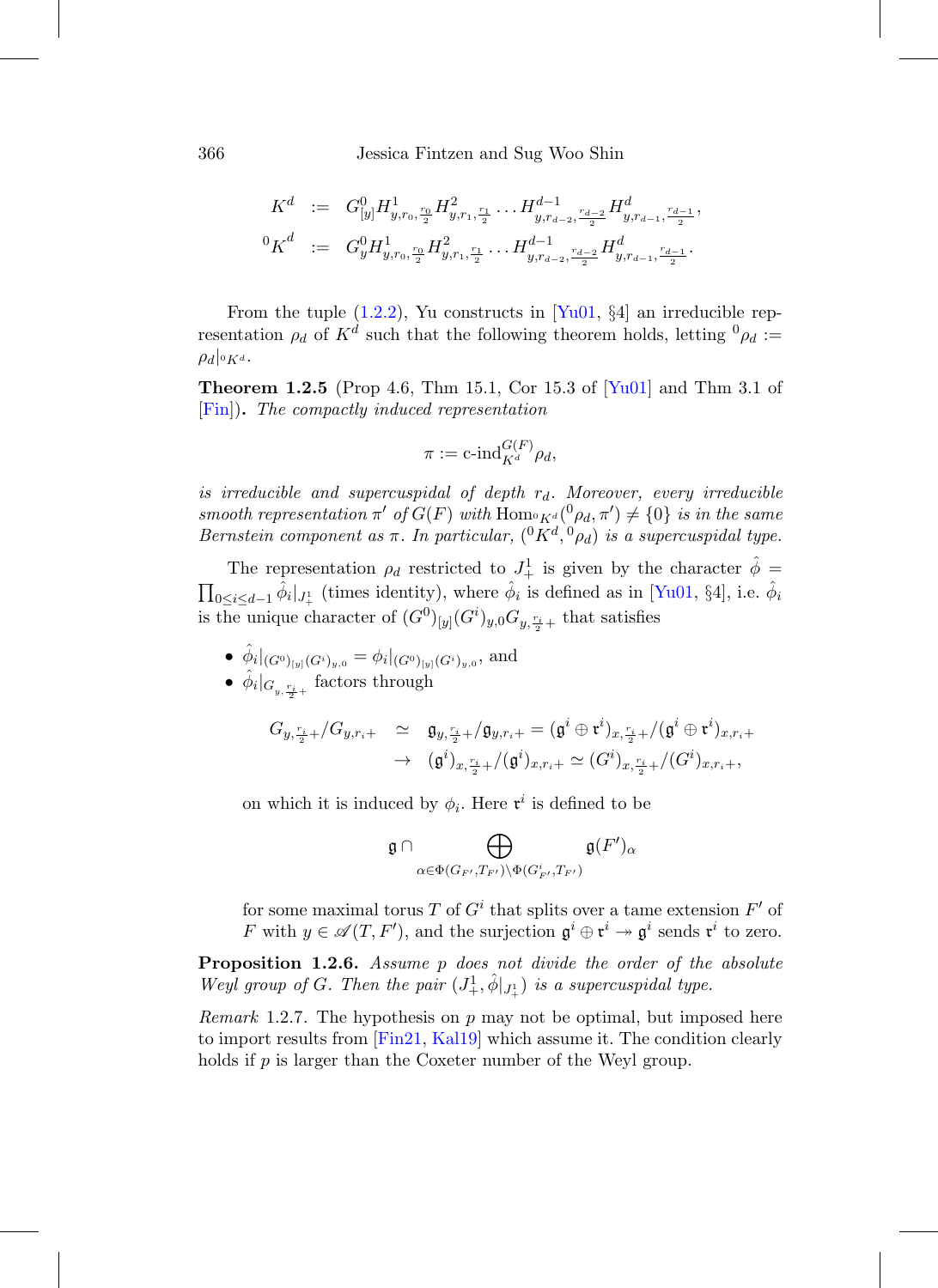$$
\begin{aligned}
K^d &:= G^0_{[y]} H^1_{y,r_0,\frac{r_0}{2}} H^2_{y,r_1,\frac{r_1}{2}} \dots H^{d-1}_{y,r_{d-2},\frac{r_{d-2}}{2}} H^d_{y,r_{d-1},\frac{r_{d-1}}{2}}, \\
{}^0K^d &:= G^0_{y} H^1_{y,r_0,\frac{r_0}{2}} H^2_{y,r_1,\frac{r_1}{2}} \dots H^{d-1}_{y,r_{d-2},\frac{r_{d-2}}{2}} H^d_{y,r_{d-1},\frac{r_{d-1}}{2}}.
\end{aligned}
$$

From the tuple (1.2.2), Yu constructs in [Yu01, §4] an irreducible representation $\rho_d$ of $K^d$ such that the following theorem holds, letting ${}^0\rho_d := \rho_d|_{{}^0K^d}$.

**Theorem 1.2.5** (Prop 4.6, Thm 15.1, Cor 15.3 of [Yu01] and Thm 3.1 of [Fin])**.** *The compactly induced representation*

$$
\pi := \text{c-ind}_{K^d}^{G(F)} \rho_d,
$$

*is irreducible and supercuspidal of depth $r_d$. Moreover, every irreducible smooth representation $\pi'$ of $G(F)$ with $\mathrm{Hom}_{{}^0K^d}({}^0\rho_d, \pi') \neq \{0\}$ is in the same Bernstein component as $\pi$. In particular, $({}^0K^d, {}^0\rho_d)$ is a supercuspidal type.*

The representation $\rho_d$ restricted to $J^1_+$ is given by the character $\hat{\phi} = \prod_{0 \le i \le d-1} \hat{\phi}_i|_{J^1_+}$ (times identity), where $\hat{\phi}_i$ is defined as in [Yu01, §4], i.e. $\hat{\phi}_i$ is the unique character of $(G^0)_{[y]}(G^i)_{y,0}G_{y,\frac{r_i}{2}+}$ that satisfies

- $\hat{\phi}_i|_{(G^0)_{[y]}(G^i)_{y,0}} = \phi_i|_{(G^0)_{[y]}(G^i)_{y,0}}$, and
- $\hat{\phi}_i|_{G_{y,\frac{r_i}{2}+}}$ factors through

$$
\begin{aligned}
G_{y,\frac{r_i}{2}+}/G_{y,r_i+} &\simeq \mathfrak{g}_{y,\frac{r_i}{2}+}/\mathfrak{g}_{y,r_i+} = (\mathfrak{g}^i \oplus \mathfrak{r}^i)_{x,\frac{r_i}{2}+}/(\mathfrak{g}^i \oplus \mathfrak{r}^i)_{x,r_i+} \\
&\to (\mathfrak{g}^i)_{x,\frac{r_i}{2}+}/(\mathfrak{g}^i)_{x,r_i+} \simeq (G^i)_{x,\frac{r_i}{2}+}/(G^i)_{x,r_i+},
\end{aligned}
$$

  on which it is induced by $\phi_i$. Here $\mathfrak{r}^i$ is defined to be

$$
\mathfrak{g} \cap \bigoplus_{\alpha \in \Phi(G_{F'}, T_{F'}) \setminus \Phi(G^i_{F'}, T_{F'})} \mathfrak{g}(F')_\alpha
$$

  for some maximal torus $T$ of $G^i$ that splits over a tame extension $F'$ of $F$ with $y \in \mathscr{A}(T, F')$, and the surjection $\mathfrak{g}^i \oplus \mathfrak{r}^i \twoheadrightarrow \mathfrak{g}^i$ sends $\mathfrak{r}^i$ to zero.

**Proposition 1.2.6.** *Assume $p$ does not divide the order of the absolute Weyl group of $G$. Then the pair $(J^1_+, \hat{\phi}|_{J^1_+})$ is a supercuspidal type.*

*Remark* 1.2.7. The hypothesis on $p$ may not be optimal, but imposed here to import results from [Fin21, Kal19] which assume it. The condition clearly holds if $p$ is larger than the Coxeter number of the Weyl group.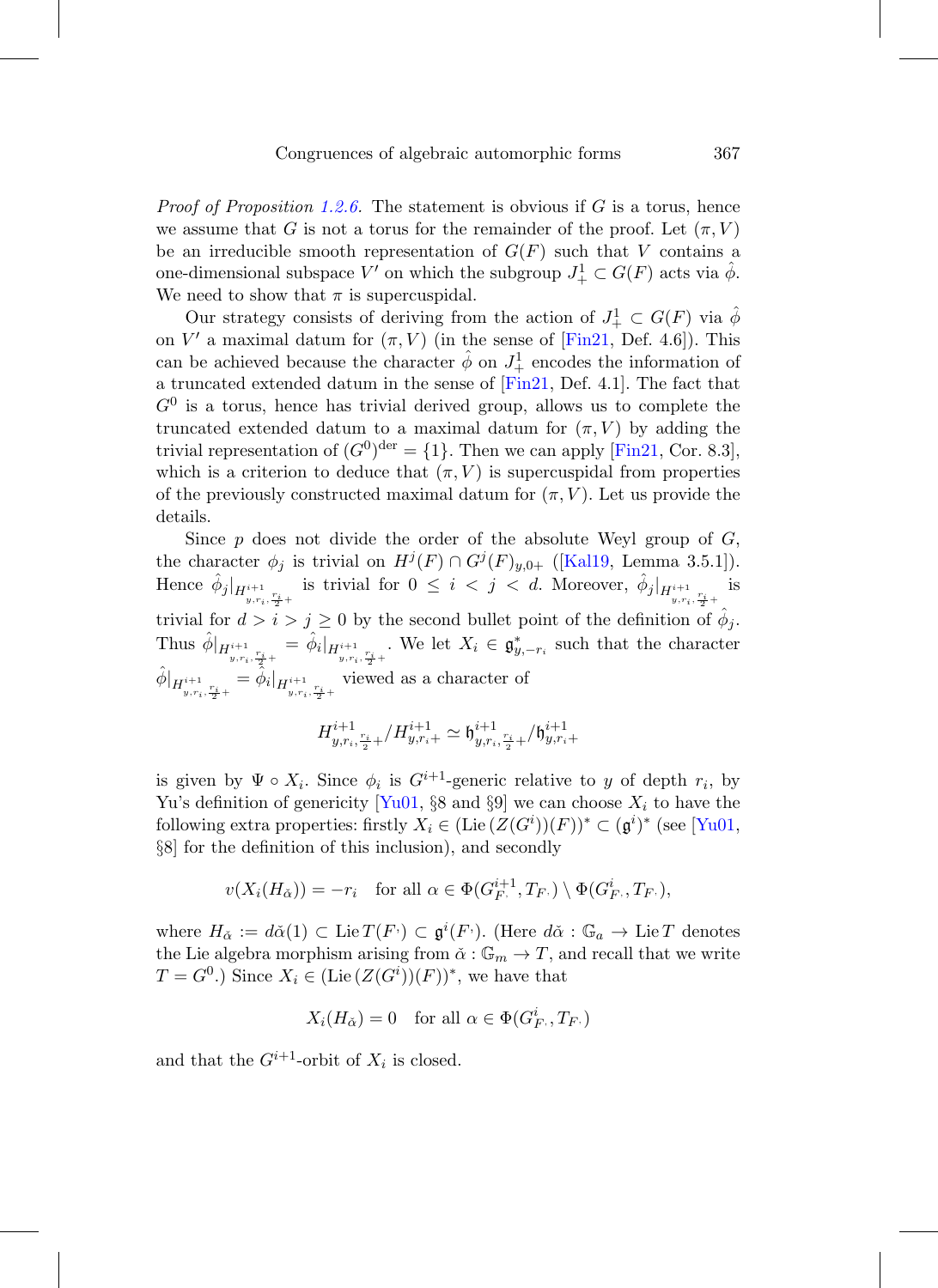*Proof of Proposition 1.2.6.* The statement is obvious if $G$ is a torus, hence we assume that $G$ is not a torus for the remainder of the proof. Let $(\pi, V)$ be an irreducible smooth representation of $G(F)$ such that $V$ contains a one-dimensional subspace $V'$ on which the subgroup $J^1_+ \subset G(F)$ acts via $\hat{\phi}$. We need to show that $\pi$ is supercuspidal.

Our strategy consists of deriving from the action of $J^1_+ \subset G(F)$ via $\hat{\phi}$ on $V'$ a maximal datum for $(\pi, V)$ (in the sense of [Fin21, Def. 4.6]). This can be achieved because the character $\hat{\phi}$ on $J^1_+$ encodes the information of a truncated extended datum in the sense of [Fin21, Def. 4.1]. The fact that $G^0$ is a torus, hence has trivial derived group, allows us to complete the truncated extended datum to a maximal datum for $(\pi, V)$ by adding the trivial representation of $(G^0)^{\mathrm{der}} = \{1\}$. Then we can apply [Fin21, Cor. 8.3], which is a criterion to deduce that $(\pi, V)$ is supercuspidal from properties of the previously constructed maximal datum for $(\pi, V)$. Let us provide the details.

Since $p$ does not divide the order of the absolute Weyl group of $G$, the character $\phi_j$ is trivial on $H^j(F) \cap G^j(F)_{y,0+}$ ([Kal19, Lemma 3.5.1]). Hence $\hat{\phi}_j|_{H^{i+1}_{y,r_i,\frac{r_i}{2}+}}$ is trivial for $0 \le i < j < d$. Moreover, $\hat{\phi}_j|_{H^{i+1}_{y,r_i,\frac{r_i}{2}+}}$ is trivial for $d > i > j \geq 0$ by the second bullet point of the definition of $\hat{\phi}_j$. Thus $\hat{\phi}|_{H^{i+1}_{y,r_i,\frac{r_i}{2}+}} = \hat{\phi}_i|_{H^{i+1}_{y,r_i,\frac{r_i}{2}+}}$. We let $X_i \in \mathfrak{g}^*_{y,-r_i}$ such that the character $\hat{\phi}|_{H^{i+1}_{y,r_i,\frac{r_i}{2}+}} = \hat{\phi}_i|_{H^{i+1}_{y,r_i,\frac{r_i}{2}+}}$ viewed as a character of

$$H^{i+1}_{y,r_i,\frac{r_i}{2}+}/H^{i+1}_{y,r_i+} \simeq \mathfrak{h}^{i+1}_{y,r_i,\frac{r_i}{2}+}/\mathfrak{h}^{i+1}_{y,r_i+}$$

is given by $\Psi \circ X_i$. Since $\phi_i$ is $G^{i+1}$-generic relative to $y$ of depth $r_i$, by Yu's definition of genericity [Yu01, §8 and §9] we can choose $X_i$ to have the following extra properties: firstly $X_i \in (\mathrm{Lie}\,(Z(G^i))(F))^* \subset (\mathfrak{g}^i)^*$ (see [Yu01, §8] for the definition of this inclusion), and secondly

$$v(X_i(H_{\check{\alpha}})) = -r_i \quad \text{for all } \alpha \in \Phi(G^{i+1}_{F^\cdot}, T_{F^\cdot}) \setminus \Phi(G^i_{F^\cdot}, T_{F^\cdot}),$$

where $H_{\check{\alpha}} := d\check{\alpha}(1) \subset \mathrm{Lie}\, T(F^\cdot) \subset \mathfrak{g}^i(F^\cdot)$. (Here $d\check{\alpha} : \mathbb{G}_a \to \mathrm{Lie}\, T$ denotes the Lie algebra morphism arising from $\check{\alpha} : \mathbb{G}_m \to T$, and recall that we write $T = G^0$.) Since $X_i \in (\mathrm{Lie}\,(Z(G^i))(F))^*$, we have that

$$X_i(H_{\check{\alpha}}) = 0 \quad \text{for all } \alpha \in \Phi(G^i_{F^\cdot}, T_{F^\cdot})$$

and that the $G^{i+1}$-orbit of $X_i$ is closed.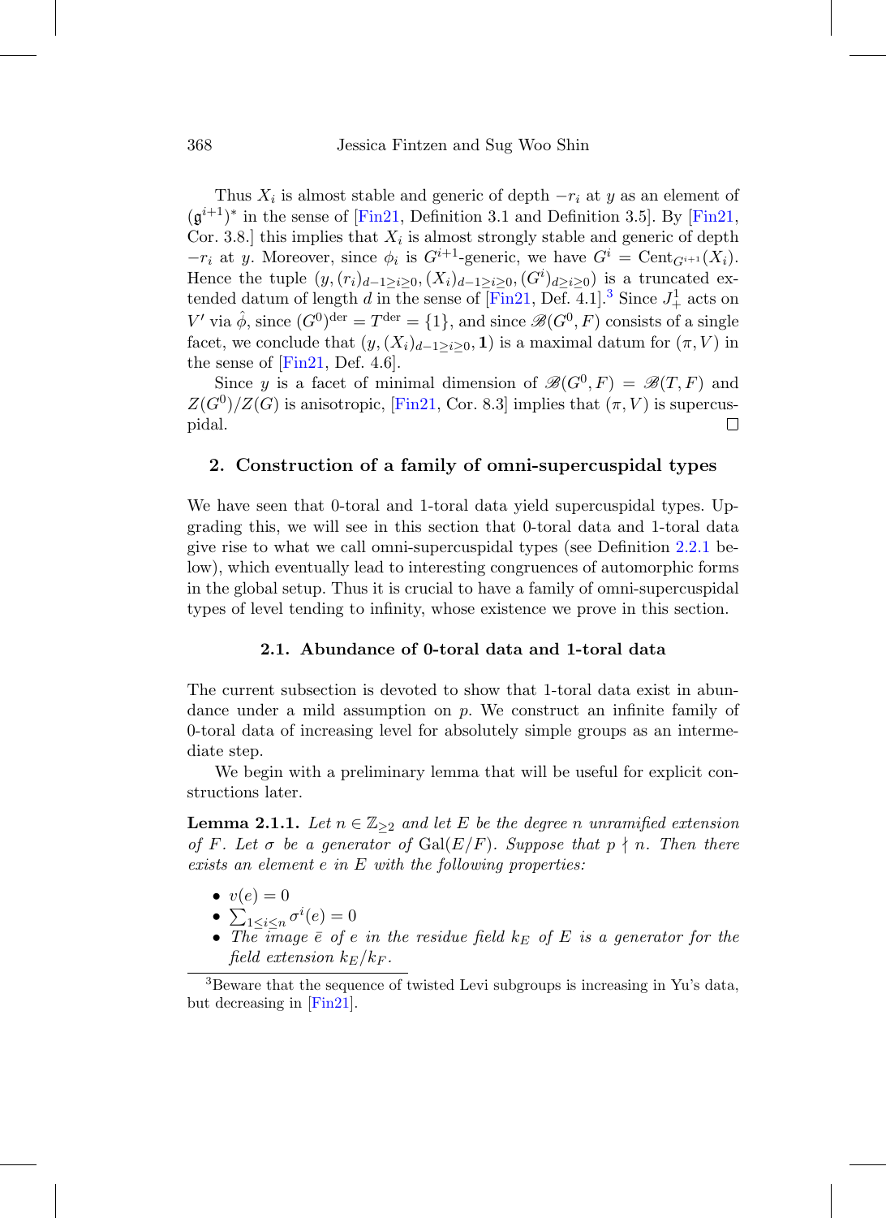Thus $X_i$ is almost stable and generic of depth $-r_i$ at $y$ as an element of $(\mathfrak{g}^{i+1})^*$ in the sense of [Fin21, Definition 3.1 and Definition 3.5]. By [Fin21, Cor. 3.8.] this implies that $X_i$ is almost strongly stable and generic of depth $-r_i$ at $y$. Moreover, since $\phi_i$ is $G^{i+1}$-generic, we have $G^i = \mathrm{Cent}_{G^{i+1}}(X_i)$. Hence the tuple $(y, (r_i)_{d-1 \geq i \geq 0}, (X_i)_{d-1 \geq i \geq 0}, (G^i)_{d \geq i \geq 0})$ is a truncated extended datum of length $d$ in the sense of [Fin21, Def. 4.1].[3] Since $J_+^1$ acts on $V'$ via $\hat{\phi}$, since $(G^0)^{\mathrm{der}} = T^{\mathrm{der}} = \{1\}$, and since $\mathscr{B}(G^0, F)$ consists of a single facet, we conclude that $(y, (X_i)_{d-1 \geq i \geq 0}, \mathbf{1})$ is a maximal datum for $(\pi, V)$ in the sense of [Fin21, Def. 4.6].

Since $y$ is a facet of minimal dimension of $\mathscr{B}(G^0, F) = \mathscr{B}(T, F)$ and $Z(G^0)/Z(G)$ is anisotropic, [Fin21, Cor. 8.3] implies that $(\pi, V)$ is supercuspidal. ☐

## 2. Construction of a family of omni-supercuspidal types

We have seen that 0-toral and 1-toral data yield supercuspidal types. Upgrading this, we will see in this section that 0-toral data and 1-toral data give rise to what we call omni-supercuspidal types (see Definition 2.2.1 below), which eventually lead to interesting congruences of automorphic forms in the global setup. Thus it is crucial to have a family of omni-supercuspidal types of level tending to infinity, whose existence we prove in this section.

### 2.1. Abundance of 0-toral data and 1-toral data

The current subsection is devoted to show that 1-toral data exist in abundance under a mild assumption on $p$. We construct an infinite family of 0-toral data of increasing level for absolutely simple groups as an intermediate step.

We begin with a preliminary lemma that will be useful for explicit constructions later.

**Lemma 2.1.1.** *Let $n \in \mathbb{Z}_{\geq 2}$ and let $E$ be the degree $n$ unramified extension of $F$. Let $\sigma$ be a generator of $\mathrm{Gal}(E/F)$. Suppose that $p \nmid n$. Then there exists an element $e$ in $E$ with the following properties:*

- $v(e) = 0$
- $\sum_{1 \leq i \leq n} \sigma^i(e) = 0$
- *The image $\bar{e}$ of $e$ in the residue field $k_E$ of $E$ is a generator for the field extension $k_E/k_F$.*

[3] Beware that the sequence of twisted Levi subgroups is increasing in Yu's data, but decreasing in [Fin21].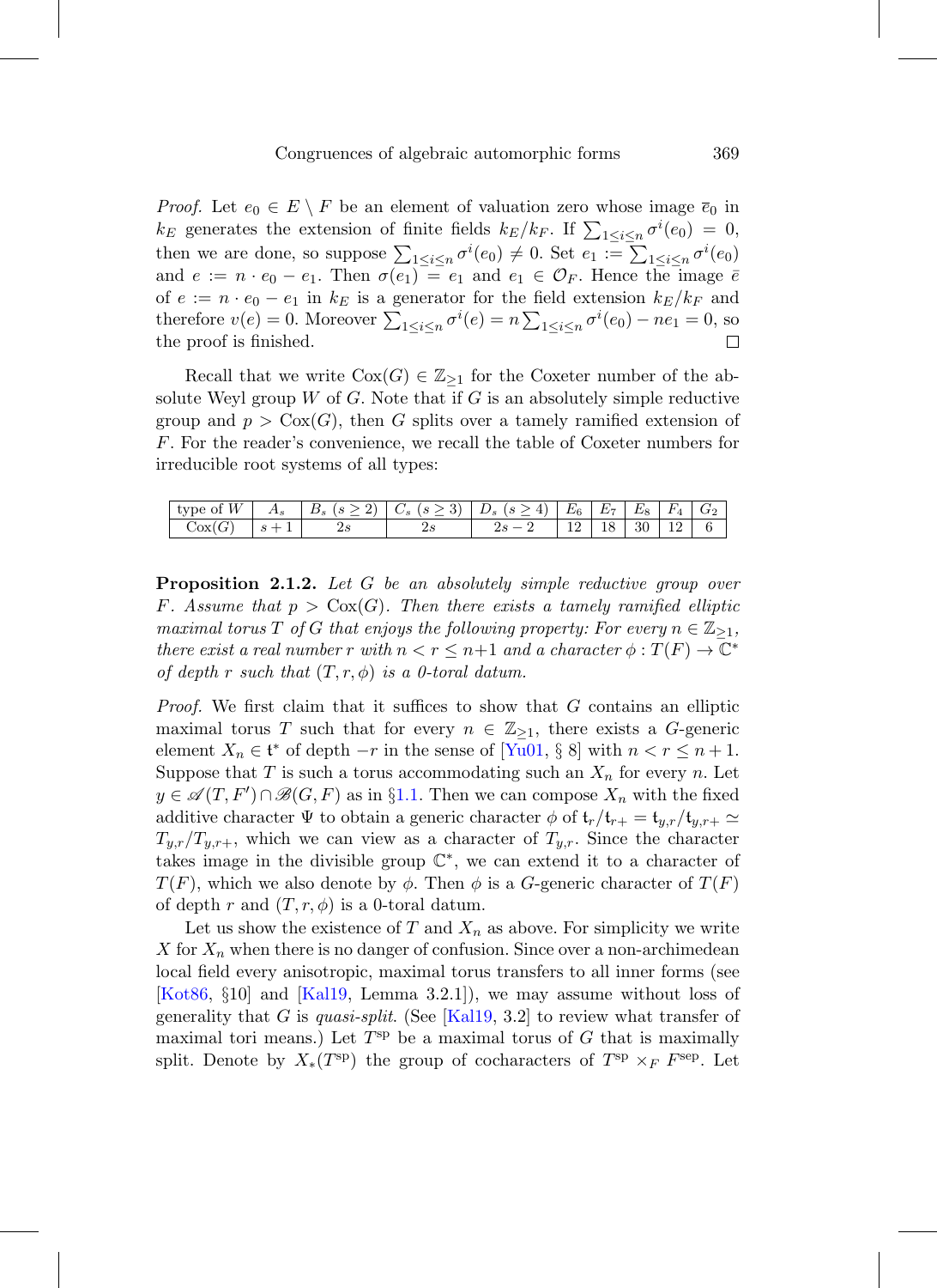*Proof.* Let $e_0 \in E \setminus F$ be an element of valuation zero whose image $\bar{e}_0$ in $k_E$ generates the extension of finite fields $k_E/k_F$. If $\sum_{1\le i\le n} \sigma^i(e_0) = 0$, then we are done, so suppose $\sum_{1\le i\le n} \sigma^i(e_0) \neq 0$. Set $e_1 := \sum_{1\le i\le n} \sigma^i(e_0)$ and $e := n \cdot e_0 - e_1$. Then $\sigma(e_1) = e_1$ and $e_1 \in \mathcal{O}_F$. Hence the image $\bar{e}$ of $e := n \cdot e_0 - e_1$ in $k_E$ is a generator for the field extension $k_E/k_F$ and therefore $v(e) = 0$. Moreover $\sum_{1\le i\le n} \sigma^i(e) = n \sum_{1\le i\le n} \sigma^i(e_0) - ne_1 = 0$, so the proof is finished. □

Recall that we write $\mathrm{Cox}(G) \in \mathbb{Z}_{\ge 1}$ for the Coxeter number of the absolute Weyl group $W$ of $G$. Note that if $G$ is an absolutely simple reductive group and $p > \mathrm{Cox}(G)$, then $G$ splits over a tamely ramified extension of $F$. For the reader's convenience, we recall the table of Coxeter numbers for irreducible root systems of all types:

| type of $W$ | $A_s$ | $B_s$ $(s \ge 2)$ | $C_s$ $(s \ge 3)$ | $D_s$ $(s \ge 4)$ | $E_6$ | $E_7$ | $E_8$ | $F_4$ | $G_2$ |
|---|---|---|---|---|---|---|---|---|---|
| $\mathrm{Cox}(G)$ | $s+1$ | $2s$ | $2s$ | $2s-2$ | 12 | 18 | 30 | 12 | 6 |

**Proposition 2.1.2.** *Let $G$ be an absolutely simple reductive group over $F$. Assume that $p > \mathrm{Cox}(G)$. Then there exists a tamely ramified elliptic maximal torus $T$ of $G$ that enjoys the following property: For every $n \in \mathbb{Z}_{\ge 1}$, there exist a real number $r$ with $n < r \le n+1$ and a character $\phi : T(F) \to \mathbb{C}^*$ of depth $r$ such that $(T, r, \phi)$ is a 0-toral datum.*

*Proof.* We first claim that it suffices to show that $G$ contains an elliptic maximal torus $T$ such that for every $n \in \mathbb{Z}_{\ge 1}$, there exists a $G$-generic element $X_n \in \mathfrak{t}^*$ of depth $-r$ in the sense of [Yu01, § 8] with $n < r \le n+1$. Suppose that $T$ is such a torus accommodating such an $X_n$ for every $n$. Let $y \in \mathscr{A}(T, F') \cap \mathscr{B}(G, F)$ as in §1.1. Then we can compose $X_n$ with the fixed additive character $\Psi$ to obtain a generic character $\phi$ of $\mathfrak{t}_r/\mathfrak{t}_{r+} = \mathfrak{t}_{y,r}/\mathfrak{t}_{y,r+} \simeq T_{y,r}/T_{y,r+}$, which we can view as a character of $T_{y,r}$. Since the character takes image in the divisible group $\mathbb{C}^*$, we can extend it to a character of $T(F)$, which we also denote by $\phi$. Then $\phi$ is a $G$-generic character of $T(F)$ of depth $r$ and $(T, r, \phi)$ is a 0-toral datum.

Let us show the existence of $T$ and $X_n$ as above. For simplicity we write $X$ for $X_n$ when there is no danger of confusion. Since over a non-archimedean local field every anisotropic, maximal torus transfers to all inner forms (see [Kot86, §10] and [Kal19, Lemma 3.2.1]), we may assume without loss of generality that $G$ is *quasi-split*. (See [Kal19, 3.2] to review what transfer of maximal tori means.) Let $T^{\mathrm{sp}}$ be a maximal torus of $G$ that is maximally split. Denote by $X_*(T^{\mathrm{sp}})$ the group of cocharacters of $T^{\mathrm{sp}} \times_F F^{\mathrm{sep}}$. Let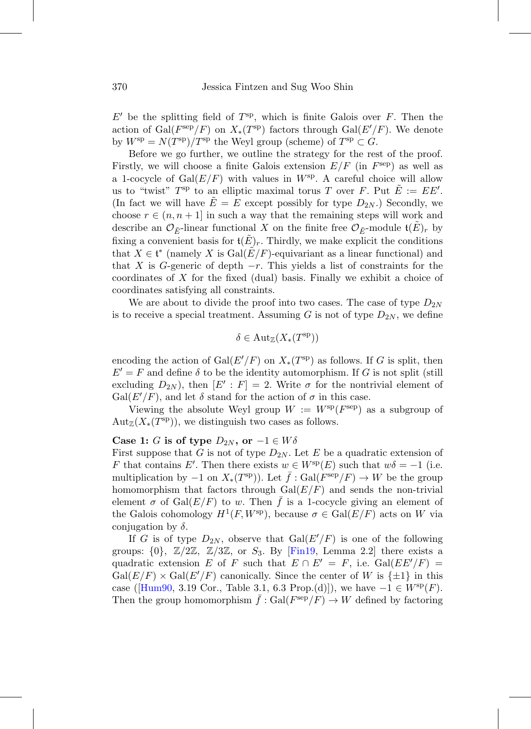$E'$ be the splitting field of $T^{\mathrm{sp}}$, which is finite Galois over $F$. Then the action of $\mathrm{Gal}(F^{\mathrm{sep}}/F)$ on $X_*(T^{\mathrm{sp}})$ factors through $\mathrm{Gal}(E'/F)$. We denote by $W^{\mathrm{sp}} = N(T^{\mathrm{sp}})/T^{\mathrm{sp}}$ the Weyl group (scheme) of $T^{\mathrm{sp}} \subset G$.

Before we go further, we outline the strategy for the rest of the proof. Firstly, we will choose a finite Galois extension $E/F$ (in $F^{\mathrm{sep}}$) as well as a 1-cocycle of $\mathrm{Gal}(E/F)$ with values in $W^{\mathrm{sp}}$. A careful choice will allow us to "twist" $T^{\mathrm{sp}}$ to an elliptic maximal torus $T$ over $F$. Put $\tilde{E} := EE'$. (In fact we will have $\tilde{E} = E$ except possibly for type $D_{2N}$.) Secondly, we choose $r \in (n, n+1]$ in such a way that the remaining steps will work and describe an $\mathcal{O}_{\tilde{E}}$-linear functional $X$ on the finite free $\mathcal{O}_{\tilde{E}}$-module $\mathfrak{t}(\tilde{E})_r$ by fixing a convenient basis for $\mathfrak{t}(\tilde{E})_r$. Thirdly, we make explicit the conditions that $X \in \mathfrak{t}^*$ (namely $X$ is $\mathrm{Gal}(\tilde{E}/F)$-equivariant as a linear functional) and that $X$ is $G$-generic of depth $-r$. This yields a list of constraints for the coordinates of $X$ for the fixed (dual) basis. Finally we exhibit a choice of coordinates satisfying all constraints.

We are about to divide the proof into two cases. The case of type $D_{2N}$ is to receive a special treatment. Assuming $G$ is not of type $D_{2N}$, we define

$$\delta \in \mathrm{Aut}_{\mathbb{Z}}(X_*(T^{\mathrm{sp}}))$$

encoding the action of $\mathrm{Gal}(E'/F)$ on $X_*(T^{\mathrm{sp}})$ as follows. If $G$ is split, then $E' = F$ and define $\delta$ to be the identity automorphism. If $G$ is not split (still excluding $D_{2N}$), then $[E' : F] = 2$. Write $\sigma$ for the nontrivial element of $\mathrm{Gal}(E'/F)$, and let $\delta$ stand for the action of $\sigma$ in this case.

Viewing the absolute Weyl group $W := W^{\mathrm{sp}}(F^{\mathrm{sep}})$ as a subgroup of $\mathrm{Aut}_{\mathbb{Z}}(X_*(T^{\mathrm{sp}}))$, we distinguish two cases as follows.

**Case 1: $G$ is of type $D_{2N}$, or $-1 \in W\delta$**

First suppose that $G$ is not of type $D_{2N}$. Let $E$ be a quadratic extension of $F$ that contains $E'$. Then there exists $w \in W^{\mathrm{sp}}(E)$ such that $w\delta = -1$ (i.e. multiplication by $-1$ on $X_*(T^{\mathrm{sp}})$). Let $\bar{f} : \mathrm{Gal}(F^{\mathrm{sep}}/F) \to W$ be the group homomorphism that factors through $\mathrm{Gal}(E/F)$ and sends the non-trivial element $\sigma$ of $\mathrm{Gal}(E/F)$ to $w$. Then $\bar{f}$ is a 1-cocycle giving an element of the Galois cohomology $H^1(F, W^{\mathrm{sp}})$, because $\sigma \in \mathrm{Gal}(E/F)$ acts on $W$ via conjugation by $\delta$.

If $G$ is of type $D_{2N}$, observe that $\mathrm{Gal}(E'/F)$ is one of the following groups: $\{0\}$, $\mathbb{Z}/2\mathbb{Z}$, $\mathbb{Z}/3\mathbb{Z}$, or $S_3$. By [Fin19, Lemma 2.2] there exists a quadratic extension $E$ of $F$ such that $E \cap E' = F$, i.e. $\mathrm{Gal}(EE'/F) = \mathrm{Gal}(E/F) \times \mathrm{Gal}(E'/F)$ canonically. Since the center of $W$ is $\{\pm 1\}$ in this case ([Hum90, 3.19 Cor., Table 3.1, 6.3 Prop.(d)]), we have $-1 \in W^{\mathrm{sp}}(F)$. Then the group homomorphism $\bar{f} : \mathrm{Gal}(F^{\mathrm{sep}}/F) \to W$ defined by factoring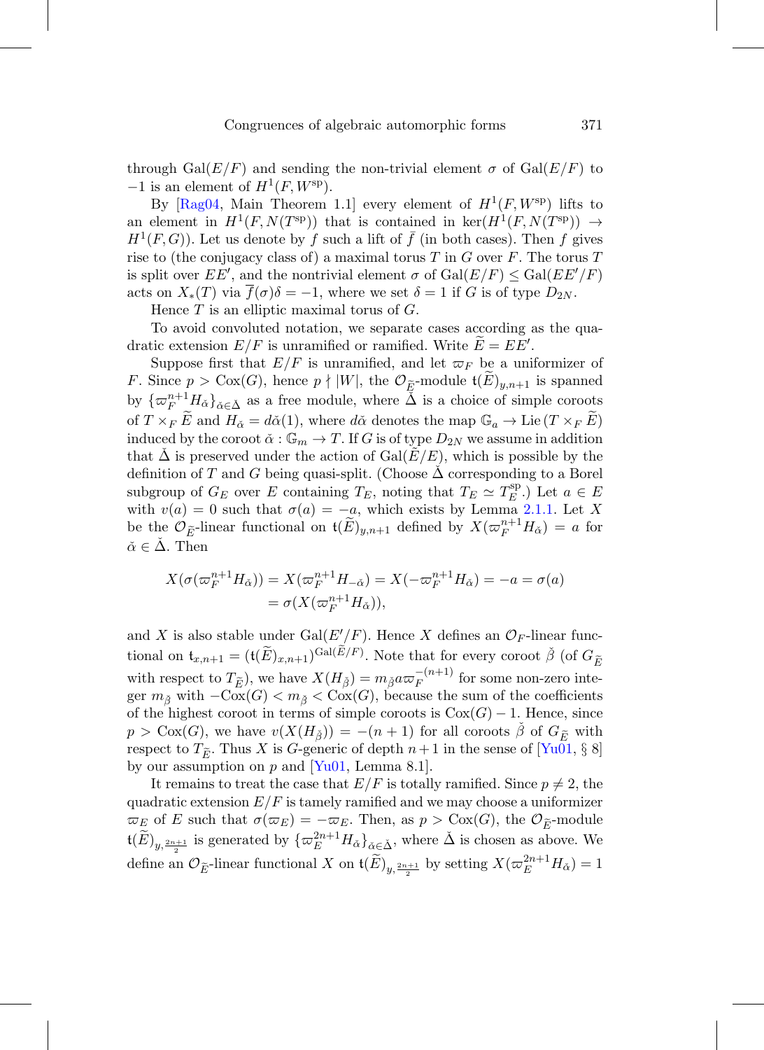through $\mathrm{Gal}(E/F)$ and sending the non-trivial element $\sigma$ of $\mathrm{Gal}(E/F)$ to $-1$ is an element of $H^1(F, W^{\mathrm{sp}})$.

By [Rag04, Main Theorem 1.1] every element of $H^1(F, W^{\mathrm{sp}})$ lifts to an element in $H^1(F, N(T^{\mathrm{sp}}))$ that is contained in $\ker(H^1(F, N(T^{\mathrm{sp}})) \to H^1(F, G))$. Let us denote by $f$ such a lift of $\bar{f}$ (in both cases). Then $f$ gives rise to (the conjugacy class of) a maximal torus $T$ in $G$ over $F$. The torus $T$ is split over $EE'$, and the nontrivial element $\sigma$ of $\mathrm{Gal}(E/F) \leq \mathrm{Gal}(EE'/F)$ acts on $X_*(T)$ via $\overline{f}(\sigma)\delta = -1$, where we set $\delta = 1$ if $G$ is of type $D_{2N}$.

Hence $T$ is an elliptic maximal torus of $G$.

To avoid convoluted notation, we separate cases according as the quadratic extension $E/F$ is unramified or ramified. Write $\widetilde{E} = EE'$.

Suppose first that $E/F$ is unramified, and let $\varpi_F$ be a uniformizer of $F$. Since $p > \mathrm{Cox}(G)$, hence $p \nmid |W|$, the $\mathcal{O}_{\widetilde{E}}$-module $\mathfrak{t}(\widetilde{E})_{y,n+1}$ is spanned by $\{\varpi_F^{n+1} H_{\check{\alpha}}\}_{\check{\alpha} \in \check{\Delta}}$ as a free module, where $\check{\Delta}$ is a choice of simple coroots of $T \times_F \widetilde{E}$ and $H_{\check{\alpha}} = d\check{\alpha}(1)$, where $d\check{\alpha}$ denotes the map $\mathbb{G}_a \to \mathrm{Lie}\,(T \times_F \widetilde{E})$ induced by the coroot $\check{\alpha} : \mathbb{G}_m \to T$. If $G$ is of type $D_{2N}$ we assume in addition that $\check{\Delta}$ is preserved under the action of $\mathrm{Gal}(\widetilde{E}/E)$, which is possible by the definition of $T$ and $G$ being quasi-split. (Choose $\check{\Delta}$ corresponding to a Borel subgroup of $G_E$ over $E$ containing $T_E$, noting that $T_E \simeq T_E^{\mathrm{sp}}$.) Let $a \in E$ with $v(a) = 0$ such that $\sigma(a) = -a$, which exists by Lemma 2.1.1. Let $X$ be the $\mathcal{O}_{\widetilde{E}}$-linear functional on $\mathfrak{t}(\widetilde{E})_{y,n+1}$ defined by $X(\varpi_F^{n+1} H_{\check{\alpha}}) = a$ for $\check{\alpha} \in \check{\Delta}$. Then

$$
\begin{aligned}
X(\sigma(\varpi_F^{n+1} H_{\check{\alpha}})) &= X(\varpi_F^{n+1} H_{-\check{\alpha}}) = X(-\varpi_F^{n+1} H_{\check{\alpha}}) = -a = \sigma(a) \\
&= \sigma(X(\varpi_F^{n+1} H_{\check{\alpha}})),
\end{aligned}
$$

and $X$ is also stable under $\mathrm{Gal}(E'/F)$. Hence $X$ defines an $\mathcal{O}_F$-linear functional on $\mathfrak{t}_{x,n+1} = (\mathfrak{t}(\widetilde{E})_{x,n+1})^{\mathrm{Gal}(\widetilde{E}/F)}$. Note that for every coroot $\check{\beta}$ (of $G_{\widetilde{E}}$ with respect to $T_{\widetilde{E}}$), we have $X(H_{\check{\beta}}) = m_{\check{\beta}} a \varpi_F^{-(n+1)}$ for some non-zero integer $m_{\check{\beta}}$ with $-\mathrm{Cox}(G) < m_{\check{\beta}} < \mathrm{Cox}(G)$, because the sum of the coefficients of the highest coroot in terms of simple coroots is $\mathrm{Cox}(G) - 1$. Hence, since $p > \mathrm{Cox}(G)$, we have $v(X(H_{\check{\beta}})) = -(n+1)$ for all coroots $\check{\beta}$ of $G_{\widetilde{E}}$ with respect to $T_{\widetilde{E}}$. Thus $X$ is $G$-generic of depth $n+1$ in the sense of [Yu01, § 8] by our assumption on $p$ and [Yu01, Lemma 8.1].

It remains to treat the case that $E/F$ is totally ramified. Since $p \neq 2$, the quadratic extension $E/F$ is tamely ramified and we may choose a uniformizer $\varpi_E$ of $E$ such that $\sigma(\varpi_E) = -\varpi_E$. Then, as $p > \mathrm{Cox}(G)$, the $\mathcal{O}_{\widetilde{E}}$-module $\mathfrak{t}(\widetilde{E})_{y,\frac{2n+1}{2}}$ is generated by $\{\varpi_E^{2n+1} H_{\check{\alpha}}\}_{\check{\alpha} \in \check{\Delta}}$, where $\check{\Delta}$ is chosen as above. We define an $\mathcal{O}_{\widetilde{E}}$-linear functional $X$ on $\mathfrak{t}(\widetilde{E})_{y,\frac{2n+1}{2}}$ by setting $X(\varpi_E^{2n+1} H_{\check{\alpha}}) = 1$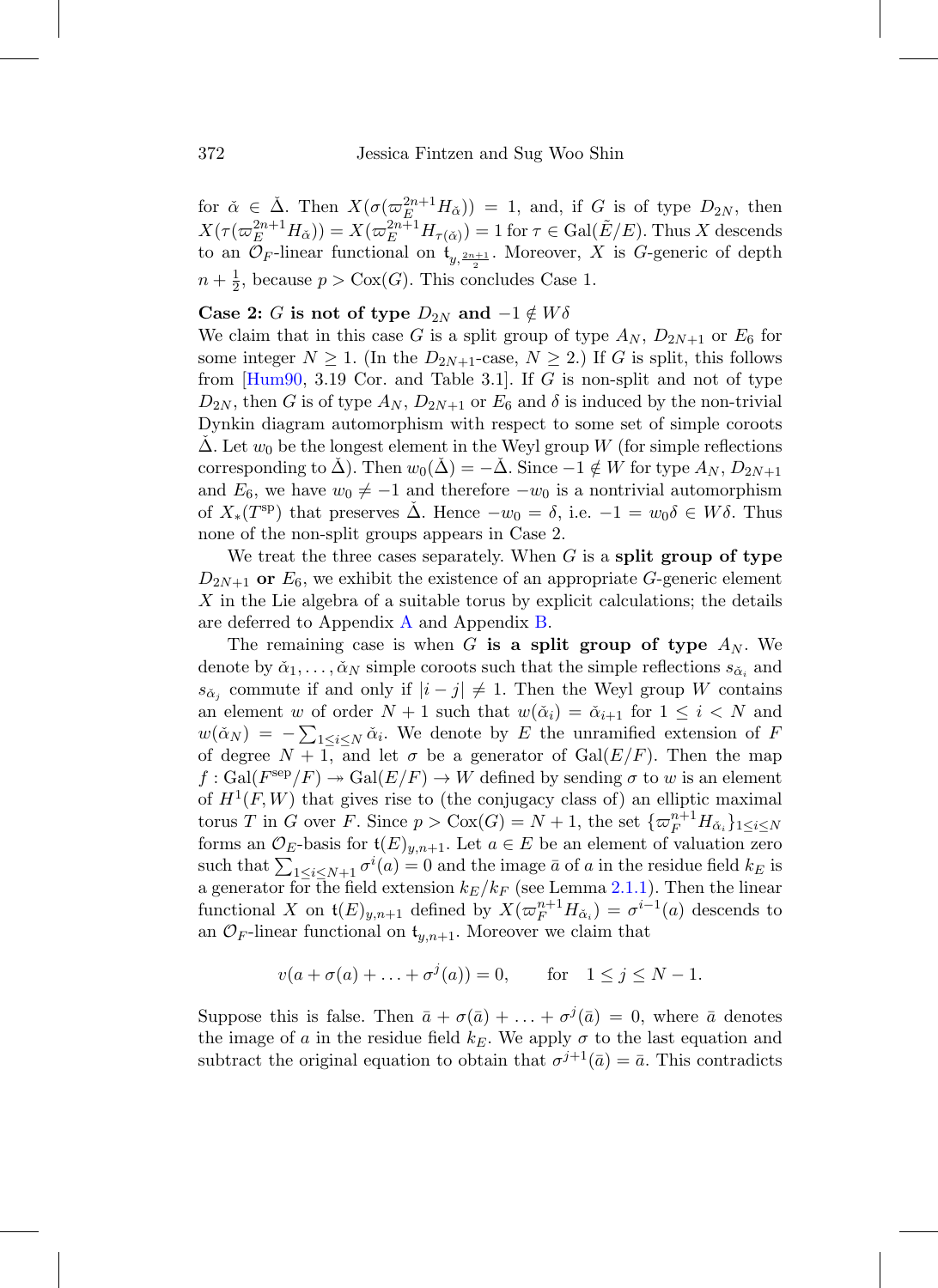for $\check{\alpha} \in \check{\Delta}$. Then $X(\sigma(\varpi_E^{2n+1} H_{\check{\alpha}})) = 1$, and, if $G$ is of type $D_{2N}$, then $X(\tau(\varpi_E^{2n+1} H_{\check{\alpha}})) = X(\varpi_E^{2n+1} H_{\tau(\check{\alpha})}) = 1$ for $\tau \in \mathrm{Gal}(\tilde{E}/E)$. Thus $X$ descends to an $\mathcal{O}_F$-linear functional on $\mathfrak{t}_{y,\frac{2n+1}{2}}$. Moreover, $X$ is $G$-generic of depth $n+\frac{1}{2}$, because $p > \mathrm{Cox}(G)$. This concludes Case 1.

**Case 2: $G$ is not of type $D_{2N}$ and $-1 \notin W\delta$**
We claim that in this case $G$ is a split group of type $A_N$, $D_{2N+1}$ or $E_6$ for some integer $N \geq 1$. (In the $D_{2N+1}$-case, $N \geq 2$.) If $G$ is split, this follows from [Hum90, 3.19 Cor. and Table 3.1]. If $G$ is non-split and not of type $D_{2N}$, then $G$ is of type $A_N$, $D_{2N+1}$ or $E_6$ and $\delta$ is induced by the non-trivial Dynkin diagram automorphism with respect to some set of simple coroots $\check{\Delta}$. Let $w_0$ be the longest element in the Weyl group $W$ (for simple reflections corresponding to $\check{\Delta}$). Then $w_0(\check{\Delta}) = -\check{\Delta}$. Since $-1 \notin W$ for type $A_N$, $D_{2N+1}$ and $E_6$, we have $w_0 \neq -1$ and therefore $-w_0$ is a nontrivial automorphism of $X_*(T^{\mathrm{sp}})$ that preserves $\check{\Delta}$. Hence $-w_0 = \delta$, i.e. $-1 = w_0\delta \in W\delta$. Thus none of the non-split groups appears in Case 2.

We treat the three cases separately. When $G$ is a **split group of type $D_{2N+1}$ or $E_6$**, we exhibit the existence of an appropriate $G$-generic element $X$ in the Lie algebra of a suitable torus by explicit calculations; the details are deferred to Appendix A and Appendix B.

The remaining case is when $G$ **is a split group of type $A_N$**. We denote by $\check{\alpha}_1, \ldots, \check{\alpha}_N$ simple coroots such that the simple reflections $s_{\check{\alpha}_i}$ and $s_{\check{\alpha}_j}$ commute if and only if $|i-j| \neq 1$. Then the Weyl group $W$ contains an element $w$ of order $N+1$ such that $w(\check{\alpha}_i) = \check{\alpha}_{i+1}$ for $1 \leq i < N$ and $w(\check{\alpha}_N) = -\sum_{1 \leq i \leq N} \check{\alpha}_i$. We denote by $E$ the unramified extension of $F$ of degree $N+1$, and let $\sigma$ be a generator of $\mathrm{Gal}(E/F)$. Then the map $f : \mathrm{Gal}(F^{\mathrm{sep}}/F) \twoheadrightarrow \mathrm{Gal}(E/F) \to W$ defined by sending $\sigma$ to $w$ is an element of $H^1(F, W)$ that gives rise to (the conjugacy class of) an elliptic maximal torus $T$ in $G$ over $F$. Since $p > \mathrm{Cox}(G) = N+1$, the set $\{\varpi_F^{n+1} H_{\check{\alpha}_i}\}_{1 \leq i \leq N}$ forms an $\mathcal{O}_E$-basis for $\mathfrak{t}(E)_{y,n+1}$. Let $a \in E$ be an element of valuation zero such that $\sum_{1 \leq i \leq N+1} \sigma^i(a) = 0$ and the image $\bar{a}$ of $a$ in the residue field $k_E$ is a generator for the field extension $k_E/k_F$ (see Lemma 2.1.1). Then the linear functional $X$ on $\mathfrak{t}(E)_{y,n+1}$ defined by $X(\varpi_F^{n+1} H_{\check{\alpha}_i}) = \sigma^{i-1}(a)$ descends to an $\mathcal{O}_F$-linear functional on $\mathfrak{t}_{y,n+1}$. Moreover we claim that

$$v(a + \sigma(a) + \ldots + \sigma^j(a)) = 0, \qquad \text{for} \quad 1 \leq j \leq N-1.$$

Suppose this is false. Then $\bar{a} + \sigma(\bar{a}) + \ldots + \sigma^j(\bar{a}) = 0$, where $\bar{a}$ denotes the image of $a$ in the residue field $k_E$. We apply $\sigma$ to the last equation and subtract the original equation to obtain that $\sigma^{j+1}(\bar{a}) = \bar{a}$. This contradicts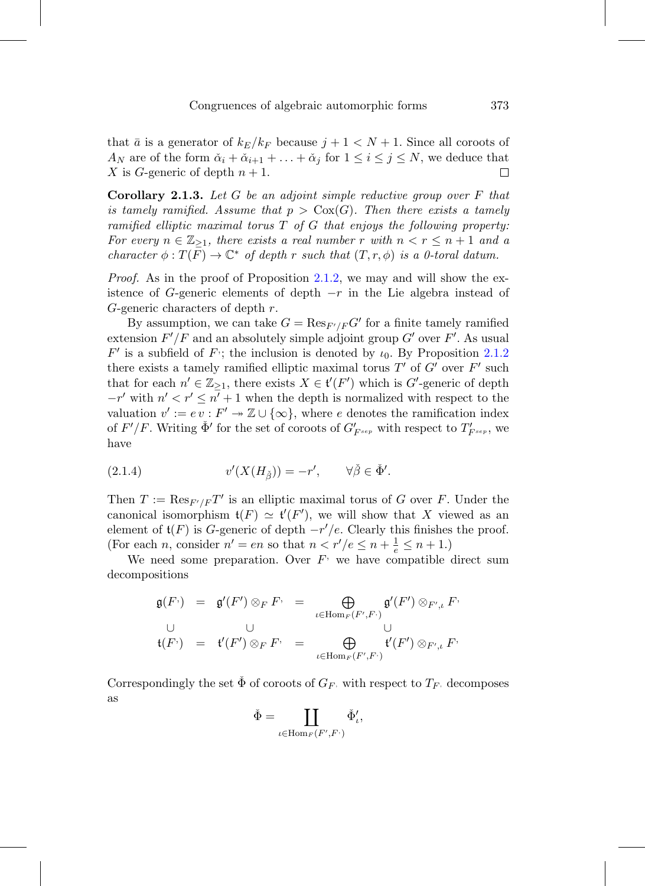that $\bar{a}$ is a generator of $k_E/k_F$ because $j+1 < N+1$. Since all coroots of $A_N$ are of the form $\check{\alpha}_i + \check{\alpha}_{i+1} + \ldots + \check{\alpha}_j$ for $1 \le i \le j \le N$, we deduce that $X$ is $G$-generic of depth $n+1$. $\square$

**Corollary 2.1.3.** *Let $G$ be an adjoint simple reductive group over $F$ that is tamely ramified. Assume that $p > \mathrm{Cox}(G)$. Then there exists a tamely ramified elliptic maximal torus $T$ of $G$ that enjoys the following property: For every $n \in \mathbb{Z}_{\ge 1}$, there exists a real number $r$ with $n < r \le n+1$ and a character $\phi : T(F) \to \mathbb{C}^*$ of depth $r$ such that $(T, r, \phi)$ is a 0-toral datum.*

*Proof.* As in the proof of Proposition 2.1.2, we may and will show the existence of $G$-generic elements of depth $-r$ in the Lie algebra instead of $G$-generic characters of depth $r$.

By assumption, we can take $G = \mathrm{Res}_{F'/F} G'$ for a finite tamely ramified extension $F'/F$ and an absolutely simple adjoint group $G'$ over $F'$. As usual $F'$ is a subfield of $F^{\cdot}$; the inclusion is denoted by $\iota_0$. By Proposition 2.1.2 there exists a tamely ramified elliptic maximal torus $T'$ of $G'$ over $F'$ such that for each $n' \in \mathbb{Z}_{\ge 1}$, there exists $X \in \mathfrak{t}'(F')$ which is $G'$-generic of depth $-r'$ with $n' < r' \le n' + 1$ when the depth is normalized with respect to the valuation $v' := e\, v : F' \twoheadrightarrow \mathbb{Z} \cup \{\infty\}$, where $e$ denotes the ramification index of $F'/F$. Writing $\check{\Phi}'$ for the set of coroots of $G'_{F^{sep}}$ with respect to $T'_{F^{sep}}$, we have

$$v'(X(H_{\check{\beta}})) = -r', \qquad \forall \check{\beta} \in \check{\Phi}'. \tag{2.1.4}$$

Then $T := \mathrm{Res}_{F'/F} T'$ is an elliptic maximal torus of $G$ over $F$. Under the canonical isomorphism $\mathfrak{t}(F) \simeq \mathfrak{t}'(F')$, we will show that $X$ viewed as an element of $\mathfrak{t}(F)$ is $G$-generic of depth $-r'/e$. Clearly this finishes the proof. (For each $n$, consider $n' = en$ so that $n < r'/e \le n + \frac{1}{e} \le n+1$.)

We need some preparation. Over $F^{\cdot}$ we have compatible direct sum decompositions

$$\begin{array}{ccccc}
\mathfrak{g}(F^{\cdot}) & = & \mathfrak{g}'(F') \otimes_F F^{\cdot} & = & \displaystyle\bigoplus_{\iota \in \mathrm{Hom}_F(F', F^{\cdot})} \mathfrak{g}'(F') \otimes_{F',\iota} F^{\cdot} \\
\cup & & \cup & & \cup \\
\mathfrak{t}(F^{\cdot}) & = & \mathfrak{t}'(F') \otimes_F F^{\cdot} & = & \displaystyle\bigoplus_{\iota \in \mathrm{Hom}_F(F', F^{\cdot})} \mathfrak{t}'(F') \otimes_{F',\iota} F^{\cdot}
\end{array}$$

Correspondingly the set $\check{\Phi}$ of coroots of $G_{F^{\cdot}}$ with respect to $T_{F^{\cdot}}$ decomposes as

$$\check{\Phi} = \coprod_{\iota \in \mathrm{Hom}_F(F', F^{\cdot})} \check{\Phi}'_{\iota},$$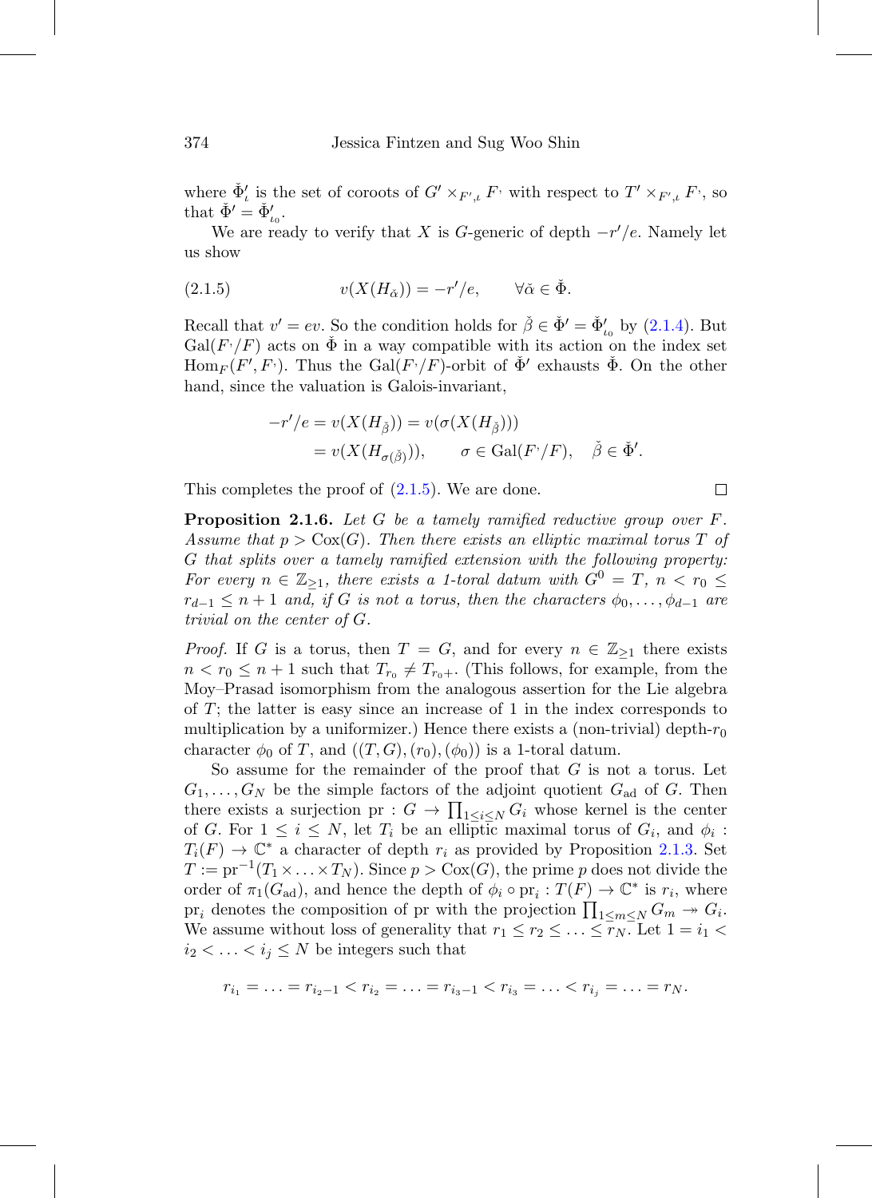where $\check{\Phi}'_\iota$ is the set of coroots of $G' \times_{F',\iota} F^{\cdot}$ with respect to $T' \times_{F',\iota} F^{\cdot}$, so that $\check{\Phi}' = \check{\Phi}'_{\iota_0}$.

We are ready to verify that $X$ is $G$-generic of depth $-r'/e$. Namely let us show

$$v(X(H_{\check{\alpha}})) = -r'/e, \qquad \forall \check{\alpha} \in \check{\Phi}. \tag{2.1.5}$$

Recall that $v' = ev$. So the condition holds for $\check{\beta} \in \check{\Phi}' = \check{\Phi}'_{\iota_0}$ by (2.1.4). But $\mathrm{Gal}(F^{\cdot}/F)$ acts on $\check{\Phi}$ in a way compatible with its action on the index set $\mathrm{Hom}_F(F', F^{\cdot})$. Thus the $\mathrm{Gal}(F^{\cdot}/F)$-orbit of $\check{\Phi}'$ exhausts $\check{\Phi}$. On the other hand, since the valuation is Galois-invariant,

$$\begin{aligned} -r'/e = v(X(H_{\check{\beta}})) &= v(\sigma(X(H_{\check{\beta}}))) \\ &= v(X(H_{\sigma(\check{\beta})})), \qquad \sigma \in \mathrm{Gal}(F^{\cdot}/F), \quad \check{\beta} \in \check{\Phi}'. \end{aligned}$$

This completes the proof of (2.1.5). We are done. $\square$

**Proposition 2.1.6.** *Let $G$ be a tamely ramified reductive group over $F$. Assume that $p > \mathrm{Cox}(G)$. Then there exists an elliptic maximal torus $T$ of $G$ that splits over a tamely ramified extension with the following property: For every $n \in \mathbb{Z}_{\geq 1}$, there exists a 1-toral datum with $G^0 = T$, $n < r_0 \leq r_{d-1} \leq n+1$ and, if $G$ is not a torus, then the characters $\phi_0, \ldots, \phi_{d-1}$ are trivial on the center of $G$.*

*Proof.* If $G$ is a torus, then $T = G$, and for every $n \in \mathbb{Z}_{\geq 1}$ there exists $n < r_0 \leq n+1$ such that $T_{r_0} \neq T_{r_0+}$. (This follows, for example, from the Moy–Prasad isomorphism from the analogous assertion for the Lie algebra of $T$; the latter is easy since an increase of 1 in the index corresponds to multiplication by a uniformizer.) Hence there exists a (non-trivial) depth-$r_0$ character $\phi_0$ of $T$, and $((T, G), (r_0), (\phi_0))$ is a 1-toral datum.

So assume for the remainder of the proof that $G$ is not a torus. Let $G_1, \ldots, G_N$ be the simple factors of the adjoint quotient $G_{\mathrm{ad}}$ of $G$. Then there exists a surjection $\mathrm{pr} : G \to \prod_{1 \leq i \leq N} G_i$ whose kernel is the center of $G$. For $1 \leq i \leq N$, let $T_i$ be an elliptic maximal torus of $G_i$, and $\phi_i : T_i(F) \to \mathbb{C}^*$ a character of depth $r_i$ as provided by Proposition 2.1.3. Set $T := \mathrm{pr}^{-1}(T_1 \times \ldots \times T_N)$. Since $p > \mathrm{Cox}(G)$, the prime $p$ does not divide the order of $\pi_1(G_{\mathrm{ad}})$, and hence the depth of $\phi_i \circ \mathrm{pr}_i : T(F) \to \mathbb{C}^*$ is $r_i$, where $\mathrm{pr}_i$ denotes the composition of pr with the projection $\prod_{1 \leq m \leq N} G_m \twoheadrightarrow G_i$. We assume without loss of generality that $r_1 \leq r_2 \leq \ldots \leq r_N$. Let $1 = i_1 < i_2 < \ldots < i_j \leq N$ be integers such that

$$r_{i_1} = \ldots = r_{i_2 - 1} < r_{i_2} = \ldots = r_{i_3 - 1} < r_{i_3} = \ldots < r_{i_j} = \ldots = r_N.$$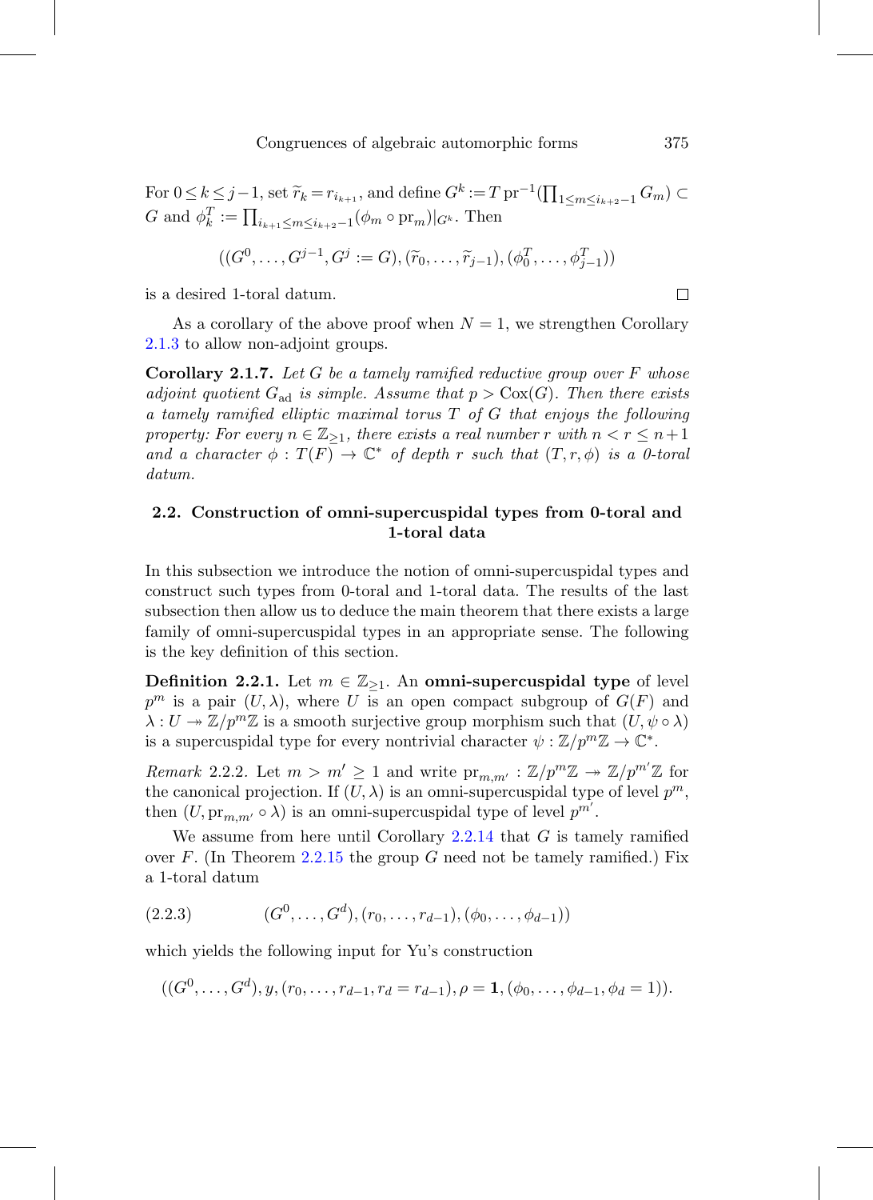For $0 \le k \le j-1$, set $\widetilde{r}_k = r_{i_{k+1}}$, and define $G^k := T\,\mathrm{pr}^{-1}(\prod_{1 \le m \le i_{k+2}-1} G_m) \subset G$ and $\phi_k^T := \prod_{i_{k+1} \le m \le i_{k+2}-1} (\phi_m \circ \mathrm{pr}_m)|_{G^k}$. Then

$$((G^0, \ldots, G^{j-1}, G^j := G), (\widetilde{r}_0, \ldots, \widetilde{r}_{j-1}), (\phi_0^T, \ldots, \phi_{j-1}^T))$$

is a desired 1-toral datum. □

As a corollary of the above proof when $N = 1$, we strengthen Corollary 2.1.3 to allow non-adjoint groups.

**Corollary 2.1.7.** *Let $G$ be a tamely ramified reductive group over $F$ whose adjoint quotient $G_{\mathrm{ad}}$ is simple. Assume that $p > \mathrm{Cox}(G)$. Then there exists a tamely ramified elliptic maximal torus $T$ of $G$ that enjoys the following property: For every $n \in \mathbb{Z}_{\ge 1}$, there exists a real number $r$ with $n < r \le n+1$ and a character $\phi : T(F) \to \mathbb{C}^*$ of depth $r$ such that $(T, r, \phi)$ is a 0-toral datum.*

## 2.2. Construction of omni-supercuspidal types from 0-toral and 1-toral data

In this subsection we introduce the notion of omni-supercuspidal types and construct such types from 0-toral and 1-toral data. The results of the last subsection then allow us to deduce the main theorem that there exists a large family of omni-supercuspidal types in an appropriate sense. The following is the key definition of this section.

**Definition 2.2.1.** Let $m \in \mathbb{Z}_{\ge 1}$. An **omni-supercuspidal type** of level $p^m$ is a pair $(U, \lambda)$, where $U$ is an open compact subgroup of $G(F)$ and $\lambda : U \twoheadrightarrow \mathbb{Z}/p^m\mathbb{Z}$ is a smooth surjective group morphism such that $(U, \psi \circ \lambda)$ is a supercuspidal type for every nontrivial character $\psi : \mathbb{Z}/p^m\mathbb{Z} \to \mathbb{C}^*$.

*Remark* 2.2.2. Let $m > m' \ge 1$ and write $\mathrm{pr}_{m,m'} : \mathbb{Z}/p^m\mathbb{Z} \twoheadrightarrow \mathbb{Z}/p^{m'}\mathbb{Z}$ for the canonical projection. If $(U, \lambda)$ is an omni-supercuspidal type of level $p^m$, then $(U, \mathrm{pr}_{m,m'} \circ \lambda)$ is an omni-supercuspidal type of level $p^{m'}$.

We assume from here until Corollary 2.2.14 that $G$ is tamely ramified over $F$. (In Theorem 2.2.15 the group $G$ need not be tamely ramified.) Fix a 1-toral datum

$$(G^0, \ldots, G^d), (r_0, \ldots, r_{d-1}), (\phi_0, \ldots, \phi_{d-1})) \tag{2.2.3}$$

which yields the following input for Yu's construction

$$((G^0, \ldots, G^d), y, (r_0, \ldots, r_{d-1}, r_d = r_{d-1}), \rho = \mathbf{1}, (\phi_0, \ldots, \phi_{d-1}, \phi_d = 1)).$$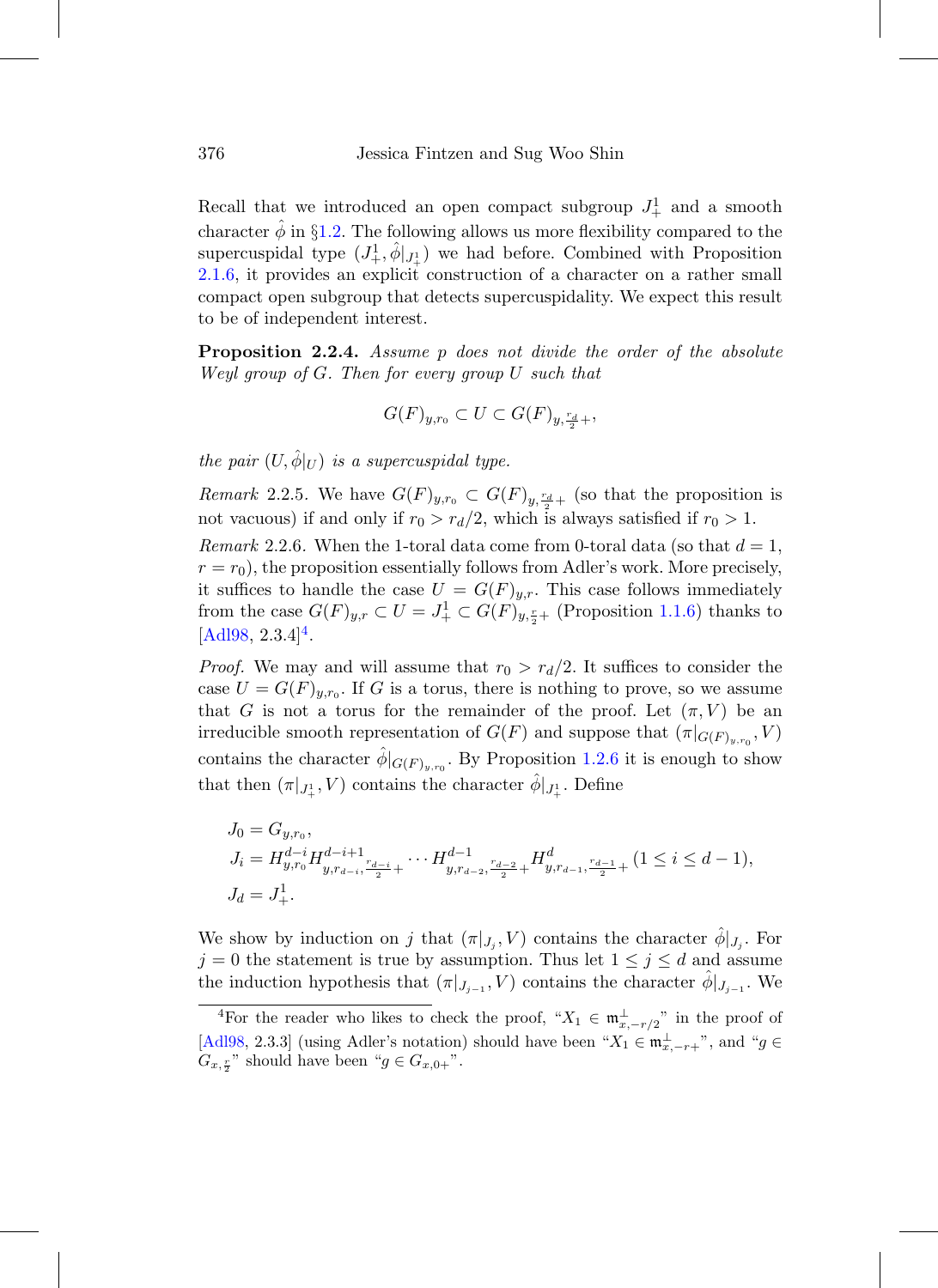Recall that we introduced an open compact subgroup $J_+^1$ and a smooth character $\hat{\phi}$ in §1.2. The following allows us more flexibility compared to the supercuspidal type $(J_+^1, \hat{\phi}|_{J_+^1})$ we had before. Combined with Proposition 2.1.6, it provides an explicit construction of a character on a rather small compact open subgroup that detects supercuspidality. We expect this result to be of independent interest.

**Proposition 2.2.4.** *Assume $p$ does not divide the order of the absolute Weyl group of $G$. Then for every group $U$ such that*

$$G(F)_{y,r_0} \subset U \subset G(F)_{y,\frac{r_d}{2}+},$$

*the pair $(U, \hat{\phi}|_U)$ is a supercuspidal type.*

*Remark* 2.2.5. We have $G(F)_{y,r_0} \subset G(F)_{y,\frac{r_d}{2}+}$ (so that the proposition is not vacuous) if and only if $r_0 > r_d/2$, which is always satisfied if $r_0 > 1$.

*Remark* 2.2.6. When the 1-toral data come from 0-toral data (so that $d = 1$, $r = r_0$), the proposition essentially follows from Adler's work. More precisely, it suffices to handle the case $U = G(F)_{y,r}$. This case follows immediately from the case $G(F)_{y,r} \subset U = J_+^1 \subset G(F)_{y,\frac{r}{2}+}$ (Proposition 1.1.6) thanks to [Adl98, 2.3.4][4].

*Proof.* We may and will assume that $r_0 > r_d/2$. It suffices to consider the case $U = G(F)_{y,r_0}$. If $G$ is a torus, there is nothing to prove, so we assume that $G$ is not a torus for the remainder of the proof. Let $(\pi, V)$ be an irreducible smooth representation of $G(F)$ and suppose that $(\pi|_{G(F)_{y,r_0}}, V)$ contains the character $\hat{\phi}|_{G(F)_{y,r_0}}$. By Proposition 1.2.6 it is enough to show that then $(\pi|_{J_+^1}, V)$ contains the character $\hat{\phi}|_{J_+^1}$. Define

$$\begin{aligned}
J_0 &= G_{y,r_0}, \\
J_i &= H^{d-i}_{y,r_0} H^{d-i+1}_{y,r_{d-i},\frac{r_{d-i}}{2}+} \cdots H^{d-1}_{y,r_{d-2},\frac{r_{d-2}}{2}+} H^{d}_{y,r_{d-1},\frac{r_{d-1}}{2}+} \; (1 \leq i \leq d-1), \\
J_d &= J_+^1.
\end{aligned}$$

We show by induction on $j$ that $(\pi|_{J_j}, V)$ contains the character $\hat{\phi}|_{J_j}$. For $j = 0$ the statement is true by assumption. Thus let $1 \leq j \leq d$ and assume the induction hypothesis that $(\pi|_{J_{j-1}}, V)$ contains the character $\hat{\phi}|_{J_{j-1}}$. We

[4] For the reader who likes to check the proof, "$X_1 \in \mathfrak{m}_{x,-r/2}^{\perp}$" in the proof of [Adl98, 2.3.3] (using Adler's notation) should have been "$X_1 \in \mathfrak{m}_{x,-r+}^{\perp}$", and "$g \in G_{x,\frac{r}{2}}$" should have been "$g \in G_{x,0+}$".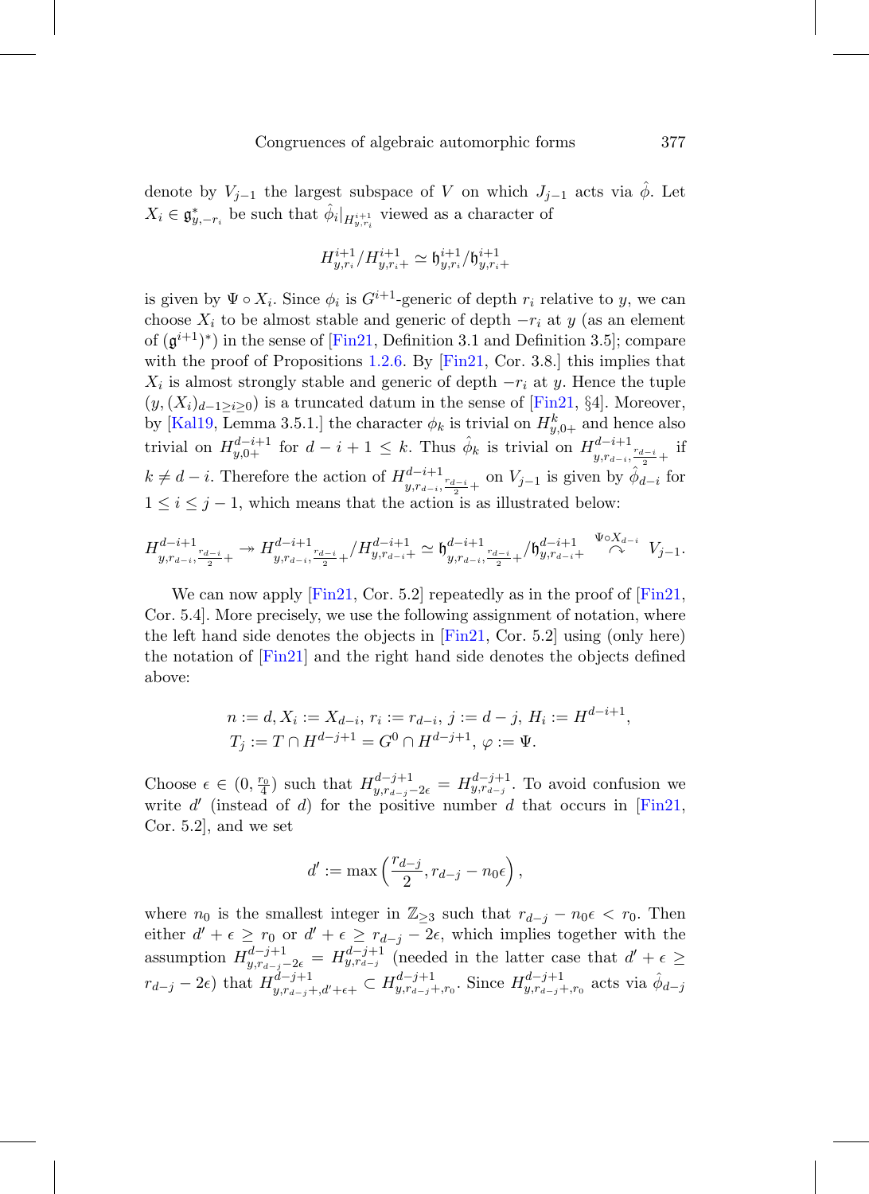denote by $V_{j-1}$ the largest subspace of $V$ on which $J_{j-1}$ acts via $\hat{\phi}$. Let $X_i \in \mathfrak{g}^*_{y,-r_i}$ be such that $\hat{\phi}_i|_{H^{i+1}_{y,r_i}}$ viewed as a character of

$$H^{i+1}_{y,r_i}/H^{i+1}_{y,r_i+} \simeq \mathfrak{h}^{i+1}_{y,r_i}/\mathfrak{h}^{i+1}_{y,r_i+}$$

is given by $\Psi \circ X_i$. Since $\phi_i$ is $G^{i+1}$-generic of depth $r_i$ relative to $y$, we can choose $X_i$ to be almost stable and generic of depth $-r_i$ at $y$ (as an element of $(\mathfrak{g}^{i+1})^*$) in the sense of [Fin21, Definition 3.1 and Definition 3.5]; compare with the proof of Propositions 1.2.6. By [Fin21, Cor. 3.8.] this implies that $X_i$ is almost strongly stable and generic of depth $-r_i$ at $y$. Hence the tuple $(y, (X_i)_{d-1 \geq i \geq 0})$ is a truncated datum in the sense of [Fin21, §4]. Moreover, by [Kal19, Lemma 3.5.1.] the character $\phi_k$ is trivial on $H^k_{y,0+}$ and hence also trivial on $H^{d-i+1}_{y,0+}$ for $d-i+1 \leq k$. Thus $\hat{\phi}_k$ is trivial on $H^{d-i+1}_{y,r_{d-i},\frac{r_{d-i}}{2}+}$ if $k \neq d-i$. Therefore the action of $H^{d-i+1}_{y,r_{d-i},\frac{r_{d-i}}{2}+}$ on $V_{j-1}$ is given by $\hat{\phi}_{d-i}$ for $1 \leq i \leq j-1$, which means that the action is as illustrated below:

$$H^{d-i+1}_{y,r_{d-i},\frac{r_{d-i}}{2}+} \twoheadrightarrow H^{d-i+1}_{y,r_{d-i},\frac{r_{d-i}}{2}+}/H^{d-i+1}_{y,r_{d-i}+} \simeq \mathfrak{h}^{d-i+1}_{y,r_{d-i},\frac{r_{d-i}}{2}+}/\mathfrak{h}^{d-i+1}_{y,r_{d-i}+} \overset{\Psi\circ X_{d-i}}{\curvearrowright} V_{j-1}.$$

We can now apply [Fin21, Cor. 5.2] repeatedly as in the proof of [Fin21, Cor. 5.4]. More precisely, we use the following assignment of notation, where the left hand side denotes the objects in [Fin21, Cor. 5.2] using (only here) the notation of [Fin21] and the right hand side denotes the objects defined above:

$$n := d, X_i := X_{d-i},\, r_i := r_{d-i},\, j := d-j,\, H_i := H^{d-i+1},$$
$$T_j := T \cap H^{d-j+1} = G^0 \cap H^{d-j+1},\, \varphi := \Psi.$$

Choose $\epsilon \in (0, \frac{r_0}{4})$ such that $H^{d-j+1}_{y,r_{d-j}-2\epsilon} = H^{d-j+1}_{y,r_{d-j}}$. To avoid confusion we write $d'$ (instead of $d$) for the positive number $d$ that occurs in [Fin21, Cor. 5.2], and we set

$$d' := \max\left(\frac{r_{d-j}}{2}, r_{d-j} - n_0\epsilon\right),$$

where $n_0$ is the smallest integer in $\mathbb{Z}_{\geq 3}$ such that $r_{d-j} - n_0\epsilon < r_0$. Then either $d' + \epsilon \geq r_0$ or $d' + \epsilon \geq r_{d-j} - 2\epsilon$, which implies together with the assumption $H^{d-j+1}_{y,r_{d-j}-2\epsilon} = H^{d-j+1}_{y,r_{d-j}}$ (needed in the latter case that $d' + \epsilon \geq r_{d-j} - 2\epsilon$) that $H^{d-j+1}_{y,r_{d-j}+,d'+\epsilon+} \subset H^{d-j+1}_{y,r_{d-j}+,r_0}$. Since $H^{d-j+1}_{y,r_{d-j}+,r_0}$ acts via $\hat{\phi}_{d-j}$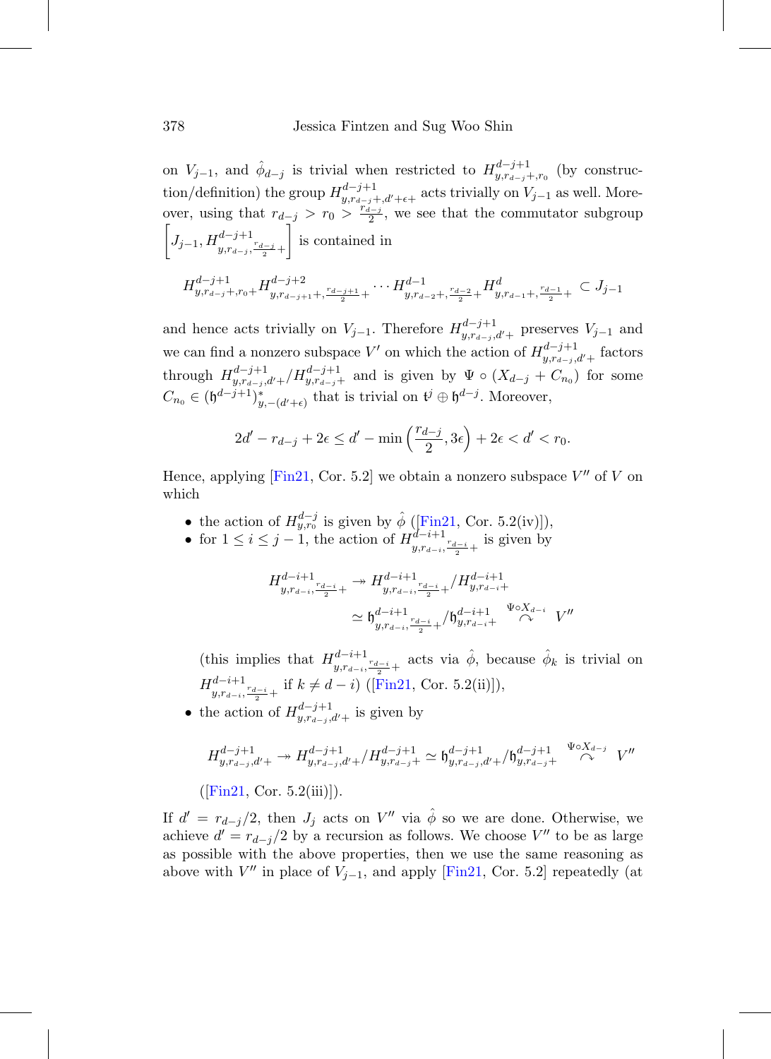on $V_{j-1}$, and $\hat{\phi}_{d-j}$ is trivial when restricted to $H^{d-j+1}_{y,r_{d-j}+,r_0}$ (by construction/definition) the group $H^{d-j+1}_{y,r_{d-j}+,d'+\epsilon+}$ acts trivially on $V_{j-1}$ as well. Moreover, using that $r_{d-j} > r_0 > \frac{r_{d-j}}{2}$, we see that the commutator subgroup $\left[J_{j-1}, H^{d-j+1}_{y,r_{d-j},\frac{r_{d-j}}{2}+}\right]$ is contained in

$$H^{d-j+1}_{y,r_{d-j}+,r_0+}H^{d-j+2}_{y,r_{d-j+1}+,\frac{r_{d-j+1}}{2}+}\cdots H^{d-1}_{y,r_{d-2}+,\frac{r_{d-2}}{2}+}H^{d}_{y,r_{d-1}+,\frac{r_{d-1}}{2}+} \subset J_{j-1}$$

and hence acts trivially on $V_{j-1}$. Therefore $H^{d-j+1}_{y,r_{d-j},d'+}$ preserves $V_{j-1}$ and we can find a nonzero subspace $V'$ on which the action of $H^{d-j+1}_{y,r_{d-j},d'+}$ factors through $H^{d-j+1}_{y,r_{d-j},d'+}/H^{d-j+1}_{y,r_{d-j}+}$ and is given by $\Psi \circ (X_{d-j} + C_{n_0})$ for some $C_{n_0} \in (\mathfrak{h}^{d-j+1})^*_{y,-(d'+\epsilon)}$ that is trivial on $\mathfrak{t}^j \oplus \mathfrak{h}^{d-j}$. Moreover,

$$2d' - r_{d-j} + 2\epsilon \leq d' - \min\left(\frac{r_{d-j}}{2}, 3\epsilon\right) + 2\epsilon < d' < r_0.$$

Hence, applying [Fin21, Cor. 5.2] we obtain a nonzero subspace $V''$ of $V$ on which

- the action of $H^{d-j}_{y,r_0}$ is given by $\hat{\phi}$ ([Fin21, Cor. 5.2(iv)]),
- for $1 \leq i \leq j-1$, the action of $H^{d-i+1}_{y,r_{d-i},\frac{r_{d-i}}{2}+}$ is given by

$$\begin{aligned} H^{d-i+1}_{y,r_{d-i},\frac{r_{d-i}}{2}+} &\twoheadrightarrow H^{d-i+1}_{y,r_{d-i},\frac{r_{d-i}}{2}+}/H^{d-i+1}_{y,r_{d-i}+} \\ &\simeq \mathfrak{h}^{d-i+1}_{y,r_{d-i},\frac{r_{d-i}}{2}+}/\mathfrak{h}^{d-i+1}_{y,r_{d-i}+} \overset{\Psi\circ X_{d-i}}{\curvearrowright} V'' \end{aligned}$$

  (this implies that $H^{d-i+1}_{y,r_{d-i},\frac{r_{d-i}}{2}+}$ acts via $\hat{\phi}$, because $\hat{\phi}_k$ is trivial on $H^{d-i+1}_{y,r_{d-i},\frac{r_{d-i}}{2}+}$ if $k \neq d-i$) ([Fin21, Cor. 5.2(ii)]),
- the action of $H^{d-j+1}_{y,r_{d-j},d'+}$ is given by

$$H^{d-j+1}_{y,r_{d-j},d'+} \twoheadrightarrow H^{d-j+1}_{y,r_{d-j},d'+}/H^{d-j+1}_{y,r_{d-j}+} \simeq \mathfrak{h}^{d-j+1}_{y,r_{d-j},d'+}/\mathfrak{h}^{d-j+1}_{y,r_{d-j}+} \overset{\Psi\circ X_{d-j}}{\curvearrowright} V''$$

  ([Fin21, Cor. 5.2(iii)]).

If $d' = r_{d-j}/2$, then $J_j$ acts on $V''$ via $\hat{\phi}$ so we are done. Otherwise, we achieve $d' = r_{d-j}/2$ by a recursion as follows. We choose $V''$ to be as large as possible with the above properties, then we use the same reasoning as above with $V''$ in place of $V_{j-1}$, and apply [Fin21, Cor. 5.2] repeatedly (at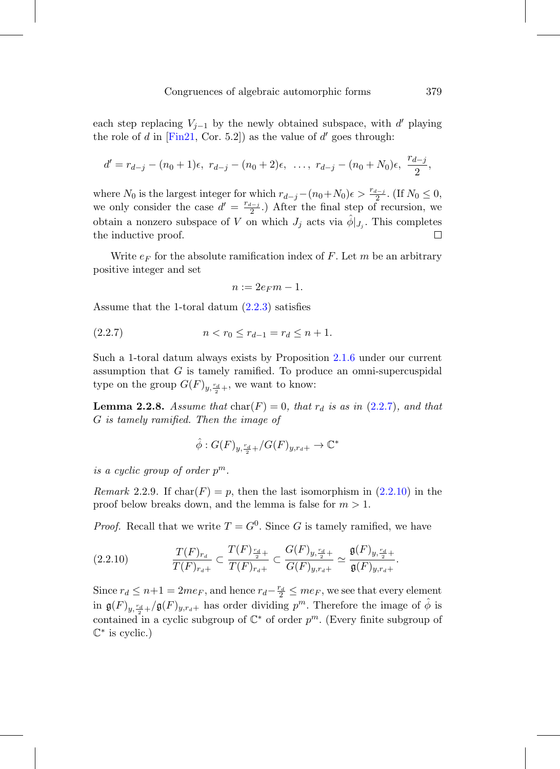each step replacing $V_{j-1}$ by the newly obtained subspace, with $d'$ playing the role of $d$ in [Fin21, Cor. 5.2]) as the value of $d'$ goes through:

$$d' = r_{d-j} - (n_0+1)\epsilon,\ r_{d-j} - (n_0+2)\epsilon,\ \ldots,\ r_{d-j} - (n_0+N_0)\epsilon,\ \frac{r_{d-j}}{2},$$

where $N_0$ is the largest integer for which $r_{d-j} - (n_0+N_0)\epsilon > \frac{r_{d-j}}{2}$. (If $N_0 \leq 0$, we only consider the case $d' = \frac{r_{d-j}}{2}$.) After the final step of recursion, we obtain a nonzero subspace of $V$ on which $J_j$ acts via $\hat{\phi}|_{J_j}$. This completes the inductive proof. □

Write $e_F$ for the absolute ramification index of $F$. Let $m$ be an arbitrary positive integer and set

$$n := 2e_F m - 1.$$

Assume that the 1-toral datum (2.2.3) satisfies

$$n < r_0 \leq r_{d-1} = r_d \leq n+1. \tag{2.2.7}$$

Such a 1-toral datum always exists by Proposition 2.1.6 under our current assumption that $G$ is tamely ramified. To produce an omni-supercuspidal type on the group $G(F)_{y,\frac{r_d}{2}+}$, we want to know:

**Lemma 2.2.8.** *Assume that* $\mathrm{char}(F) = 0$, *that* $r_d$ *is as in* (2.2.7), *and that* $G$ *is tamely ramified. Then the image of*

$$\hat{\phi} : G(F)_{y,\frac{r_d}{2}+}/G(F)_{y,r_d+} \to \mathbb{C}^*$$

*is a cyclic group of order* $p^m$.

*Remark* 2.2.9. If $\mathrm{char}(F) = p$, then the last isomorphism in (2.2.10) in the proof below breaks down, and the lemma is false for $m > 1$.

*Proof.* Recall that we write $T = G^0$. Since $G$ is tamely ramified, we have

$$\frac{T(F)_{r_d}}{T(F)_{r_d+}} \subset \frac{T(F)_{\frac{r_d}{2}+}}{T(F)_{r_d+}} \subset \frac{G(F)_{y,\frac{r_d}{2}+}}{G(F)_{y,r_d+}} \simeq \frac{\mathfrak{g}(F)_{y,\frac{r_d}{2}+}}{\mathfrak{g}(F)_{y,r_d+}}. \tag{2.2.10}$$

Since $r_d \leq n+1 = 2me_F$, and hence $r_d - \frac{r_d}{2} \leq me_F$, we see that every element in $\mathfrak{g}(F)_{y,\frac{r_d}{2}+}/\mathfrak{g}(F)_{y,r_d+}$ has order dividing $p^m$. Therefore the image of $\hat{\phi}$ is contained in a cyclic subgroup of $\mathbb{C}^*$ of order $p^m$. (Every finite subgroup of $\mathbb{C}^*$ is cyclic.)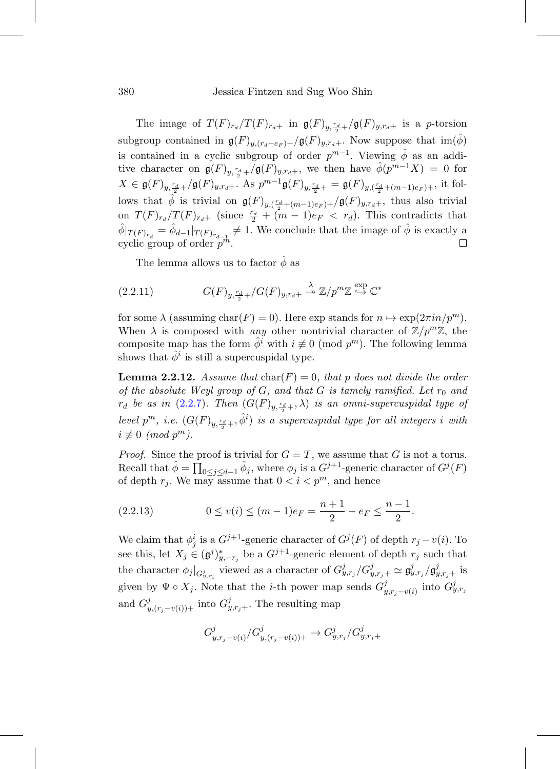The image of $T(F)_{r_d}/T(F)_{r_d+}$ in $\mathfrak{g}(F)_{y,\frac{r_d}{2}+}/\mathfrak{g}(F)_{y,r_d+}$ is a $p$-torsion subgroup contained in $\mathfrak{g}(F)_{y,(r_d-e_F)+}/\mathfrak{g}(F)_{y,r_d+}$. Now suppose that $\mathrm{im}(\hat{\phi})$ is contained in a cyclic subgroup of order $p^{m-1}$. Viewing $\hat{\phi}$ as an additive character on $\mathfrak{g}(F)_{y,\frac{r_d}{2}+}/\mathfrak{g}(F)_{y,r_d+}$, we then have $\hat{\phi}(p^{m-1}X) = 0$ for $X \in \mathfrak{g}(F)_{y,\frac{r_d}{2}+}/\mathfrak{g}(F)_{y,r_d+}$. As $p^{m-1}\mathfrak{g}(F)_{y,\frac{r_d}{2}+} = \mathfrak{g}(F)_{y,(\frac{r_d}{2}+(m-1)e_F)+}$, it follows that $\hat{\phi}$ is trivial on $\mathfrak{g}(F)_{y,(\frac{r_d}{2}+(m-1)e_F)+}/\mathfrak{g}(F)_{y,r_d+}$, thus also trivial on $T(F)_{r_d}/T(F)_{r_d+}$ (since $\frac{r_d}{2} + (m-1)e_F < r_d$). This contradicts that $\hat{\phi}|_{T(F)_{r_d}} = \hat{\phi}_{d-1}|_{T(F)_{r_{d-1}}} \neq 1$. We conclude that the image of $\hat{\phi}$ is exactly a cyclic group of order $p^m$. $\square$

The lemma allows us to factor $\hat{\phi}$ as

$$G(F)_{y,\frac{r_d}{2}+}/G(F)_{y,r_d+} \overset{\lambda}{\twoheadrightarrow} \mathbb{Z}/p^m\mathbb{Z} \overset{\exp}{\hookrightarrow} \mathbb{C}^* \tag{2.2.11}$$

for some $\lambda$ (assuming $\mathrm{char}(F) = 0$). Here exp stands for $n \mapsto \exp(2\pi i n/p^m)$. When $\lambda$ is composed with *any* other nontrivial character of $\mathbb{Z}/p^m\mathbb{Z}$, the composite map has the form $\hat{\phi}^i$ with $i \not\equiv 0 \pmod{p^m}$. The following lemma shows that $\hat{\phi}^i$ is still a supercuspidal type.

**Lemma 2.2.12.** *Assume that* $\mathrm{char}(F) = 0$, *that $p$ does not divide the order of the absolute Weyl group of $G$, and that $G$ is tamely ramified. Let $r_0$ and $r_d$ be as in* (2.2.7). *Then* $(G(F)_{y,\frac{r_d}{2}+}, \lambda)$ *is an omni-supercuspidal type of level $p^m$, i.e.* $(G(F)_{y,\frac{r_d}{2}+}, \hat{\phi}^i)$ *is a supercuspidal type for all integers $i$ with $i \not\equiv 0 \pmod{p^m}$.*

*Proof.* Since the proof is trivial for $G = T$, we assume that $G$ is not a torus. Recall that $\hat{\phi} = \prod_{0 \le j \le d-1} \hat{\phi}_j$, where $\phi_j$ is a $G^{j+1}$-generic character of $G^j(F)$ of depth $r_j$. We may assume that $0 < i < p^m$, and hence

$$0 \le v(i) \le (m-1)e_F = \frac{n+1}{2} - e_F \le \frac{n-1}{2}. \tag{2.2.13}$$

We claim that $\phi_j^i$ is a $G^{j+1}$-generic character of $G^j(F)$ of depth $r_j - v(i)$. To see this, let $X_j \in (\mathfrak{g}^j)^*_{y,-r_j}$ be a $G^{j+1}$-generic element of depth $r_j$ such that the character $\phi_j|_{G^j_{y,r_i}}$ viewed as a character of $G^j_{y,r_j}/G^j_{y,r_j+} \simeq \mathfrak{g}^j_{y,r_j}/\mathfrak{g}^j_{y,r_j+}$ is given by $\Psi \circ X_j$. Note that the $i$-th power map sends $G^j_{y,r_j-v(i)}$ into $G^j_{y,r_j}$ and $G^j_{y,(r_j-v(i))+}$ into $G^j_{y,r_j+}$. The resulting map

$$G^j_{y,r_j-v(i)}/G^j_{y,(r_j-v(i))+} \to G^j_{y,r_j}/G^j_{y,r_j+}$$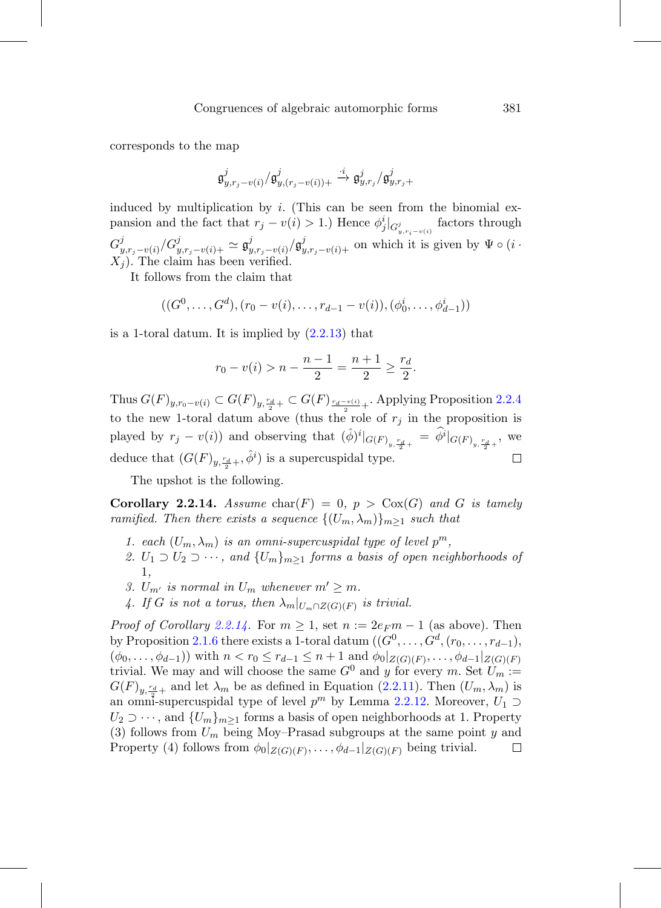corresponds to the map

$$\mathfrak{g}^j_{y,r_j-v(i)}/\mathfrak{g}^j_{y,(r_j-v(i))+} \xrightarrow{\cdot i} \mathfrak{g}^j_{y,r_j}/\mathfrak{g}^j_{y,r_j+}$$

induced by multiplication by $i$. (This can be seen from the binomial expansion and the fact that $r_j - v(i) > 1$.) Hence $\phi^i_j|_{G^j_{y,r_i-v(i)}}$ factors through $G^j_{y,r_j-v(i)}/G^j_{y,r_j-v(i)+} \simeq \mathfrak{g}^j_{y,r_j-v(i)}/\mathfrak{g}^j_{y,r_j-v(i)+}$ on which it is given by $\Psi \circ (i \cdot X_j)$. The claim has been verified.

It follows from the claim that

$$((G^0,\ldots,G^d),(r_0-v(i),\ldots,r_{d-1}-v(i)),(\phi^i_0,\ldots,\phi^i_{d-1}))$$

is a 1-toral datum. It is implied by (2.2.13) that

$$r_0 - v(i) > n - \frac{n-1}{2} = \frac{n+1}{2} \geq \frac{r_d}{2}.$$

Thus $G(F)_{y,r_0-v(i)} \subset G(F)_{y,\frac{r_d}{2}+} \subset G(F)_{\frac{r_d-v(i)}{2}+}$. Applying Proposition 2.2.4 to the new 1-toral datum above (thus the role of $r_j$ in the proposition is played by $r_j - v(i)$) and observing that $(\hat{\phi})^i|_{G(F)_{y,\frac{r_d}{2}+}} = \widehat{\phi^i}|_{G(F)_{y,\frac{r_d}{2}+}}$, we deduce that $(G(F)_{y,\frac{r_d}{2}+}, \hat{\phi}^i)$ is a supercuspidal type. $\square$

The upshot is the following.

**Corollary 2.2.14.** *Assume* $\mathrm{char}(F) = 0$, $p > \mathrm{Cox}(G)$ *and* $G$ *is tamely ramified. Then there exists a sequence* $\{(U_m, \lambda_m)\}_{m\geq 1}$ *such that*

1. *each* $(U_m, \lambda_m)$ *is an omni-supercuspidal type of level* $p^m$,
2. $U_1 \supset U_2 \supset \cdots$, *and* $\{U_m\}_{m\geq 1}$ *forms a basis of open neighborhoods of* $1$,
3. $U_{m'}$ *is normal in* $U_m$ *whenever* $m' \geq m$.
4. *If* $G$ *is not a torus, then* $\lambda_m|_{U_m \cap Z(G)(F)}$ *is trivial.*

*Proof of Corollary 2.2.14.* For $m \geq 1$, set $n := 2e_F m - 1$ (as above). Then by Proposition 2.1.6 there exists a 1-toral datum $((G^0,\ldots,G^d,(r_0,\ldots,r_{d-1}),(\phi_0,\ldots,\phi_{d-1}))$ with $n < r_0 \leq r_{d-1} \leq n+1$ and $\phi_0|_{Z(G)(F)},\ldots,\phi_{d-1}|_{Z(G)(F)}$ trivial. We may and will choose the same $G^0$ and $y$ for every $m$. Set $U_m := G(F)_{y,\frac{r_d}{2}+}$ and let $\lambda_m$ be as defined in Equation (2.2.11). Then $(U_m, \lambda_m)$ is an omni-supercuspidal type of level $p^m$ by Lemma 2.2.12. Moreover, $U_1 \supset U_2 \supset \cdots$, and $\{U_m\}_{m\geq 1}$ forms a basis of open neighborhoods at 1. Property (3) follows from $U_m$ being Moy–Prasad subgroups at the same point $y$ and Property (4) follows from $\phi_0|_{Z(G)(F)},\ldots,\phi_{d-1}|_{Z(G)(F)}$ being trivial. $\square$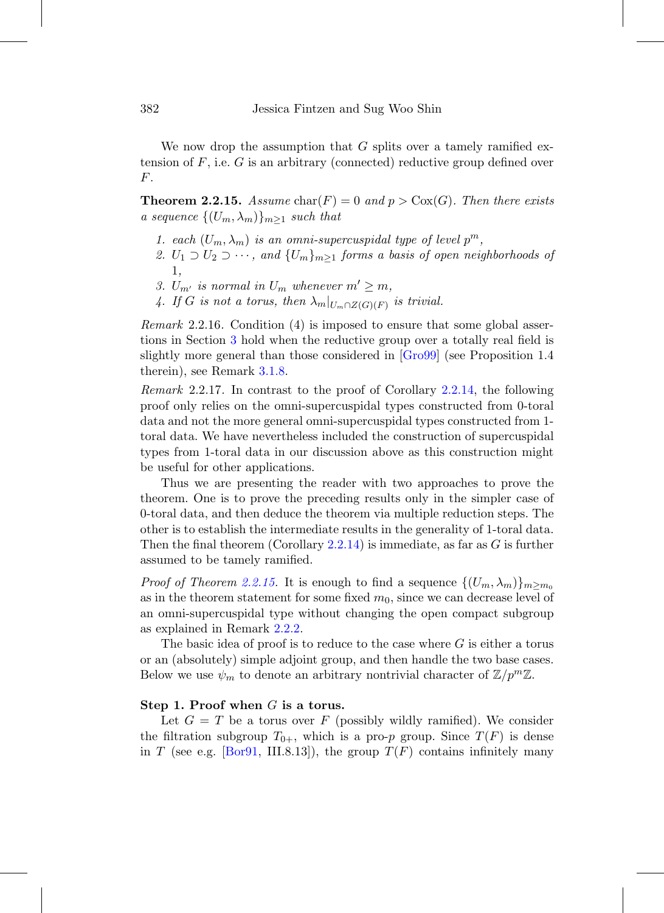We now drop the assumption that $G$ splits over a tamely ramified extension of $F$, i.e. $G$ is an arbitrary (connected) reductive group defined over $F$.

**Theorem 2.2.15.** *Assume* $\mathrm{char}(F) = 0$ *and* $p > \mathrm{Cox}(G)$. *Then there exists a sequence* $\{(U_m, \lambda_m)\}_{m \geq 1}$ *such that*

1. *each* $(U_m, \lambda_m)$ *is an omni-supercuspidal type of level* $p^m$,
2. $U_1 \supset U_2 \supset \cdots$, *and* $\{U_m\}_{m \geq 1}$ *forms a basis of open neighborhoods of* $1$,
3. $U_{m'}$ *is normal in* $U_m$ *whenever* $m' \geq m$,
4. *If* $G$ *is not a torus, then* $\lambda_m|_{U_m \cap Z(G)(F)}$ *is trivial.*

*Remark* 2.2.16. Condition (4) is imposed to ensure that some global assertions in Section 3 hold when the reductive group over a totally real field is slightly more general than those considered in [Gro99] (see Proposition 1.4 therein), see Remark 3.1.8.

*Remark* 2.2.17. In contrast to the proof of Corollary 2.2.14, the following proof only relies on the omni-supercuspidal types constructed from 0-toral data and not the more general omni-supercuspidal types constructed from 1-toral data. We have nevertheless included the construction of supercuspidal types from 1-toral data in our discussion above as this construction might be useful for other applications.

Thus we are presenting the reader with two approaches to prove the theorem. One is to prove the preceding results only in the simpler case of 0-toral data, and then deduce the theorem via multiple reduction steps. The other is to establish the intermediate results in the generality of 1-toral data. Then the final theorem (Corollary 2.2.14) is immediate, as far as $G$ is further assumed to be tamely ramified.

*Proof of Theorem 2.2.15.* It is enough to find a sequence $\{(U_m, \lambda_m)\}_{m \geq m_0}$ as in the theorem statement for some fixed $m_0$, since we can decrease level of an omni-supercuspidal type without changing the open compact subgroup as explained in Remark 2.2.2.

The basic idea of proof is to reduce to the case where $G$ is either a torus or an (absolutely) simple adjoint group, and then handle the two base cases. Below we use $\psi_m$ to denote an arbitrary nontrivial character of $\mathbb{Z}/p^m\mathbb{Z}$.

**Step 1. Proof when $G$ is a torus.**

Let $G = T$ be a torus over $F$ (possibly wildly ramified). We consider the filtration subgroup $T_{0+}$, which is a pro-$p$ group. Since $T(F)$ is dense in $T$ (see e.g. [Bor91, III.8.13]), the group $T(F)$ contains infinitely many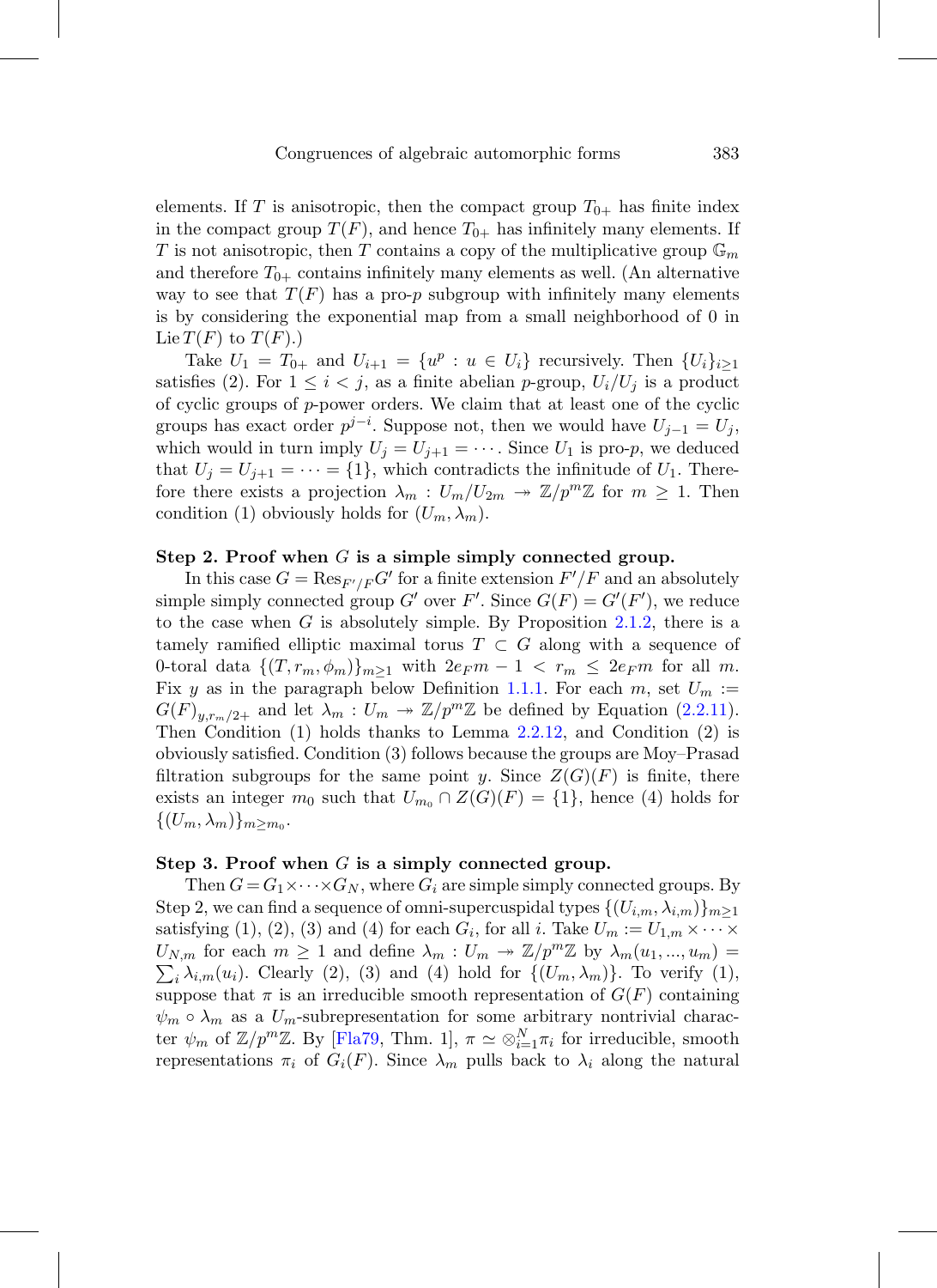elements. If $T$ is anisotropic, then the compact group $T_{0+}$ has finite index in the compact group $T(F)$, and hence $T_{0+}$ has infinitely many elements. If $T$ is not anisotropic, then $T$ contains a copy of the multiplicative group $\mathbb{G}_m$ and therefore $T_{0+}$ contains infinitely many elements as well. (An alternative way to see that $T(F)$ has a pro-$p$ subgroup with infinitely many elements is by considering the exponential map from a small neighborhood of 0 in $\operatorname{Lie} T(F)$ to $T(F)$.)

Take $U_1 = T_{0+}$ and $U_{i+1} = \{u^p : u \in U_i\}$ recursively. Then $\{U_i\}_{i\geq 1}$ satisfies (2). For $1 \leq i < j$, as a finite abelian $p$-group, $U_i/U_j$ is a product of cyclic groups of $p$-power orders. We claim that at least one of the cyclic groups has exact order $p^{j-i}$. Suppose not, then we would have $U_{j-1} = U_j$, which would in turn imply $U_j = U_{j+1} = \cdots$. Since $U_1$ is pro-$p$, we deduced that $U_j = U_{j+1} = \cdots = \{1\}$, which contradicts the infinitude of $U_1$. Therefore there exists a projection $\lambda_m : U_m/U_{2m} \twoheadrightarrow \mathbb{Z}/p^m\mathbb{Z}$ for $m \geq 1$. Then condition (1) obviously holds for $(U_m, \lambda_m)$.

**Step 2. Proof when $G$ is a simple simply connected group.**

In this case $G = \operatorname{Res}_{F'/F} G'$ for a finite extension $F'/F$ and an absolutely simple simply connected group $G'$ over $F'$. Since $G(F) = G'(F')$, we reduce to the case when $G$ is absolutely simple. By Proposition 2.1.2, there is a tamely ramified elliptic maximal torus $T \subset G$ along with a sequence of 0-toral data $\{(T, r_m, \phi_m)\}_{m\geq 1}$ with $2e_F m - 1 < r_m \leq 2e_F m$ for all $m$. Fix $y$ as in the paragraph below Definition 1.1.1. For each $m$, set $U_m := G(F)_{y, r_m/2+}$ and let $\lambda_m : U_m \twoheadrightarrow \mathbb{Z}/p^m\mathbb{Z}$ be defined by Equation (2.2.11). Then Condition (1) holds thanks to Lemma 2.2.12, and Condition (2) is obviously satisfied. Condition (3) follows because the groups are Moy–Prasad filtration subgroups for the same point $y$. Since $Z(G)(F)$ is finite, there exists an integer $m_0$ such that $U_{m_0} \cap Z(G)(F) = \{1\}$, hence (4) holds for $\{(U_m, \lambda_m)\}_{m\geq m_0}$.

**Step 3. Proof when $G$ is a simply connected group.**

Then $G = G_1 \times \cdots \times G_N$, where $G_i$ are simple simply connected groups. By Step 2, we can find a sequence of omni-supercuspidal types $\{(U_{i,m}, \lambda_{i,m})\}_{m\geq 1}$ satisfying (1), (2), (3) and (4) for each $G_i$, for all $i$. Take $U_m := U_{1,m} \times \cdots \times U_{N,m}$ for each $m \geq 1$ and define $\lambda_m : U_m \twoheadrightarrow \mathbb{Z}/p^m\mathbb{Z}$ by $\lambda_m(u_1, ..., u_m) = \sum_i \lambda_{i,m}(u_i)$. Clearly (2), (3) and (4) hold for $\{(U_m, \lambda_m)\}$. To verify (1), suppose that $\pi$ is an irreducible smooth representation of $G(F)$ containing $\psi_m \circ \lambda_m$ as a $U_m$-subrepresentation for some arbitrary nontrivial character $\psi_m$ of $\mathbb{Z}/p^m\mathbb{Z}$. By [Fla79, Thm. 1], $\pi \simeq \otimes_{i=1}^N \pi_i$ for irreducible, smooth representations $\pi_i$ of $G_i(F)$. Since $\lambda_m$ pulls back to $\lambda_i$ along the natural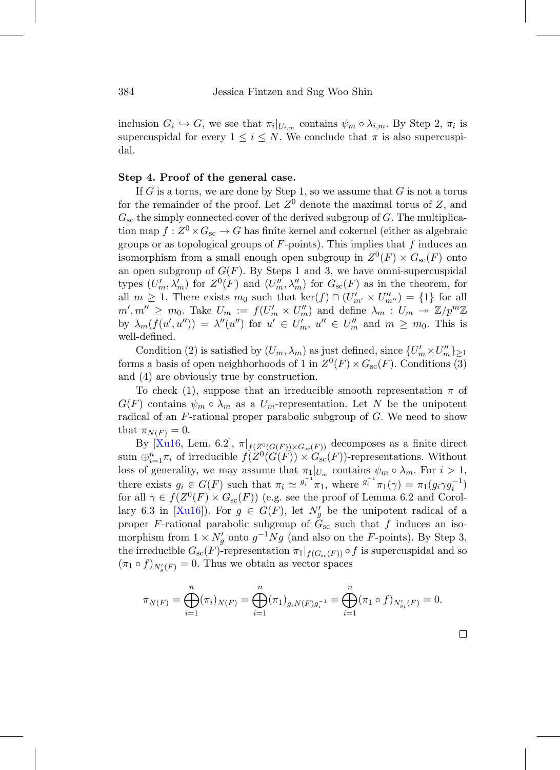inclusion $G_i \hookrightarrow G$, we see that $\pi_i|_{U_{i,m}}$ contains $\psi_m \circ \lambda_{i,m}$. By Step 2, $\pi_i$ is supercuspidal for every $1 \leq i \leq N$. We conclude that $\pi$ is also supercuspidal.

**Step 4. Proof of the general case.**

If $G$ is a torus, we are done by Step 1, so we assume that $G$ is not a torus for the remainder of the proof. Let $Z^0$ denote the maximal torus of $Z$, and $G_{\mathrm{sc}}$ the simply connected cover of the derived subgroup of $G$. The multiplication map $f : Z^0 \times G_{\mathrm{sc}} \to G$ has finite kernel and cokernel (either as algebraic groups or as topological groups of $F$-points). This implies that $f$ induces an isomorphism from a small enough open subgroup in $Z^0(F) \times G_{\mathrm{sc}}(F)$ onto an open subgroup of $G(F)$. By Steps 1 and 3, we have omni-supercuspidal types $(U'_m, \lambda'_m)$ for $Z^0(F)$ and $(U''_m, \lambda''_m)$ for $G_{\mathrm{sc}}(F)$ as in the theorem, for all $m \geq 1$. There exists $m_0$ such that $\ker(f) \cap (U'_{m'} \times U''_{m''}) = \{1\}$ for all $m', m'' \geq m_0$. Take $U_m := f(U'_m \times U''_m)$ and define $\lambda_m : U_m \twoheadrightarrow \mathbb{Z}/p^m\mathbb{Z}$ by $\lambda_m(f(u', u'')) = \lambda''(u'')$ for $u' \in U'_m$, $u'' \in U''_m$ and $m \geq m_0$. This is well-defined.

Condition (2) is satisfied by $(U_m, \lambda_m)$ as just defined, since $\{U'_m \times U''_m\}_{\geq 1}$ forms a basis of open neighborhoods of 1 in $Z^0(F) \times G_{\mathrm{sc}}(F)$. Conditions (3) and (4) are obviously true by construction.

To check (1), suppose that an irreducible smooth representation $\pi$ of $G(F)$ contains $\psi_m \circ \lambda_m$ as a $U_m$-representation. Let $N$ be the unipotent radical of an $F$-rational proper parabolic subgroup of $G$. We need to show that $\pi_{N(F)} = 0$.

By [Xu16, Lem. 6.2], $\pi|_{f(Z^0(G(F)) \times G_{\mathrm{sc}}(F))}$ decomposes as a finite direct sum $\oplus_{i=1}^n \pi_i$ of irreducible $f(Z^0(G(F)) \times G_{\mathrm{sc}}(F))$-representations. Without loss of generality, we may assume that $\pi_1|_{U_m}$ contains $\psi_m \circ \lambda_m$. For $i > 1$, there exists $g_i \in G(F)$ such that $\pi_i \simeq {}^{g_i^{-1}}\pi_1$, where ${}^{g_i^{-1}}\pi_1(\gamma) = \pi_1(g_i \gamma g_i^{-1})$ for all $\gamma \in f(Z^0(F) \times G_{\mathrm{sc}}(F))$ (e.g. see the proof of Lemma 6.2 and Corollary 6.3 in [Xu16]). For $g \in G(F)$, let $N'_g$ be the unipotent radical of a proper $F$-rational parabolic subgroup of $G_{\mathrm{sc}}$ such that $f$ induces an isomorphism from $1 \times N'_g$ onto $g^{-1}Ng$ (and also on the $F$-points). By Step 3, the irreducible $G_{\mathrm{sc}}(F)$-representation $\pi_1|_{f(G_{\mathrm{sc}}(F))} \circ f$ is supercuspidal and so $(\pi_1 \circ f)_{N'_g(F)} = 0$. Thus we obtain as vector spaces

$$\pi_{N(F)} = \bigoplus_{i=1}^n (\pi_i)_{N(F)} = \bigoplus_{i=1}^n (\pi_1)_{g_i N(F) g_i^{-1}} = \bigoplus_{i=1}^n (\pi_1 \circ f)_{N'_{g_i}(F)} = 0.$$

$\square$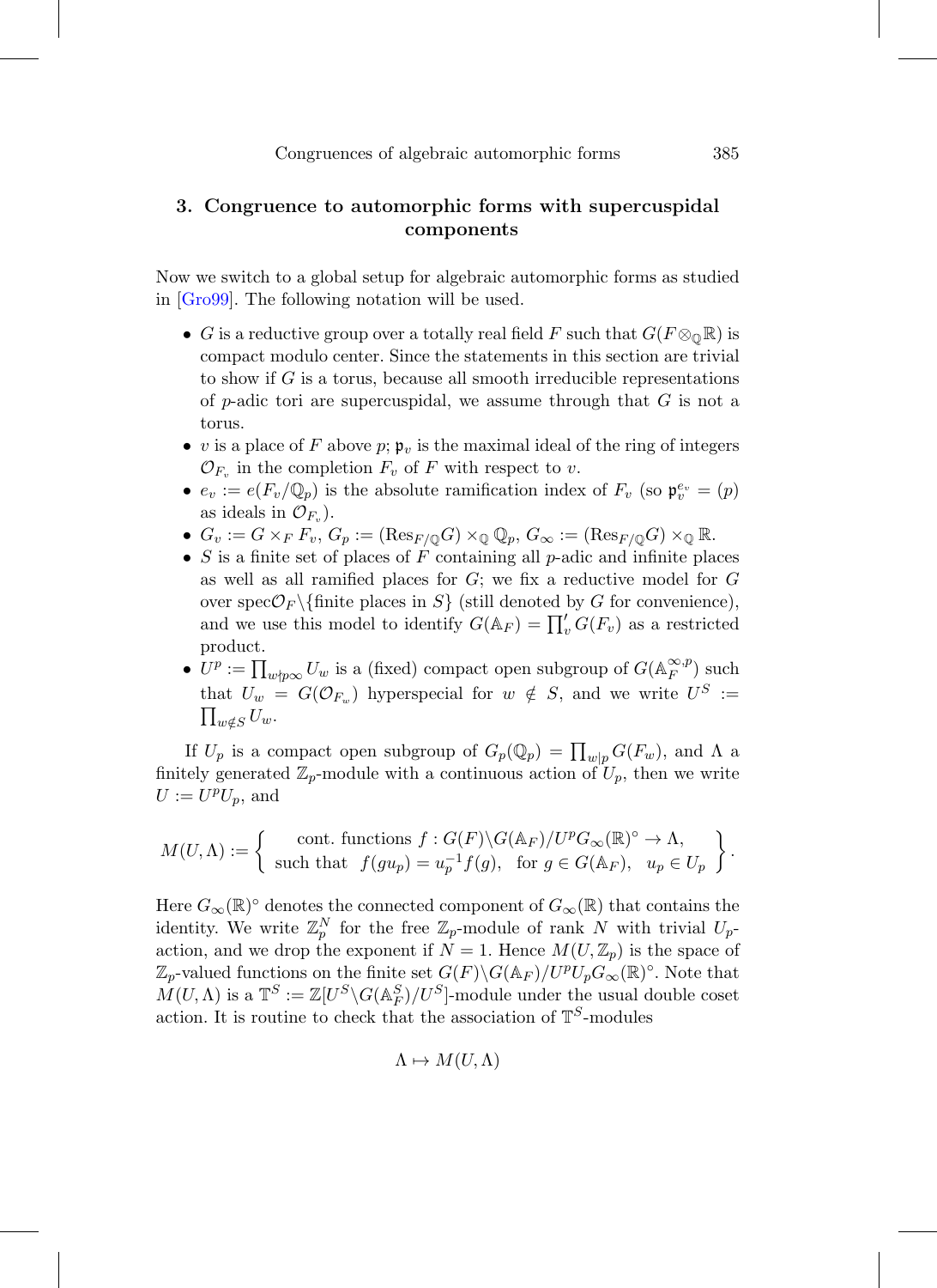## 3. Congruence to automorphic forms with supercuspidal components

Now we switch to a global setup for algebraic automorphic forms as studied in [Gro99]. The following notation will be used.

- $G$ is a reductive group over a totally real field $F$ such that $G(F \otimes_{\mathbb{Q}} \mathbb{R})$ is compact modulo center. Since the statements in this section are trivial to show if $G$ is a torus, because all smooth irreducible representations of $p$-adic tori are supercuspidal, we assume through that $G$ is not a torus.
- $v$ is a place of $F$ above $p$; $\mathfrak{p}_v$ is the maximal ideal of the ring of integers $\mathcal{O}_{F_v}$ in the completion $F_v$ of $F$ with respect to $v$.
- $e_v := e(F_v/\mathbb{Q}_p)$ is the absolute ramification index of $F_v$ (so $\mathfrak{p}_v^{e_v} = (p)$ as ideals in $\mathcal{O}_{F_v}$).
- $G_v := G \times_F F_v$, $G_p := (\mathrm{Res}_{F/\mathbb{Q}} G) \times_{\mathbb{Q}} \mathbb{Q}_p$, $G_\infty := (\mathrm{Res}_{F/\mathbb{Q}} G) \times_{\mathbb{Q}} \mathbb{R}$.
- $S$ is a finite set of places of $F$ containing all $p$-adic and infinite places as well as all ramified places for $G$; we fix a reductive model for $G$ over $\mathrm{spec}\mathcal{O}_F \backslash \{\text{finite places in } S\}$ (still denoted by $G$ for convenience), and we use this model to identify $G(\mathbb{A}_F) = \prod'_v G(F_v)$ as a restricted product.
- $U^p := \prod_{w \nmid p\infty} U_w$ is a (fixed) compact open subgroup of $G(\mathbb{A}_F^{\infty,p})$ such that $U_w = G(\mathcal{O}_{F_w})$ hyperspecial for $w \notin S$, and we write $U^S := \prod_{w \notin S} U_w$.

If $U_p$ is a compact open subgroup of $G_p(\mathbb{Q}_p) = \prod_{w|p} G(F_w)$, and $\Lambda$ a finitely generated $\mathbb{Z}_p$-module with a continuous action of $U_p$, then we write $U := U^p U_p$, and

$$M(U, \Lambda) := \left\{ \begin{array}{c} \text{cont. functions } f : G(F)\backslash G(\mathbb{A}_F)/U^p G_\infty(\mathbb{R})^\circ \to \Lambda, \\ \text{such that } \; f(gu_p) = u_p^{-1} f(g), \;\; \text{for } g \in G(\mathbb{A}_F), \;\; u_p \in U_p \end{array} \right\}.$$

Here $G_\infty(\mathbb{R})^\circ$ denotes the connected component of $G_\infty(\mathbb{R})$ that contains the identity. We write $\mathbb{Z}_p^N$ for the free $\mathbb{Z}_p$-module of rank $N$ with trivial $U_p$-action, and we drop the exponent if $N = 1$. Hence $M(U, \mathbb{Z}_p)$ is the space of $\mathbb{Z}_p$-valued functions on the finite set $G(F)\backslash G(\mathbb{A}_F)/U^p U_p G_\infty(\mathbb{R})^\circ$. Note that $M(U, \Lambda)$ is a $\mathbb{T}^S := \mathbb{Z}[U^S \backslash G(\mathbb{A}_F^S)/U^S]$-module under the usual double coset action. It is routine to check that the association of $\mathbb{T}^S$-modules

$$\Lambda \mapsto M(U, \Lambda)$$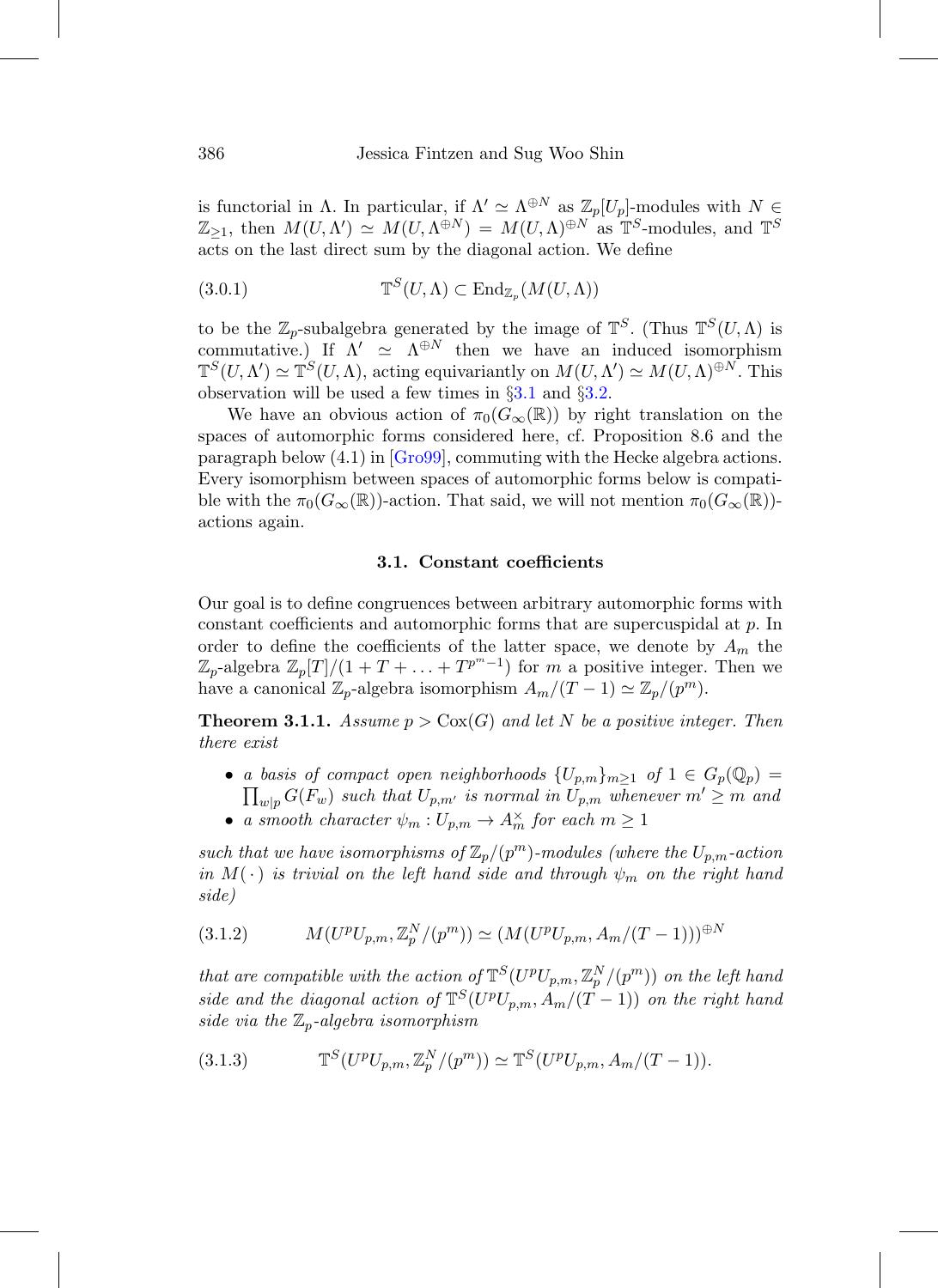is functorial in $\Lambda$. In particular, if $\Lambda' \simeq \Lambda^{\oplus N}$ as $\mathbb{Z}_p[U_p]$-modules with $N \in \mathbb{Z}_{\geq 1}$, then $M(U, \Lambda') \simeq M(U, \Lambda^{\oplus N}) = M(U, \Lambda)^{\oplus N}$ as $\mathbb{T}^S$-modules, and $\mathbb{T}^S$ acts on the last direct sum by the diagonal action. We define

$$\mathbb{T}^S(U, \Lambda) \subset \mathrm{End}_{\mathbb{Z}_p}(M(U, \Lambda)) \tag{3.0.1}$$

to be the $\mathbb{Z}_p$-subalgebra generated by the image of $\mathbb{T}^S$. (Thus $\mathbb{T}^S(U, \Lambda)$ is commutative.) If $\Lambda' \simeq \Lambda^{\oplus N}$ then we have an induced isomorphism $\mathbb{T}^S(U, \Lambda') \simeq \mathbb{T}^S(U, \Lambda)$, acting equivariantly on $M(U, \Lambda') \simeq M(U, \Lambda)^{\oplus N}$. This observation will be used a few times in §3.1 and §3.2.

We have an obvious action of $\pi_0(G_\infty(\mathbb{R}))$ by right translation on the spaces of automorphic forms considered here, cf. Proposition 8.6 and the paragraph below (4.1) in [Gro99], commuting with the Hecke algebra actions. Every isomorphism between spaces of automorphic forms below is compatible with the $\pi_0(G_\infty(\mathbb{R}))$-action. That said, we will not mention $\pi_0(G_\infty(\mathbb{R}))$-actions again.

### 3.1. Constant coefficients

Our goal is to define congruences between arbitrary automorphic forms with constant coefficients and automorphic forms that are supercuspidal at $p$. In order to define the coefficients of the latter space, we denote by $A_m$ the $\mathbb{Z}_p$-algebra $\mathbb{Z}_p[T]/(1 + T + \ldots + T^{p^m - 1})$ for $m$ a positive integer. Then we have a canonical $\mathbb{Z}_p$-algebra isomorphism $A_m/(T-1) \simeq \mathbb{Z}_p/(p^m)$.

**Theorem 3.1.1.** *Assume $p > \mathrm{Cox}(G)$ and let $N$ be a positive integer. Then there exist*

- *a basis of compact open neighborhoods $\{U_{p,m}\}_{m \geq 1}$ of $1 \in G_p(\mathbb{Q}_p) = \prod_{w|p} G(F_w)$ such that $U_{p,m'}$ is normal in $U_{p,m}$ whenever $m' \geq m$ and*
- *a smooth character $\psi_m : U_{p,m} \to A_m^\times$ for each $m \geq 1$*

*such that we have isomorphisms of $\mathbb{Z}_p/(p^m)$-modules (where the $U_{p,m}$-action in $M(\cdot)$ is trivial on the left hand side and through $\psi_m$ on the right hand side)*

$$M(U^p U_{p,m}, \mathbb{Z}_p^N/(p^m)) \simeq (M(U^p U_{p,m}, A_m/(T-1)))^{\oplus N} \tag{3.1.2}$$

*that are compatible with the action of $\mathbb{T}^S(U^p U_{p,m}, \mathbb{Z}_p^N/(p^m))$ on the left hand side and the diagonal action of $\mathbb{T}^S(U^p U_{p,m}, A_m/(T-1))$ on the right hand side via the $\mathbb{Z}_p$-algebra isomorphism*

$$\mathbb{T}^S(U^p U_{p,m}, \mathbb{Z}_p^N/(p^m)) \simeq \mathbb{T}^S(U^p U_{p,m}, A_m/(T-1)). \tag{3.1.3}$$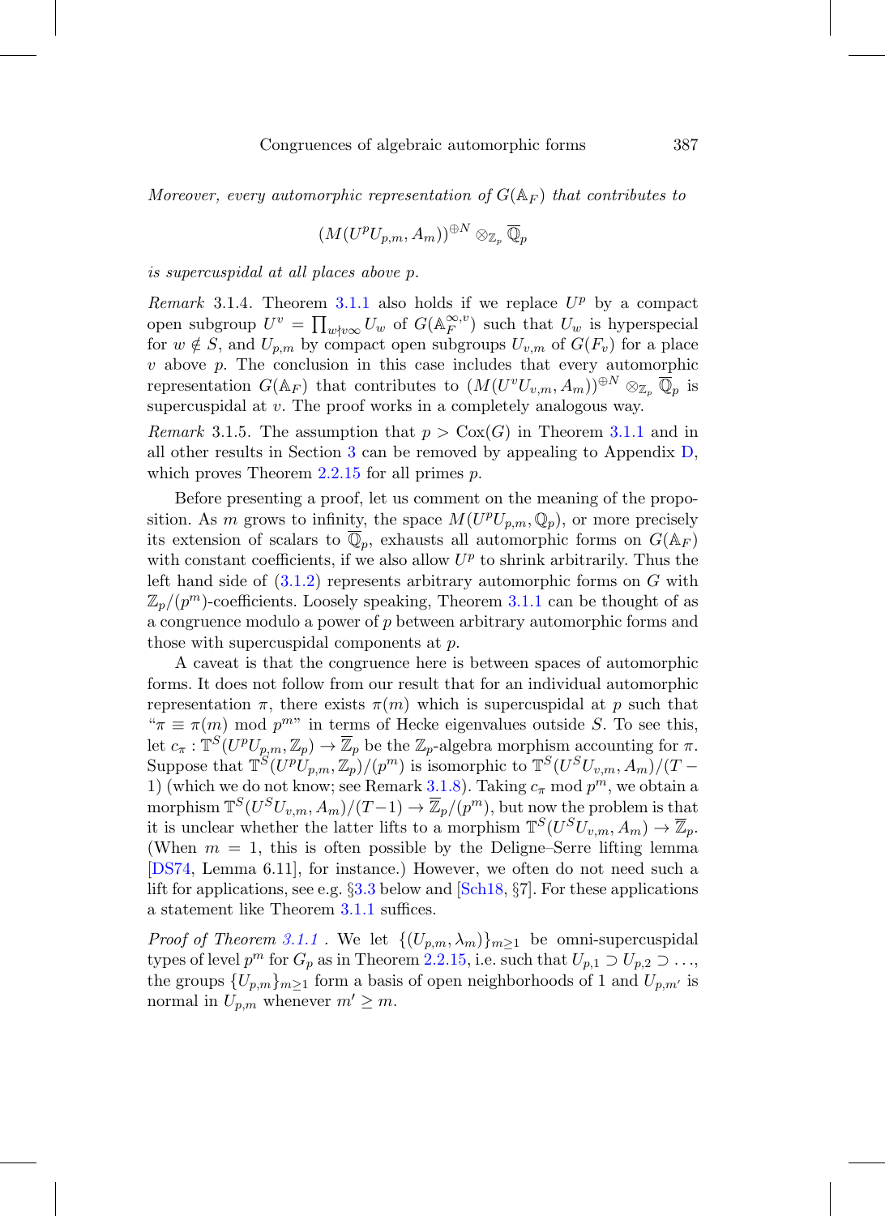*Moreover, every automorphic representation of $G(\mathbb{A}_F)$ that contributes to*

$$(M(U^pU_{p,m}, A_m))^{\oplus N} \otimes_{\mathbb{Z}_p} \overline{\mathbb{Q}}_p$$

*is supercuspidal at all places above $p$.*

*Remark* 3.1.4. Theorem 3.1.1 also holds if we replace $U^p$ by a compact open subgroup $U^v = \prod_{w \nmid v\infty} U_w$ of $G(\mathbb{A}_F^{\infty,v})$ such that $U_w$ is hyperspecial for $w \notin S$, and $U_{p,m}$ by compact open subgroups $U_{v,m}$ of $G(F_v)$ for a place $v$ above $p$. The conclusion in this case includes that every automorphic representation $G(\mathbb{A}_F)$ that contributes to $(M(U^vU_{v,m}, A_m))^{\oplus N} \otimes_{\mathbb{Z}_p} \overline{\mathbb{Q}}_p$ is supercuspidal at $v$. The proof works in a completely analogous way.

*Remark* 3.1.5. The assumption that $p > \mathrm{Cox}(G)$ in Theorem 3.1.1 and in all other results in Section 3 can be removed by appealing to Appendix D, which proves Theorem 2.2.15 for all primes $p$.

Before presenting a proof, let us comment on the meaning of the proposition. As $m$ grows to infinity, the space $M(U^pU_{p,m}, \mathbb{Q}_p)$, or more precisely its extension of scalars to $\overline{\mathbb{Q}}_p$, exhausts all automorphic forms on $G(\mathbb{A}_F)$ with constant coefficients, if we also allow $U^p$ to shrink arbitrarily. Thus the left hand side of (3.1.2) represents arbitrary automorphic forms on $G$ with $\mathbb{Z}_p/(p^m)$-coefficients. Loosely speaking, Theorem 3.1.1 can be thought of as a congruence modulo a power of $p$ between arbitrary automorphic forms and those with supercuspidal components at $p$.

A caveat is that the congruence here is between spaces of automorphic forms. It does not follow from our result that for an individual automorphic representation $\pi$, there exists $\pi(m)$ which is supercuspidal at $p$ such that "$\pi \equiv \pi(m) \bmod p^m$" in terms of Hecke eigenvalues outside $S$. To see this, let $c_\pi : \mathbb{T}^S(U^pU_{p,m}, \mathbb{Z}_p) \to \overline{\mathbb{Z}}_p$ be the $\mathbb{Z}_p$-algebra morphism accounting for $\pi$. Suppose that $\mathbb{T}^S(U^pU_{p,m}, \mathbb{Z}_p)/(p^m)$ is isomorphic to $\mathbb{T}^S(U^SU_{v,m}, A_m)/(T-1)$ (which we do not know; see Remark 3.1.8). Taking $c_\pi \bmod p^m$, we obtain a morphism $\mathbb{T}^S(U^SU_{v,m}, A_m)/(T-1) \to \overline{\mathbb{Z}}_p/(p^m)$, but now the problem is that it is unclear whether the latter lifts to a morphism $\mathbb{T}^S(U^SU_{v,m}, A_m) \to \overline{\mathbb{Z}}_p$. (When $m = 1$, this is often possible by the Deligne–Serre lifting lemma [DS74, Lemma 6.11], for instance.) However, we often do not need such a lift for applications, see e.g. §3.3 below and [Sch18, §7]. For these applications a statement like Theorem 3.1.1 suffices.

*Proof of Theorem 3.1.1 .* We let $\{(U_{p,m}, \lambda_m)\}_{m \geq 1}$ be omni-supercuspidal types of level $p^m$ for $G_p$ as in Theorem 2.2.15, i.e. such that $U_{p,1} \supset U_{p,2} \supset \ldots$, the groups $\{U_{p,m}\}_{m \geq 1}$ form a basis of open neighborhoods of 1 and $U_{p,m'}$ is normal in $U_{p,m}$ whenever $m' \geq m$.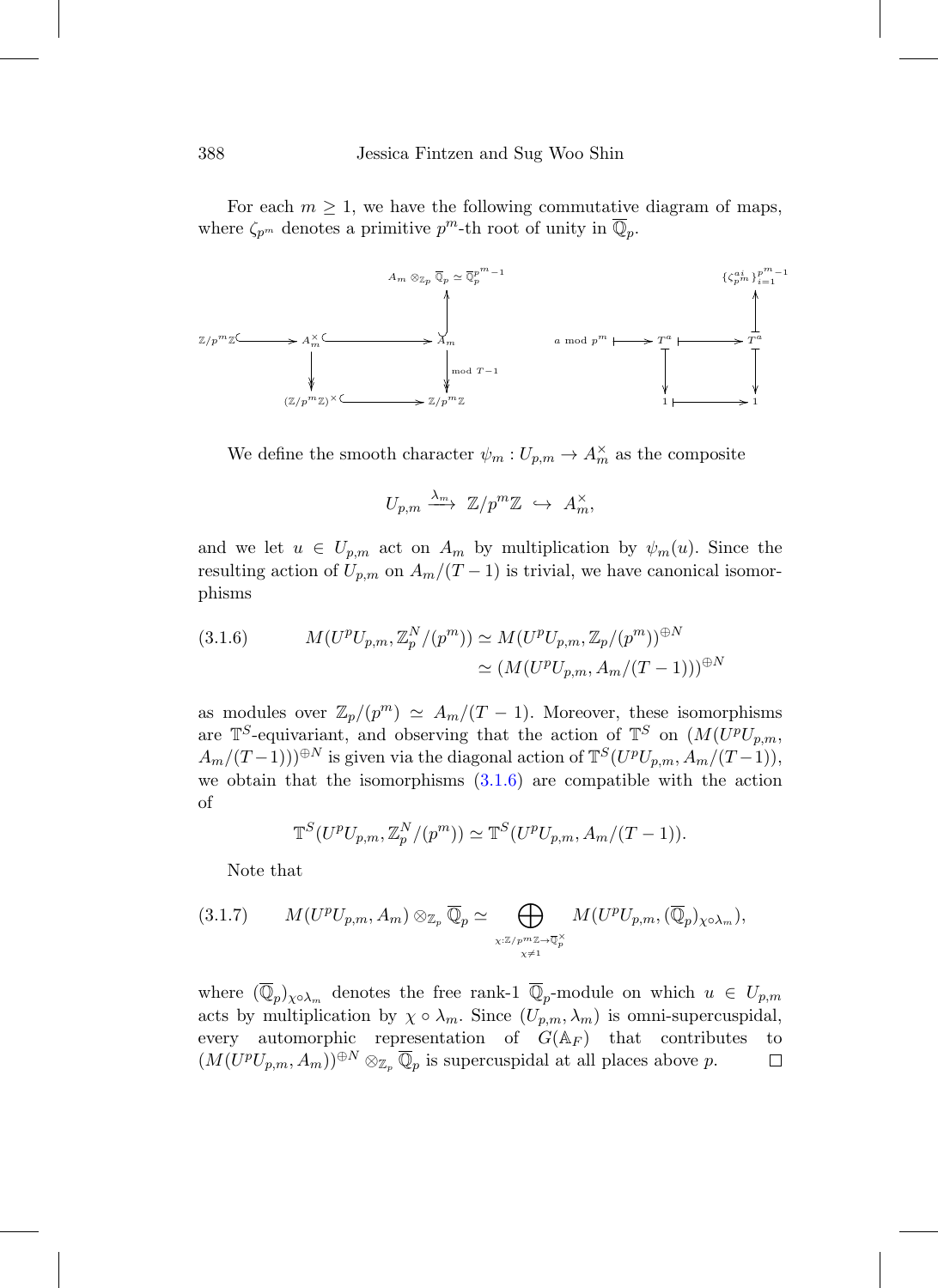For each $m \geq 1$, we have the following commutative diagram of maps, where $\zeta_{p^m}$ denotes a primitive $p^m$-th root of unity in $\overline{\mathbb{Q}}_p$.

$$
\begin{array}{ccccc}
 & & A_m \otimes_{\mathbb{Z}_p} \overline{\mathbb{Q}}_p \simeq \overline{\mathbb{Q}}_p^{p^m-1} \\
 & & \uparrow \\
\mathbb{Z}/p^m\mathbb{Z} \hookrightarrow & A_m^\times \hookrightarrow & A_m \\
 & \downarrow & \downarrow \text{mod } T-1 \\
 & (\mathbb{Z}/p^m\mathbb{Z})^\times \hookrightarrow & \mathbb{Z}/p^m\mathbb{Z}
\end{array}
\qquad
\begin{array}{ccccc}
 & & \{\zeta_{p^m}^{ai}\}_{i=1}^{p^m-1} \\
 & & \uparrow \\
a \bmod p^m \mapsto & T^a \mapsto & T^a \\
 & \downarrow & \downarrow \\
 & 1 \mapsto & 1
\end{array}
$$

We define the smooth character $\psi_m : U_{p,m} \to A_m^\times$ as the composite

$$U_{p,m} \xrightarrow{\lambda_m} \mathbb{Z}/p^m\mathbb{Z} \hookrightarrow A_m^\times,$$

and we let $u \in U_{p,m}$ act on $A_m$ by multiplication by $\psi_m(u)$. Since the resulting action of $U_{p,m}$ on $A_m/(T-1)$ is trivial, we have canonical isomorphisms

$$
\begin{aligned}
(3.1.6) \qquad M(U^pU_{p,m}, \mathbb{Z}_p^N/(p^m)) &\simeq M(U^pU_{p,m}, \mathbb{Z}_p/(p^m))^{\oplus N} \\
&\simeq (M(U^pU_{p,m}, A_m/(T-1)))^{\oplus N}
\end{aligned}
$$

as modules over $\mathbb{Z}_p/(p^m) \simeq A_m/(T-1)$. Moreover, these isomorphisms are $\mathbb{T}^S$-equivariant, and observing that the action of $\mathbb{T}^S$ on $(M(U^pU_{p,m}, A_m/(T-1)))^{\oplus N}$ is given via the diagonal action of $\mathbb{T}^S(U^pU_{p,m}, A_m/(T-1))$, we obtain that the isomorphisms (3.1.6) are compatible with the action of

$$\mathbb{T}^S(U^pU_{p,m}, \mathbb{Z}_p^N/(p^m)) \simeq \mathbb{T}^S(U^pU_{p,m}, A_m/(T-1)).$$

Note that

$$(3.1.7) \qquad M(U^pU_{p,m}, A_m) \otimes_{\mathbb{Z}_p} \overline{\mathbb{Q}}_p \simeq \bigoplus_{\substack{\chi : \mathbb{Z}/p^m\mathbb{Z} \to \overline{\mathbb{Q}}_p^\times \\ \chi \neq 1}} M(U^pU_{p,m}, (\overline{\mathbb{Q}}_p)_{\chi \circ \lambda_m}),$$

where $(\overline{\mathbb{Q}}_p)_{\chi \circ \lambda_m}$ denotes the free rank-1 $\overline{\mathbb{Q}}_p$-module on which $u \in U_{p,m}$ acts by multiplication by $\chi \circ \lambda_m$. Since $(U_{p,m}, \lambda_m)$ is omni-supercuspidal, every automorphic representation of $G(\mathbb{A}_F)$ that contributes to $(M(U^pU_{p,m}, A_m))^{\oplus N} \otimes_{\mathbb{Z}_p} \overline{\mathbb{Q}}_p$ is supercuspidal at all places above $p$. $\square$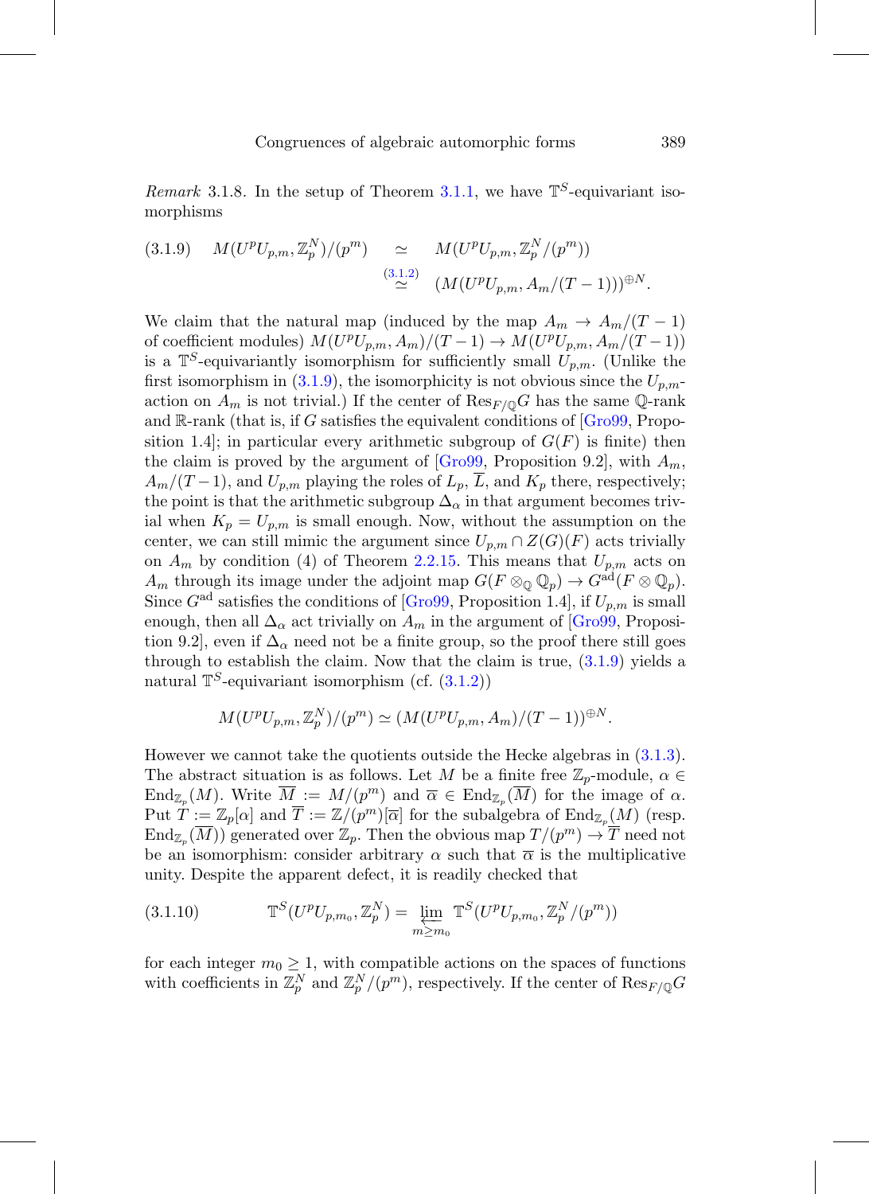*Remark* 3.1.8. In the setup of Theorem 3.1.1, we have $\mathbb{T}^S$-equivariant isomorphisms

$$
\begin{aligned}
(3.1.9)\qquad M(U^pU_{p,m},\mathbb{Z}_p^N)/(p^m) &\simeq M(U^pU_{p,m},\mathbb{Z}_p^N/(p^m))\\
&\overset{(3.1.2)}{\simeq} (M(U^pU_{p,m},A_m/(T-1)))^{\oplus N}.
\end{aligned}
$$

We claim that the natural map (induced by the map $A_m \to A_m/(T-1)$ of coefficient modules) $M(U^pU_{p,m},A_m)/(T-1) \to M(U^pU_{p,m},A_m/(T-1))$ is a $\mathbb{T}^S$-equivariantly isomorphism for sufficiently small $U_{p,m}$. (Unlike the first isomorphism in (3.1.9), the isomorphicity is not obvious since the $U_{p,m}$-action on $A_m$ is not trivial.) If the center of $\mathrm{Res}_{F/\mathbb{Q}}G$ has the same $\mathbb{Q}$-rank and $\mathbb{R}$-rank (that is, if $G$ satisfies the equivalent conditions of [Gro99, Proposition 1.4]; in particular every arithmetic subgroup of $G(F)$ is finite) then the claim is proved by the argument of [Gro99, Proposition 9.2], with $A_m$, $A_m/(T-1)$, and $U_{p,m}$ playing the roles of $L_p$, $\overline{L}$, and $K_p$ there, respectively; the point is that the arithmetic subgroup $\Delta_\alpha$ in that argument becomes trivial when $K_p = U_{p,m}$ is small enough. Now, without the assumption on the center, we can still mimic the argument since $U_{p,m} \cap Z(G)(F)$ acts trivially on $A_m$ by condition (4) of Theorem 2.2.15. This means that $U_{p,m}$ acts on $A_m$ through its image under the adjoint map $G(F \otimes_{\mathbb{Q}} \mathbb{Q}_p) \to G^{\mathrm{ad}}(F \otimes \mathbb{Q}_p)$. Since $G^{\mathrm{ad}}$ satisfies the conditions of [Gro99, Proposition 1.4], if $U_{p,m}$ is small enough, then all $\Delta_\alpha$ act trivially on $A_m$ in the argument of [Gro99, Proposition 9.2], even if $\Delta_\alpha$ need not be a finite group, so the proof there still goes through to establish the claim. Now that the claim is true, (3.1.9) yields a natural $\mathbb{T}^S$-equivariant isomorphism (cf. (3.1.2))

$$M(U^pU_{p,m},\mathbb{Z}_p^N)/(p^m) \simeq (M(U^pU_{p,m},A_m)/(T-1))^{\oplus N}.$$

However we cannot take the quotients outside the Hecke algebras in (3.1.3). The abstract situation is as follows. Let $M$ be a finite free $\mathbb{Z}_p$-module, $\alpha \in \mathrm{End}_{\mathbb{Z}_p}(M)$. Write $\overline{M} := M/(p^m)$ and $\overline{\alpha} \in \mathrm{End}_{\mathbb{Z}_p}(\overline{M})$ for the image of $\alpha$. Put $T := \mathbb{Z}_p[\alpha]$ and $\overline{T} := \mathbb{Z}/(p^m)[\overline{\alpha}]$ for the subalgebra of $\mathrm{End}_{\mathbb{Z}_p}(M)$ (resp. $\mathrm{End}_{\mathbb{Z}_p}(\overline{M})$) generated over $\mathbb{Z}_p$. Then the obvious map $T/(p^m) \to \overline{T}$ need not be an isomorphism: consider arbitrary $\alpha$ such that $\overline{\alpha}$ is the multiplicative unity. Despite the apparent defect, it is readily checked that

$$(3.1.10)\qquad \mathbb{T}^S(U^pU_{p,m_0},\mathbb{Z}_p^N) = \varprojlim_{m\geq m_0} \mathbb{T}^S(U^pU_{p,m_0},\mathbb{Z}_p^N/(p^m))$$

for each integer $m_0 \geq 1$, with compatible actions on the spaces of functions with coefficients in $\mathbb{Z}_p^N$ and $\mathbb{Z}_p^N/(p^m)$, respectively. If the center of $\mathrm{Res}_{F/\mathbb{Q}}G$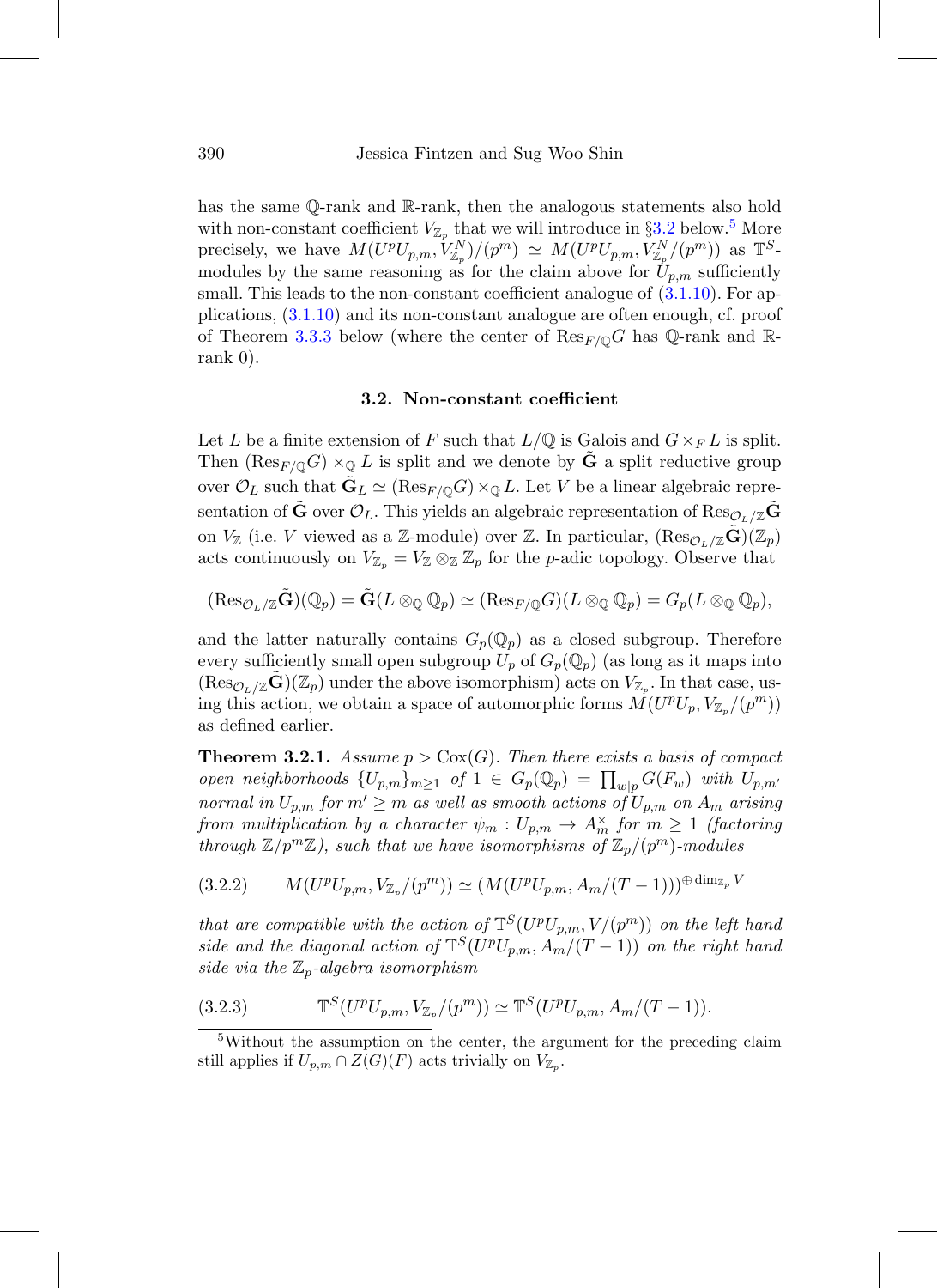has the same $\mathbb{Q}$-rank and $\mathbb{R}$-rank, then the analogous statements also hold with non-constant coefficient $V_{\mathbb{Z}_p}$ that we will introduce in §3.2 below.[5] More precisely, we have $M(U^pU_{p,m}, V_{\mathbb{Z}_p}^N)/(p^m) \simeq M(U^pU_{p,m}, V_{\mathbb{Z}_p}^N/(p^m))$ as $\mathbb{T}^S$-modules by the same reasoning as for the claim above for $U_{p,m}$ sufficiently small. This leads to the non-constant coefficient analogue of (3.1.10). For applications, (3.1.10) and its non-constant analogue are often enough, cf. proof of Theorem 3.3.3 below (where the center of $\mathrm{Res}_{F/\mathbb{Q}}G$ has $\mathbb{Q}$-rank and $\mathbb{R}$-rank 0).

### 3.2. Non-constant coefficient

Let $L$ be a finite extension of $F$ such that $L/\mathbb{Q}$ is Galois and $G \times_F L$ is split. Then $(\mathrm{Res}_{F/\mathbb{Q}}G) \times_{\mathbb{Q}} L$ is split and we denote by $\tilde{\mathbf{G}}$ a split reductive group over $\mathcal{O}_L$ such that $\tilde{\mathbf{G}}_L \simeq (\mathrm{Res}_{F/\mathbb{Q}}G) \times_{\mathbb{Q}} L$. Let $V$ be a linear algebraic representation of $\tilde{\mathbf{G}}$ over $\mathcal{O}_L$. This yields an algebraic representation of $\mathrm{Res}_{\mathcal{O}_L/\mathbb{Z}}\tilde{\mathbf{G}}$ on $V_{\mathbb{Z}}$ (i.e. $V$ viewed as a $\mathbb{Z}$-module) over $\mathbb{Z}$. In particular, $(\mathrm{Res}_{\mathcal{O}_L/\mathbb{Z}}\tilde{\mathbf{G}})(\mathbb{Z}_p)$ acts continuously on $V_{\mathbb{Z}_p} = V_{\mathbb{Z}} \otimes_{\mathbb{Z}} \mathbb{Z}_p$ for the $p$-adic topology. Observe that

$$(\mathrm{Res}_{\mathcal{O}_L/\mathbb{Z}}\tilde{\mathbf{G}})(\mathbb{Q}_p) = \tilde{\mathbf{G}}(L \otimes_{\mathbb{Q}} \mathbb{Q}_p) \simeq (\mathrm{Res}_{F/\mathbb{Q}}G)(L \otimes_{\mathbb{Q}} \mathbb{Q}_p) = G_p(L \otimes_{\mathbb{Q}} \mathbb{Q}_p),$$

and the latter naturally contains $G_p(\mathbb{Q}_p)$ as a closed subgroup. Therefore every sufficiently small open subgroup $U_p$ of $G_p(\mathbb{Q}_p)$ (as long as it maps into $(\mathrm{Res}_{\mathcal{O}_L/\mathbb{Z}}\tilde{\mathbf{G}})(\mathbb{Z}_p)$ under the above isomorphism) acts on $V_{\mathbb{Z}_p}$. In that case, using this action, we obtain a space of automorphic forms $M(U^pU_p, V_{\mathbb{Z}_p}/(p^m))$ as defined earlier.

**Theorem 3.2.1.** *Assume $p > \mathrm{Cox}(G)$. Then there exists a basis of compact open neighborhoods $\{U_{p,m}\}_{m\geq 1}$ of $1 \in G_p(\mathbb{Q}_p) = \prod_{w|p} G(F_w)$ with $U_{p,m'}$ normal in $U_{p,m}$ for $m' \geq m$ as well as smooth actions of $U_{p,m}$ on $A_m$ arising from multiplication by a character $\psi_m : U_{p,m} \to A_m^\times$ for $m \geq 1$ (factoring through $\mathbb{Z}/p^m\mathbb{Z}$), such that we have isomorphisms of $\mathbb{Z}_p/(p^m)$-modules*

$$M(U^pU_{p,m}, V_{\mathbb{Z}_p}/(p^m)) \simeq (M(U^pU_{p,m}, A_m/(T-1)))^{\oplus \dim_{\mathbb{Z}_p} V} \tag{3.2.2}$$

*that are compatible with the action of $\mathbb{T}^S(U^pU_{p,m}, V/(p^m))$ on the left hand side and the diagonal action of $\mathbb{T}^S(U^pU_{p,m}, A_m/(T-1))$ on the right hand side via the $\mathbb{Z}_p$-algebra isomorphism*

$$\mathbb{T}^S(U^pU_{p,m}, V_{\mathbb{Z}_p}/(p^m)) \simeq \mathbb{T}^S(U^pU_{p,m}, A_m/(T-1)). \tag{3.2.3}$$

[5] Without the assumption on the center, the argument for the preceding claim still applies if $U_{p,m} \cap Z(G)(F)$ acts trivially on $V_{\mathbb{Z}_p}$.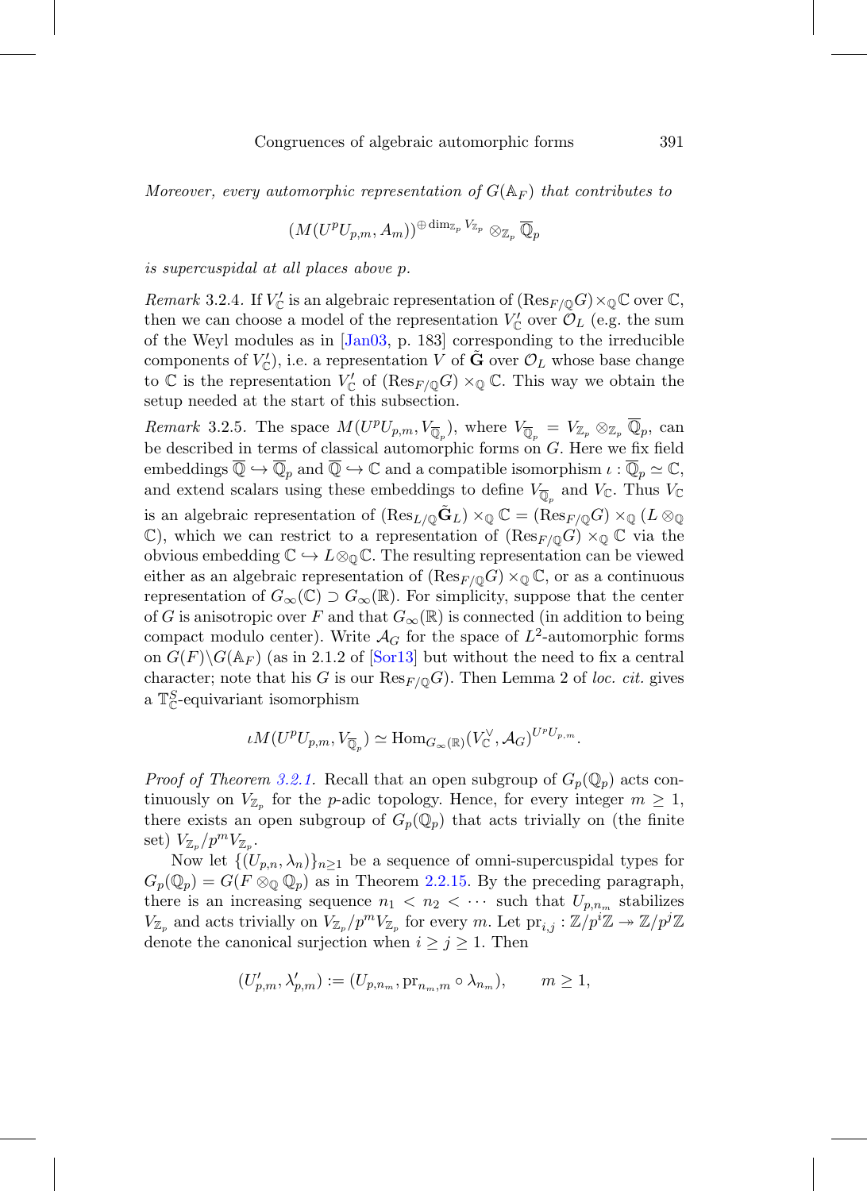*Moreover, every automorphic representation of $G(\mathbb{A}_F)$ that contributes to*

$$(M(U^p U_{p,m}, A_m))^{\oplus \dim_{\mathbb{Z}_p} V_{\mathbb{Z}_p}} \otimes_{\mathbb{Z}_p} \overline{\mathbb{Q}}_p$$

*is supercuspidal at all places above $p$.*

*Remark* 3.2.4. If $V'_{\mathbb{C}}$ is an algebraic representation of $(\mathrm{Res}_{F/\mathbb{Q}} G) \times_{\mathbb{Q}} \mathbb{C}$ over $\mathbb{C}$, then we can choose a model of the representation $V'_{\mathbb{C}}$ over $\mathcal{O}_L$ (e.g. the sum of the Weyl modules as in [Jan03, p. 183] corresponding to the irreducible components of $V'_{\mathbb{C}}$), i.e. a representation $V$ of $\tilde{\mathbf{G}}$ over $\mathcal{O}_L$ whose base change to $\mathbb{C}$ is the representation $V'_{\mathbb{C}}$ of $(\mathrm{Res}_{F/\mathbb{Q}} G) \times_{\mathbb{Q}} \mathbb{C}$. This way we obtain the setup needed at the start of this subsection.

*Remark* 3.2.5. The space $M(U^p U_{p,m}, V_{\overline{\mathbb{Q}}_p})$, where $V_{\overline{\mathbb{Q}}_p} = V_{\mathbb{Z}_p} \otimes_{\mathbb{Z}_p} \overline{\mathbb{Q}}_p$, can be described in terms of classical automorphic forms on $G$. Here we fix field embeddings $\overline{\mathbb{Q}} \hookrightarrow \overline{\mathbb{Q}}_p$ and $\overline{\mathbb{Q}} \hookrightarrow \mathbb{C}$ and a compatible isomorphism $\iota : \overline{\mathbb{Q}}_p \simeq \mathbb{C}$, and extend scalars using these embeddings to define $V_{\overline{\mathbb{Q}}_p}$ and $V_{\mathbb{C}}$. Thus $V_{\mathbb{C}}$ is an algebraic representation of $(\mathrm{Res}_{L/\mathbb{Q}} \tilde{\mathbf{G}}_L) \times_{\mathbb{Q}} \mathbb{C} = (\mathrm{Res}_{F/\mathbb{Q}} G) \times_{\mathbb{Q}} (L \otimes_{\mathbb{Q}} \mathbb{C})$, which we can restrict to a representation of $(\mathrm{Res}_{F/\mathbb{Q}} G) \times_{\mathbb{Q}} \mathbb{C}$ via the obvious embedding $\mathbb{C} \hookrightarrow L \otimes_{\mathbb{Q}} \mathbb{C}$. The resulting representation can be viewed either as an algebraic representation of $(\mathrm{Res}_{F/\mathbb{Q}} G) \times_{\mathbb{Q}} \mathbb{C}$, or as a continuous representation of $G_\infty(\mathbb{C}) \supset G_\infty(\mathbb{R})$. For simplicity, suppose that the center of $G$ is anisotropic over $F$ and that $G_\infty(\mathbb{R})$ is connected (in addition to being compact modulo center). Write $\mathcal{A}_G$ for the space of $L^2$-automorphic forms on $G(F) \backslash G(\mathbb{A}_F)$ (as in 2.1.2 of [Sor13] but without the need to fix a central character; note that his $G$ is our $\mathrm{Res}_{F/\mathbb{Q}} G$). Then Lemma 2 of *loc. cit.* gives a $\mathbb{T}^S_{\mathbb{C}}$-equivariant isomorphism

$$\iota M(U^p U_{p,m}, V_{\overline{\mathbb{Q}}_p}) \simeq \mathrm{Hom}_{G_\infty(\mathbb{R})}(V_{\mathbb{C}}^\vee, \mathcal{A}_G)^{U^p U_{p,m}}.$$

*Proof of Theorem 3.2.1.* Recall that an open subgroup of $G_p(\mathbb{Q}_p)$ acts continuously on $V_{\mathbb{Z}_p}$ for the $p$-adic topology. Hence, for every integer $m \geq 1$, there exists an open subgroup of $G_p(\mathbb{Q}_p)$ that acts trivially on (the finite set) $V_{\mathbb{Z}_p}/p^m V_{\mathbb{Z}_p}$.

Now let $\{(U_{p,n}, \lambda_n)\}_{n \geq 1}$ be a sequence of omni-supercuspidal types for $G_p(\mathbb{Q}_p) = G(F \otimes_{\mathbb{Q}} \mathbb{Q}_p)$ as in Theorem 2.2.15. By the preceding paragraph, there is an increasing sequence $n_1 < n_2 < \cdots$ such that $U_{p,n_m}$ stabilizes $V_{\mathbb{Z}_p}$ and acts trivially on $V_{\mathbb{Z}_p}/p^m V_{\mathbb{Z}_p}$ for every $m$. Let $\mathrm{pr}_{i,j} : \mathbb{Z}/p^i\mathbb{Z} \twoheadrightarrow \mathbb{Z}/p^j\mathbb{Z}$ denote the canonical surjection when $i \geq j \geq 1$. Then

$$(U'_{p,m}, \lambda'_{p,m}) := (U_{p,n_m}, \mathrm{pr}_{n_m,m} \circ \lambda_{n_m}), \qquad m \geq 1,$$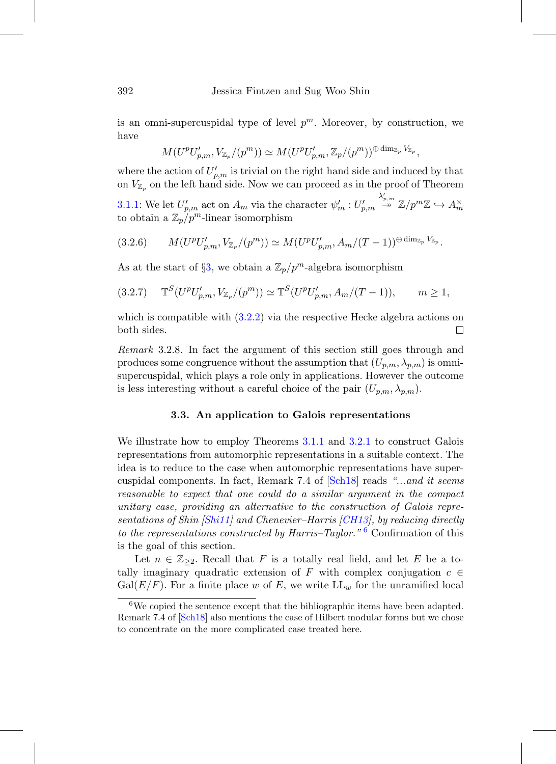is an omni-supercuspidal type of level $p^m$. Moreover, by construction, we have

$$M(U^pU'_{p,m}, V_{\mathbb{Z}_p}/(p^m)) \simeq M(U^pU'_{p,m}, \mathbb{Z}_p/(p^m))^{\oplus \dim_{\mathbb{Z}_p} V_{\mathbb{Z}_p}},$$

where the action of $U'_{p,m}$ is trivial on the right hand side and induced by that on $V_{\mathbb{Z}_p}$ on the left hand side. Now we can proceed as in the proof of Theorem 3.1.1: We let $U'_{p,m}$ act on $A_m$ via the character $\psi'_m : U'_{p,m} \overset{\lambda'_{p,m}}{\twoheadrightarrow} \mathbb{Z}/p^m\mathbb{Z} \hookrightarrow A_m^\times$ to obtain a $\mathbb{Z}_p/p^m$-linear isomorphism

$$M(U^pU'_{p,m}, V_{\mathbb{Z}_p}/(p^m)) \simeq M(U^pU'_{p,m}, A_m/(T-1))^{\oplus \dim_{\mathbb{Z}_p} V_{\mathbb{Z}_p}}. \tag{3.2.6}$$

As at the start of §3, we obtain a $\mathbb{Z}_p/p^m$-algebra isomorphism

$$\mathbb{T}^S(U^pU'_{p,m}, V_{\mathbb{Z}_p}/(p^m)) \simeq \mathbb{T}^S(U^pU'_{p,m}, A_m/(T-1)), \qquad m \geq 1, \tag{3.2.7}$$

which is compatible with (3.2.2) via the respective Hecke algebra actions on both sides. □

*Remark* 3.2.8. In fact the argument of this section still goes through and produces some congruence without the assumption that $(U_{p,m}, \lambda_{p,m})$ is omni-supercuspidal, which plays a role only in applications. However the outcome is less interesting without a careful choice of the pair $(U_{p,m}, \lambda_{p,m})$.

### 3.3. An application to Galois representations

We illustrate how to employ Theorems 3.1.1 and 3.2.1 to construct Galois representations from automorphic representations in a suitable context. The idea is to reduce to the case when automorphic representations have supercuspidal components. In fact, Remark 7.4 of [Sch18] reads *"...and it seems reasonable to expect that one could do a similar argument in the compact unitary case, providing an alternative to the construction of Galois representations of Shin [Shi11] and Chenevier–Harris [CH13], by reducing directly to the representations constructed by Harris–Taylor."* [6] Confirmation of this is the goal of this section.

Let $n \in \mathbb{Z}_{\geq 2}$. Recall that $F$ is a totally real field, and let $E$ be a totally imaginary quadratic extension of $F$ with complex conjugation $c \in \mathrm{Gal}(E/F)$. For a finite place $w$ of $E$, we write $\mathrm{LL}_w$ for the unramified local

[6] We copied the sentence except that the bibliographic items have been adapted. Remark 7.4 of [Sch18] also mentions the case of Hilbert modular forms but we chose to concentrate on the more complicated case treated here.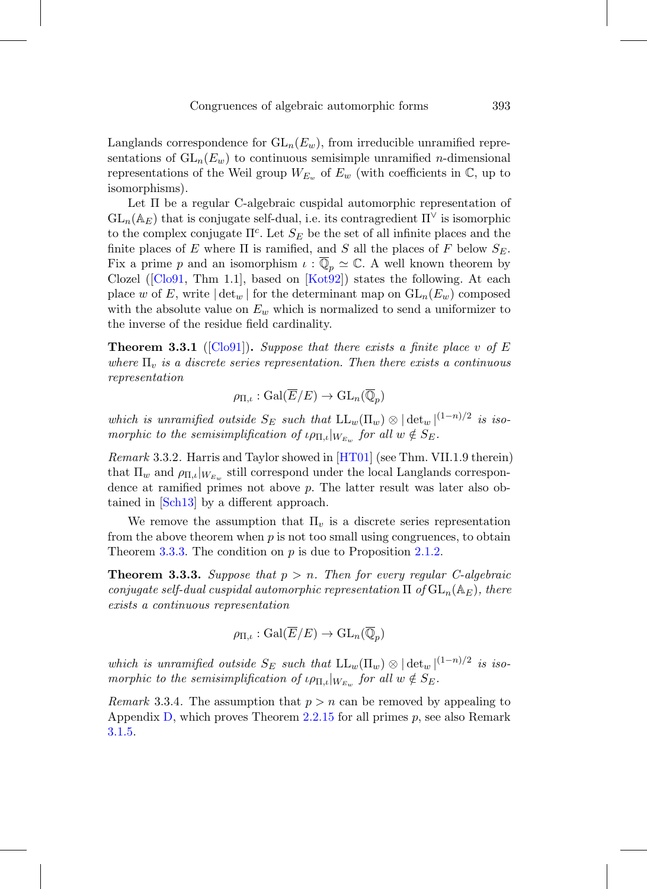Langlands correspondence for $\mathrm{GL}_n(E_w)$, from irreducible unramified representations of $\mathrm{GL}_n(E_w)$ to continuous semisimple unramified $n$-dimensional representations of the Weil group $W_{E_w}$ of $E_w$ (with coefficients in $\mathbb{C}$, up to isomorphisms).

Let $\Pi$ be a regular C-algebraic cuspidal automorphic representation of $\mathrm{GL}_n(\mathbb{A}_E)$ that is conjugate self-dual, i.e. its contragredient $\Pi^\vee$ is isomorphic to the complex conjugate $\Pi^c$. Let $S_E$ be the set of all infinite places and the finite places of $E$ where $\Pi$ is ramified, and $S$ all the places of $F$ below $S_E$. Fix a prime $p$ and an isomorphism $\iota : \overline{\mathbb{Q}}_p \simeq \mathbb{C}$. A well known theorem by Clozel ([Clo91, Thm 1.1], based on [Kot92]) states the following. At each place $w$ of $E$, write $|\det_w|$ for the determinant map on $\mathrm{GL}_n(E_w)$ composed with the absolute value on $E_w$ which is normalized to send a uniformizer to the inverse of the residue field cardinality.

**Theorem 3.3.1** ([Clo91]). *Suppose that there exists a finite place $v$ of $E$ where $\Pi_v$ is a discrete series representation. Then there exists a continuous representation*

$$\rho_{\Pi,\iota} : \mathrm{Gal}(\overline{E}/E) \to \mathrm{GL}_n(\overline{\mathbb{Q}}_p)$$

*which is unramified outside $S_E$ such that $\mathrm{LL}_w(\Pi_w) \otimes |\det_w|^{(1-n)/2}$ is isomorphic to the semisimplification of $\iota\rho_{\Pi,\iota}|_{W_{E_w}}$ for all $w \notin S_E$.*

*Remark* 3.3.2. Harris and Taylor showed in [HT01] (see Thm. VII.1.9 therein) that $\Pi_w$ and $\rho_{\Pi,\iota}|_{W_{E_w}}$ still correspond under the local Langlands correspondence at ramified primes not above $p$. The latter result was later also obtained in [Sch13] by a different approach.

We remove the assumption that $\Pi_v$ is a discrete series representation from the above theorem when $p$ is not too small using congruences, to obtain Theorem 3.3.3. The condition on $p$ is due to Proposition 2.1.2.

**Theorem 3.3.3.** *Suppose that $p > n$. Then for every regular C-algebraic conjugate self-dual cuspidal automorphic representation $\Pi$ of $\mathrm{GL}_n(\mathbb{A}_E)$, there exists a continuous representation*

$$\rho_{\Pi,\iota} : \mathrm{Gal}(\overline{E}/E) \to \mathrm{GL}_n(\overline{\mathbb{Q}}_p)$$

*which is unramified outside $S_E$ such that $\mathrm{LL}_w(\Pi_w) \otimes |\det_w|^{(1-n)/2}$ is isomorphic to the semisimplification of $\iota\rho_{\Pi,\iota}|_{W_{E_w}}$ for all $w \notin S_E$.*

*Remark* 3.3.4. The assumption that $p > n$ can be removed by appealing to Appendix D, which proves Theorem 2.2.15 for all primes $p$, see also Remark 3.1.5.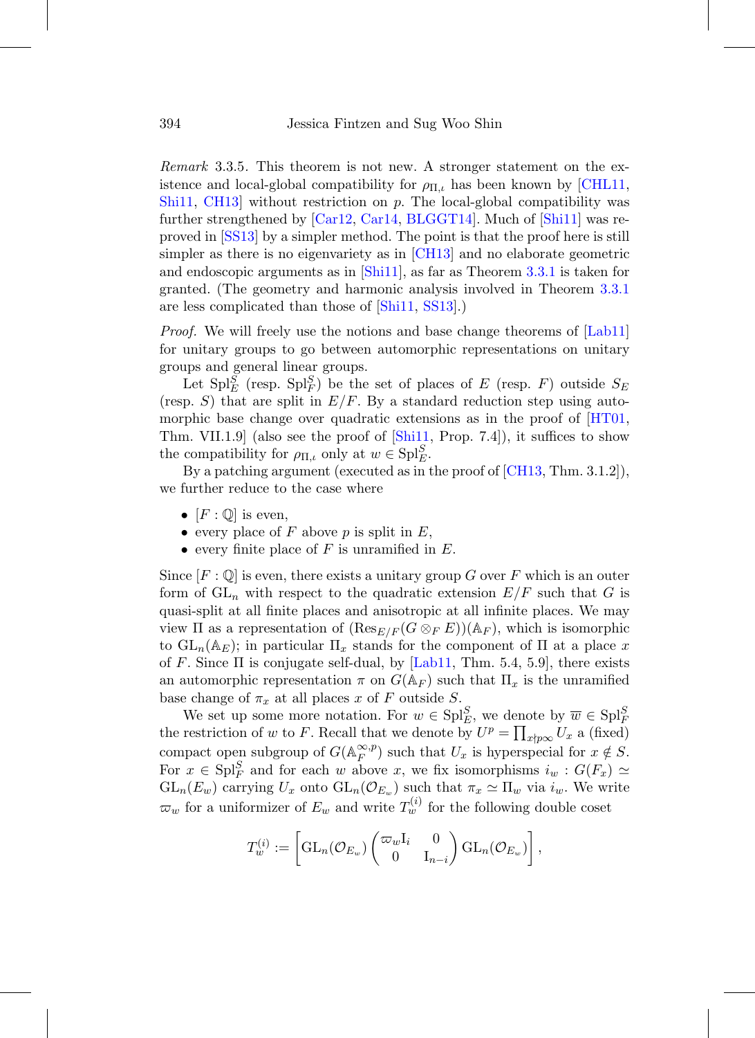*Remark* 3.3.5. This theorem is not new. A stronger statement on the existence and local-global compatibility for $\rho_{\Pi,\iota}$ has been known by [CHL11, Shi11, CH13] without restriction on $p$. The local-global compatibility was further strengthened by [Car12, Car14, BLGGT14]. Much of [Shi11] was reproved in [SS13] by a simpler method. The point is that the proof here is still simpler as there is no eigenvariety as in [CH13] and no elaborate geometric and endoscopic arguments as in [Shi11], as far as Theorem 3.3.1 is taken for granted. (The geometry and harmonic analysis involved in Theorem 3.3.1 are less complicated than those of [Shi11, SS13].)

*Proof.* We will freely use the notions and base change theorems of [Lab11] for unitary groups to go between automorphic representations on unitary groups and general linear groups.

Let $\mathrm{Spl}_E^S$ (resp. $\mathrm{Spl}_F^S$) be the set of places of $E$ (resp. $F$) outside $S_E$ (resp. $S$) that are split in $E/F$. By a standard reduction step using automorphic base change over quadratic extensions as in the proof of [HT01, Thm. VII.1.9] (also see the proof of [Shi11, Prop. 7.4]), it suffices to show the compatibility for $\rho_{\Pi,\iota}$ only at $w \in \mathrm{Spl}_E^S$.

By a patching argument (executed as in the proof of [CH13, Thm. 3.1.2]), we further reduce to the case where

- $[F:\mathbb{Q}]$ is even,
- every place of $F$ above $p$ is split in $E$,
- every finite place of $F$ is unramified in $E$.

Since $[F:\mathbb{Q}]$ is even, there exists a unitary group $G$ over $F$ which is an outer form of $\mathrm{GL}_n$ with respect to the quadratic extension $E/F$ such that $G$ is quasi-split at all finite places and anisotropic at all infinite places. We may view $\Pi$ as a representation of $(\mathrm{Res}_{E/F}(G\otimes_F E))(\mathbb{A}_F)$, which is isomorphic to $\mathrm{GL}_n(\mathbb{A}_E)$; in particular $\Pi_x$ stands for the component of $\Pi$ at a place $x$ of $F$. Since $\Pi$ is conjugate self-dual, by [Lab11, Thm. 5.4, 5.9], there exists an automorphic representation $\pi$ on $G(\mathbb{A}_F)$ such that $\Pi_x$ is the unramified base change of $\pi_x$ at all places $x$ of $F$ outside $S$.

We set up some more notation. For $w \in \mathrm{Spl}_E^S$, we denote by $\overline{w} \in \mathrm{Spl}_F^S$ the restriction of $w$ to $F$. Recall that we denote by $U^p = \prod_{x\nmid p\infty} U_x$ a (fixed) compact open subgroup of $G(\mathbb{A}_F^{\infty,p})$ such that $U_x$ is hyperspecial for $x \notin S$. For $x \in \mathrm{Spl}_F^S$ and for each $w$ above $x$, we fix isomorphisms $i_w : G(F_x) \simeq \mathrm{GL}_n(E_w)$ carrying $U_x$ onto $\mathrm{GL}_n(\mathcal{O}_{E_w})$ such that $\pi_x \simeq \Pi_w$ via $i_w$. We write $\varpi_w$ for a uniformizer of $E_w$ and write $T_w^{(i)}$ for the following double coset

$$T_w^{(i)} := \left[\mathrm{GL}_n(\mathcal{O}_{E_w}) \begin{pmatrix} \varpi_w \mathrm{I}_i & 0 \\ 0 & \mathrm{I}_{n-i} \end{pmatrix} \mathrm{GL}_n(\mathcal{O}_{E_w})\right],$$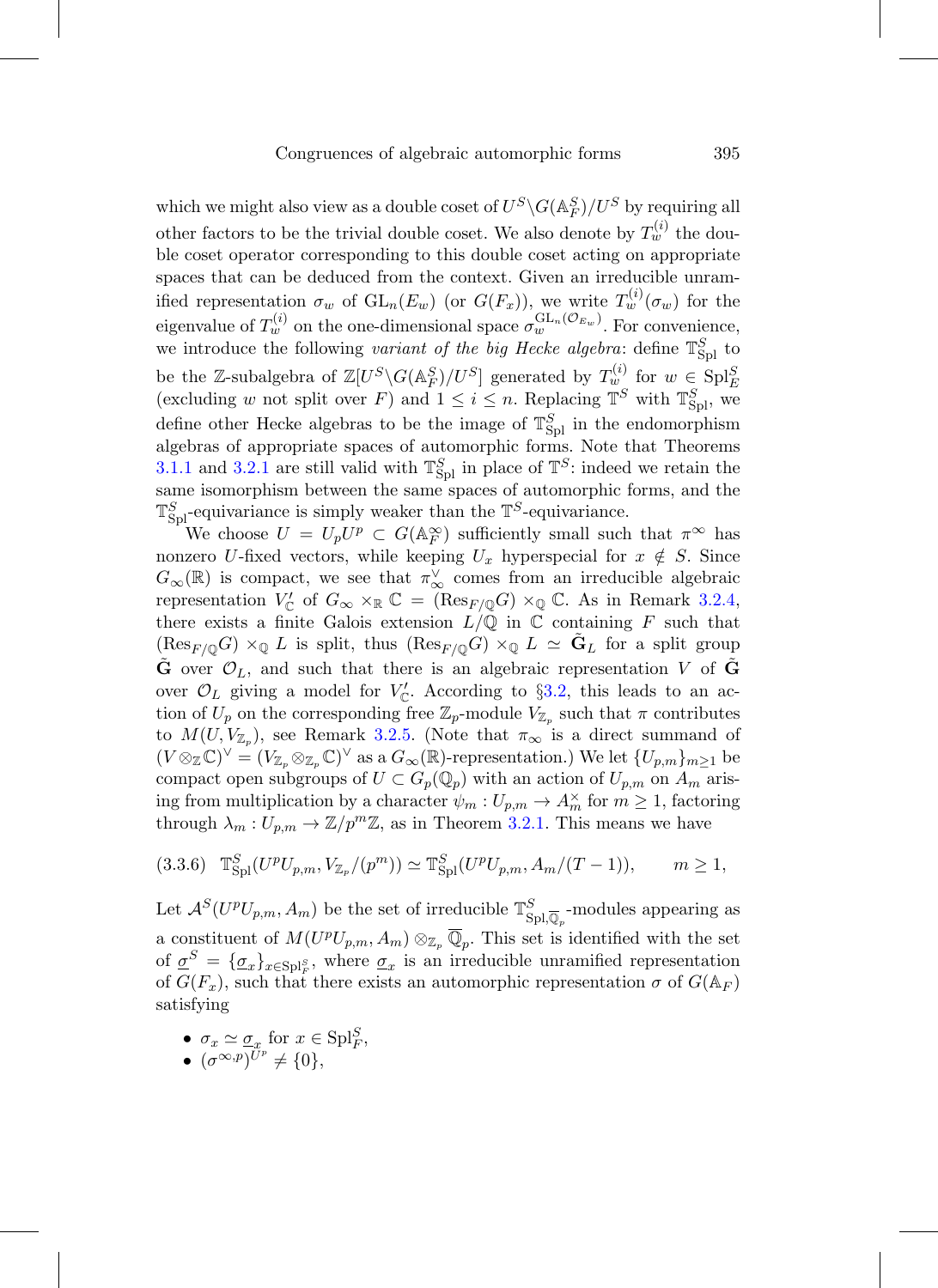which we might also view as a double coset of $U^S\backslash G(\mathbb{A}_F^S)/U^S$ by requiring all other factors to be the trivial double coset. We also denote by $T_w^{(i)}$ the double coset operator corresponding to this double coset acting on appropriate spaces that can be deduced from the context. Given an irreducible unramified representation $\sigma_w$ of $\mathrm{GL}_n(E_w)$ (or $G(F_x)$), we write $T_w^{(i)}(\sigma_w)$ for the eigenvalue of $T_w^{(i)}$ on the one-dimensional space $\sigma_w^{\mathrm{GL}_n(\mathcal{O}_{E_w})}$. For convenience, we introduce the following *variant of the big Hecke algebra*: define $\mathbb{T}^S_{\mathrm{Spl}}$ to be the $\mathbb{Z}$-subalgebra of $\mathbb{Z}[U^S\backslash G(\mathbb{A}_F^S)/U^S]$ generated by $T_w^{(i)}$ for $w \in \mathrm{Spl}_E^S$ (excluding $w$ not split over $F$) and $1 \leq i \leq n$. Replacing $\mathbb{T}^S$ with $\mathbb{T}^S_{\mathrm{Spl}}$, we define other Hecke algebras to be the image of $\mathbb{T}^S_{\mathrm{Spl}}$ in the endomorphism algebras of appropriate spaces of automorphic forms. Note that Theorems 3.1.1 and 3.2.1 are still valid with $\mathbb{T}^S_{\mathrm{Spl}}$ in place of $\mathbb{T}^S$: indeed we retain the same isomorphism between the same spaces of automorphic forms, and the $\mathbb{T}^S_{\mathrm{Spl}}$-equivariance is simply weaker than the $\mathbb{T}^S$-equivariance.

We choose $U = U_pU^p \subset G(\mathbb{A}_F^\infty)$ sufficiently small such that $\pi^\infty$ has nonzero $U$-fixed vectors, while keeping $U_x$ hyperspecial for $x \notin S$. Since $G_\infty(\mathbb{R})$ is compact, we see that $\pi_\infty^\vee$ comes from an irreducible algebraic representation $V'_{\mathbb{C}}$ of $G_\infty \times_{\mathbb{R}} \mathbb{C} = (\mathrm{Res}_{F/\mathbb{Q}}G) \times_{\mathbb{Q}} \mathbb{C}$. As in Remark 3.2.4, there exists a finite Galois extension $L/\mathbb{Q}$ in $\mathbb{C}$ containing $F$ such that $(\mathrm{Res}_{F/\mathbb{Q}}G) \times_{\mathbb{Q}} L$ is split, thus $(\mathrm{Res}_{F/\mathbb{Q}}G) \times_{\mathbb{Q}} L \simeq \tilde{\mathbf{G}}_L$ for a split group $\tilde{\mathbf{G}}$ over $\mathcal{O}_L$, and such that there is an algebraic representation $V$ of $\tilde{\mathbf{G}}$ over $\mathcal{O}_L$ giving a model for $V'_{\mathbb{C}}$. According to §3.2, this leads to an action of $U_p$ on the corresponding free $\mathbb{Z}_p$-module $V_{\mathbb{Z}_p}$ such that $\pi$ contributes to $M(U, V_{\mathbb{Z}_p})$, see Remark 3.2.5. (Note that $\pi_\infty$ is a direct summand of $(V \otimes_{\mathbb{Z}} \mathbb{C})^\vee = (V_{\mathbb{Z}_p} \otimes_{\mathbb{Z}_p} \mathbb{C})^\vee$ as a $G_\infty(\mathbb{R})$-representation.) We let $\{U_{p,m}\}_{m\geq 1}$ be compact open subgroups of $U \subset G_p(\mathbb{Q}_p)$ with an action of $U_{p,m}$ on $A_m$ arising from multiplication by a character $\psi_m : U_{p,m} \to A_m^\times$ for $m \geq 1$, factoring through $\lambda_m : U_{p,m} \to \mathbb{Z}/p^m\mathbb{Z}$, as in Theorem 3.2.1. This means we have

$$\mathbb{T}^S_{\mathrm{Spl}}(U^pU_{p,m}, V_{\mathbb{Z}_p}/(p^m)) \simeq \mathbb{T}^S_{\mathrm{Spl}}(U^pU_{p,m}, A_m/(T-1)), \qquad m \geq 1, \tag{3.3.6}$$

Let $\mathcal{A}^S(U^pU_{p,m}, A_m)$ be the set of irreducible $\mathbb{T}^S_{\mathrm{Spl},\overline{\mathbb{Q}}_p}$-modules appearing as a constituent of $M(U^pU_{p,m}, A_m) \otimes_{\mathbb{Z}_p} \overline{\mathbb{Q}}_p$. This set is identified with the set of $\underline{\sigma}^S = \{\underline{\sigma}_x\}_{x\in\mathrm{Spl}_F^S}$, where $\underline{\sigma}_x$ is an irreducible unramified representation of $G(F_x)$, such that there exists an automorphic representation $\sigma$ of $G(\mathbb{A}_F)$ satisfying

- $\sigma_x \simeq \underline{\sigma}_x$ for $x \in \mathrm{Spl}_F^S$,
- $(\sigma^{\infty,p})^{U^p} \neq \{0\}$,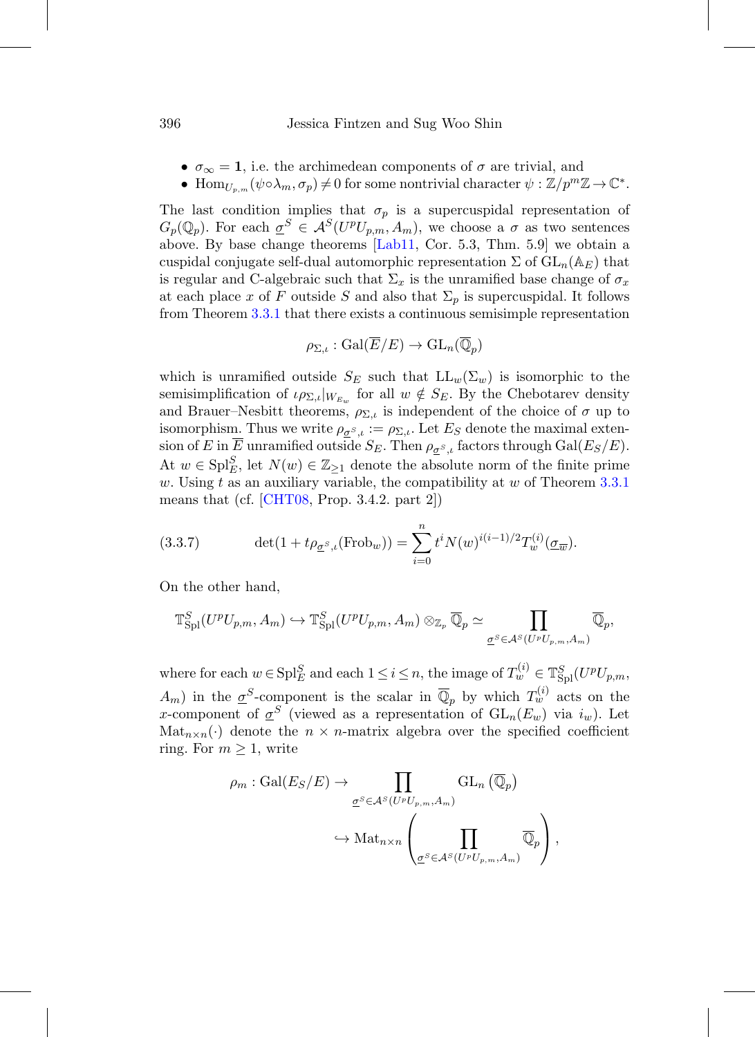- $\sigma_\infty = \mathbf{1}$, i.e. the archimedean components of $\sigma$ are trivial, and
- $\mathrm{Hom}_{U_{p,m}}(\psi\circ\lambda_m, \sigma_p) \neq 0$ for some nontrivial character $\psi : \mathbb{Z}/p^m\mathbb{Z} \to \mathbb{C}^*$.

The last condition implies that $\sigma_p$ is a supercuspidal representation of $G_p(\mathbb{Q}_p)$. For each $\underline{\sigma}^S \in \mathcal{A}^S(U^pU_{p,m}, A_m)$, we choose a $\sigma$ as two sentences above. By base change theorems [Lab11, Cor. 5.3, Thm. 5.9] we obtain a cuspidal conjugate self-dual automorphic representation $\Sigma$ of $\mathrm{GL}_n(\mathbb{A}_E)$ that is regular and C-algebraic such that $\Sigma_x$ is the unramified base change of $\sigma_x$ at each place $x$ of $F$ outside $S$ and also that $\Sigma_p$ is supercuspidal. It follows from Theorem 3.3.1 that there exists a continuous semisimple representation

$$\rho_{\Sigma,\iota} : \mathrm{Gal}(\overline{E}/E) \to \mathrm{GL}_n(\overline{\mathbb{Q}}_p)$$

which is unramified outside $S_E$ such that $\mathrm{LL}_w(\Sigma_w)$ is isomorphic to the semisimplification of $\iota\rho_{\Sigma,\iota}|_{W_{E_w}}$ for all $w \notin S_E$. By the Chebotarev density and Brauer–Nesbitt theorems, $\rho_{\Sigma,\iota}$ is independent of the choice of $\sigma$ up to isomorphism. Thus we write $\rho_{\underline{\sigma}^S,\iota} := \rho_{\Sigma,\iota}$. Let $E_S$ denote the maximal extension of $E$ in $\overline{E}$ unramified outside $S_E$. Then $\rho_{\underline{\sigma}^S,\iota}$ factors through $\mathrm{Gal}(E_S/E)$. At $w \in \mathrm{Spl}_E^S$, let $N(w) \in \mathbb{Z}_{\geq 1}$ denote the absolute norm of the finite prime $w$. Using $t$ as an auxiliary variable, the compatibility at $w$ of Theorem 3.3.1 means that (cf. [CHT08, Prop. 3.4.2. part 2])

$$\det(1 + t\rho_{\underline{\sigma}^S,\iota}(\mathrm{Frob}_w)) = \sum_{i=0}^{n} t^i N(w)^{i(i-1)/2} T_w^{(i)}(\underline{\sigma_{\overline{w}}}). \tag{3.3.7}$$

On the other hand,

$$\mathbb{T}^S_{\mathrm{Spl}}(U^pU_{p,m}, A_m) \hookrightarrow \mathbb{T}^S_{\mathrm{Spl}}(U^pU_{p,m}, A_m) \otimes_{\mathbb{Z}_p} \overline{\mathbb{Q}}_p \simeq \prod_{\underline{\sigma}^S \in \mathcal{A}^S(U^pU_{p,m},A_m)} \overline{\mathbb{Q}}_p,$$

where for each $w \in \mathrm{Spl}_E^S$ and each $1 \leq i \leq n$, the image of $T_w^{(i)} \in \mathbb{T}^S_{\mathrm{Spl}}(U^pU_{p,m}, A_m)$ in the $\underline{\sigma}^S$-component is the scalar in $\overline{\mathbb{Q}}_p$ by which $T_w^{(i)}$ acts on the $x$-component of $\underline{\sigma}^S$ (viewed as a representation of $\mathrm{GL}_n(E_w)$ via $i_w$). Let $\mathrm{Mat}_{n\times n}(\cdot)$ denote the $n \times n$-matrix algebra over the specified coefficient ring. For $m \geq 1$, write

$$\rho_m : \mathrm{Gal}(E_S/E) \to \prod_{\underline{\sigma}^S \in \mathcal{A}^S(U^pU_{p,m},A_m)} \mathrm{GL}_n\left(\overline{\mathbb{Q}}_p\right)$$

$$\hookrightarrow \mathrm{Mat}_{n\times n}\left(\prod_{\underline{\sigma}^S \in \mathcal{A}^S(U^pU_{p,m},A_m)} \overline{\mathbb{Q}}_p\right),$$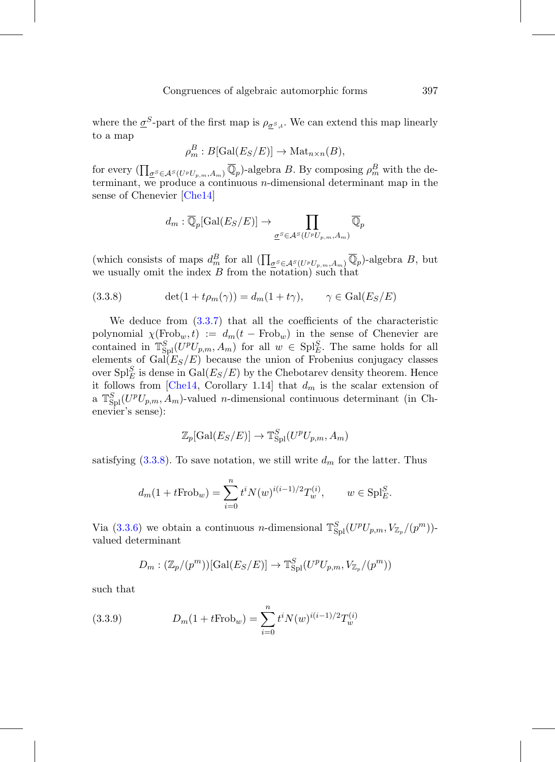where the $\underline{\sigma}^S$-part of the first map is $\rho_{\underline{\sigma}^S,\iota}$. We can extend this map linearly to a map

$$\rho_m^B : B[\mathrm{Gal}(E_S/E)] \to \mathrm{Mat}_{n\times n}(B),$$

for every $(\prod_{\underline{\sigma}^S\in\mathcal{A}^S(U^pU_{p,m},A_m)} \overline{\mathbb{Q}}_p)$-algebra $B$. By composing $\rho_m^B$ with the determinant, we produce a continuous $n$-dimensional determinant map in the sense of Chenevier [Che14]

$$d_m : \overline{\mathbb{Q}}_p[\mathrm{Gal}(E_S/E)] \to \prod_{\underline{\sigma}^S\in\mathcal{A}^S(U^pU_{p,m},A_m)} \overline{\mathbb{Q}}_p$$

(which consists of maps $d_m^B$ for all $(\prod_{\underline{\sigma}^S\in\mathcal{A}^S(U^pU_{p,m},A_m)} \overline{\mathbb{Q}}_p)$-algebra $B$, but we usually omit the index $B$ from the notation) such that

$$\det(1+t\rho_m(\gamma)) = d_m(1+t\gamma), \qquad \gamma\in\mathrm{Gal}(E_S/E) \tag{3.3.8}$$

We deduce from (3.3.7) that all the coefficients of the characteristic polynomial $\chi(\mathrm{Frob}_w,t) := d_m(t-\mathrm{Frob}_w)$ in the sense of Chenevier are contained in $\mathbb{T}^S_{\mathrm{Spl}}(U^pU_{p,m},A_m)$ for all $w\in\mathrm{Spl}^S_E$. The same holds for all elements of $\mathrm{Gal}(E_S/E)$ because the union of Frobenius conjugacy classes over $\mathrm{Spl}^S_E$ is dense in $\mathrm{Gal}(E_S/E)$ by the Chebotarev density theorem. Hence it follows from [Che14, Corollary 1.14] that $d_m$ is the scalar extension of a $\mathbb{T}^S_{\mathrm{Spl}}(U^pU_{p,m},A_m)$-valued $n$-dimensional continuous determinant (in Chenevier's sense):

$$\mathbb{Z}_p[\mathrm{Gal}(E_S/E)] \to \mathbb{T}^S_{\mathrm{Spl}}(U^pU_{p,m},A_m)$$

satisfying (3.3.8). To save notation, we still write $d_m$ for the latter. Thus

$$d_m(1+t\mathrm{Frob}_w) = \sum_{i=0}^n t^i N(w)^{i(i-1)/2} T_w^{(i)}, \qquad w\in\mathrm{Spl}^S_E.$$

Via (3.3.6) we obtain a continuous $n$-dimensional $\mathbb{T}^S_{\mathrm{Spl}}(U^pU_{p,m},V_{\mathbb{Z}_p}/(p^m))$-valued determinant

$$D_m : (\mathbb{Z}_p/(p^m))[\mathrm{Gal}(E_S/E)] \to \mathbb{T}^S_{\mathrm{Spl}}(U^pU_{p,m},V_{\mathbb{Z}_p}/(p^m))$$

such that

$$D_m(1+t\mathrm{Frob}_w) = \sum_{i=0}^n t^i N(w)^{i(i-1)/2} T_w^{(i)} \tag{3.3.9}$$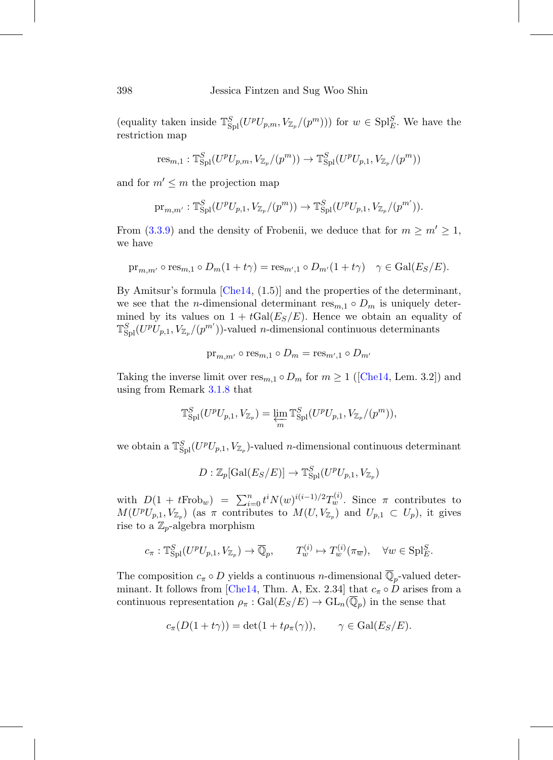(equality taken inside $\mathbb{T}^S_{\mathrm{Spl}}(U^pU_{p,m}, V_{\mathbb{Z}_p}/(p^m))$) for $w \in \mathrm{Spl}^S_E$. We have the restriction map

$$\mathrm{res}_{m,1} : \mathbb{T}^S_{\mathrm{Spl}}(U^pU_{p,m}, V_{\mathbb{Z}_p}/(p^m)) \to \mathbb{T}^S_{\mathrm{Spl}}(U^pU_{p,1}, V_{\mathbb{Z}_p}/(p^m))$$

and for $m' \leq m$ the projection map

$$\mathrm{pr}_{m,m'} : \mathbb{T}^S_{\mathrm{Spl}}(U^pU_{p,1}, V_{\mathbb{Z}_p}/(p^m)) \to \mathbb{T}^S_{\mathrm{Spl}}(U^pU_{p,1}, V_{\mathbb{Z}_p}/(p^{m'})).$$

From (3.3.9) and the density of Frobenii, we deduce that for $m \geq m' \geq 1$, we have

$$\mathrm{pr}_{m,m'} \circ \mathrm{res}_{m,1} \circ D_m(1 + t\gamma) = \mathrm{res}_{m',1} \circ D_{m'}(1 + t\gamma) \quad \gamma \in \mathrm{Gal}(E_S/E).$$

By Amitsur's formula [Che14, (1.5)] and the properties of the determinant, we see that the $n$-dimensional determinant $\mathrm{res}_{m,1} \circ D_m$ is uniquely determined by its values on $1 + t\mathrm{Gal}(E_S/E)$. Hence we obtain an equality of $\mathbb{T}^S_{\mathrm{Spl}}(U^pU_{p,1}, V_{\mathbb{Z}_p}/(p^{m'}))$-valued $n$-dimensional continuous determinants

$$\mathrm{pr}_{m,m'} \circ \mathrm{res}_{m,1} \circ D_m = \mathrm{res}_{m',1} \circ D_{m'}$$

Taking the inverse limit over $\mathrm{res}_{m,1} \circ D_m$ for $m \geq 1$ ([Che14, Lem. 3.2]) and using from Remark 3.1.8 that

$$\mathbb{T}^S_{\mathrm{Spl}}(U^pU_{p,1}, V_{\mathbb{Z}_p}) = \varprojlim_m \mathbb{T}^S_{\mathrm{Spl}}(U^pU_{p,1}, V_{\mathbb{Z}_p}/(p^m)),$$

we obtain a $\mathbb{T}^S_{\mathrm{Spl}}(U^pU_{p,1}, V_{\mathbb{Z}_p})$-valued $n$-dimensional continuous determinant

$$D : \mathbb{Z}_p[\mathrm{Gal}(E_S/E)] \to \mathbb{T}^S_{\mathrm{Spl}}(U^pU_{p,1}, V_{\mathbb{Z}_p})$$

with $D(1 + t\mathrm{Frob}_w) = \sum_{i=0}^n t^i N(w)^{i(i-1)/2} T^{(i)}_w$. Since $\pi$ contributes to $M(U^pU_{p,1}, V_{\mathbb{Z}_p})$ (as $\pi$ contributes to $M(U, V_{\mathbb{Z}_p})$ and $U_{p,1} \subset U_p$), it gives rise to a $\mathbb{Z}_p$-algebra morphism

$$c_\pi : \mathbb{T}^S_{\mathrm{Spl}}(U^pU_{p,1}, V_{\mathbb{Z}_p}) \to \overline{\mathbb{Q}}_p, \qquad T^{(i)}_w \mapsto T^{(i)}_w(\pi_{\overline{w}}), \quad \forall w \in \mathrm{Spl}^S_E.$$

The composition $c_\pi \circ D$ yields a continuous $n$-dimensional $\overline{\mathbb{Q}}_p$-valued determinant. It follows from [Che14, Thm. A, Ex. 2.34] that $c_\pi \circ D$ arises from a continuous representation $\rho_\pi : \mathrm{Gal}(E_S/E) \to \mathrm{GL}_n(\overline{\mathbb{Q}}_p)$ in the sense that

$$c_\pi(D(1 + t\gamma)) = \det(1 + t\rho_\pi(\gamma)), \qquad \gamma \in \mathrm{Gal}(E_S/E).$$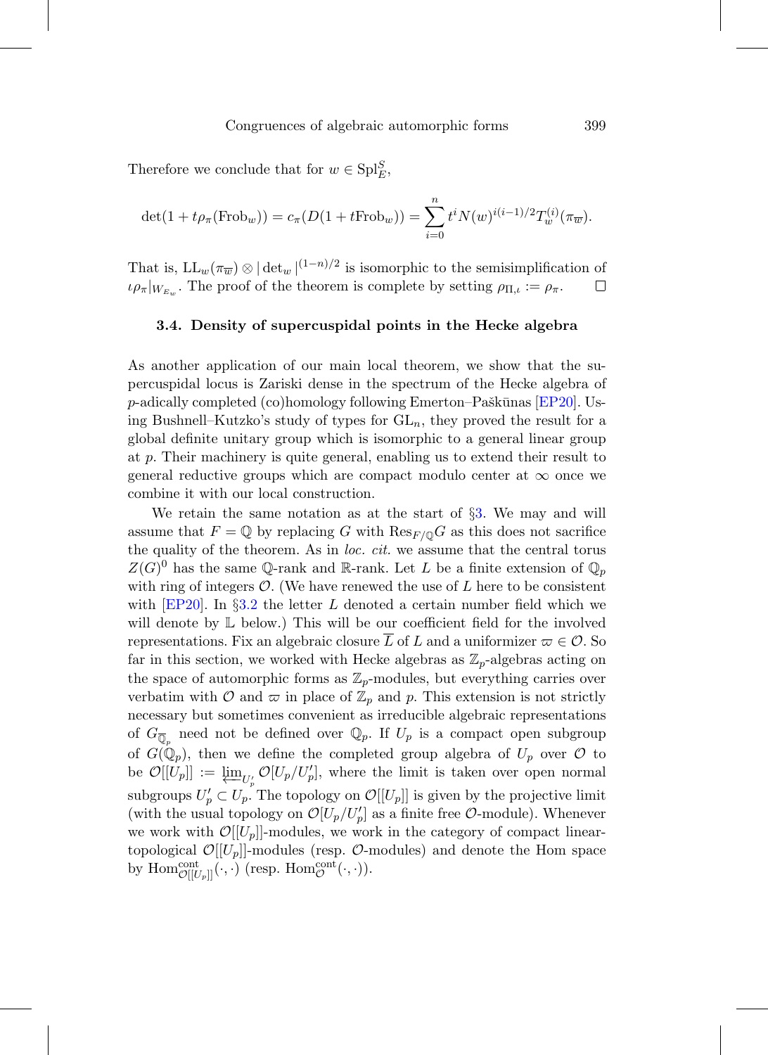Therefore we conclude that for $w \in \mathrm{Spl}_E^S$,

$$\det(1 + t\rho_\pi(\mathrm{Frob}_w)) = c_\pi(D(1 + t\mathrm{Frob}_w)) = \sum_{i=0}^{n} t^i N(w)^{i(i-1)/2} T_w^{(i)}(\pi_{\overline{w}}).$$

That is, $\mathrm{LL}_w(\pi_{\overline{w}}) \otimes |\det_w|^{(1-n)/2}$ is isomorphic to the semisimplification of $\iota\rho_\pi|_{W_{E_w}}$. The proof of the theorem is complete by setting $\rho_{\Pi,\iota} := \rho_\pi$. □

### 3.4. Density of supercuspidal points in the Hecke algebra

As another application of our main local theorem, we show that the supercuspidal locus is Zariski dense in the spectrum of the Hecke algebra of $p$-adically completed (co)homology following Emerton–Paškūnas [EP20]. Using Bushnell–Kutzko's study of types for $\mathrm{GL}_n$, they proved the result for a global definite unitary group which is isomorphic to a general linear group at $p$. Their machinery is quite general, enabling us to extend their result to general reductive groups which are compact modulo center at $\infty$ once we combine it with our local construction.

We retain the same notation as at the start of §3. We may and will assume that $F = \mathbb{Q}$ by replacing $G$ with $\mathrm{Res}_{F/\mathbb{Q}} G$ as this does not sacrifice the quality of the theorem. As in *loc. cit.* we assume that the central torus $Z(G)^0$ has the same $\mathbb{Q}$-rank and $\mathbb{R}$-rank. Let $L$ be a finite extension of $\mathbb{Q}_p$ with ring of integers $\mathcal{O}$. (We have renewed the use of $L$ here to be consistent with [EP20]. In §3.2 the letter $L$ denoted a certain number field which we will denote by $\mathbb{L}$ below.) This will be our coefficient field for the involved representations. Fix an algebraic closure $\overline{L}$ of $L$ and a uniformizer $\varpi \in \mathcal{O}$. So far in this section, we worked with Hecke algebras as $\mathbb{Z}_p$-algebras acting on the space of automorphic forms as $\mathbb{Z}_p$-modules, but everything carries over verbatim with $\mathcal{O}$ and $\varpi$ in place of $\mathbb{Z}_p$ and $p$. This extension is not strictly necessary but sometimes convenient as irreducible algebraic representations of $G_{\overline{\mathbb{Q}}_p}$ need not be defined over $\mathbb{Q}_p$. If $U_p$ is a compact open subgroup of $G(\mathbb{Q}_p)$, then we define the completed group algebra of $U_p$ over $\mathcal{O}$ to be $\mathcal{O}[[U_p]] := \varprojlim_{U_p'} \mathcal{O}[U_p/U_p']$, where the limit is taken over open normal subgroups $U_p' \subset U_p$. The topology on $\mathcal{O}[[U_p]]$ is given by the projective limit (with the usual topology on $\mathcal{O}[U_p/U_p']$ as a finite free $\mathcal{O}$-module). Whenever we work with $\mathcal{O}[[U_p]]$-modules, we work in the category of compact linear-topological $\mathcal{O}[[U_p]]$-modules (resp. $\mathcal{O}$-modules) and denote the Hom space by $\mathrm{Hom}^{\mathrm{cont}}_{\mathcal{O}[[U_p]]}(\cdot,\cdot)$ (resp. $\mathrm{Hom}^{\mathrm{cont}}_{\mathcal{O}}(\cdot,\cdot)$).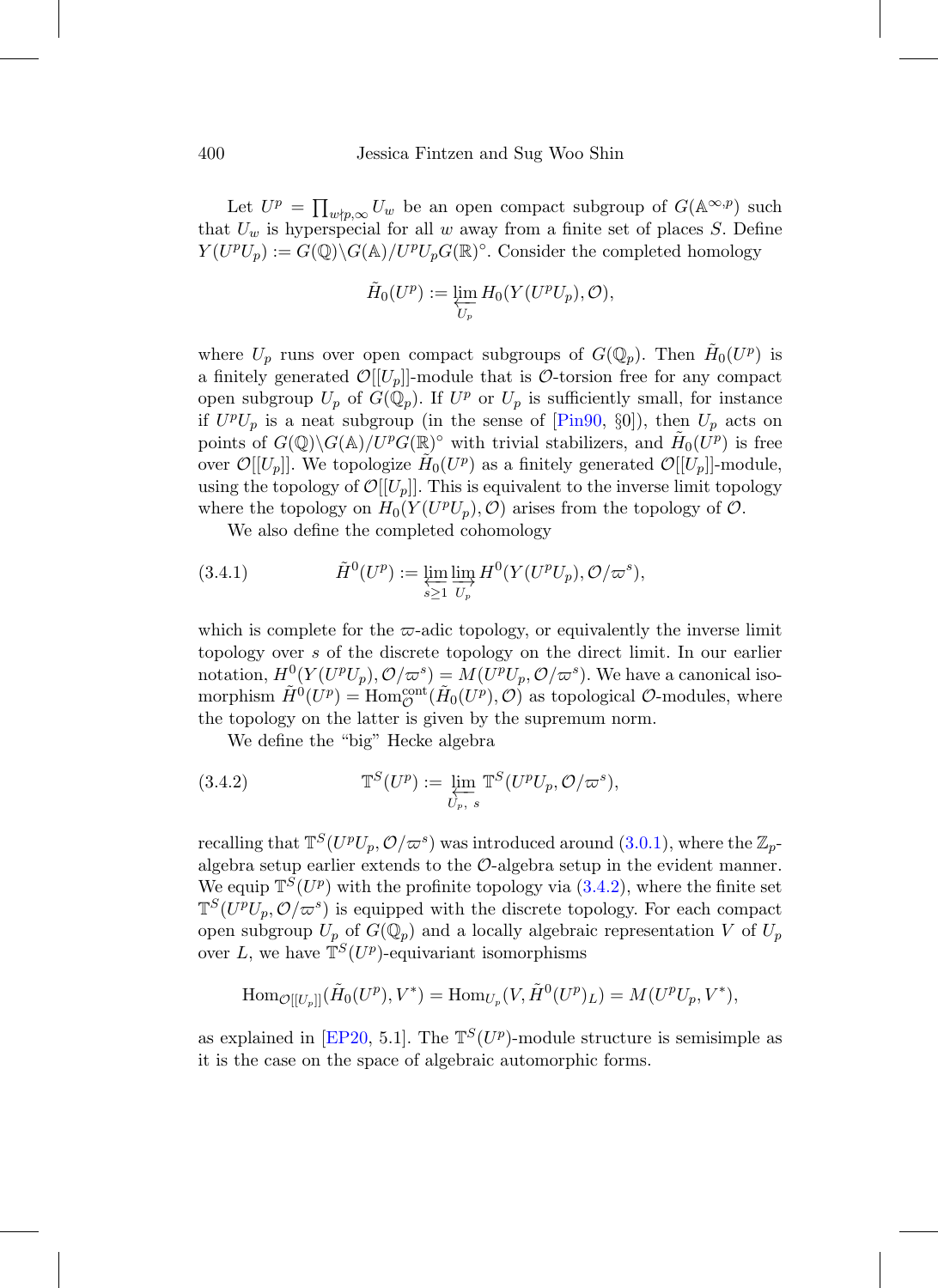Let $U^p = \prod_{w \nmid p,\infty} U_w$ be an open compact subgroup of $G(\mathbb{A}^{\infty,p})$ such that $U_w$ is hyperspecial for all $w$ away from a finite set of places $S$. Define $Y(U^pU_p) := G(\mathbb{Q})\backslash G(\mathbb{A})/U^pU_pG(\mathbb{R})^\circ$. Consider the completed homology

$$\tilde{H}_0(U^p) := \varprojlim_{U_p} H_0(Y(U^pU_p), \mathcal{O}),$$

where $U_p$ runs over open compact subgroups of $G(\mathbb{Q}_p)$. Then $\tilde{H}_0(U^p)$ is a finitely generated $\mathcal{O}[[U_p]]$-module that is $\mathcal{O}$-torsion free for any compact open subgroup $U_p$ of $G(\mathbb{Q}_p)$. If $U^p$ or $U_p$ is sufficiently small, for instance if $U^pU_p$ is a neat subgroup (in the sense of [Pin90, §0]), then $U_p$ acts on points of $G(\mathbb{Q})\backslash G(\mathbb{A})/U^pG(\mathbb{R})^\circ$ with trivial stabilizers, and $\tilde{H}_0(U^p)$ is free over $\mathcal{O}[[U_p]]$. We topologize $\tilde{H}_0(U^p)$ as a finitely generated $\mathcal{O}[[U_p]]$-module, using the topology of $\mathcal{O}[[U_p]]$. This is equivalent to the inverse limit topology where the topology on $H_0(Y(U^pU_p), \mathcal{O})$ arises from the topology of $\mathcal{O}$.

We also define the completed cohomology

$$\tilde{H}^0(U^p) := \varprojlim_{s\geq 1} \varinjlim_{U_p} H^0(Y(U^pU_p), \mathcal{O}/\varpi^s), \tag{3.4.1}$$

which is complete for the $\varpi$-adic topology, or equivalently the inverse limit topology over $s$ of the discrete topology on the direct limit. In our earlier notation, $H^0(Y(U^pU_p), \mathcal{O}/\varpi^s) = M(U^pU_p, \mathcal{O}/\varpi^s)$. We have a canonical isomorphism $\tilde{H}^0(U^p) = \mathrm{Hom}^{\mathrm{cont}}_{\mathcal{O}}(\tilde{H}_0(U^p), \mathcal{O})$ as topological $\mathcal{O}$-modules, where the topology on the latter is given by the supremum norm.

We define the "big" Hecke algebra

$$\mathbb{T}^S(U^p) := \varprojlim_{U_p,\ s} \mathbb{T}^S(U^pU_p, \mathcal{O}/\varpi^s), \tag{3.4.2}$$

recalling that $\mathbb{T}^S(U^pU_p, \mathcal{O}/\varpi^s)$ was introduced around (3.0.1), where the $\mathbb{Z}_p$-algebra setup earlier extends to the $\mathcal{O}$-algebra setup in the evident manner. We equip $\mathbb{T}^S(U^p)$ with the profinite topology via (3.4.2), where the finite set $\mathbb{T}^S(U^pU_p, \mathcal{O}/\varpi^s)$ is equipped with the discrete topology. For each compact open subgroup $U_p$ of $G(\mathbb{Q}_p)$ and a locally algebraic representation $V$ of $U_p$ over $L$, we have $\mathbb{T}^S(U^p)$-equivariant isomorphisms

$$\mathrm{Hom}_{\mathcal{O}[[U_p]]}(\tilde{H}_0(U^p), V^*) = \mathrm{Hom}_{U_p}(V, \tilde{H}^0(U^p)_L) = M(U^pU_p, V^*),$$

as explained in [EP20, 5.1]. The $\mathbb{T}^S(U^p)$-module structure is semisimple as it is the case on the space of algebraic automorphic forms.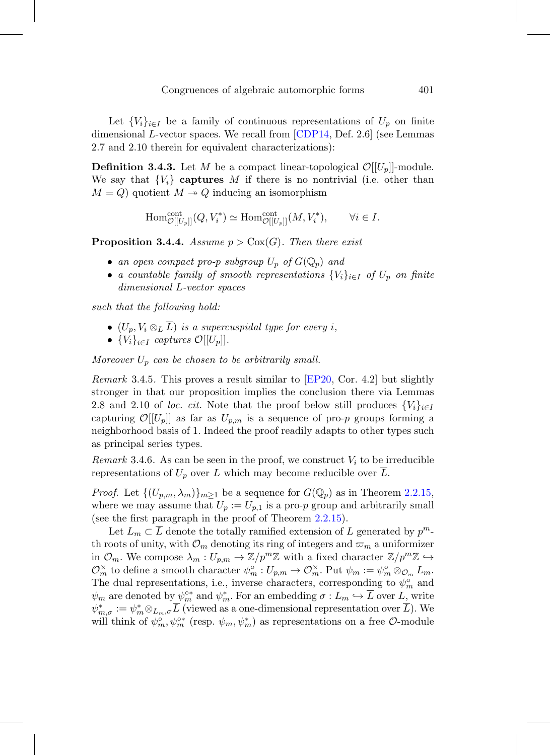Let $\{V_i\}_{i\in I}$ be a family of continuous representations of $U_p$ on finite dimensional $L$-vector spaces. We recall from [CDP14, Def. 2.6] (see Lemmas 2.7 and 2.10 therein for equivalent characterizations):

**Definition 3.4.3.** Let $M$ be a compact linear-topological $\mathcal{O}[[U_p]]$-module. We say that $\{V_i\}$ **captures** $M$ if there is no nontrivial (i.e. other than $M = Q$) quotient $M \twoheadrightarrow Q$ inducing an isomorphism

$$\mathrm{Hom}^{\mathrm{cont}}_{\mathcal{O}[[U_p]]}(Q, V_i^*) \simeq \mathrm{Hom}^{\mathrm{cont}}_{\mathcal{O}[[U_p]]}(M, V_i^*), \qquad \forall i \in I.$$

**Proposition 3.4.4.** *Assume $p > \mathrm{Cox}(G)$. Then there exist*

- *an open compact pro-$p$ subgroup $U_p$ of $G(\mathbb{Q}_p)$ and*
- *a countable family of smooth representations $\{V_i\}_{i\in I}$ of $U_p$ on finite dimensional $L$-vector spaces*

*such that the following hold:*

- *$(U_p, V_i \otimes_L \overline{L})$ is a supercuspidal type for every $i$,*
- *$\{V_i\}_{i\in I}$ captures $\mathcal{O}[[U_p]]$.*

*Moreover $U_p$ can be chosen to be arbitrarily small.*

*Remark* 3.4.5. This proves a result similar to [EP20, Cor. 4.2] but slightly stronger in that our proposition implies the conclusion there via Lemmas 2.8 and 2.10 of *loc. cit.* Note that the proof below still produces $\{V_i\}_{i\in I}$ capturing $\mathcal{O}[[U_p]]$ as far as $U_{p,m}$ is a sequence of pro-$p$ groups forming a neighborhood basis of 1. Indeed the proof readily adapts to other types such as principal series types.

*Remark* 3.4.6. As can be seen in the proof, we construct $V_i$ to be irreducible representations of $U_p$ over $L$ which may become reducible over $\overline{L}$.

*Proof.* Let $\{(U_{p,m}, \lambda_m)\}_{m\geq 1}$ be a sequence for $G(\mathbb{Q}_p)$ as in Theorem 2.2.15, where we may assume that $U_p := U_{p,1}$ is a pro-$p$ group and arbitrarily small (see the first paragraph in the proof of Theorem 2.2.15).

Let $L_m \subset \overline{L}$ denote the totally ramified extension of $L$ generated by $p^m$-th roots of unity, with $\mathcal{O}_m$ denoting its ring of integers and $\varpi_m$ a uniformizer in $\mathcal{O}_m$. We compose $\lambda_m : U_{p,m} \to \mathbb{Z}/p^m\mathbb{Z}$ with a fixed character $\mathbb{Z}/p^m\mathbb{Z} \hookrightarrow \mathcal{O}_m^\times$ to define a smooth character $\psi_m^\circ : U_{p,m} \to \mathcal{O}_m^\times$. Put $\psi_m := \psi_m^\circ \otimes_{\mathcal{O}_m} L_m$. The dual representations, i.e., inverse characters, corresponding to $\psi_m^\circ$ and $\psi_m$ are denoted by $\psi_m^{\circ *}$ and $\psi_m^*$. For an embedding $\sigma : L_m \hookrightarrow \overline{L}$ over $L$, write $\psi_{m,\sigma}^* := \psi_m^* \otimes_{L_m,\sigma} \overline{L}$ (viewed as a one-dimensional representation over $\overline{L}$). We will think of $\psi_m^\circ, \psi_m^{\circ *}$ (resp. $\psi_m, \psi_m^*$) as representations on a free $\mathcal{O}$-module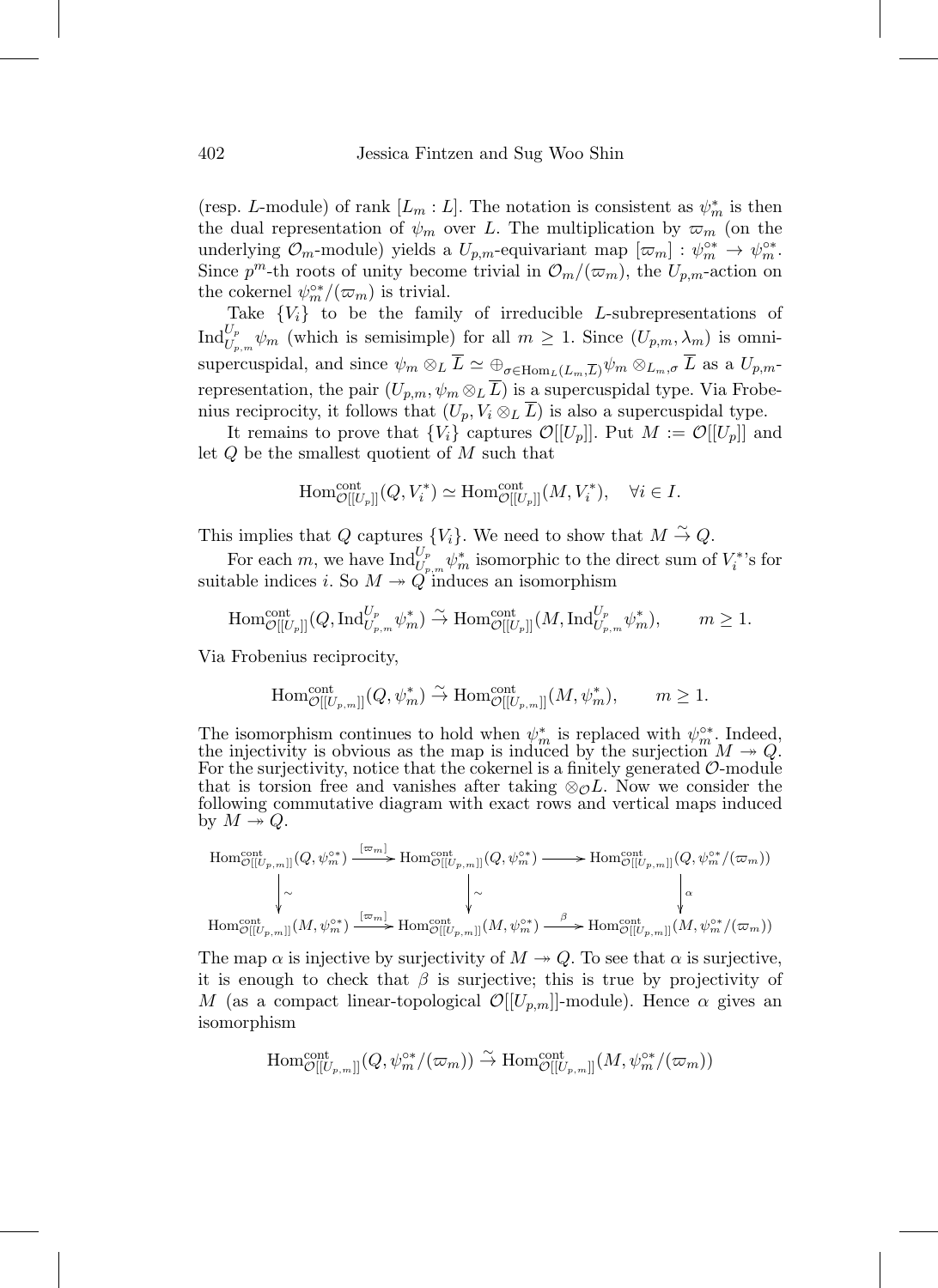(resp. $L$-module) of rank $[L_m : L]$. The notation is consistent as $\psi_m^*$ is then the dual representation of $\psi_m$ over $L$. The multiplication by $\varpi_m$ (on the underlying $\mathcal{O}_m$-module) yields a $U_{p,m}$-equivariant map $[\varpi_m] : \psi_m^{\circ *} \to \psi_m^{\circ *}$. Since $p^m$-th roots of unity become trivial in $\mathcal{O}_m/(\varpi_m)$, the $U_{p,m}$-action on the cokernel $\psi_m^{\circ *}/(\varpi_m)$ is trivial.

Take $\{V_i\}$ to be the family of irreducible $L$-subrepresentations of $\mathrm{Ind}_{U_{p,m}}^{U_p} \psi_m$ (which is semisimple) for all $m \geq 1$. Since $(U_{p,m}, \lambda_m)$ is omni-supercuspidal, and since $\psi_m \otimes_L \overline{L} \simeq \oplus_{\sigma \in \mathrm{Hom}_L(L_m, \overline{L})} \psi_m \otimes_{L_m, \sigma} \overline{L}$ as a $U_{p,m}$-representation, the pair $(U_{p,m}, \psi_m \otimes_L \overline{L})$ is a supercuspidal type. Via Frobenius reciprocity, it follows that $(U_p, V_i \otimes_L \overline{L})$ is also a supercuspidal type.

It remains to prove that $\{V_i\}$ captures $\mathcal{O}[[U_p]]$. Put $M := \mathcal{O}[[U_p]]$ and let $Q$ be the smallest quotient of $M$ such that

$$\mathrm{Hom}^{\mathrm{cont}}_{\mathcal{O}[[U_p]]}(Q, V_i^*) \simeq \mathrm{Hom}^{\mathrm{cont}}_{\mathcal{O}[[U_p]]}(M, V_i^*), \quad \forall i \in I.$$

This implies that $Q$ captures $\{V_i\}$. We need to show that $M \stackrel{\sim}{\to} Q$.

For each $m$, we have $\mathrm{Ind}_{U_{p,m}}^{U_p} \psi_m^*$ isomorphic to the direct sum of $V_i^*$'s for suitable indices $i$. So $M \twoheadrightarrow Q$ induces an isomorphism

$$\mathrm{Hom}^{\mathrm{cont}}_{\mathcal{O}[[U_p]]}(Q, \mathrm{Ind}_{U_{p,m}}^{U_p} \psi_m^*) \stackrel{\sim}{\to} \mathrm{Hom}^{\mathrm{cont}}_{\mathcal{O}[[U_p]]}(M, \mathrm{Ind}_{U_{p,m}}^{U_p} \psi_m^*), \qquad m \geq 1.$$

Via Frobenius reciprocity,

$$\mathrm{Hom}^{\mathrm{cont}}_{\mathcal{O}[[U_{p,m}]]}(Q, \psi_m^*) \stackrel{\sim}{\to} \mathrm{Hom}^{\mathrm{cont}}_{\mathcal{O}[[U_{p,m}]]}(M, \psi_m^*), \qquad m \geq 1.$$

The isomorphism continues to hold when $\psi_m^*$ is replaced with $\psi_m^{\circ *}$. Indeed, the injectivity is obvious as the map is induced by the surjection $M \twoheadrightarrow Q$. For the surjectivity, notice that the cokernel is a finitely generated $\mathcal{O}$-module that is torsion free and vanishes after taking $\otimes_{\mathcal{O}} L$. Now we consider the following commutative diagram with exact rows and vertical maps induced by $M \twoheadrightarrow Q$.

$$\begin{array}{ccccc}
\mathrm{Hom}^{\mathrm{cont}}_{\mathcal{O}[[U_{p,m}]]}(Q, \psi_m^{\circ *}) & \xrightarrow{[\varpi_m]} & \mathrm{Hom}^{\mathrm{cont}}_{\mathcal{O}[[U_{p,m}]]}(Q, \psi_m^{\circ *}) & \longrightarrow & \mathrm{Hom}^{\mathrm{cont}}_{\mathcal{O}[[U_{p,m}]]}(Q, \psi_m^{\circ *}/(\varpi_m)) \\
\downarrow \wr & & \downarrow \wr & & \downarrow \alpha \\
\mathrm{Hom}^{\mathrm{cont}}_{\mathcal{O}[[U_{p,m}]]}(M, \psi_m^{\circ *}) & \xrightarrow{[\varpi_m]} & \mathrm{Hom}^{\mathrm{cont}}_{\mathcal{O}[[U_{p,m}]]}(M, \psi_m^{\circ *}) & \xrightarrow{\beta} & \mathrm{Hom}^{\mathrm{cont}}_{\mathcal{O}[[U_{p,m}]]}(M, \psi_m^{\circ *}/(\varpi_m))
\end{array}$$

The map $\alpha$ is injective by surjectivity of $M \twoheadrightarrow Q$. To see that $\alpha$ is surjective, it is enough to check that $\beta$ is surjective; this is true by projectivity of $M$ (as a compact linear-topological $\mathcal{O}[[U_{p,m}]]$-module). Hence $\alpha$ gives an isomorphism

$$\mathrm{Hom}^{\mathrm{cont}}_{\mathcal{O}[[U_{p,m}]]}(Q, \psi_m^{\circ *}/(\varpi_m)) \stackrel{\sim}{\to} \mathrm{Hom}^{\mathrm{cont}}_{\mathcal{O}[[U_{p,m}]]}(M, \psi_m^{\circ *}/(\varpi_m))$$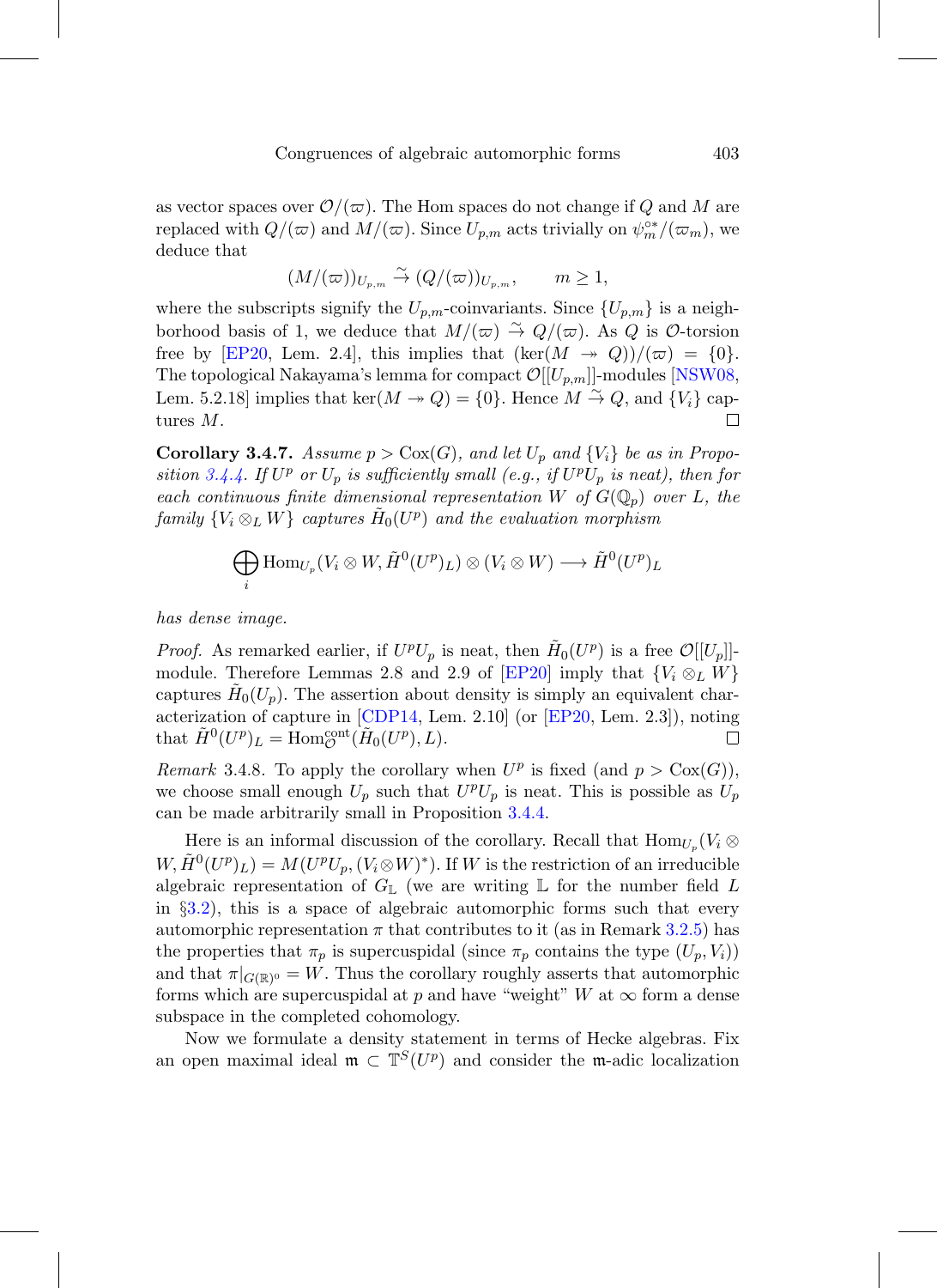as vector spaces over $\mathcal{O}/(\varpi)$. The Hom spaces do not change if $Q$ and $M$ are replaced with $Q/(\varpi)$ and $M/(\varpi)$. Since $U_{p,m}$ acts trivially on $\psi_m^{\circ *}/(\varpi_m)$, we deduce that

$$(M/(\varpi))_{U_{p,m}} \overset{\sim}{\to} (Q/(\varpi))_{U_{p,m}}, \qquad m \geq 1,$$

where the subscripts signify the $U_{p,m}$-coinvariants. Since $\{U_{p,m}\}$ is a neighborhood basis of 1, we deduce that $M/(\varpi) \overset{\sim}{\to} Q/(\varpi)$. As $Q$ is $\mathcal{O}$-torsion free by [EP20, Lem. 2.4], this implies that $(\ker(M \twoheadrightarrow Q))/(\varpi) = \{0\}$. The topological Nakayama's lemma for compact $\mathcal{O}[[U_{p,m}]]$-modules [NSW08, Lem. 5.2.18] implies that $\ker(M \twoheadrightarrow Q) = \{0\}$. Hence $M \overset{\sim}{\to} Q$, and $\{V_i\}$ captures $M$. □

**Corollary 3.4.7.** *Assume $p > \mathrm{Cox}(G)$, and let $U_p$ and $\{V_i\}$ be as in Proposition 3.4.4. If $U^p$ or $U_p$ is sufficiently small (e.g., if $U^pU_p$ is neat), then for each continuous finite dimensional representation $W$ of $G(\mathbb{Q}_p)$ over $L$, the family $\{V_i \otimes_L W\}$ captures $\tilde{H}_0(U^p)$ and the evaluation morphism*

$$\bigoplus_i \mathrm{Hom}_{U_p}(V_i \otimes W, \tilde{H}^0(U^p)_L) \otimes (V_i \otimes W) \longrightarrow \tilde{H}^0(U^p)_L$$

*has dense image.*

*Proof.* As remarked earlier, if $U^pU_p$ is neat, then $\tilde{H}_0(U^p)$ is a free $\mathcal{O}[[U_p]]$-module. Therefore Lemmas 2.8 and 2.9 of [EP20] imply that $\{V_i \otimes_L W\}$ captures $\tilde{H}_0(U_p)$. The assertion about density is simply an equivalent characterization of capture in [CDP14, Lem. 2.10] (or [EP20, Lem. 2.3]), noting that $\tilde{H}^0(U^p)_L = \mathrm{Hom}_{\mathcal{O}}^{\mathrm{cont}}(\tilde{H}_0(U^p), L)$. □

*Remark* 3.4.8. To apply the corollary when $U^p$ is fixed (and $p > \mathrm{Cox}(G)$), we choose small enough $U_p$ such that $U^pU_p$ is neat. This is possible as $U_p$ can be made arbitrarily small in Proposition 3.4.4.

Here is an informal discussion of the corollary. Recall that $\mathrm{Hom}_{U_p}(V_i \otimes W, \tilde{H}^0(U^p)_L) = M(U^pU_p, (V_i \otimes W)^*)$. If $W$ is the restriction of an irreducible algebraic representation of $G_{\mathbb{L}}$ (we are writing $\mathbb{L}$ for the number field $L$ in §3.2), this is a space of algebraic automorphic forms such that every automorphic representation $\pi$ that contributes to it (as in Remark 3.2.5) has the properties that $\pi_p$ is supercuspidal (since $\pi_p$ contains the type $(U_p, V_i)$) and that $\pi|_{G(\mathbb{R})^0} = W$. Thus the corollary roughly asserts that automorphic forms which are supercuspidal at $p$ and have "weight" $W$ at $\infty$ form a dense subspace in the completed cohomology.

Now we formulate a density statement in terms of Hecke algebras. Fix an open maximal ideal $\mathfrak{m} \subset \mathbb{T}^S(U^p)$ and consider the $\mathfrak{m}$-adic localization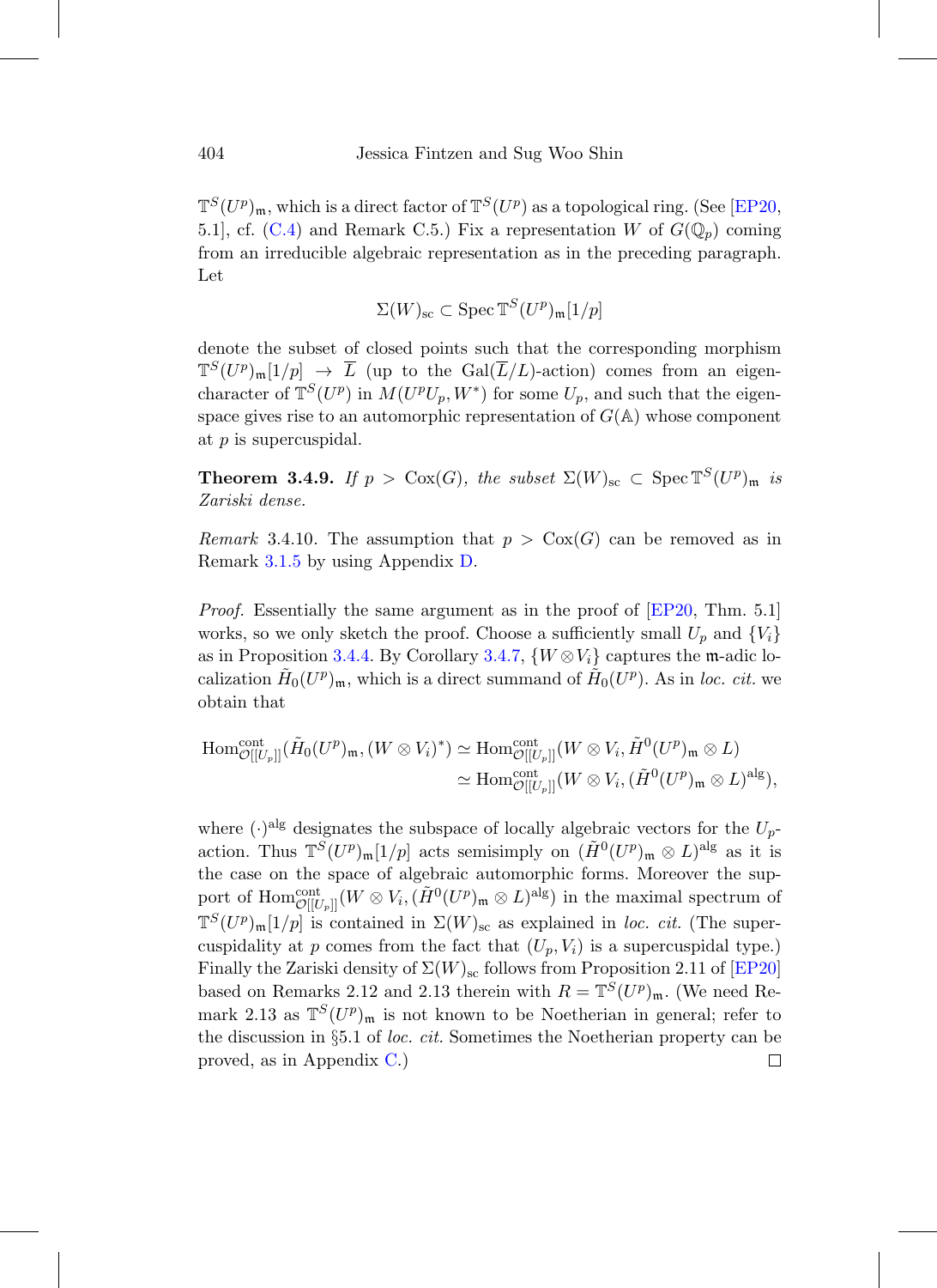$\mathbb{T}^S(U^p)_\mathfrak{m}$, which is a direct factor of $\mathbb{T}^S(U^p)$ as a topological ring. (See [EP20, 5.1], cf. (C.4) and Remark C.5.) Fix a representation $W$ of $G(\mathbb{Q}_p)$ coming from an irreducible algebraic representation as in the preceding paragraph. Let

$$\Sigma(W)_{\mathrm{sc}} \subset \operatorname{Spec} \mathbb{T}^S(U^p)_\mathfrak{m}[1/p]$$

denote the subset of closed points such that the corresponding morphism $\mathbb{T}^S(U^p)_\mathfrak{m}[1/p] \to \overline{L}$ (up to the $\mathrm{Gal}(\overline{L}/L)$-action) comes from an eigencharacter of $\mathbb{T}^S(U^p)$ in $M(U^pU_p, W^*)$ for some $U_p$, and such that the eigenspace gives rise to an automorphic representation of $G(\mathbb{A})$ whose component at $p$ is supercuspidal.

**Theorem 3.4.9.** *If $p > \mathrm{Cox}(G)$, the subset $\Sigma(W)_{\mathrm{sc}} \subset \operatorname{Spec} \mathbb{T}^S(U^p)_\mathfrak{m}$ is Zariski dense.*

*Remark* 3.4.10. The assumption that $p > \mathrm{Cox}(G)$ can be removed as in Remark 3.1.5 by using Appendix D.

*Proof.* Essentially the same argument as in the proof of [EP20, Thm. 5.1] works, so we only sketch the proof. Choose a sufficiently small $U_p$ and $\{V_i\}$ as in Proposition 3.4.4. By Corollary 3.4.7, $\{W \otimes V_i\}$ captures the $\mathfrak{m}$-adic localization $\tilde{H}_0(U^p)_\mathfrak{m}$, which is a direct summand of $\tilde{H}_0(U^p)$. As in *loc. cit.* we obtain that

$$\begin{aligned}\mathrm{Hom}^{\mathrm{cont}}_{\mathcal{O}[[U_p]]}(\tilde{H}_0(U^p)_\mathfrak{m}, (W \otimes V_i)^*) &\simeq \mathrm{Hom}^{\mathrm{cont}}_{\mathcal{O}[[U_p]]}(W \otimes V_i, \tilde{H}^0(U^p)_\mathfrak{m} \otimes L) \\ &\simeq \mathrm{Hom}^{\mathrm{cont}}_{\mathcal{O}[[U_p]]}(W \otimes V_i, (\tilde{H}^0(U^p)_\mathfrak{m} \otimes L)^{\mathrm{alg}}),\end{aligned}$$

where $(\cdot)^{\mathrm{alg}}$ designates the subspace of locally algebraic vectors for the $U_p$-action. Thus $\mathbb{T}^S(U^p)_\mathfrak{m}[1/p]$ acts semisimply on $(\tilde{H}^0(U^p)_\mathfrak{m} \otimes L)^{\mathrm{alg}}$ as it is the case on the space of algebraic automorphic forms. Moreover the support of $\mathrm{Hom}^{\mathrm{cont}}_{\mathcal{O}[[U_p]]}(W \otimes V_i, (\tilde{H}^0(U^p)_\mathfrak{m} \otimes L)^{\mathrm{alg}})$ in the maximal spectrum of $\mathbb{T}^S(U^p)_\mathfrak{m}[1/p]$ is contained in $\Sigma(W)_{\mathrm{sc}}$ as explained in *loc. cit.* (The supercuspidality at $p$ comes from the fact that $(U_p, V_i)$ is a supercuspidal type.) Finally the Zariski density of $\Sigma(W)_{\mathrm{sc}}$ follows from Proposition 2.11 of [EP20] based on Remarks 2.12 and 2.13 therein with $R = \mathbb{T}^S(U^p)_\mathfrak{m}$. (We need Remark 2.13 as $\mathbb{T}^S(U^p)_\mathfrak{m}$ is not known to be Noetherian in general; refer to the discussion in §5.1 of *loc. cit.* Sometimes the Noetherian property can be proved, as in Appendix C.) ∎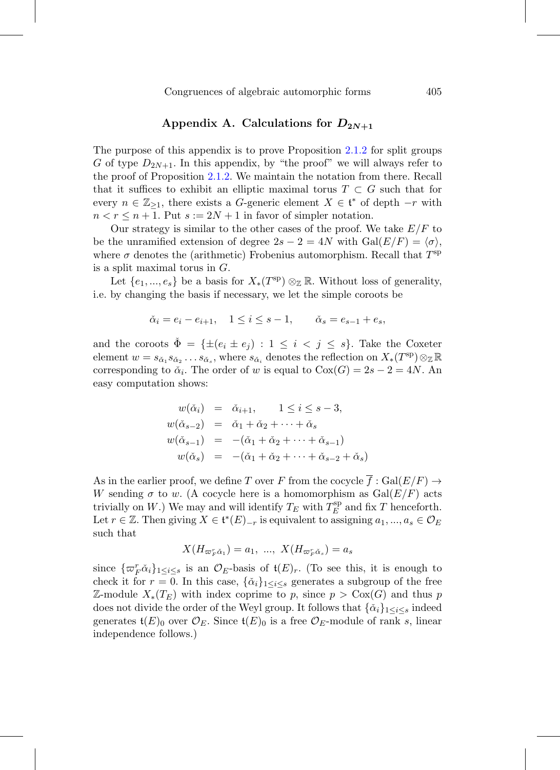## Appendix A. Calculations for $D_{2N+1}$

The purpose of this appendix is to prove Proposition 2.1.2 for split groups $G$ of type $D_{2N+1}$. In this appendix, by "the proof" we will always refer to the proof of Proposition 2.1.2. We maintain the notation from there. Recall that it suffices to exhibit an elliptic maximal torus $T \subset G$ such that for every $n \in \mathbb{Z}_{\geq 1}$, there exists a $G$-generic element $X \in \mathfrak{t}^*$ of depth $-r$ with $n < r \leq n+1$. Put $s := 2N+1$ in favor of simpler notation.

Our strategy is similar to the other cases of the proof. We take $E/F$ to be the unramified extension of degree $2s-2 = 4N$ with $\mathrm{Gal}(E/F) = \langle \sigma \rangle$, where $\sigma$ denotes the (arithmetic) Frobenius automorphism. Recall that $T^{\mathrm{sp}}$ is a split maximal torus in $G$.

Let $\{e_1, ..., e_s\}$ be a basis for $X_*(T^{\mathrm{sp}}) \otimes_{\mathbb{Z}} \mathbb{R}$. Without loss of generality, i.e. by changing the basis if necessary, we let the simple coroots be

$$\check{\alpha}_i = e_i - e_{i+1}, \quad 1 \leq i \leq s-1, \qquad \check{\alpha}_s = e_{s-1} + e_s,$$

and the coroots $\check{\Phi} = \{\pm(e_i \pm e_j) : 1 \leq i < j \leq s\}$. Take the Coxeter element $w = s_{\check{\alpha}_1} s_{\check{\alpha}_2} \dots s_{\check{\alpha}_s}$, where $s_{\check{\alpha}_i}$ denotes the reflection on $X_*(T^{\mathrm{sp}}) \otimes_{\mathbb{Z}} \mathbb{R}$ corresponding to $\check{\alpha}_i$. The order of $w$ is equal to $\mathrm{Cox}(G) = 2s-2 = 4N$. An easy computation shows:

$$\begin{aligned}
w(\check{\alpha}_i) &= \check{\alpha}_{i+1}, \qquad 1 \leq i \leq s-3, \\
w(\check{\alpha}_{s-2}) &= \check{\alpha}_1 + \check{\alpha}_2 + \cdots + \check{\alpha}_s \\
w(\check{\alpha}_{s-1}) &= -(\check{\alpha}_1 + \check{\alpha}_2 + \cdots + \check{\alpha}_{s-1}) \\
w(\check{\alpha}_s) &= -(\check{\alpha}_1 + \check{\alpha}_2 + \cdots + \check{\alpha}_{s-2} + \check{\alpha}_s)
\end{aligned}$$

As in the earlier proof, we define $T$ over $F$ from the cocycle $\overline{f} : \mathrm{Gal}(E/F) \to W$ sending $\sigma$ to $w$. (A cocycle here is a homomorphism as $\mathrm{Gal}(E/F)$ acts trivially on $W$.) We may and will identify $T_E$ with $T_E^{\mathrm{sp}}$ and fix $T$ henceforth. Let $r \in \mathbb{Z}$. Then giving $X \in \mathfrak{t}^*(E)_{-r}$ is equivalent to assigning $a_1, ..., a_s \in \mathcal{O}_E$ such that

$$X(H_{\varpi_F^r \check{\alpha}_1}) = a_1, \ ..., \ X(H_{\varpi_F^r \check{\alpha}_s}) = a_s$$

since $\{\varpi_F^r \check{\alpha}_i\}_{1 \leq i \leq s}$ is an $\mathcal{O}_E$-basis of $\mathfrak{t}(E)_r$. (To see this, it is enough to check it for $r = 0$. In this case, $\{\check{\alpha}_i\}_{1 \leq i \leq s}$ generates a subgroup of the free $\mathbb{Z}$-module $X_*(T_E)$ with index coprime to $p$, since $p > \mathrm{Cox}(G)$ and thus $p$ does not divide the order of the Weyl group. It follows that $\{\check{\alpha}_i\}_{1 \leq i \leq s}$ indeed generates $\mathfrak{t}(E)_0$ over $\mathcal{O}_E$. Since $\mathfrak{t}(E)_0$ is a free $\mathcal{O}_E$-module of rank $s$, linear independence follows.)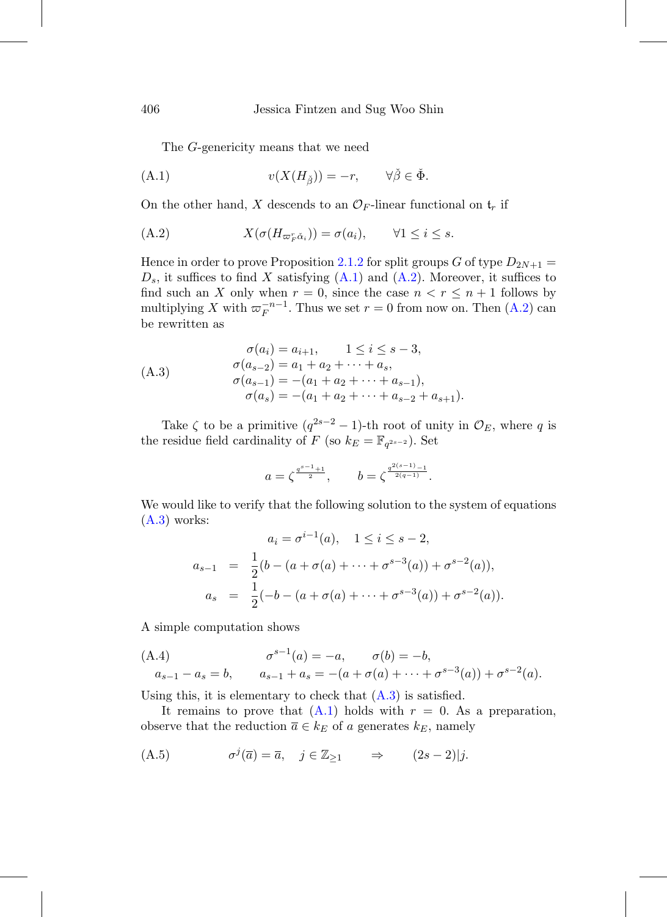The $G$-genericity means that we need

$$v(X(H_{\check{\beta}})) = -r, \qquad \forall \check{\beta} \in \check{\Phi}. \tag{A.1}$$

On the other hand, $X$ descends to an $\mathcal{O}_F$-linear functional on $\mathfrak{t}_r$ if

$$X(\sigma(H_{\varpi_F^r \check{\alpha}_i})) = \sigma(a_i), \qquad \forall 1 \leq i \leq s. \tag{A.2}$$

Hence in order to prove Proposition 2.1.2 for split groups $G$ of type $D_{2N+1} = D_s$, it suffices to find $X$ satisfying (A.1) and (A.2). Moreover, it suffices to find such an $X$ only when $r = 0$, since the case $n < r \leq n+1$ follows by multiplying $X$ with $\varpi_F^{-n-1}$. Thus we set $r = 0$ from now on. Then (A.2) can be rewritten as

$$\begin{aligned}
\sigma(a_i) &= a_{i+1}, \qquad 1 \leq i \leq s-3,\\
\sigma(a_{s-2}) &= a_1 + a_2 + \cdots + a_s,\\
\sigma(a_{s-1}) &= -(a_1 + a_2 + \cdots + a_{s-1}),\\
\sigma(a_s) &= -(a_1 + a_2 + \cdots + a_{s-2} + a_{s+1}).
\end{aligned} \tag{A.3}$$

Take $\zeta$ to be a primitive $(q^{2s-2}-1)$-th root of unity in $\mathcal{O}_E$, where $q$ is the residue field cardinality of $F$ (so $k_E = \mathbb{F}_{q^{2s-2}}$). Set

$$a = \zeta^{\frac{q^{s-1}+1}{2}}, \qquad b = \zeta^{\frac{q^{2(s-1)}-1}{2(q-1)}}.$$

We would like to verify that the following solution to the system of equations (A.3) works:

$$\begin{aligned}
a_i &= \sigma^{i-1}(a), \quad 1 \leq i \leq s-2,\\
a_{s-1} &= \frac{1}{2}(b - (a + \sigma(a) + \cdots + \sigma^{s-3}(a)) + \sigma^{s-2}(a)),\\
a_s &= \frac{1}{2}(-b - (a + \sigma(a) + \cdots + \sigma^{s-3}(a)) + \sigma^{s-2}(a)).
\end{aligned}$$

A simple computation shows

$$\begin{aligned}
&\sigma^{s-1}(a) = -a, \qquad \sigma(b) = -b,\\
&a_{s-1} - a_s = b, \qquad a_{s-1} + a_s = -(a + \sigma(a) + \cdots + \sigma^{s-3}(a)) + \sigma^{s-2}(a).
\end{aligned} \tag{A.4}$$

Using this, it is elementary to check that (A.3) is satisfied.

It remains to prove that (A.1) holds with $r = 0$. As a preparation, observe that the reduction $\overline{a} \in k_E$ of $a$ generates $k_E$, namely

$$\sigma^j(\overline{a}) = \overline{a}, \quad j \in \mathbb{Z}_{\geq 1} \qquad \Rightarrow \qquad (2s-2) | j. \tag{A.5}$$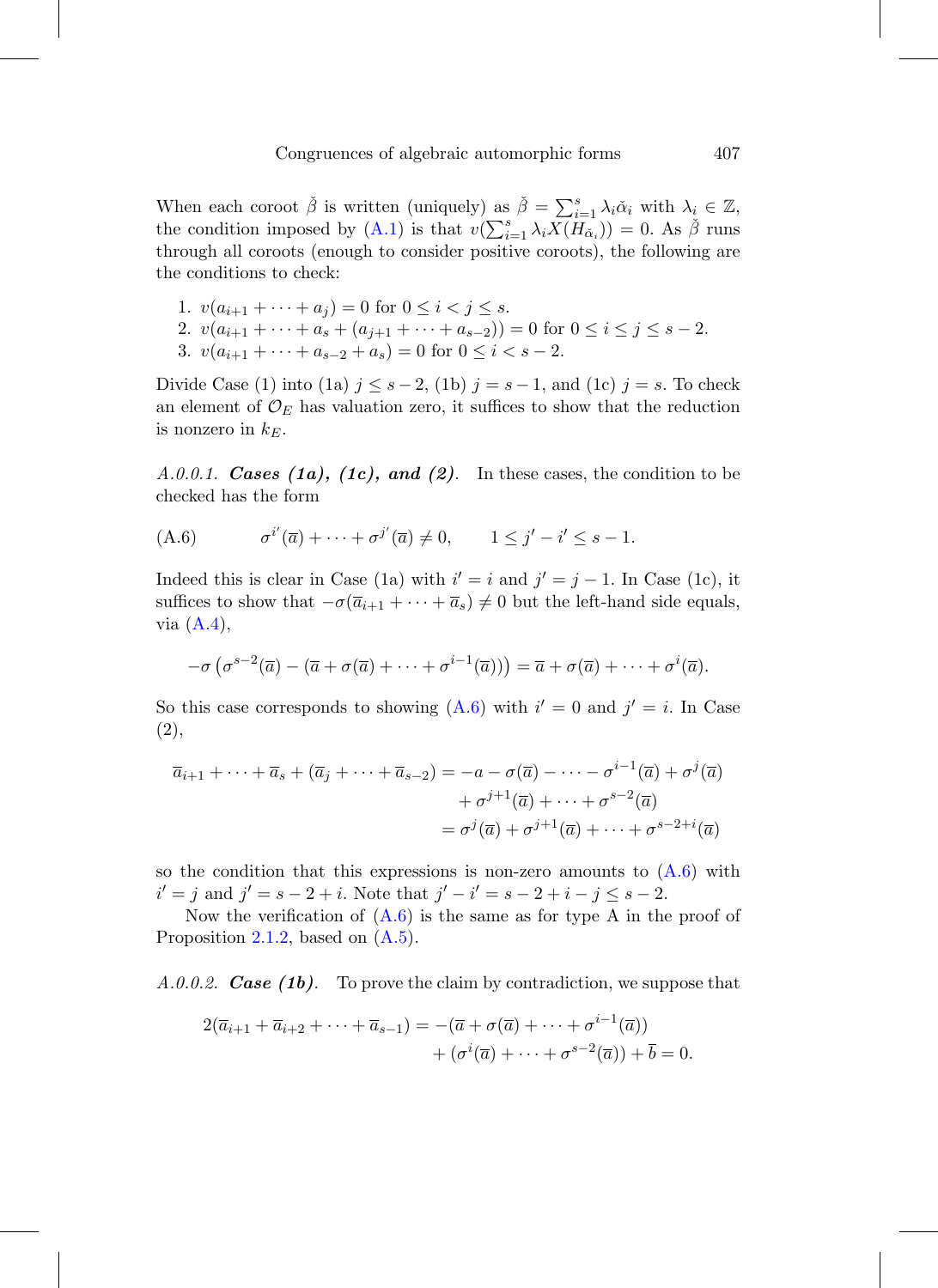When each coroot $\check{\beta}$ is written (uniquely) as $\check{\beta} = \sum_{i=1}^{s} \lambda_i \check{\alpha}_i$ with $\lambda_i \in \mathbb{Z}$, the condition imposed by (A.1) is that $v(\sum_{i=1}^{s} \lambda_i X(H_{\check{\alpha}_i})) = 0$. As $\check{\beta}$ runs through all coroots (enough to consider positive coroots), the following are the conditions to check:

1. $v(a_{i+1} + \cdots + a_j) = 0$ for $0 \leq i < j \leq s$.
2. $v(a_{i+1} + \cdots + a_s + (a_{j+1} + \cdots + a_{s-2})) = 0$ for $0 \leq i \leq j \leq s-2$.
3. $v(a_{i+1} + \cdots + a_{s-2} + a_s) = 0$ for $0 \leq i < s-2$.

Divide Case (1) into (1a) $j \leq s-2$, (1b) $j = s-1$, and (1c) $j = s$. To check an element of $\mathcal{O}_E$ has valuation zero, it suffices to show that the reduction is nonzero in $k_E$.

*A.0.0.1.* ***Cases (1a), (1c), and (2).*** In these cases, the condition to be checked has the form

$$\sigma^{i'}(\overline{a}) + \cdots + \sigma^{j'}(\overline{a}) \neq 0, \qquad 1 \leq j' - i' \leq s-1. \tag{A.6}$$

Indeed this is clear in Case (1a) with $i' = i$ and $j' = j-1$. In Case (1c), it suffices to show that $-\sigma(\overline{a}_{i+1} + \cdots + \overline{a}_s) \neq 0$ but the left-hand side equals, via (A.4),

$$-\sigma\left(\sigma^{s-2}(\overline{a}) - (\overline{a} + \sigma(\overline{a}) + \cdots + \sigma^{i-1}(\overline{a}))\right) = \overline{a} + \sigma(\overline{a}) + \cdots + \sigma^{i}(\overline{a}).$$

So this case corresponds to showing (A.6) with $i' = 0$ and $j' = i$. In Case (2),

$$\begin{aligned}\overline{a}_{i+1} + \cdots + \overline{a}_s + (\overline{a}_j + \cdots + \overline{a}_{s-2}) &= -a - \sigma(\overline{a}) - \cdots - \sigma^{i-1}(\overline{a}) + \sigma^{j}(\overline{a}) \\ &\quad + \sigma^{j+1}(\overline{a}) + \cdots + \sigma^{s-2}(\overline{a}) \\ &= \sigma^{j}(\overline{a}) + \sigma^{j+1}(\overline{a}) + \cdots + \sigma^{s-2+i}(\overline{a})\end{aligned}$$

so the condition that this expressions is non-zero amounts to (A.6) with $i' = j$ and $j' = s-2+i$. Note that $j' - i' = s-2+i-j \leq s-2$.

Now the verification of (A.6) is the same as for type A in the proof of Proposition 2.1.2, based on (A.5).

*A.0.0.2.* ***Case (1b).*** To prove the claim by contradiction, we suppose that

$$\begin{aligned}2(\overline{a}_{i+1} + \overline{a}_{i+2} + \cdots + \overline{a}_{s-1}) = &-(\overline{a} + \sigma(\overline{a}) + \cdots + \sigma^{i-1}(\overline{a})) \\ &+ (\sigma^{i}(\overline{a}) + \cdots + \sigma^{s-2}(\overline{a})) + \overline{b} = 0.\end{aligned}$$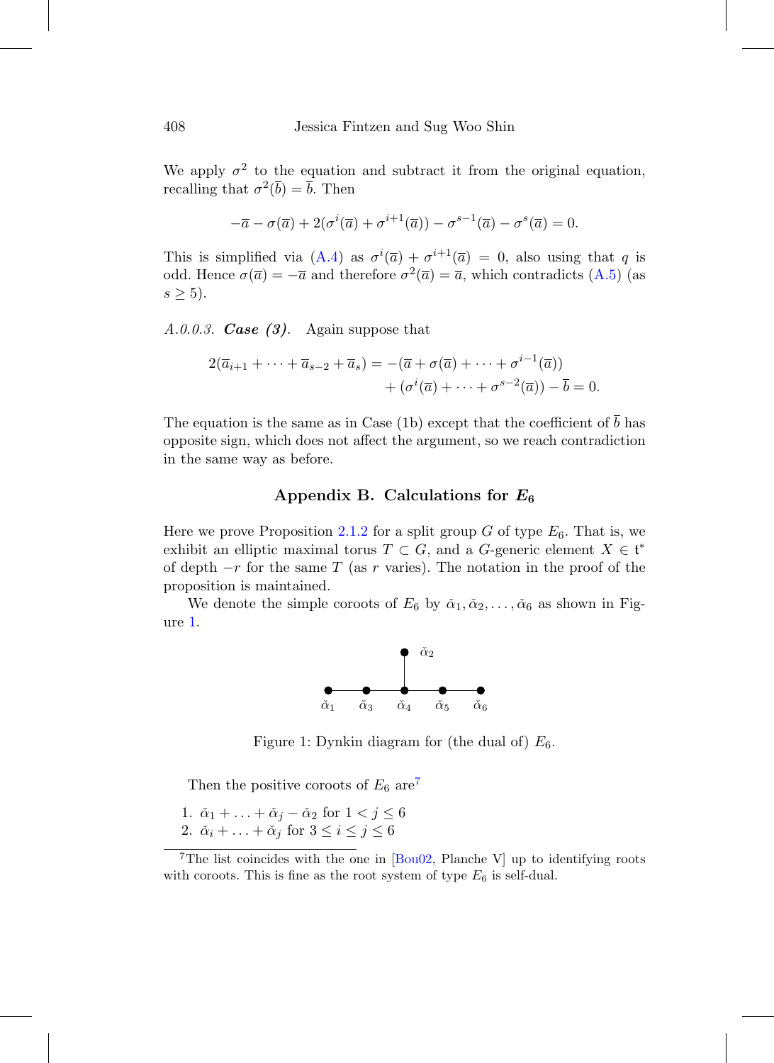We apply $\sigma^2$ to the equation and subtract it from the original equation, recalling that $\sigma^2(\overline{b}) = \overline{b}$. Then

$$-\overline{a} - \sigma(\overline{a}) + 2(\sigma^i(\overline{a}) + \sigma^{i+1}(\overline{a})) - \sigma^{s-1}(\overline{a}) - \sigma^s(\overline{a}) = 0.$$

This is simplified via (A.4) as $\sigma^i(\overline{a}) + \sigma^{i+1}(\overline{a}) = 0$, also using that $q$ is odd. Hence $\sigma(\overline{a}) = -\overline{a}$ and therefore $\sigma^2(\overline{a}) = \overline{a}$, which contradicts (A.5) (as $s \geq 5$).

*A.0.0.3.* ***Case (3).*** Again suppose that

$$2(\overline{a}_{i+1} + \cdots + \overline{a}_{s-2} + \overline{a}_s) = -(\overline{a} + \sigma(\overline{a}) + \cdots + \sigma^{i-1}(\overline{a})) \\ + (\sigma^i(\overline{a}) + \cdots + \sigma^{s-2}(\overline{a})) - \overline{b} = 0.$$

The equation is the same as in Case (1b) except that the coefficient of $\overline{b}$ has opposite sign, which does not affect the argument, so we reach contradiction in the same way as before.

## Appendix B. Calculations for $E_6$

Here we prove Proposition 2.1.2 for a split group $G$ of type $E_6$. That is, we exhibit an elliptic maximal torus $T \subset G$, and a $G$-generic element $X \in \mathfrak{t}^*$ of depth $-r$ for the same $T$ (as $r$ varies). The notation in the proof of the proposition is maintained.

We denote the simple coroots of $E_6$ by $\check{\alpha}_1, \check{\alpha}_2, \ldots, \check{\alpha}_6$ as shown in Figure 1.

$$\begin{array}{ccccc} & & \check{\alpha}_2 & & \\ & & | & & \\ \check{\alpha}_1 - & \check{\alpha}_3 - & \check{\alpha}_4 - & \check{\alpha}_5 - & \check{\alpha}_6 \end{array}$$

Figure 1: Dynkin diagram for (the dual of) $E_6$.

Then the positive coroots of $E_6$ are[7]

1. $\check{\alpha}_1 + \ldots + \check{\alpha}_j - \check{\alpha}_2$ for $1 < j \leq 6$
2. $\check{\alpha}_i + \ldots + \check{\alpha}_j$ for $3 \leq i \leq j \leq 6$

[7] The list coincides with the one in [Bou02, Planche V] up to identifying roots with coroots. This is fine as the root system of type $E_6$ is self-dual.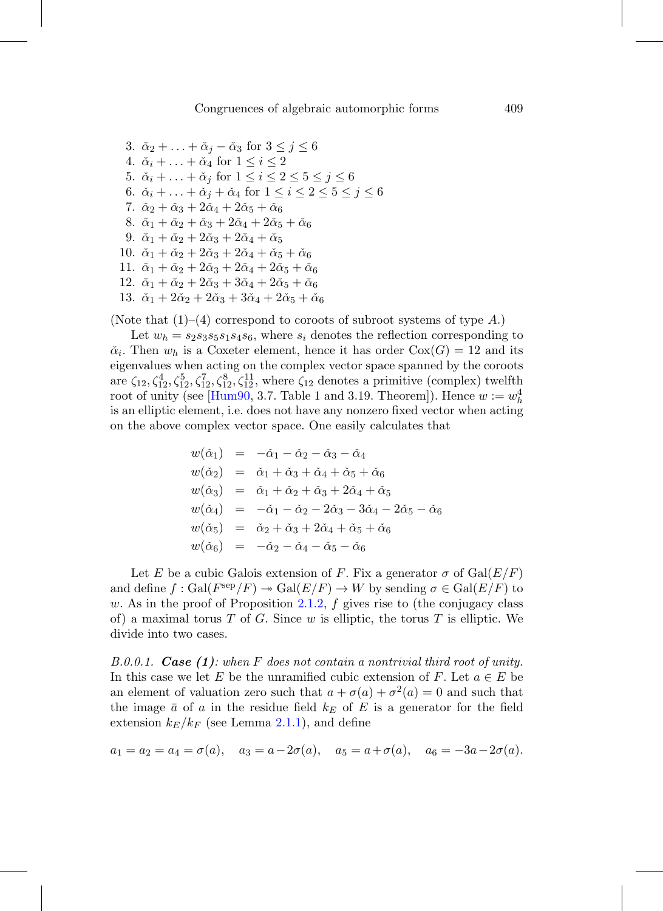3. $\check{\alpha}_2 + \ldots + \check{\alpha}_j - \check{\alpha}_3$ for $3 \le j \le 6$
4. $\check{\alpha}_i + \ldots + \check{\alpha}_4$ for $1 \le i \le 2$
5. $\check{\alpha}_i + \ldots + \check{\alpha}_j$ for $1 \le i \le 2 \le 5 \le j \le 6$
6. $\check{\alpha}_i + \ldots + \check{\alpha}_j + \check{\alpha}_4$ for $1 \le i \le 2 \le 5 \le j \le 6$
7. $\check{\alpha}_2 + \check{\alpha}_3 + 2\check{\alpha}_4 + 2\check{\alpha}_5 + \check{\alpha}_6$
8. $\check{\alpha}_1 + \check{\alpha}_2 + \check{\alpha}_3 + 2\check{\alpha}_4 + 2\check{\alpha}_5 + \check{\alpha}_6$
9. $\check{\alpha}_1 + \check{\alpha}_2 + 2\check{\alpha}_3 + 2\check{\alpha}_4 + \check{\alpha}_5$
10. $\check{\alpha}_1 + \check{\alpha}_2 + 2\check{\alpha}_3 + 2\check{\alpha}_4 + \check{\alpha}_5 + \check{\alpha}_6$
11. $\check{\alpha}_1 + \check{\alpha}_2 + 2\check{\alpha}_3 + 2\check{\alpha}_4 + 2\check{\alpha}_5 + \check{\alpha}_6$
12. $\check{\alpha}_1 + \check{\alpha}_2 + 2\check{\alpha}_3 + 3\check{\alpha}_4 + 2\check{\alpha}_5 + \check{\alpha}_6$
13. $\check{\alpha}_1 + 2\check{\alpha}_2 + 2\check{\alpha}_3 + 3\check{\alpha}_4 + 2\check{\alpha}_5 + \check{\alpha}_6$

(Note that (1)–(4) correspond to coroots of subroot systems of type $A$.)

Let $w_h = s_2 s_3 s_5 s_1 s_4 s_6$, where $s_i$ denotes the reflection corresponding to $\check{\alpha}_i$. Then $w_h$ is a Coxeter element, hence it has order $\mathrm{Cox}(G) = 12$ and its eigenvalues when acting on the complex vector space spanned by the coroots are $\zeta_{12}, \zeta_{12}^4, \zeta_{12}^5, \zeta_{12}^7, \zeta_{12}^8, \zeta_{12}^{11}$, where $\zeta_{12}$ denotes a primitive (complex) twelfth root of unity (see [Hum90, 3.7. Table 1 and 3.19. Theorem]). Hence $w := w_h^4$ is an elliptic element, i.e. does not have any nonzero fixed vector when acting on the above complex vector space. One easily calculates that

$$
\begin{aligned}
w(\check{\alpha}_1) &= -\check{\alpha}_1 - \check{\alpha}_2 - \check{\alpha}_3 - \check{\alpha}_4 \\
w(\check{\alpha}_2) &= \check{\alpha}_1 + \check{\alpha}_3 + \check{\alpha}_4 + \check{\alpha}_5 + \check{\alpha}_6 \\
w(\check{\alpha}_3) &= \check{\alpha}_1 + \check{\alpha}_2 + \check{\alpha}_3 + 2\check{\alpha}_4 + \check{\alpha}_5 \\
w(\check{\alpha}_4) &= -\check{\alpha}_1 - \check{\alpha}_2 - 2\check{\alpha}_3 - 3\check{\alpha}_4 - 2\check{\alpha}_5 - \check{\alpha}_6 \\
w(\check{\alpha}_5) &= \check{\alpha}_2 + \check{\alpha}_3 + 2\check{\alpha}_4 + \check{\alpha}_5 + \check{\alpha}_6 \\
w(\check{\alpha}_6) &= -\check{\alpha}_2 - \check{\alpha}_4 - \check{\alpha}_5 - \check{\alpha}_6
\end{aligned}
$$

Let $E$ be a cubic Galois extension of $F$. Fix a generator $\sigma$ of $\mathrm{Gal}(E/F)$ and define $f : \mathrm{Gal}(F^{\mathrm{sep}}/F) \twoheadrightarrow \mathrm{Gal}(E/F) \to W$ by sending $\sigma \in \mathrm{Gal}(E/F)$ to $w$. As in the proof of Proposition 2.1.2, $f$ gives rise to (the conjugacy class of) a maximal torus $T$ of $G$. Since $w$ is elliptic, the torus $T$ is elliptic. We divide into two cases.

*B.0.0.1.* ***Case (1)****: when $F$ does not contain a nontrivial third root of unity.* In this case we let $E$ be the unramified cubic extension of $F$. Let $a \in E$ be an element of valuation zero such that $a + \sigma(a) + \sigma^2(a) = 0$ and such that the image $\bar{a}$ of $a$ in the residue field $k_E$ of $E$ is a generator for the field extension $k_E/k_F$ (see Lemma 2.1.1), and define

$$
a_1 = a_2 = a_4 = \sigma(a), \quad a_3 = a - 2\sigma(a), \quad a_5 = a + \sigma(a), \quad a_6 = -3a - 2\sigma(a).
$$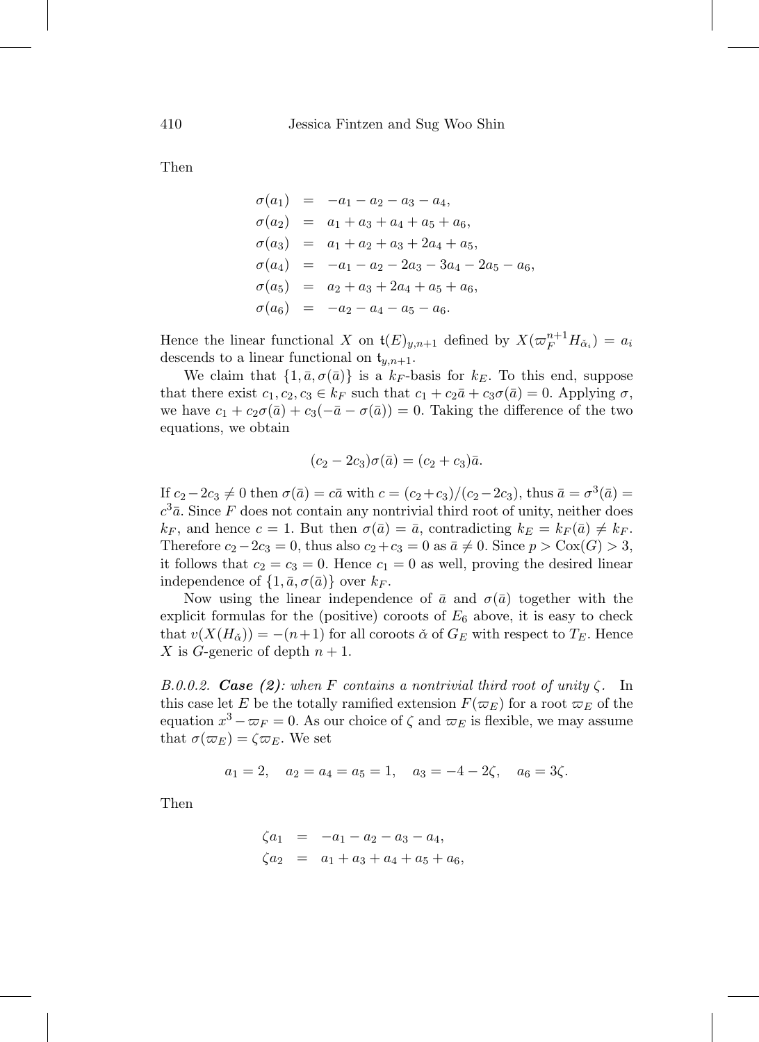Then

$$
\begin{aligned}
\sigma(a_1) &= -a_1 - a_2 - a_3 - a_4,\\
\sigma(a_2) &= a_1 + a_3 + a_4 + a_5 + a_6,\\
\sigma(a_3) &= a_1 + a_2 + a_3 + 2a_4 + a_5,\\
\sigma(a_4) &= -a_1 - a_2 - 2a_3 - 3a_4 - 2a_5 - a_6,\\
\sigma(a_5) &= a_2 + a_3 + 2a_4 + a_5 + a_6,\\
\sigma(a_6) &= -a_2 - a_4 - a_5 - a_6.
\end{aligned}
$$

Hence the linear functional $X$ on $\mathfrak{t}(E)_{y,n+1}$ defined by $X(\varpi_F^{n+1} H_{\check{\alpha}_i}) = a_i$ descends to a linear functional on $\mathfrak{t}_{y,n+1}$.

We claim that $\{1, \bar{a}, \sigma(\bar{a})\}$ is a $k_F$-basis for $k_E$. To this end, suppose that there exist $c_1, c_2, c_3 \in k_F$ such that $c_1 + c_2\bar{a} + c_3\sigma(\bar{a}) = 0$. Applying $\sigma$, we have $c_1 + c_2\sigma(\bar{a}) + c_3(-\bar{a} - \sigma(\bar{a})) = 0$. Taking the difference of the two equations, we obtain

$$(c_2 - 2c_3)\sigma(\bar{a}) = (c_2 + c_3)\bar{a}.$$

If $c_2 - 2c_3 \neq 0$ then $\sigma(\bar{a}) = c\bar{a}$ with $c = (c_2 + c_3)/(c_2 - 2c_3)$, thus $\bar{a} = \sigma^3(\bar{a}) = c^3\bar{a}$. Since $F$ does not contain any nontrivial third root of unity, neither does $k_F$, and hence $c = 1$. But then $\sigma(\bar{a}) = \bar{a}$, contradicting $k_E = k_F(\bar{a}) \neq k_F$. Therefore $c_2 - 2c_3 = 0$, thus also $c_2 + c_3 = 0$ as $\bar{a} \neq 0$. Since $p > \mathrm{Cox}(G) > 3$, it follows that $c_2 = c_3 = 0$. Hence $c_1 = 0$ as well, proving the desired linear independence of $\{1, \bar{a}, \sigma(\bar{a})\}$ over $k_F$.

Now using the linear independence of $\bar{a}$ and $\sigma(\bar{a})$ together with the explicit formulas for the (positive) coroots of $E_6$ above, it is easy to check that $v(X(H_{\check{\alpha}})) = -(n+1)$ for all coroots $\check{\alpha}$ of $G_E$ with respect to $T_E$. Hence $X$ is $G$-generic of depth $n+1$.

*B.0.0.2.* ***Case (2)****: when $F$ contains a nontrivial third root of unity $\zeta$.* In this case let $E$ be the totally ramified extension $F(\varpi_E)$ for a root $\varpi_E$ of the equation $x^3 - \varpi_F = 0$. As our choice of $\zeta$ and $\varpi_E$ is flexible, we may assume that $\sigma(\varpi_E) = \zeta\varpi_E$. We set

$$a_1 = 2, \quad a_2 = a_4 = a_5 = 1, \quad a_3 = -4 - 2\zeta, \quad a_6 = 3\zeta.$$

Then

$$
\begin{aligned}
\zeta a_1 &= -a_1 - a_2 - a_3 - a_4,\\
\zeta a_2 &= a_1 + a_3 + a_4 + a_5 + a_6,
\end{aligned}
$$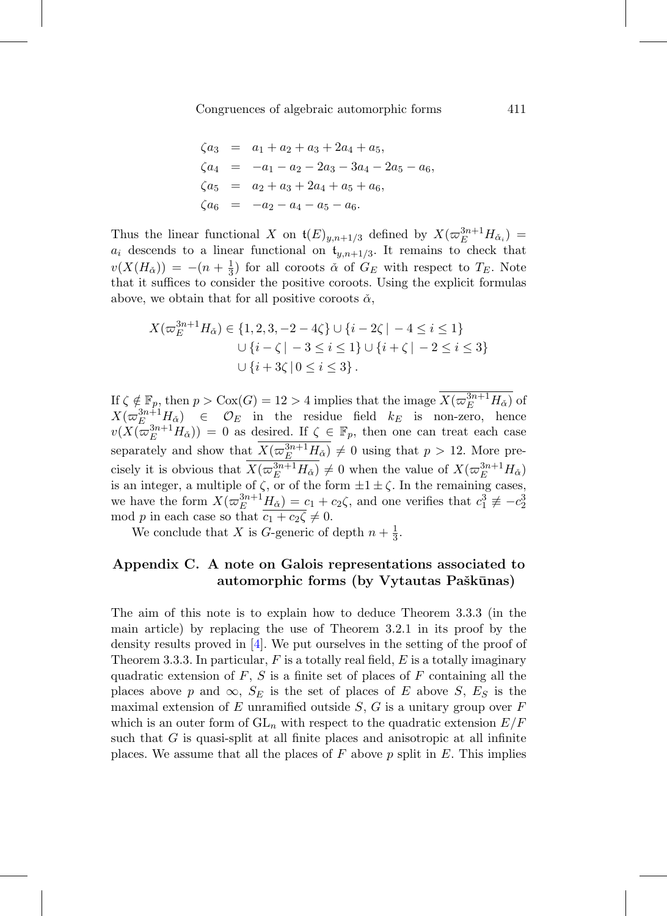$$
\begin{aligned}
\zeta a_3 &= a_1 + a_2 + a_3 + 2a_4 + a_5, \\
\zeta a_4 &= -a_1 - a_2 - 2a_3 - 3a_4 - 2a_5 - a_6, \\
\zeta a_5 &= a_2 + a_3 + 2a_4 + a_5 + a_6, \\
\zeta a_6 &= -a_2 - a_4 - a_5 - a_6.
\end{aligned}
$$

Thus the linear functional $X$ on $\mathfrak{t}(E)_{y,n+1/3}$ defined by $X(\varpi_E^{3n+1} H_{\check{\alpha}_i}) = a_i$ descends to a linear functional on $\mathfrak{t}_{y,n+1/3}$. It remains to check that $v(X(H_{\check{\alpha}})) = -(n + \frac{1}{3})$ for all coroots $\check{\alpha}$ of $G_E$ with respect to $T_E$. Note that it suffices to consider the positive coroots. Using the explicit formulas above, we obtain that for all positive coroots $\check{\alpha}$,

$$
\begin{aligned}
X(\varpi_E^{3n+1} H_{\check{\alpha}}) \in & \{1, 2, 3, -2 - 4\zeta\} \cup \{i - 2\zeta \,|\, -4 \leq i \leq 1\} \\
& \cup \{i - \zeta \,|\, -3 \leq i \leq 1\} \cup \{i + \zeta \,|\, -2 \leq i \leq 3\} \\
& \cup \{i + 3\zeta \,|\, 0 \leq i \leq 3\}.
\end{aligned}
$$

If $\zeta \notin \mathbb{F}_p$, then $p > \mathrm{Cox}(G) = 12 > 4$ implies that the image $\overline{X(\varpi_E^{3n+1} H_{\check{\alpha}})}$ of $X(\varpi_E^{3n+1} H_{\check{\alpha}}) \in \mathcal{O}_E$ in the residue field $k_E$ is non-zero, hence $v(X(\varpi_E^{3n+1} H_{\check{\alpha}})) = 0$ as desired. If $\zeta \in \mathbb{F}_p$, then one can treat each case separately and show that $\overline{X(\varpi_E^{3n+1} H_{\check{\alpha}})} \neq 0$ using that $p > 12$. More precisely it is obvious that $\overline{X(\varpi_E^{3n+1} H_{\check{\alpha}})} \neq 0$ when the value of $X(\varpi_E^{3n+1} H_{\check{\alpha}})$ is an integer, a multiple of $\zeta$, or of the form $\pm 1 \pm \zeta$. In the remaining cases, we have the form $X(\varpi_E^{3n+1} H_{\check{\alpha}}) = c_1 + c_2 \zeta$, and one verifies that $c_1^3 \not\equiv -c_2^3 \mod p$ in each case so that $\overline{c_1 + c_2 \zeta} \neq 0$.

We conclude that $X$ is $G$-generic of depth $n + \frac{1}{3}$.

## Appendix C. A note on Galois representations associated to automorphic forms (by Vytautas Paškūnas)

The aim of this note is to explain how to deduce Theorem 3.3.3 (in the main article) by replacing the use of Theorem 3.2.1 in its proof by the density results proved in [4]. We put ourselves in the setting of the proof of Theorem 3.3.3. In particular, $F$ is a totally real field, $E$ is a totally imaginary quadratic extension of $F$, $S$ is a finite set of places of $F$ containing all the places above $p$ and $\infty$, $S_E$ is the set of places of $E$ above $S$, $E_S$ is the maximal extension of $E$ unramified outside $S$, $G$ is a unitary group over $F$ which is an outer form of $\mathrm{GL}_n$ with respect to the quadratic extension $E/F$ such that $G$ is quasi-split at all finite places and anisotropic at all infinite places. We assume that all the places of $F$ above $p$ split in $E$. This implies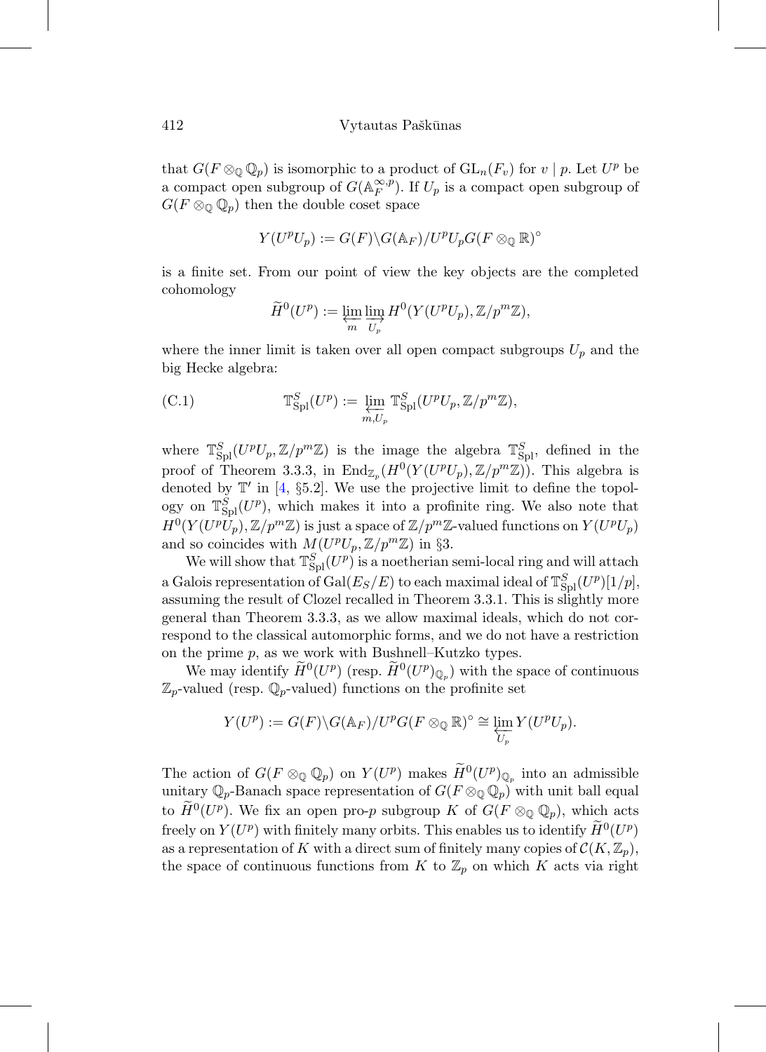that $G(F \otimes_{\mathbb{Q}} \mathbb{Q}_p)$ is isomorphic to a product of $\mathrm{GL}_n(F_v)$ for $v \mid p$. Let $U^p$ be a compact open subgroup of $G(\mathbb{A}_F^{\infty,p})$. If $U_p$ is a compact open subgroup of $G(F \otimes_{\mathbb{Q}} \mathbb{Q}_p)$ then the double coset space

$$Y(U^p U_p) := G(F)\backslash G(\mathbb{A}_F)/U^p U_p G(F \otimes_{\mathbb{Q}} \mathbb{R})^\circ$$

is a finite set. From our point of view the key objects are the completed cohomology

$$\widetilde{H}^0(U^p) := \varprojlim_m \varinjlim_{U_p} H^0(Y(U^p U_p), \mathbb{Z}/p^m\mathbb{Z}),$$

where the inner limit is taken over all open compact subgroups $U_p$ and the big Hecke algebra:

$$\text{(C.1)} \qquad \mathbb{T}^S_{\mathrm{Spl}}(U^p) := \varprojlim_{m, U_p} \mathbb{T}^S_{\mathrm{Spl}}(U^p U_p, \mathbb{Z}/p^m\mathbb{Z}),$$

where $\mathbb{T}^S_{\mathrm{Spl}}(U^p U_p, \mathbb{Z}/p^m\mathbb{Z})$ is the image the algebra $\mathbb{T}^S_{\mathrm{Spl}}$, defined in the proof of Theorem 3.3.3, in $\mathrm{End}_{\mathbb{Z}_p}(H^0(Y(U^p U_p), \mathbb{Z}/p^m\mathbb{Z}))$. This algebra is denoted by $\mathbb{T}'$ in [4, §5.2]. We use the projective limit to define the topology on $\mathbb{T}^S_{\mathrm{Spl}}(U^p)$, which makes it into a profinite ring. We also note that $H^0(Y(U^p U_p), \mathbb{Z}/p^m\mathbb{Z})$ is just a space of $\mathbb{Z}/p^m\mathbb{Z}$-valued functions on $Y(U^p U_p)$ and so coincides with $M(U^p U_p, \mathbb{Z}/p^m\mathbb{Z})$ in §3.

We will show that $\mathbb{T}^S_{\mathrm{Spl}}(U^p)$ is a noetherian semi-local ring and will attach a Galois representation of $\mathrm{Gal}(E_S/E)$ to each maximal ideal of $\mathbb{T}^S_{\mathrm{Spl}}(U^p)[1/p]$, assuming the result of Clozel recalled in Theorem 3.3.1. This is slightly more general than Theorem 3.3.3, as we allow maximal ideals, which do not correspond to the classical automorphic forms, and we do not have a restriction on the prime $p$, as we work with Bushnell–Kutzko types.

We may identify $\widetilde{H}^0(U^p)$ (resp. $\widetilde{H}^0(U^p)_{\mathbb{Q}_p}$) with the space of continuous $\mathbb{Z}_p$-valued (resp. $\mathbb{Q}_p$-valued) functions on the profinite set

$$Y(U^p) := G(F)\backslash G(\mathbb{A}_F)/U^p G(F \otimes_{\mathbb{Q}} \mathbb{R})^\circ \cong \varprojlim_{U_p} Y(U^p U_p).$$

The action of $G(F \otimes_{\mathbb{Q}} \mathbb{Q}_p)$ on $Y(U^p)$ makes $\widetilde{H}^0(U^p)_{\mathbb{Q}_p}$ into an admissible unitary $\mathbb{Q}_p$-Banach space representation of $G(F \otimes_{\mathbb{Q}} \mathbb{Q}_p)$ with unit ball equal to $\widetilde{H}^0(U^p)$. We fix an open pro-$p$ subgroup $K$ of $G(F \otimes_{\mathbb{Q}} \mathbb{Q}_p)$, which acts freely on $Y(U^p)$ with finitely many orbits. This enables us to identify $\widetilde{H}^0(U^p)$ as a representation of $K$ with a direct sum of finitely many copies of $\mathcal{C}(K, \mathbb{Z}_p)$, the space of continuous functions from $K$ to $\mathbb{Z}_p$ on which $K$ acts via right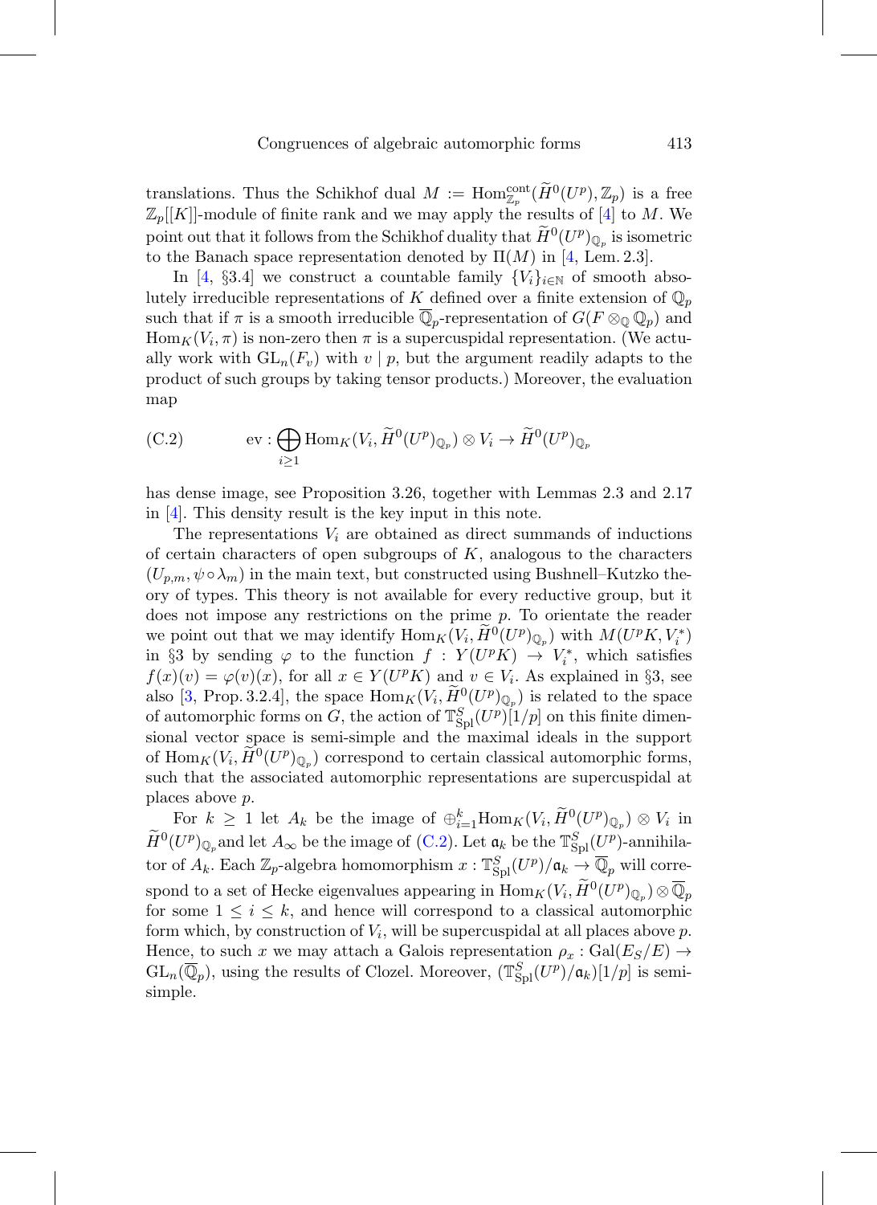translations. Thus the Schikhof dual $M := \mathrm{Hom}^{\mathrm{cont}}_{\mathbb{Z}_p}(\widetilde{H}^0(U^p), \mathbb{Z}_p)$ is a free $\mathbb{Z}_p[[K]]$-module of finite rank and we may apply the results of [4] to $M$. We point out that it follows from the Schikhof duality that $\widetilde{H}^0(U^p)_{\mathbb{Q}_p}$ is isometric to the Banach space representation denoted by $\Pi(M)$ in [4, Lem. 2.3].

In [4, §3.4] we construct a countable family $\{V_i\}_{i\in\mathbb{N}}$ of smooth absolutely irreducible representations of $K$ defined over a finite extension of $\mathbb{Q}_p$ such that if $\pi$ is a smooth irreducible $\overline{\mathbb{Q}}_p$-representation of $G(F \otimes_{\mathbb{Q}} \mathbb{Q}_p)$ and $\mathrm{Hom}_K(V_i, \pi)$ is non-zero then $\pi$ is a supercuspidal representation. (We actually work with $\mathrm{GL}_n(F_v)$ with $v \mid p$, but the argument readily adapts to the product of such groups by taking tensor products.) Moreover, the evaluation map

$$\mathrm{ev} : \bigoplus_{i\geq 1} \mathrm{Hom}_K(V_i, \widetilde{H}^0(U^p)_{\mathbb{Q}_p}) \otimes V_i \to \widetilde{H}^0(U^p)_{\mathbb{Q}_p} \tag{C.2}$$

has dense image, see Proposition 3.26, together with Lemmas 2.3 and 2.17 in [4]. This density result is the key input in this note.

The representations $V_i$ are obtained as direct summands of inductions of certain characters of open subgroups of $K$, analogous to the characters $(U_{p,m}, \psi \circ \lambda_m)$ in the main text, but constructed using Bushnell–Kutzko theory of types. This theory is not available for every reductive group, but it does not impose any restrictions on the prime $p$. To orientate the reader we point out that we may identify $\mathrm{Hom}_K(V_i, \widetilde{H}^0(U^p)_{\mathbb{Q}_p})$ with $M(U^pK, V_i^*)$ in §3 by sending $\varphi$ to the function $f : Y(U^pK) \to V_i^*$, which satisfies $f(x)(v) = \varphi(v)(x)$, for all $x \in Y(U^pK)$ and $v \in V_i$. As explained in §3, see also [3, Prop. 3.2.4], the space $\mathrm{Hom}_K(V_i, \widetilde{H}^0(U^p)_{\mathbb{Q}_p})$ is related to the space of automorphic forms on $G$, the action of $\mathbb{T}^S_{\mathrm{Spl}}(U^p)[1/p]$ on this finite dimensional vector space is semi-simple and the maximal ideals in the support of $\mathrm{Hom}_K(V_i, \widetilde{H}^0(U^p)_{\mathbb{Q}_p})$ correspond to certain classical automorphic forms, such that the associated automorphic representations are supercuspidal at places above $p$.

For $k \geq 1$ let $A_k$ be the image of $\oplus_{i=1}^k \mathrm{Hom}_K(V_i, \widetilde{H}^0(U^p)_{\mathbb{Q}_p}) \otimes V_i$ in $\widetilde{H}^0(U^p)_{\mathbb{Q}_p}$ and let $A_\infty$ be the image of (C.2). Let $\mathfrak{a}_k$ be the $\mathbb{T}^S_{\mathrm{Spl}}(U^p)$-annihilator of $A_k$. Each $\mathbb{Z}_p$-algebra homomorphism $x : \mathbb{T}^S_{\mathrm{Spl}}(U^p)/\mathfrak{a}_k \to \overline{\mathbb{Q}}_p$ will correspond to a set of Hecke eigenvalues appearing in $\mathrm{Hom}_K(V_i, \widetilde{H}^0(U^p)_{\mathbb{Q}_p}) \otimes \overline{\mathbb{Q}}_p$ for some $1 \leq i \leq k$, and hence will correspond to a classical automorphic form which, by construction of $V_i$, will be supercuspidal at all places above $p$. Hence, to such $x$ we may attach a Galois representation $\rho_x : \mathrm{Gal}(E_S/E) \to \mathrm{GL}_n(\overline{\mathbb{Q}}_p)$, using the results of Clozel. Moreover, $(\mathbb{T}^S_{\mathrm{Spl}}(U^p)/\mathfrak{a}_k)[1/p]$ is semi-simple.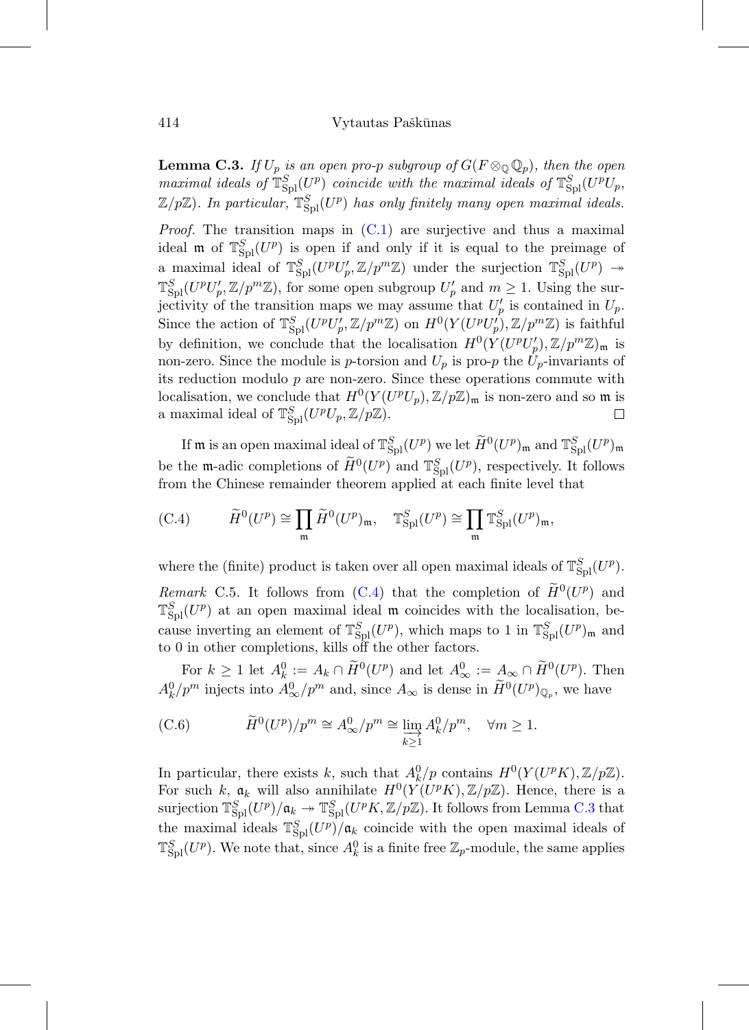**Lemma C.3.** *If $U_p$ is an open pro-$p$ subgroup of $G(F \otimes_{\mathbb{Q}} \mathbb{Q}_p)$, then the open maximal ideals of $\mathbb{T}^S_{\mathrm{Spl}}(U^p)$ coincide with the maximal ideals of $\mathbb{T}^S_{\mathrm{Spl}}(U^p U_p, \mathbb{Z}/p\mathbb{Z})$. In particular, $\mathbb{T}^S_{\mathrm{Spl}}(U^p)$ has only finitely many open maximal ideals.*

*Proof.* The transition maps in (C.1) are surjective and thus a maximal ideal $\mathfrak{m}$ of $\mathbb{T}^S_{\mathrm{Spl}}(U^p)$ is open if and only if it is equal to the preimage of a maximal ideal of $\mathbb{T}^S_{\mathrm{Spl}}(U^p U'_p, \mathbb{Z}/p^m\mathbb{Z})$ under the surjection $\mathbb{T}^S_{\mathrm{Spl}}(U^p) \twoheadrightarrow \mathbb{T}^S_{\mathrm{Spl}}(U^p U'_p, \mathbb{Z}/p^m\mathbb{Z})$, for some open subgroup $U'_p$ and $m \geq 1$. Using the surjectivity of the transition maps we may assume that $U'_p$ is contained in $U_p$. Since the action of $\mathbb{T}^S_{\mathrm{Spl}}(U^p U'_p, \mathbb{Z}/p^m\mathbb{Z})$ on $H^0(Y(U^p U'_p), \mathbb{Z}/p^m\mathbb{Z})$ is faithful by definition, we conclude that the localisation $H^0(Y(U^p U'_p), \mathbb{Z}/p^m\mathbb{Z})_{\mathfrak{m}}$ is non-zero. Since the module is $p$-torsion and $U_p$ is pro-$p$ the $U_p$-invariants of its reduction modulo $p$ are non-zero. Since these operations commute with localisation, we conclude that $H^0(Y(U^p U_p), \mathbb{Z}/p\mathbb{Z})_{\mathfrak{m}}$ is non-zero and so $\mathfrak{m}$ is a maximal ideal of $\mathbb{T}^S_{\mathrm{Spl}}(U^p U_p, \mathbb{Z}/p\mathbb{Z})$. ◻

If $\mathfrak{m}$ is an open maximal ideal of $\mathbb{T}^S_{\mathrm{Spl}}(U^p)$ we let $\widetilde{H}^0(U^p)_{\mathfrak{m}}$ and $\mathbb{T}^S_{\mathrm{Spl}}(U^p)_{\mathfrak{m}}$ be the $\mathfrak{m}$-adic completions of $\widetilde{H}^0(U^p)$ and $\mathbb{T}^S_{\mathrm{Spl}}(U^p)$, respectively. It follows from the Chinese remainder theorem applied at each finite level that

$$\widetilde{H}^0(U^p) \cong \prod_{\mathfrak{m}} \widetilde{H}^0(U^p)_{\mathfrak{m}}, \quad \mathbb{T}^S_{\mathrm{Spl}}(U^p) \cong \prod_{\mathfrak{m}} \mathbb{T}^S_{\mathrm{Spl}}(U^p)_{\mathfrak{m}}, \tag{C.4}$$

where the (finite) product is taken over all open maximal ideals of $\mathbb{T}^S_{\mathrm{Spl}}(U^p)$.

*Remark* C.5. It follows from (C.4) that the completion of $\widetilde{H}^0(U^p)$ and $\mathbb{T}^S_{\mathrm{Spl}}(U^p)$ at an open maximal ideal $\mathfrak{m}$ coincides with the localisation, because inverting an element of $\mathbb{T}^S_{\mathrm{Spl}}(U^p)$, which maps to 1 in $\mathbb{T}^S_{\mathrm{Spl}}(U^p)_{\mathfrak{m}}$ and to 0 in other completions, kills off the other factors.

For $k \geq 1$ let $A^0_k := A_k \cap \widetilde{H}^0(U^p)$ and let $A^0_\infty := A_\infty \cap \widetilde{H}^0(U^p)$. Then $A^0_k/p^m$ injects into $A^0_\infty/p^m$ and, since $A_\infty$ is dense in $\widetilde{H}^0(U^p)_{\mathbb{Q}_p}$, we have

$$\widetilde{H}^0(U^p)/p^m \cong A^0_\infty/p^m \cong \varinjlim_{k \geq 1} A^0_k/p^m, \quad \forall m \geq 1. \tag{C.6}$$

In particular, there exists $k$, such that $A^0_k/p$ contains $H^0(Y(U^p K), \mathbb{Z}/p\mathbb{Z})$. For such $k$, $\mathfrak{a}_k$ will also annihilate $H^0(Y(U^p K), \mathbb{Z}/p\mathbb{Z})$. Hence, there is a surjection $\mathbb{T}^S_{\mathrm{Spl}}(U^p)/\mathfrak{a}_k \twoheadrightarrow \mathbb{T}^S_{\mathrm{Spl}}(U^p K, \mathbb{Z}/p\mathbb{Z})$. It follows from Lemma C.3 that the maximal ideals $\mathbb{T}^S_{\mathrm{Spl}}(U^p)/\mathfrak{a}_k$ coincide with the open maximal ideals of $\mathbb{T}^S_{\mathrm{Spl}}(U^p)$. We note that, since $A^0_k$ is a finite free $\mathbb{Z}_p$-module, the same applies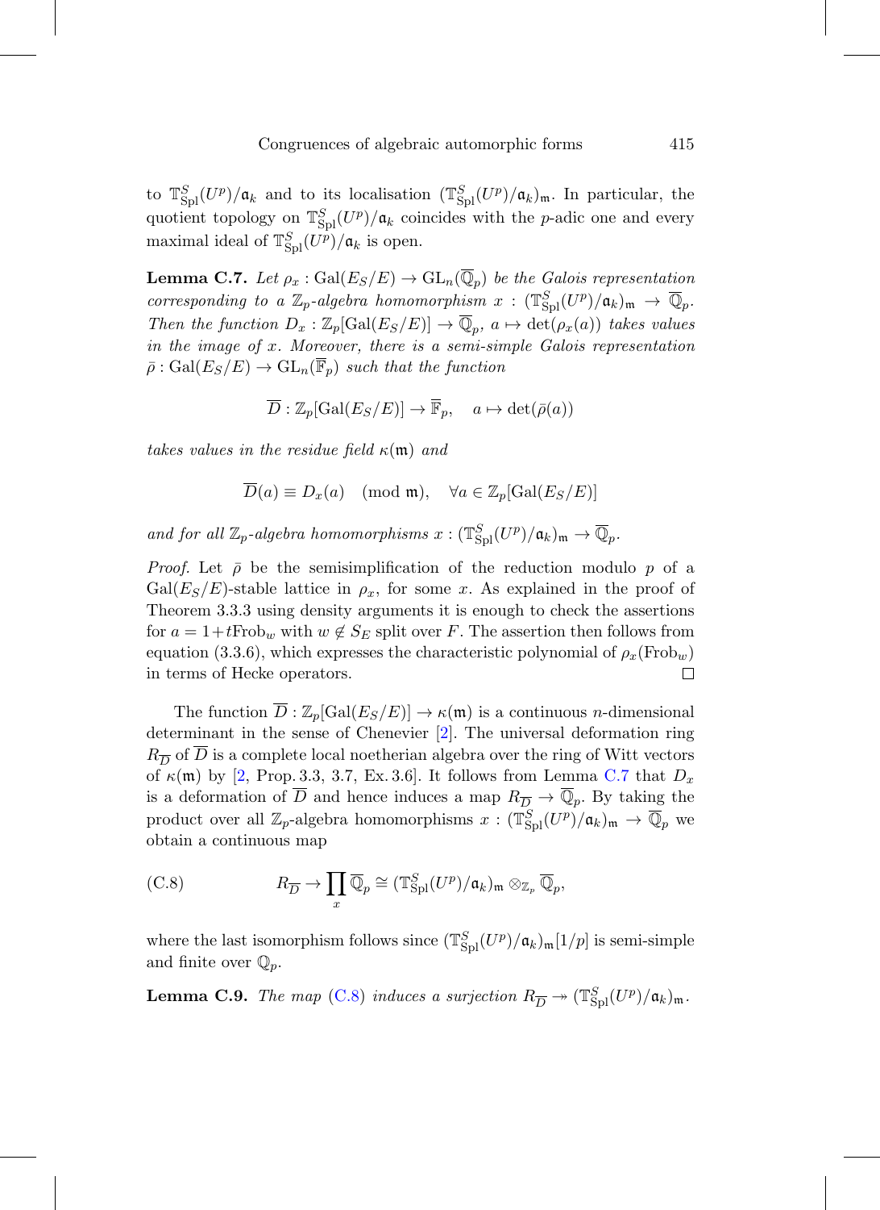to $\mathbb{T}^S_{\mathrm{Spl}}(U^p)/\mathfrak{a}_k$ and to its localisation $(\mathbb{T}^S_{\mathrm{Spl}}(U^p)/\mathfrak{a}_k)_{\mathfrak{m}}$. In particular, the quotient topology on $\mathbb{T}^S_{\mathrm{Spl}}(U^p)/\mathfrak{a}_k$ coincides with the $p$-adic one and every maximal ideal of $\mathbb{T}^S_{\mathrm{Spl}}(U^p)/\mathfrak{a}_k$ is open.

**Lemma C.7.** *Let $\rho_x : \mathrm{Gal}(E_S/E) \to \mathrm{GL}_n(\overline{\mathbb{Q}}_p)$ be the Galois representation corresponding to a $\mathbb{Z}_p$-algebra homomorphism $x : (\mathbb{T}^S_{\mathrm{Spl}}(U^p)/\mathfrak{a}_k)_{\mathfrak{m}} \to \overline{\mathbb{Q}}_p$. Then the function $D_x : \mathbb{Z}_p[\mathrm{Gal}(E_S/E)] \to \overline{\mathbb{Q}}_p$, $a \mapsto \det(\rho_x(a))$ takes values in the image of $x$. Moreover, there is a semi-simple Galois representation $\bar{\rho} : \mathrm{Gal}(E_S/E) \to \mathrm{GL}_n(\overline{\mathbb{F}}_p)$ such that the function*

$$\overline{D} : \mathbb{Z}_p[\mathrm{Gal}(E_S/E)] \to \overline{\mathbb{F}}_p, \quad a \mapsto \det(\bar{\rho}(a))$$

*takes values in the residue field $\kappa(\mathfrak{m})$ and*

$$\overline{D}(a) \equiv D_x(a) \pmod{\mathfrak{m}}, \quad \forall a \in \mathbb{Z}_p[\mathrm{Gal}(E_S/E)]$$

*and for all $\mathbb{Z}_p$-algebra homomorphisms $x : (\mathbb{T}^S_{\mathrm{Spl}}(U^p)/\mathfrak{a}_k)_{\mathfrak{m}} \to \overline{\mathbb{Q}}_p$.*

*Proof.* Let $\bar{\rho}$ be the semisimplification of the reduction modulo $p$ of a $\mathrm{Gal}(E_S/E)$-stable lattice in $\rho_x$, for some $x$. As explained in the proof of Theorem 3.3.3 using density arguments it is enough to check the assertions for $a = 1+t\mathrm{Frob}_w$ with $w \notin S_E$ split over $F$. The assertion then follows from equation (3.3.6), which expresses the characteristic polynomial of $\rho_x(\mathrm{Frob}_w)$ in terms of Hecke operators. □

The function $\overline{D} : \mathbb{Z}_p[\mathrm{Gal}(E_S/E)] \to \kappa(\mathfrak{m})$ is a continuous $n$-dimensional determinant in the sense of Chenevier [2]. The universal deformation ring $R_{\overline{D}}$ of $\overline{D}$ is a complete local noetherian algebra over the ring of Witt vectors of $\kappa(\mathfrak{m})$ by [2, Prop. 3.3, 3.7, Ex. 3.6]. It follows from Lemma C.7 that $D_x$ is a deformation of $\overline{D}$ and hence induces a map $R_{\overline{D}} \to \overline{\mathbb{Q}}_p$. By taking the product over all $\mathbb{Z}_p$-algebra homomorphisms $x : (\mathbb{T}^S_{\mathrm{Spl}}(U^p)/\mathfrak{a}_k)_{\mathfrak{m}} \to \overline{\mathbb{Q}}_p$ we obtain a continuous map

$$R_{\overline{D}} \to \prod_x \overline{\mathbb{Q}}_p \cong (\mathbb{T}^S_{\mathrm{Spl}}(U^p)/\mathfrak{a}_k)_{\mathfrak{m}} \otimes_{\mathbb{Z}_p} \overline{\mathbb{Q}}_p, \tag{C.8}$$

where the last isomorphism follows since $(\mathbb{T}^S_{\mathrm{Spl}}(U^p)/\mathfrak{a}_k)_{\mathfrak{m}}[1/p]$ is semi-simple and finite over $\mathbb{Q}_p$.

**Lemma C.9.** *The map (C.8) induces a surjection $R_{\overline{D}} \twoheadrightarrow (\mathbb{T}^S_{\mathrm{Spl}}(U^p)/\mathfrak{a}_k)_{\mathfrak{m}}$.*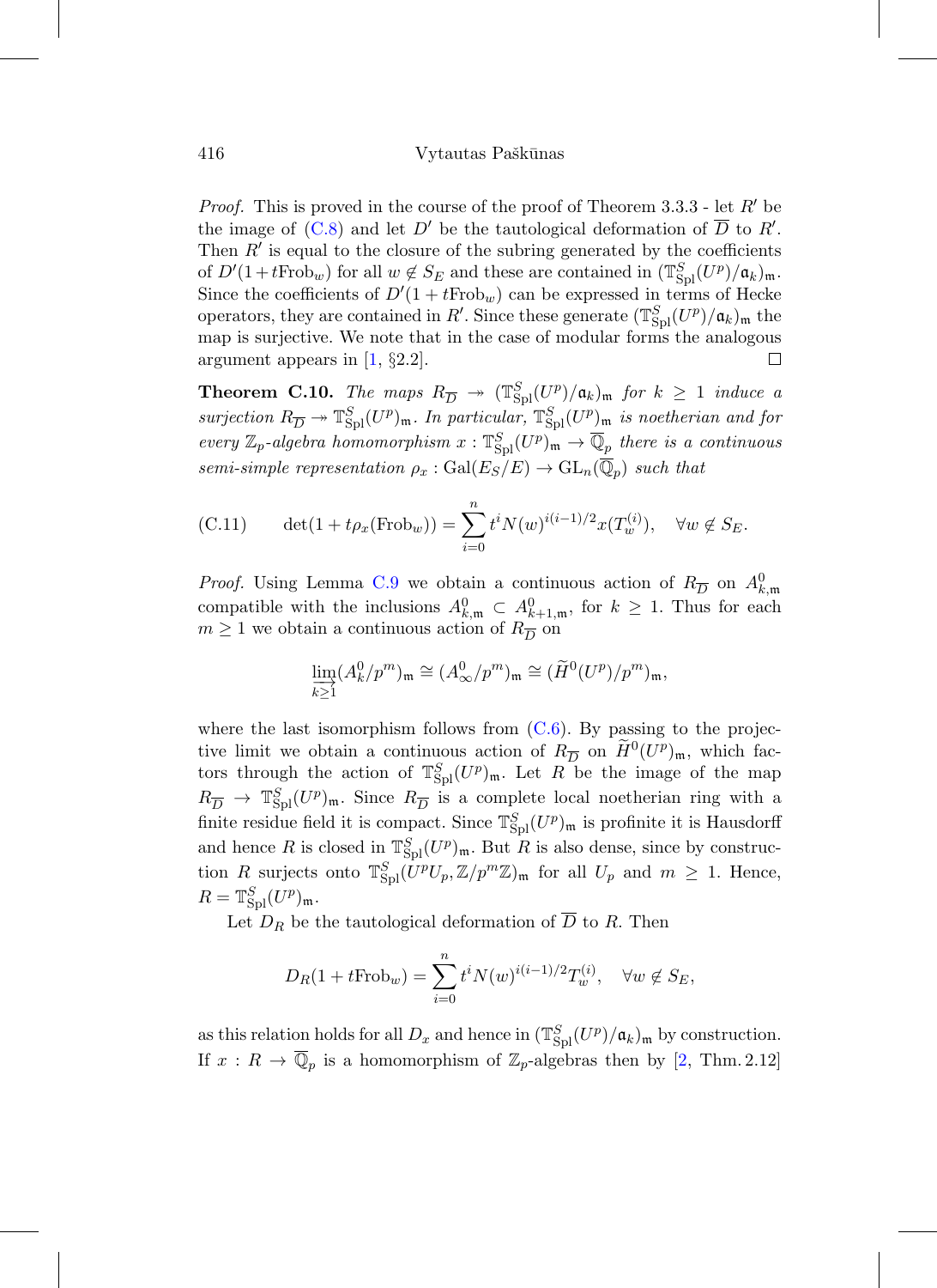*Proof.* This is proved in the course of the proof of Theorem 3.3.3 - let $R'$ be the image of (C.8) and let $D'$ be the tautological deformation of $\overline{D}$ to $R'$. Then $R'$ is equal to the closure of the subring generated by the coefficients of $D'(1+t\mathrm{Frob}_w)$ for all $w \notin S_E$ and these are contained in $(\mathbb{T}^S_{\mathrm{Spl}}(U^p)/\mathfrak{a}_k)_{\mathfrak{m}}$. Since the coefficients of $D'(1+t\mathrm{Frob}_w)$ can be expressed in terms of Hecke operators, they are contained in $R'$. Since these generate $(\mathbb{T}^S_{\mathrm{Spl}}(U^p)/\mathfrak{a}_k)_{\mathfrak{m}}$ the map is surjective. We note that in the case of modular forms the analogous argument appears in [1, §2.2]. $\square$

**Theorem C.10.** *The maps $R_{\overline{D}} \twoheadrightarrow (\mathbb{T}^S_{\mathrm{Spl}}(U^p)/\mathfrak{a}_k)_{\mathfrak{m}}$ for $k \geq 1$ induce a surjection $R_{\overline{D}} \twoheadrightarrow \mathbb{T}^S_{\mathrm{Spl}}(U^p)_{\mathfrak{m}}$. In particular, $\mathbb{T}^S_{\mathrm{Spl}}(U^p)_{\mathfrak{m}}$ is noetherian and for every $\mathbb{Z}_p$-algebra homomorphism $x : \mathbb{T}^S_{\mathrm{Spl}}(U^p)_{\mathfrak{m}} \to \overline{\mathbb{Q}}_p$ there is a continuous semi-simple representation $\rho_x : \mathrm{Gal}(E_S/E) \to \mathrm{GL}_n(\overline{\mathbb{Q}}_p)$ such that*

$$\det(1+t\rho_x(\mathrm{Frob}_w)) = \sum_{i=0}^{n} t^i N(w)^{i(i-1)/2} x(T_w^{(i)}), \quad \forall w \notin S_E. \tag{C.11}$$

*Proof.* Using Lemma C.9 we obtain a continuous action of $R_{\overline{D}}$ on $A^0_{k,\mathfrak{m}}$ compatible with the inclusions $A^0_{k,\mathfrak{m}} \subset A^0_{k+1,\mathfrak{m}}$, for $k \geq 1$. Thus for each $m \geq 1$ we obtain a continuous action of $R_{\overline{D}}$ on

$$\varinjlim_{k\geq 1} (A^0_k/p^m)_{\mathfrak{m}} \cong (A^0_\infty/p^m)_{\mathfrak{m}} \cong (\widetilde{H}^0(U^p)/p^m)_{\mathfrak{m}},$$

where the last isomorphism follows from (C.6). By passing to the projective limit we obtain a continuous action of $R_{\overline{D}}$ on $\widetilde{H}^0(U^p)_{\mathfrak{m}}$, which factors through the action of $\mathbb{T}^S_{\mathrm{Spl}}(U^p)_{\mathfrak{m}}$. Let $R$ be the image of the map $R_{\overline{D}} \to \mathbb{T}^S_{\mathrm{Spl}}(U^p)_{\mathfrak{m}}$. Since $R_{\overline{D}}$ is a complete local noetherian ring with a finite residue field it is compact. Since $\mathbb{T}^S_{\mathrm{Spl}}(U^p)_{\mathfrak{m}}$ is profinite it is Hausdorff and hence $R$ is closed in $\mathbb{T}^S_{\mathrm{Spl}}(U^p)_{\mathfrak{m}}$. But $R$ is also dense, since by construction $R$ surjects onto $\mathbb{T}^S_{\mathrm{Spl}}(U^pU_p, \mathbb{Z}/p^m\mathbb{Z})_{\mathfrak{m}}$ for all $U_p$ and $m \geq 1$. Hence, $R = \mathbb{T}^S_{\mathrm{Spl}}(U^p)_{\mathfrak{m}}$.

Let $D_R$ be the tautological deformation of $\overline{D}$ to $R$. Then

$$D_R(1+t\mathrm{Frob}_w) = \sum_{i=0}^{n} t^i N(w)^{i(i-1)/2} T_w^{(i)}, \quad \forall w \notin S_E,$$

as this relation holds for all $D_x$ and hence in $(\mathbb{T}^S_{\mathrm{Spl}}(U^p)/\mathfrak{a}_k)_{\mathfrak{m}}$ by construction. If $x : R \to \overline{\mathbb{Q}}_p$ is a homomorphism of $\mathbb{Z}_p$-algebras then by [2, Thm. 2.12]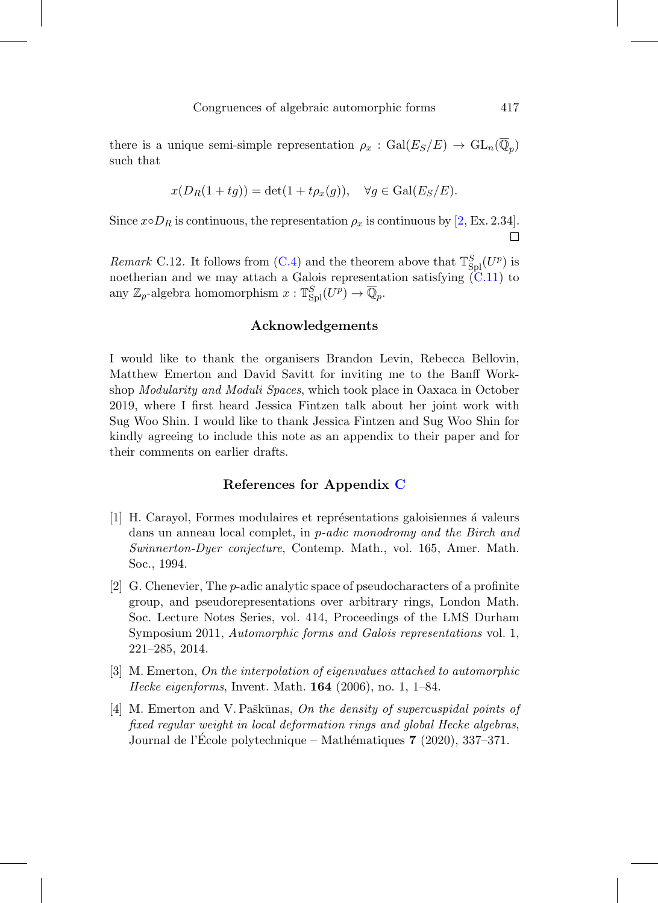there is a unique semi-simple representation $\rho_x : \mathrm{Gal}(E_S/E) \to \mathrm{GL}_n(\overline{\mathbb{Q}}_p)$ such that

$$x(D_R(1+tg)) = \det(1 + t\rho_x(g)), \quad \forall g \in \mathrm{Gal}(E_S/E).$$

Since $x \circ D_R$ is continuous, the representation $\rho_x$ is continuous by [2, Ex. 2.34]. □

*Remark* C.12. It follows from (C.4) and the theorem above that $\mathbb{T}^S_{\mathrm{Spl}}(U^p)$ is noetherian and we may attach a Galois representation satisfying (C.11) to any $\mathbb{Z}_p$-algebra homomorphism $x : \mathbb{T}^S_{\mathrm{Spl}}(U^p) \to \overline{\mathbb{Q}}_p$.

## Acknowledgements

I would like to thank the organisers Brandon Levin, Rebecca Bellovin, Matthew Emerton and David Savitt for inviting me to the Banff Workshop *Modularity and Moduli Spaces*, which took place in Oaxaca in October 2019, where I first heard Jessica Fintzen talk about her joint work with Sug Woo Shin. I would like to thank Jessica Fintzen and Sug Woo Shin for kindly agreeing to include this note as an appendix to their paper and for their comments on earlier drafts.

## References for Appendix C

[1] H. Carayol, Formes modulaires et représentations galoisiennes á valeurs dans un anneau local complet, in *p-adic monodromy and the Birch and Swinnerton-Dyer conjecture*, Contemp. Math., vol. 165, Amer. Math. Soc., 1994.

[2] G. Chenevier, The $p$-adic analytic space of pseudocharacters of a profinite group, and pseudorepresentations over arbitrary rings, London Math. Soc. Lecture Notes Series, vol. 414, Proceedings of the LMS Durham Symposium 2011, *Automorphic forms and Galois representations* vol. 1, 221–285, 2014.

[3] M. Emerton, *On the interpolation of eigenvalues attached to automorphic Hecke eigenforms*, Invent. Math. **164** (2006), no. 1, 1–84.

[4] M. Emerton and V. Paškūnas, *On the density of supercuspidal points of fixed regular weight in local deformation rings and global Hecke algebras*, Journal de l'École polytechnique – Mathématiques **7** (2020), 337–371.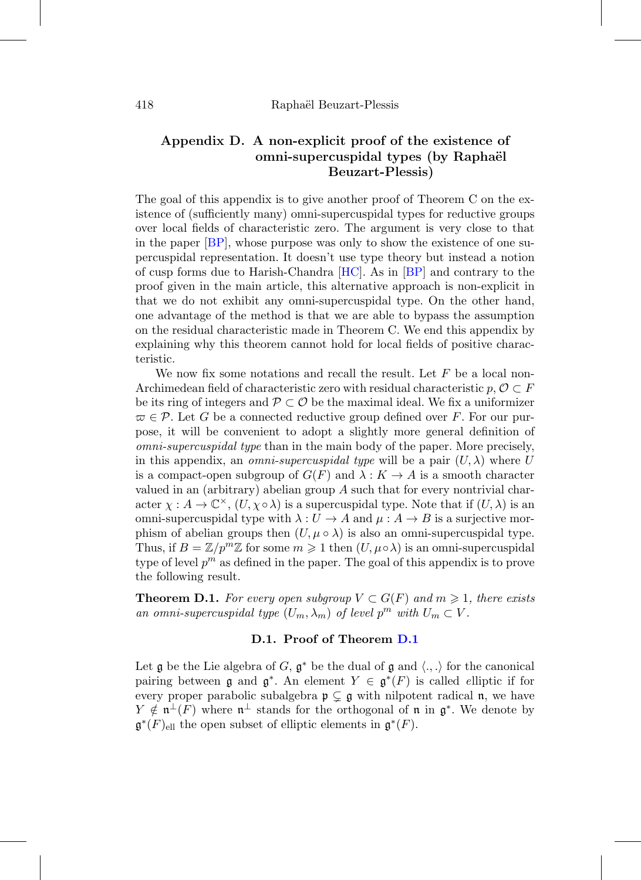## Appendix D. A non-explicit proof of the existence of omni-supercuspidal types (by Raphaël Beuzart-Plessis)

The goal of this appendix is to give another proof of Theorem C on the existence of (sufficiently many) omni-supercuspidal types for reductive groups over local fields of characteristic zero. The argument is very close to that in the paper [BP], whose purpose was only to show the existence of one supercuspidal representation. It doesn't use type theory but instead a notion of cusp forms due to Harish-Chandra [HC]. As in [BP] and contrary to the proof given in the main article, this alternative approach is non-explicit in that we do not exhibit any omni-supercuspidal type. On the other hand, one advantage of the method is that we are able to bypass the assumption on the residual characteristic made in Theorem C. We end this appendix by explaining why this theorem cannot hold for local fields of positive characteristic.

We now fix some notations and recall the result. Let $F$ be a local non-Archimedean field of characteristic zero with residual characteristic $p$, $\mathcal{O} \subset F$ be its ring of integers and $\mathcal{P} \subset \mathcal{O}$ be the maximal ideal. We fix a uniformizer $\varpi \in \mathcal{P}$. Let $G$ be a connected reductive group defined over $F$. For our purpose, it will be convenient to adopt a slightly more general definition of *omni-supercuspidal type* than in the main body of the paper. More precisely, in this appendix, an *omni-supercuspidal type* will be a pair $(U, \lambda)$ where $U$ is a compact-open subgroup of $G(F)$ and $\lambda : K \to A$ is a smooth character valued in an (arbitrary) abelian group $A$ such that for every nontrivial character $\chi : A \to \mathbb{C}^\times$, $(U, \chi \circ \lambda)$ is a supercuspidal type. Note that if $(U, \lambda)$ is an omni-supercuspidal type with $\lambda : U \to A$ and $\mu : A \to B$ is a surjective morphism of abelian groups then $(U, \mu \circ \lambda)$ is also an omni-supercuspidal type. Thus, if $B = \mathbb{Z}/p^m\mathbb{Z}$ for some $m \geqslant 1$ then $(U, \mu \circ \lambda)$ is an omni-supercuspidal type of level $p^m$ as defined in the paper. The goal of this appendix is to prove the following result.

**Theorem D.1.** *For every open subgroup $V \subset G(F)$ and $m \geqslant 1$, there exists an omni-supercuspidal type $(U_m, \lambda_m)$ of level $p^m$ with $U_m \subset V$.*

### D.1. Proof of Theorem D.1

Let $\mathfrak{g}$ be the Lie algebra of $G$, $\mathfrak{g}^*$ be the dual of $\mathfrak{g}$ and $\langle ., . \rangle$ for the canonical pairing between $\mathfrak{g}$ and $\mathfrak{g}^*$. An element $Y \in \mathfrak{g}^*(F)$ is called elliptic if for every proper parabolic subalgebra $\mathfrak{p} \subsetneq \mathfrak{g}$ with nilpotent radical $\mathfrak{n}$, we have $Y \notin \mathfrak{n}^\perp(F)$ where $\mathfrak{n}^\perp$ stands for the orthogonal of $\mathfrak{n}$ in $\mathfrak{g}^*$. We denote by $\mathfrak{g}^*(F)_{\text{ell}}$ the open subset of elliptic elements in $\mathfrak{g}^*(F)$.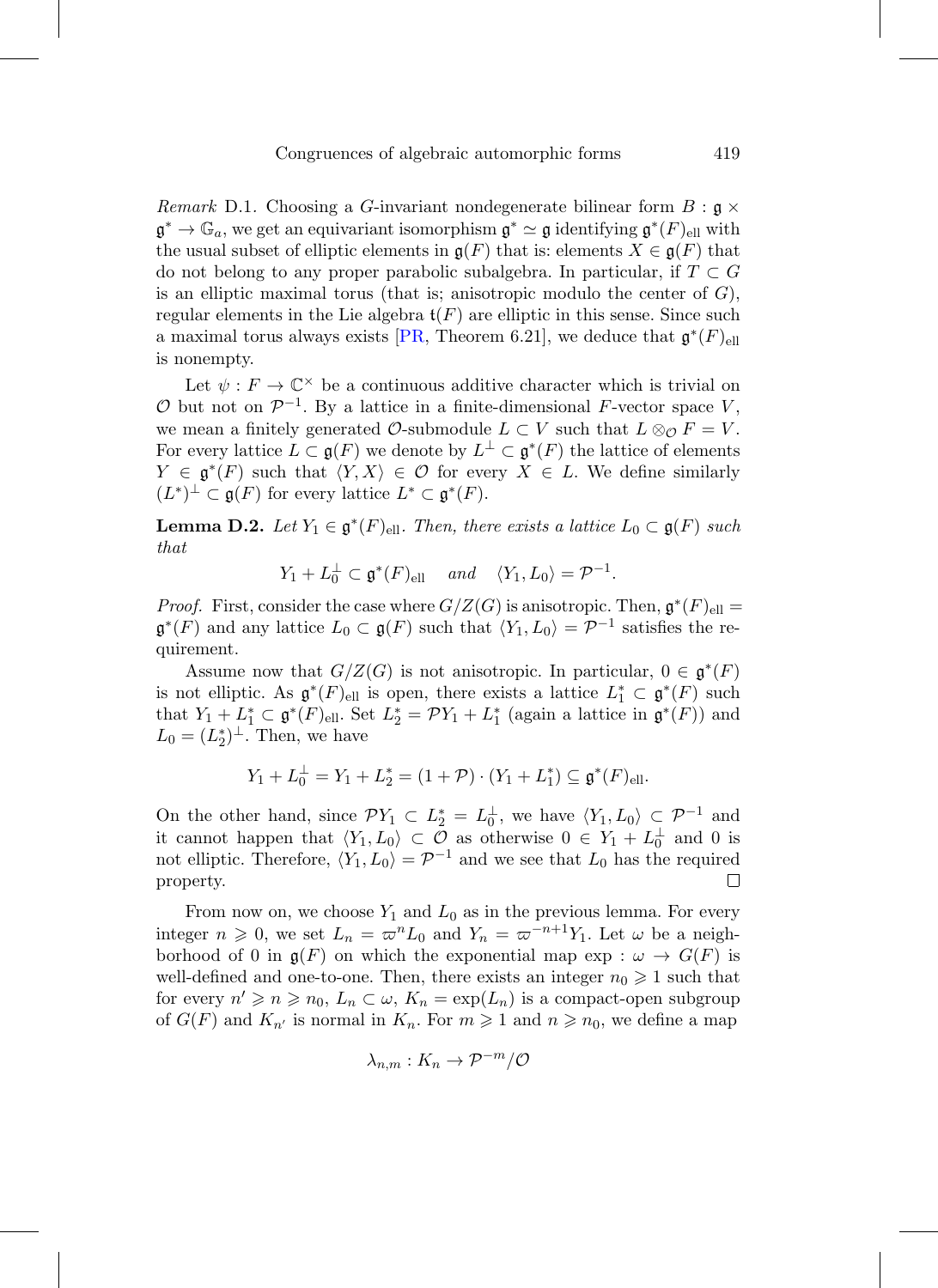*Remark* D.1. Choosing a $G$-invariant nondegenerate bilinear form $B : \mathfrak{g} \times \mathfrak{g}^* \to \mathbb{G}_a$, we get an equivariant isomorphism $\mathfrak{g}^* \simeq \mathfrak{g}$ identifying $\mathfrak{g}^*(F)_{\text{ell}}$ with the usual subset of elliptic elements in $\mathfrak{g}(F)$ that is: elements $X \in \mathfrak{g}(F)$ that do not belong to any proper parabolic subalgebra. In particular, if $T \subset G$ is an elliptic maximal torus (that is; anisotropic modulo the center of $G$), regular elements in the Lie algebra $\mathfrak{t}(F)$ are elliptic in this sense. Since such a maximal torus always exists [PR, Theorem 6.21], we deduce that $\mathfrak{g}^*(F)_{\text{ell}}$ is nonempty.

Let $\psi : F \to \mathbb{C}^\times$ be a continuous additive character which is trivial on $\mathcal{O}$ but not on $\mathcal{P}^{-1}$. By a lattice in a finite-dimensional $F$-vector space $V$, we mean a finitely generated $\mathcal{O}$-submodule $L \subset V$ such that $L \otimes_{\mathcal{O}} F = V$. For every lattice $L \subset \mathfrak{g}(F)$ we denote by $L^\perp \subset \mathfrak{g}^*(F)$ the lattice of elements $Y \in \mathfrak{g}^*(F)$ such that $\langle Y, X \rangle \in \mathcal{O}$ for every $X \in L$. We define similarly $(L^*)^\perp \subset \mathfrak{g}(F)$ for every lattice $L^* \subset \mathfrak{g}^*(F)$.

**Lemma D.2.** *Let $Y_1 \in \mathfrak{g}^*(F)_{\text{ell}}$. Then, there exists a lattice $L_0 \subset \mathfrak{g}(F)$ such that*

$$Y_1 + L_0^\perp \subset \mathfrak{g}^*(F)_{\text{ell}} \quad \textit{and} \quad \langle Y_1, L_0 \rangle = \mathcal{P}^{-1}.$$

*Proof.* First, consider the case where $G/Z(G)$ is anisotropic. Then, $\mathfrak{g}^*(F)_{\text{ell}} = \mathfrak{g}^*(F)$ and any lattice $L_0 \subset \mathfrak{g}(F)$ such that $\langle Y_1, L_0 \rangle = \mathcal{P}^{-1}$ satisfies the requirement.

Assume now that $G/Z(G)$ is not anisotropic. In particular, $0 \in \mathfrak{g}^*(F)$ is not elliptic. As $\mathfrak{g}^*(F)_{\text{ell}}$ is open, there exists a lattice $L_1^* \subset \mathfrak{g}^*(F)$ such that $Y_1 + L_1^* \subset \mathfrak{g}^*(F)_{\text{ell}}$. Set $L_2^* = \mathcal{P}Y_1 + L_1^*$ (again a lattice in $\mathfrak{g}^*(F)$) and $L_0 = (L_2^*)^\perp$. Then, we have

$$Y_1 + L_0^\perp = Y_1 + L_2^* = (1 + \mathcal{P}) \cdot (Y_1 + L_1^*) \subseteq \mathfrak{g}^*(F)_{\text{ell}}.$$

On the other hand, since $\mathcal{P}Y_1 \subset L_2^* = L_0^\perp$, we have $\langle Y_1, L_0 \rangle \subset \mathcal{P}^{-1}$ and it cannot happen that $\langle Y_1, L_0 \rangle \subset \mathcal{O}$ as otherwise $0 \in Y_1 + L_0^\perp$ and $0$ is not elliptic. Therefore, $\langle Y_1, L_0 \rangle = \mathcal{P}^{-1}$ and we see that $L_0$ has the required property. □

From now on, we choose $Y_1$ and $L_0$ as in the previous lemma. For every integer $n \geqslant 0$, we set $L_n = \varpi^n L_0$ and $Y_n = \varpi^{-n+1} Y_1$. Let $\omega$ be a neighborhood of $0$ in $\mathfrak{g}(F)$ on which the exponential map $\exp : \omega \to G(F)$ is well-defined and one-to-one. Then, there exists an integer $n_0 \geqslant 1$ such that for every $n' \geqslant n \geqslant n_0$, $L_n \subset \omega$, $K_n = \exp(L_n)$ is a compact-open subgroup of $G(F)$ and $K_{n'}$ is normal in $K_n$. For $m \geqslant 1$ and $n \geqslant n_0$, we define a map

$$\lambda_{n,m} : K_n \to \mathcal{P}^{-m}/\mathcal{O}$$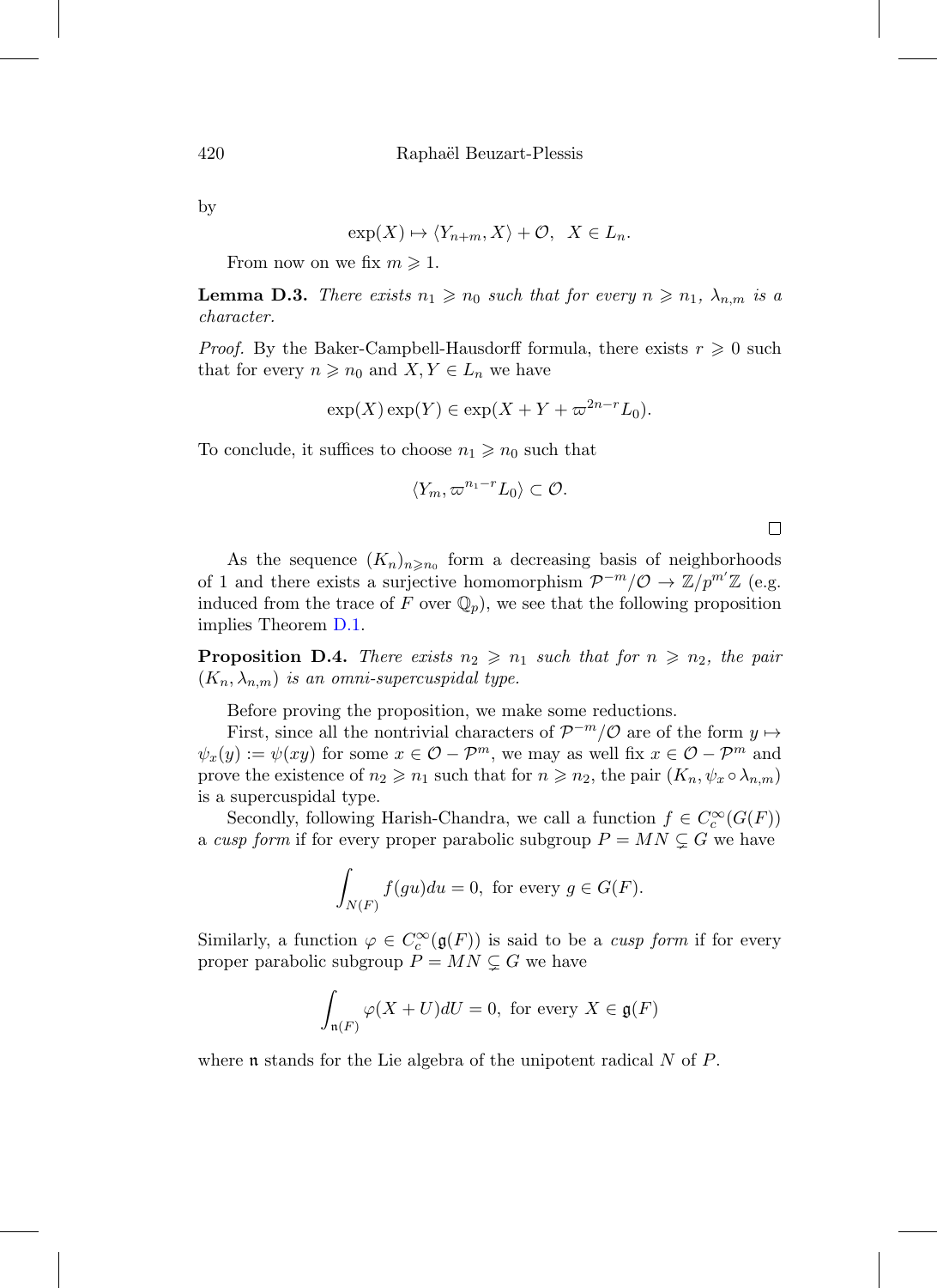by

$$\exp(X) \mapsto \langle Y_{n+m}, X\rangle + \mathcal{O}, \quad X \in L_n.$$

From now on we fix $m \geqslant 1$.

**Lemma D.3.** *There exists $n_1 \geqslant n_0$ such that for every $n \geqslant n_1$, $\lambda_{n,m}$ is a character.*

*Proof.* By the Baker-Campbell-Hausdorff formula, there exists $r \geqslant 0$ such that for every $n \geqslant n_0$ and $X, Y \in L_n$ we have

$$\exp(X)\exp(Y) \in \exp(X + Y + \varpi^{2n-r} L_0).$$

To conclude, it suffices to choose $n_1 \geqslant n_0$ such that

$$\langle Y_m, \varpi^{n_1 - r} L_0\rangle \subset \mathcal{O}.$$

$\square$

As the sequence $(K_n)_{n \geqslant n_0}$ form a decreasing basis of neighborhoods of 1 and there exists a surjective homomorphism $\mathcal{P}^{-m}/\mathcal{O} \to \mathbb{Z}/p^{m'}\mathbb{Z}$ (e.g. induced from the trace of $F$ over $\mathbb{Q}_p$), we see that the following proposition implies Theorem D.1.

**Proposition D.4.** *There exists $n_2 \geqslant n_1$ such that for $n \geqslant n_2$, the pair $(K_n, \lambda_{n,m})$ is an omni-supercuspidal type.*

Before proving the proposition, we make some reductions.

First, since all the nontrivial characters of $\mathcal{P}^{-m}/\mathcal{O}$ are of the form $y \mapsto \psi_x(y) := \psi(xy)$ for some $x \in \mathcal{O} - \mathcal{P}^m$, we may as well fix $x \in \mathcal{O} - \mathcal{P}^m$ and prove the existence of $n_2 \geqslant n_1$ such that for $n \geqslant n_2$, the pair $(K_n, \psi_x \circ \lambda_{n,m})$ is a supercuspidal type.

Secondly, following Harish-Chandra, we call a function $f \in C_c^\infty(G(F))$ a *cusp form* if for every proper parabolic subgroup $P = MN \subsetneq G$ we have

$$\int_{N(F)} f(gu)du = 0, \text{ for every } g \in G(F).$$

Similarly, a function $\varphi \in C_c^\infty(\mathfrak{g}(F))$ is said to be a *cusp form* if for every proper parabolic subgroup $P = MN \subsetneq G$ we have

$$\int_{\mathfrak{n}(F)} \varphi(X + U)dU = 0, \text{ for every } X \in \mathfrak{g}(F)$$

where $\mathfrak{n}$ stands for the Lie algebra of the unipotent radical $N$ of $P$.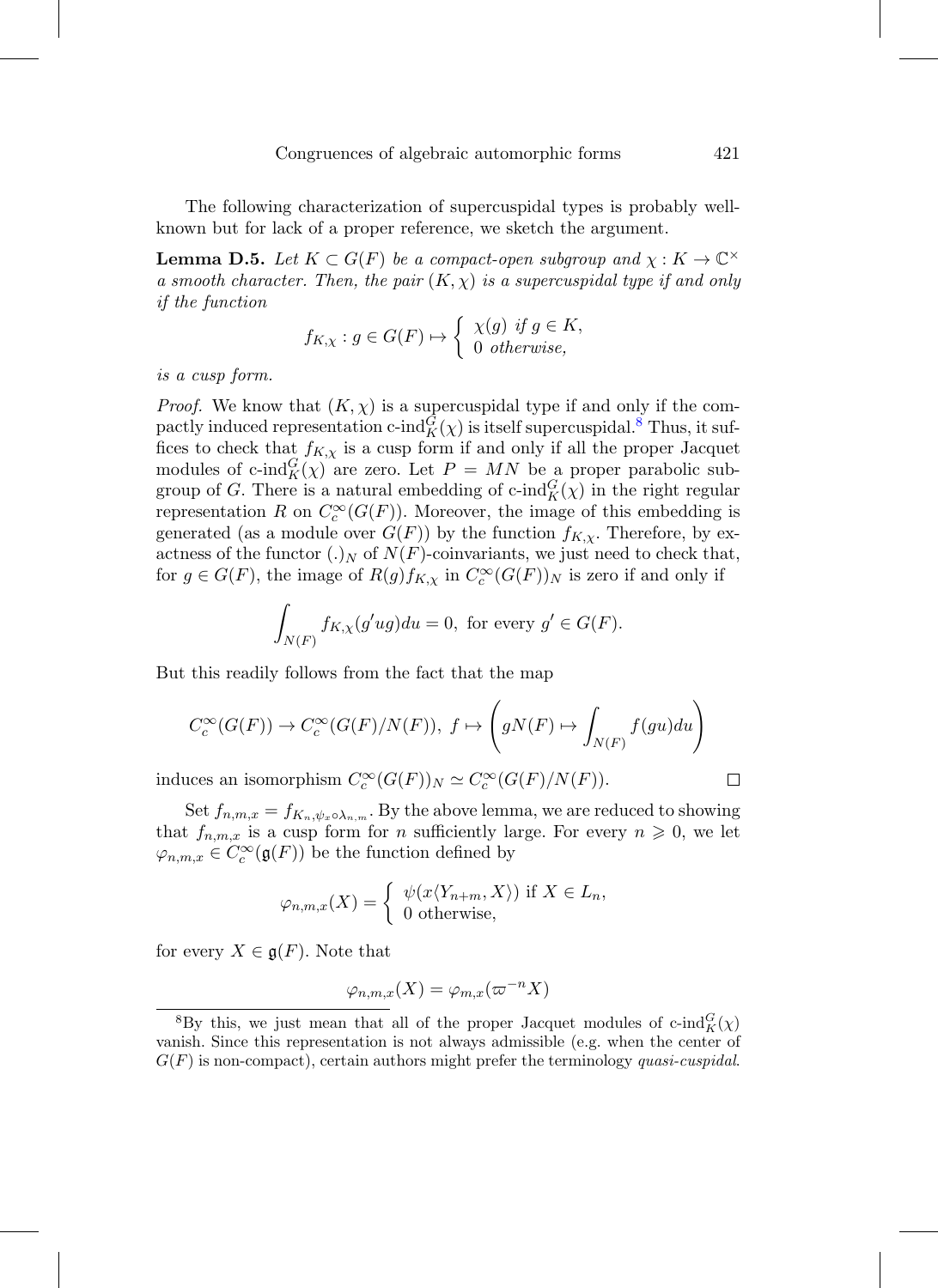The following characterization of supercuspidal types is probably well-known but for lack of a proper reference, we sketch the argument.

**Lemma D.5.** *Let $K \subset G(F)$ be a compact-open subgroup and $\chi : K \to \mathbb{C}^\times$ a smooth character. Then, the pair $(K, \chi)$ is a supercuspidal type if and only if the function*

$$f_{K,\chi} : g \in G(F) \mapsto \begin{cases} \chi(g) \text{ if } g \in K, \\ 0 \text{ otherwise,} \end{cases}$$

*is a cusp form.*

*Proof.* We know that $(K, \chi)$ is a supercuspidal type if and only if the compactly induced representation $\text{c-ind}_K^G(\chi)$ is itself supercuspidal.[8] Thus, it suffices to check that $f_{K,\chi}$ is a cusp form if and only if all the proper Jacquet modules of $\text{c-ind}_K^G(\chi)$ are zero. Let $P = MN$ be a proper parabolic subgroup of $G$. There is a natural embedding of $\text{c-ind}_K^G(\chi)$ in the right regular representation $R$ on $C_c^\infty(G(F))$. Moreover, the image of this embedding is generated (as a module over $G(F)$) by the function $f_{K,\chi}$. Therefore, by exactness of the functor $(.)_N$ of $N(F)$-coinvariants, we just need to check that, for $g \in G(F)$, the image of $R(g)f_{K,\chi}$ in $C_c^\infty(G(F))_N$ is zero if and only if

$$\int_{N(F)} f_{K,\chi}(g'ug)du = 0, \text{ for every } g' \in G(F).$$

But this readily follows from the fact that the map

$$C_c^\infty(G(F)) \to C_c^\infty(G(F)/N(F)), \ f \mapsto \left( gN(F) \mapsto \int_{N(F)} f(gu)du \right)$$

induces an isomorphism $C_c^\infty(G(F))_N \simeq C_c^\infty(G(F)/N(F))$. $\square$

Set $f_{n,m,x} = f_{K_n, \psi_x \circ \lambda_{n,m}}$. By the above lemma, we are reduced to showing that $f_{n,m,x}$ is a cusp form for $n$ sufficiently large. For every $n \geqslant 0$, we let $\varphi_{n,m,x} \in C_c^\infty(\mathfrak{g}(F))$ be the function defined by

$$\varphi_{n,m,x}(X) = \begin{cases} \psi(x\langle Y_{n+m}, X\rangle) \text{ if } X \in L_n, \\ 0 \text{ otherwise,} \end{cases}$$

for every $X \in \mathfrak{g}(F)$. Note that

$$\varphi_{n,m,x}(X) = \varphi_{m,x}(\varpi^{-n}X)$$

---

[8] By this, we just mean that all of the proper Jacquet modules of $\text{c-ind}_K^G(\chi)$ vanish. Since this representation is not always admissible (e.g. when the center of $G(F)$ is non-compact), certain authors might prefer the terminology *quasi-cuspidal*.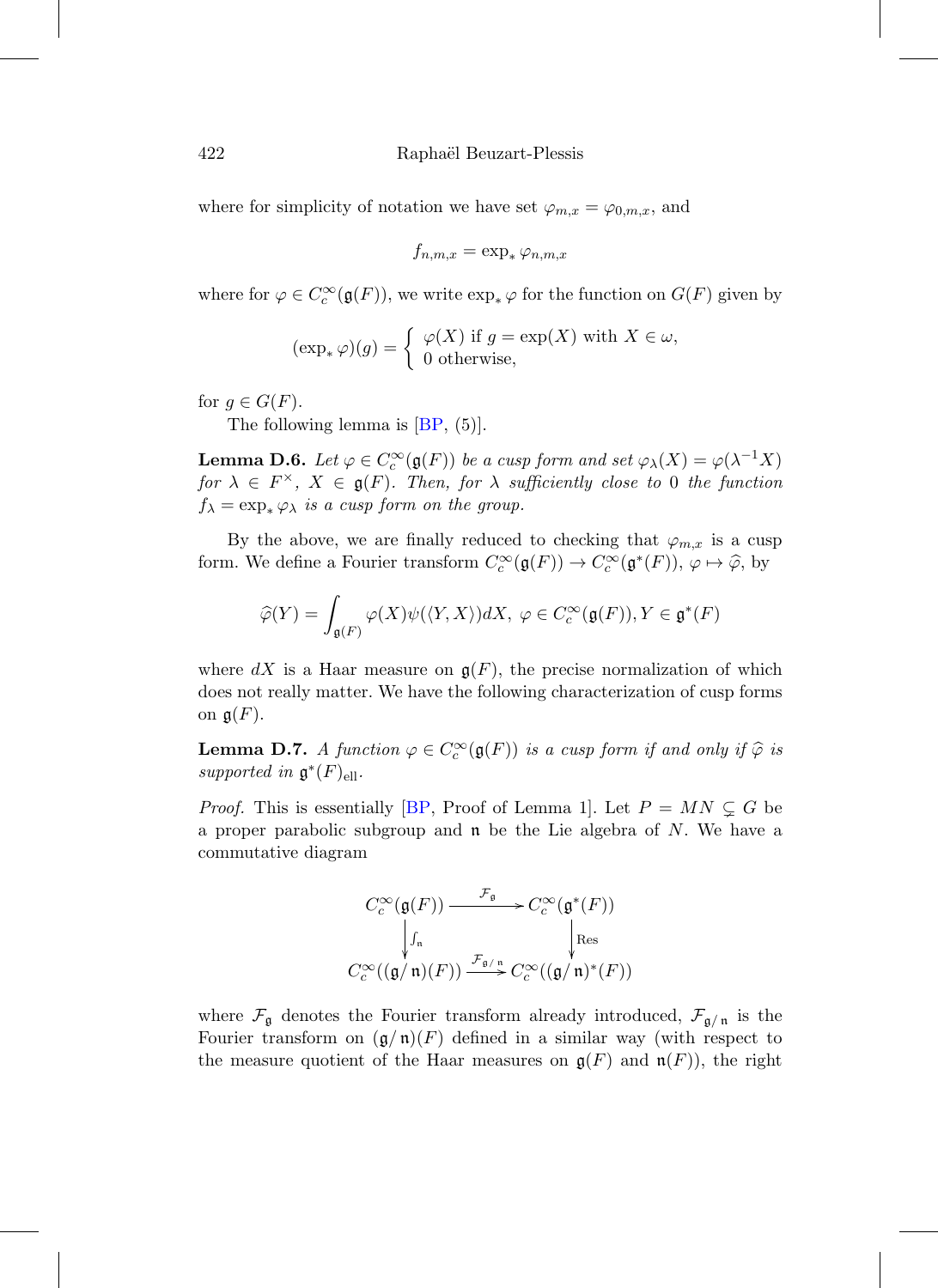where for simplicity of notation we have set $\varphi_{m,x} = \varphi_{0,m,x}$, and

$$f_{n,m,x} = \exp_* \varphi_{n,m,x}$$

where for $\varphi \in C_c^\infty(\mathfrak{g}(F))$, we write $\exp_* \varphi$ for the function on $G(F)$ given by

$$(\exp_* \varphi)(g) = \begin{cases} \varphi(X) \text{ if } g = \exp(X) \text{ with } X \in \omega, \\ 0 \text{ otherwise,} \end{cases}$$

for $g \in G(F)$.

The following lemma is [BP, (5)].

**Lemma D.6.** *Let $\varphi \in C_c^\infty(\mathfrak{g}(F))$ be a cusp form and set $\varphi_\lambda(X) = \varphi(\lambda^{-1}X)$ for $\lambda \in F^\times$, $X \in \mathfrak{g}(F)$. Then, for $\lambda$ sufficiently close to 0 the function $f_\lambda = \exp_* \varphi_\lambda$ is a cusp form on the group.*

By the above, we are finally reduced to checking that $\varphi_{m,x}$ is a cusp form. We define a Fourier transform $C_c^\infty(\mathfrak{g}(F)) \to C_c^\infty(\mathfrak{g}^*(F))$, $\varphi \mapsto \widehat{\varphi}$, by

$$\widehat{\varphi}(Y) = \int_{\mathfrak{g}(F)} \varphi(X)\psi(\langle Y, X\rangle)dX, \ \varphi \in C_c^\infty(\mathfrak{g}(F)), Y \in \mathfrak{g}^*(F)$$

where $dX$ is a Haar measure on $\mathfrak{g}(F)$, the precise normalization of which does not really matter. We have the following characterization of cusp forms on $\mathfrak{g}(F)$.

**Lemma D.7.** *A function $\varphi \in C_c^\infty(\mathfrak{g}(F))$ is a cusp form if and only if $\widehat{\varphi}$ is supported in $\mathfrak{g}^*(F)_{\text{ell}}$.*

*Proof.* This is essentially [BP, Proof of Lemma 1]. Let $P = MN \subsetneq G$ be a proper parabolic subgroup and $\mathfrak{n}$ be the Lie algebra of $N$. We have a commutative diagram

$$\begin{array}{ccc} C_c^\infty(\mathfrak{g}(F)) & \xrightarrow{\mathcal{F}_{\mathfrak{g}}} & C_c^\infty(\mathfrak{g}^*(F)) \\ \downarrow{\scriptstyle \int_{\mathfrak{n}}} & & \downarrow{\scriptstyle \text{Res}} \\ C_c^\infty((\mathfrak{g}/\mathfrak{n})(F)) & \xrightarrow{\mathcal{F}_{\mathfrak{g}/\mathfrak{n}}} & C_c^\infty((\mathfrak{g}/\mathfrak{n})^*(F)) \end{array}$$

where $\mathcal{F}_{\mathfrak{g}}$ denotes the Fourier transform already introduced, $\mathcal{F}_{\mathfrak{g}/\mathfrak{n}}$ is the Fourier transform on $(\mathfrak{g}/\mathfrak{n})(F)$ defined in a similar way (with respect to the measure quotient of the Haar measures on $\mathfrak{g}(F)$ and $\mathfrak{n}(F)$), the right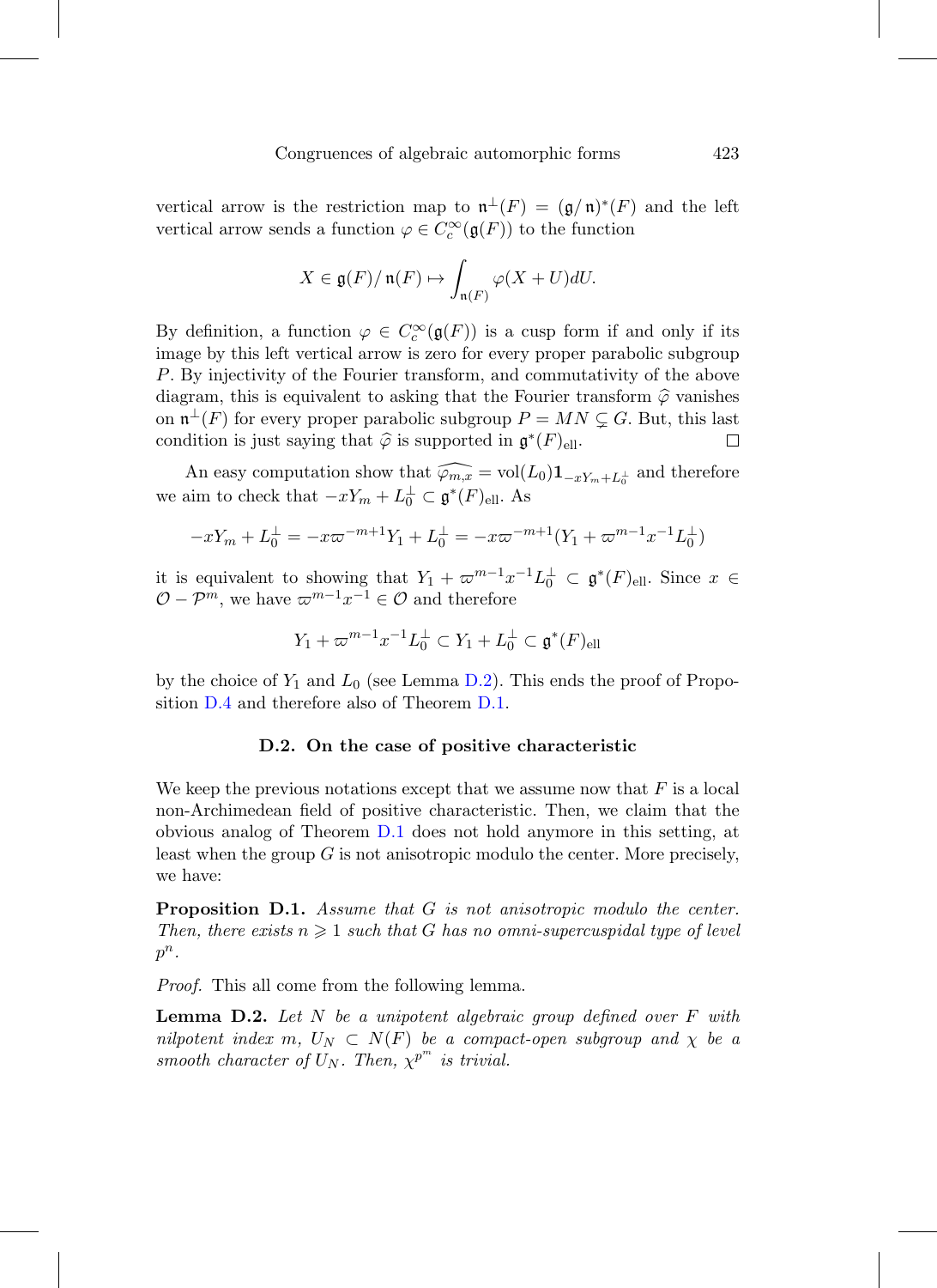vertical arrow is the restriction map to $\mathfrak{n}^\perp(F) = (\mathfrak{g}/\mathfrak{n})^*(F)$ and the left vertical arrow sends a function $\varphi \in C_c^\infty(\mathfrak{g}(F))$ to the function

$$X \in \mathfrak{g}(F)/\mathfrak{n}(F) \mapsto \int_{\mathfrak{n}(F)} \varphi(X+U)dU.$$

By definition, a function $\varphi \in C_c^\infty(\mathfrak{g}(F))$ is a cusp form if and only if its image by this left vertical arrow is zero for every proper parabolic subgroup $P$. By injectivity of the Fourier transform, and commutativity of the above diagram, this is equivalent to asking that the Fourier transform $\widehat{\varphi}$ vanishes on $\mathfrak{n}^\perp(F)$ for every proper parabolic subgroup $P = MN \subsetneq G$. But, this last condition is just saying that $\widehat{\varphi}$ is supported in $\mathfrak{g}^*(F)_{\text{ell}}$. $\square$

An easy computation show that $\widehat{\varphi_{m,x}} = \text{vol}(L_0)\mathbf{1}_{-xY_m+L_0^\perp}$ and therefore we aim to check that $-xY_m + L_0^\perp \subset \mathfrak{g}^*(F)_{\text{ell}}$. As

$$-xY_m + L_0^\perp = -x\varpi^{-m+1}Y_1 + L_0^\perp = -x\varpi^{-m+1}(Y_1 + \varpi^{m-1}x^{-1}L_0^\perp)$$

it is equivalent to showing that $Y_1 + \varpi^{m-1}x^{-1}L_0^\perp \subset \mathfrak{g}^*(F)_{\text{ell}}$. Since $x \in \mathcal{O} - \mathcal{P}^m$, we have $\varpi^{m-1}x^{-1} \in \mathcal{O}$ and therefore

$$Y_1 + \varpi^{m-1}x^{-1}L_0^\perp \subset Y_1 + L_0^\perp \subset \mathfrak{g}^*(F)_{\text{ell}}$$

by the choice of $Y_1$ and $L_0$ (see Lemma D.2). This ends the proof of Proposition D.4 and therefore also of Theorem D.1.

### D.2. On the case of positive characteristic

We keep the previous notations except that we assume now that $F$ is a local non-Archimedean field of positive characteristic. Then, we claim that the obvious analog of Theorem D.1 does not hold anymore in this setting, at least when the group $G$ is not anisotropic modulo the center. More precisely, we have:

**Proposition D.1.** *Assume that $G$ is not anisotropic modulo the center. Then, there exists $n \geqslant 1$ such that $G$ has no omni-supercuspidal type of level $p^n$.*

*Proof.* This all come from the following lemma.

**Lemma D.2.** *Let $N$ be a unipotent algebraic group defined over $F$ with nilpotent index $m$, $U_N \subset N(F)$ be a compact-open subgroup and $\chi$ be a smooth character of $U_N$. Then, $\chi^{p^m}$ is trivial.*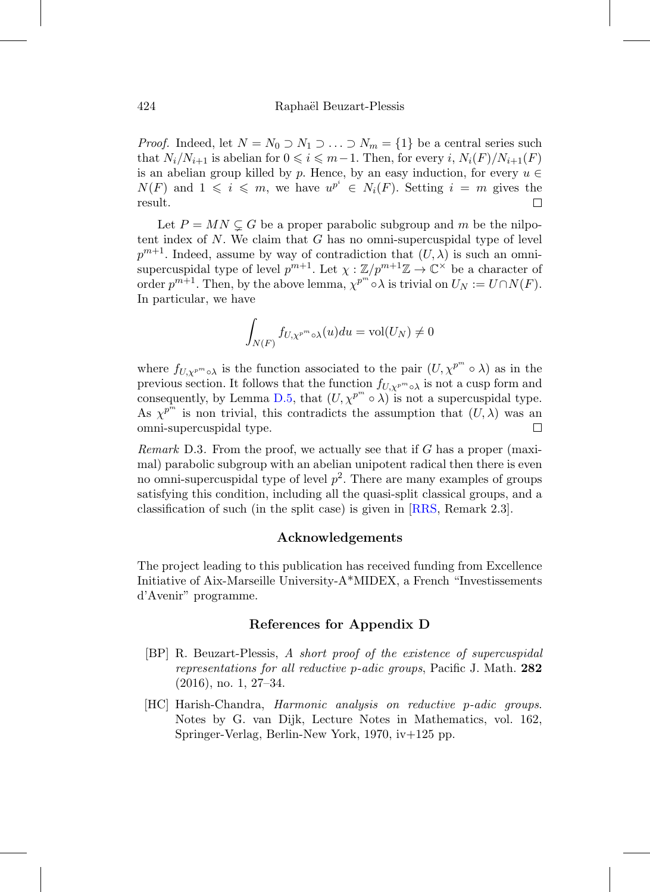*Proof.* Indeed, let $N = N_0 \supset N_1 \supset \ldots \supset N_m = \{1\}$ be a central series such that $N_i/N_{i+1}$ is abelian for $0 \leqslant i \leqslant m-1$. Then, for every $i$, $N_i(F)/N_{i+1}(F)$ is an abelian group killed by $p$. Hence, by an easy induction, for every $u \in N(F)$ and $1 \leqslant i \leqslant m$, we have $u^{p^i} \in N_i(F)$. Setting $i = m$ gives the result. $\square$

Let $P = MN \subsetneq G$ be a proper parabolic subgroup and $m$ be the nilpotent index of $N$. We claim that $G$ has no omni-supercuspidal type of level $p^{m+1}$. Indeed, assume by way of contradiction that $(U, \lambda)$ is such an omni-supercuspidal type of level $p^{m+1}$. Let $\chi : \mathbb{Z}/p^{m+1}\mathbb{Z} \to \mathbb{C}^\times$ be a character of order $p^{m+1}$. Then, by the above lemma, $\chi^{p^m} \circ \lambda$ is trivial on $U_N := U \cap N(F)$. In particular, we have

$$\int_{N(F)} f_{U,\chi^{p^m}\circ\lambda}(u)du = \mathrm{vol}(U_N) \neq 0$$

where $f_{U,\chi^{p^m}\circ\lambda}$ is the function associated to the pair $(U, \chi^{p^m} \circ \lambda)$ as in the previous section. It follows that the function $f_{U,\chi^{p^m}\circ\lambda}$ is not a cusp form and consequently, by Lemma D.5, that $(U, \chi^{p^m} \circ \lambda)$ is not a supercuspidal type. As $\chi^{p^m}$ is non trivial, this contradicts the assumption that $(U, \lambda)$ was an omni-supercuspidal type. $\square$

*Remark* D.3. From the proof, we actually see that if $G$ has a proper (maximal) parabolic subgroup with an abelian unipotent radical then there is even no omni-supercuspidal type of level $p^2$. There are many examples of groups satisfying this condition, including all the quasi-split classical groups, and a classification of such (in the split case) is given in [RRS, Remark 2.3].

## Acknowledgements

The project leading to this publication has received funding from Excellence Initiative of Aix-Marseille University-A*MIDEX, a French "Investissements d'Avenir" programme.

## References for Appendix D

- [BP] R. Beuzart-Plessis, *A short proof of the existence of supercuspidal representations for all reductive p-adic groups*, Pacific J. Math. **282** (2016), no. 1, 27–34.
- [HC] Harish-Chandra, *Harmonic analysis on reductive p-adic groups.* Notes by G. van Dijk, Lecture Notes in Mathematics, vol. 162, Springer-Verlag, Berlin-New York, 1970, iv+125 pp.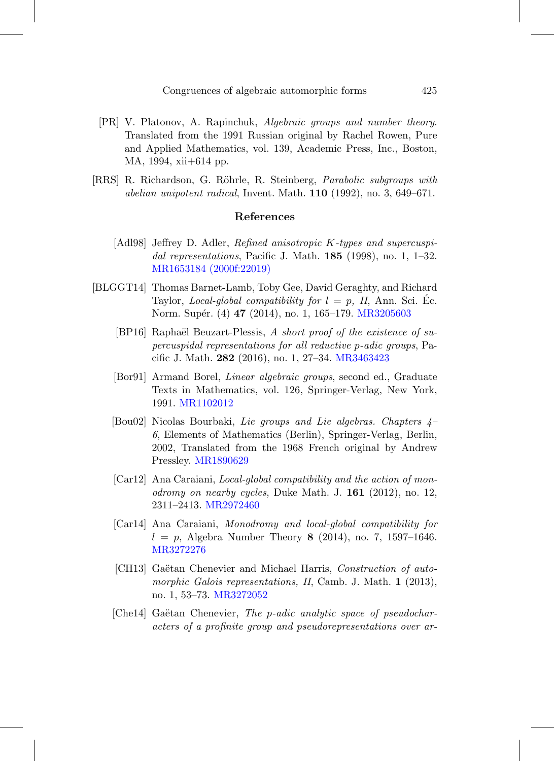[PR] V. Platonov, A. Rapinchuk, *Algebraic groups and number theory*. Translated from the 1991 Russian original by Rachel Rowen, Pure and Applied Mathematics, vol. 139, Academic Press, Inc., Boston, MA, 1994, xii+614 pp.

[RRS] R. Richardson, G. Röhrle, R. Steinberg, *Parabolic subgroups with abelian unipotent radical*, Invent. Math. **110** (1992), no. 3, 649–671.

## References

[Adl98] Jeffrey D. Adler, *Refined anisotropic $K$-types and supercuspidal representations*, Pacific J. Math. **185** (1998), no. 1, 1–32. MR1653184 (2000f:22019)

[BLGGT14] Thomas Barnet-Lamb, Toby Gee, David Geraghty, and Richard Taylor, *Local-global compatibility for $l = p$, II*, Ann. Sci. Éc. Norm. Supér. (4) **47** (2014), no. 1, 165–179. MR3205603

[BP16] Raphaël Beuzart-Plessis, *A short proof of the existence of supercuspidal representations for all reductive $p$-adic groups*, Pacific J. Math. **282** (2016), no. 1, 27–34. MR3463423

[Bor91] Armand Borel, *Linear algebraic groups*, second ed., Graduate Texts in Mathematics, vol. 126, Springer-Verlag, New York, 1991. MR1102012

[Bou02] Nicolas Bourbaki, *Lie groups and Lie algebras. Chapters 4–6*, Elements of Mathematics (Berlin), Springer-Verlag, Berlin, 2002, Translated from the 1968 French original by Andrew Pressley. MR1890629

[Car12] Ana Caraiani, *Local-global compatibility and the action of monodromy on nearby cycles*, Duke Math. J. **161** (2012), no. 12, 2311–2413. MR2972460

[Car14] Ana Caraiani, *Monodromy and local-global compatibility for $l = p$*, Algebra Number Theory **8** (2014), no. 7, 1597–1646. MR3272276

[CH13] Gaëtan Chenevier and Michael Harris, *Construction of automorphic Galois representations, II*, Camb. J. Math. **1** (2013), no. 1, 53–73. MR3272052

[Che14] Gaëtan Chenevier, *The $p$-adic analytic space of pseudocharacters of a profinite group and pseudorepresentations over ar-*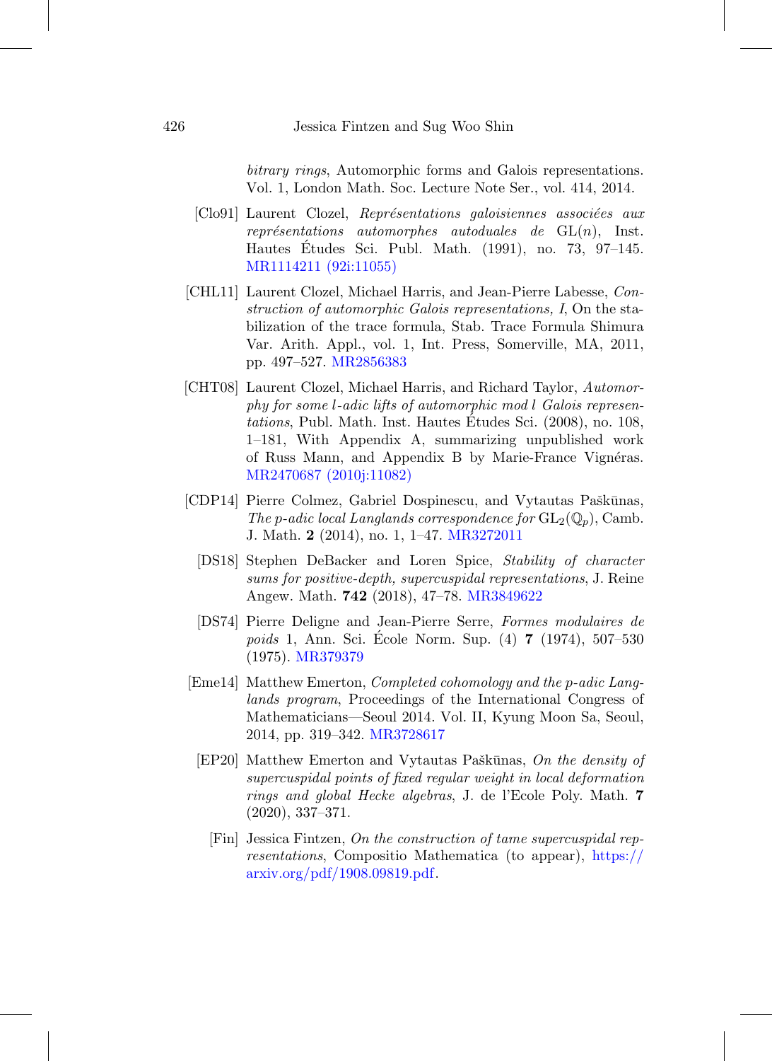*bitrary rings*, Automorphic forms and Galois representations. Vol. 1, London Math. Soc. Lecture Note Ser., vol. 414, 2014.

[Clo91] Laurent Clozel, *Représentations galoisiennes associées aux représentations automorphes autoduales de* $\mathrm{GL}(n)$, Inst. Hautes Études Sci. Publ. Math. (1991), no. 73, 97–145. MR1114211 (92i:11055)

[CHL11] Laurent Clozel, Michael Harris, and Jean-Pierre Labesse, *Construction of automorphic Galois representations, I*, On the stabilization of the trace formula, Stab. Trace Formula Shimura Var. Arith. Appl., vol. 1, Int. Press, Somerville, MA, 2011, pp. 497–527. MR2856383

[CHT08] Laurent Clozel, Michael Harris, and Richard Taylor, *Automorphy for some $l$-adic lifts of automorphic mod $l$ Galois representations*, Publ. Math. Inst. Hautes Études Sci. (2008), no. 108, 1–181, With Appendix A, summarizing unpublished work of Russ Mann, and Appendix B by Marie-France Vignéras. MR2470687 (2010j:11082)

[CDP14] Pierre Colmez, Gabriel Dospinescu, and Vytautas Paškūnas, *The $p$-adic local Langlands correspondence for* $\mathrm{GL}_2(\mathbb{Q}_p)$, Camb. J. Math. **2** (2014), no. 1, 1–47. MR3272011

[DS18] Stephen DeBacker and Loren Spice, *Stability of character sums for positive-depth, supercuspidal representations*, J. Reine Angew. Math. **742** (2018), 47–78. MR3849622

[DS74] Pierre Deligne and Jean-Pierre Serre, *Formes modulaires de poids* 1, Ann. Sci. École Norm. Sup. (4) **7** (1974), 507–530 (1975). MR379379

[Eme14] Matthew Emerton, *Completed cohomology and the p-adic Langlands program*, Proceedings of the International Congress of Mathematicians—Seoul 2014. Vol. II, Kyung Moon Sa, Seoul, 2014, pp. 319–342. MR3728617

[EP20] Matthew Emerton and Vytautas Paškūnas, *On the density of supercuspidal points of fixed regular weight in local deformation rings and global Hecke algebras*, J. de l'Ecole Poly. Math. **7** (2020), 337–371.

[Fin] Jessica Fintzen, *On the construction of tame supercuspidal representations*, Compositio Mathematica (to appear), https://arxiv.org/pdf/1908.09819.pdf.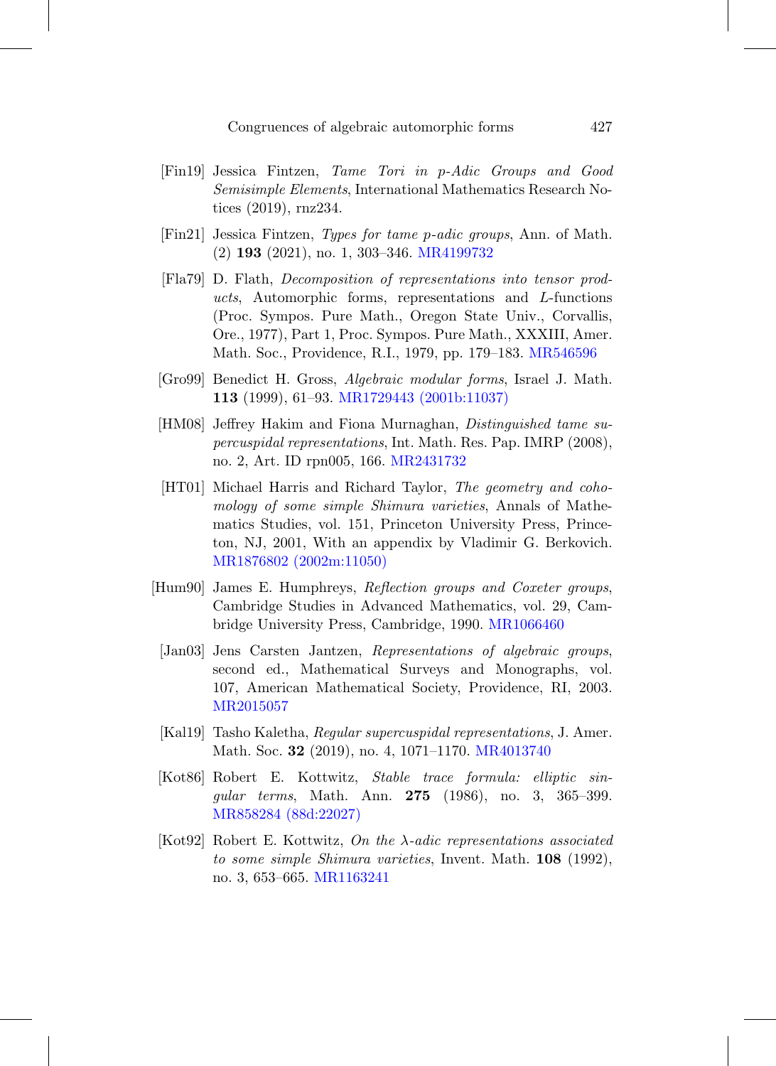[Fin19] Jessica Fintzen, *Tame Tori in p-Adic Groups and Good Semisimple Elements*, International Mathematics Research Notices (2019), rnz234.

[Fin21] Jessica Fintzen, *Types for tame p-adic groups*, Ann. of Math. (2) **193** (2021), no. 1, 303–346. MR4199732

[Fla79] D. Flath, *Decomposition of representations into tensor products*, Automorphic forms, representations and $L$-functions (Proc. Sympos. Pure Math., Oregon State Univ., Corvallis, Ore., 1977), Part 1, Proc. Sympos. Pure Math., XXXIII, Amer. Math. Soc., Providence, R.I., 1979, pp. 179–183. MR546596

[Gro99] Benedict H. Gross, *Algebraic modular forms*, Israel J. Math. **113** (1999), 61–93. MR1729443 (2001b:11037)

[HM08] Jeffrey Hakim and Fiona Murnaghan, *Distinguished tame supercuspidal representations*, Int. Math. Res. Pap. IMRP (2008), no. 2, Art. ID rpn005, 166. MR2431732

[HT01] Michael Harris and Richard Taylor, *The geometry and cohomology of some simple Shimura varieties*, Annals of Mathematics Studies, vol. 151, Princeton University Press, Princeton, NJ, 2001, With an appendix by Vladimir G. Berkovich. MR1876802 (2002m:11050)

[Hum90] James E. Humphreys, *Reflection groups and Coxeter groups*, Cambridge Studies in Advanced Mathematics, vol. 29, Cambridge University Press, Cambridge, 1990. MR1066460

[Jan03] Jens Carsten Jantzen, *Representations of algebraic groups*, second ed., Mathematical Surveys and Monographs, vol. 107, American Mathematical Society, Providence, RI, 2003. MR2015057

[Kal19] Tasho Kaletha, *Regular supercuspidal representations*, J. Amer. Math. Soc. **32** (2019), no. 4, 1071–1170. MR4013740

[Kot86] Robert E. Kottwitz, *Stable trace formula: elliptic singular terms*, Math. Ann. **275** (1986), no. 3, 365–399. MR858284 (88d:22027)

[Kot92] Robert E. Kottwitz, *On the $\lambda$-adic representations associated to some simple Shimura varieties*, Invent. Math. **108** (1992), no. 3, 653–665. MR1163241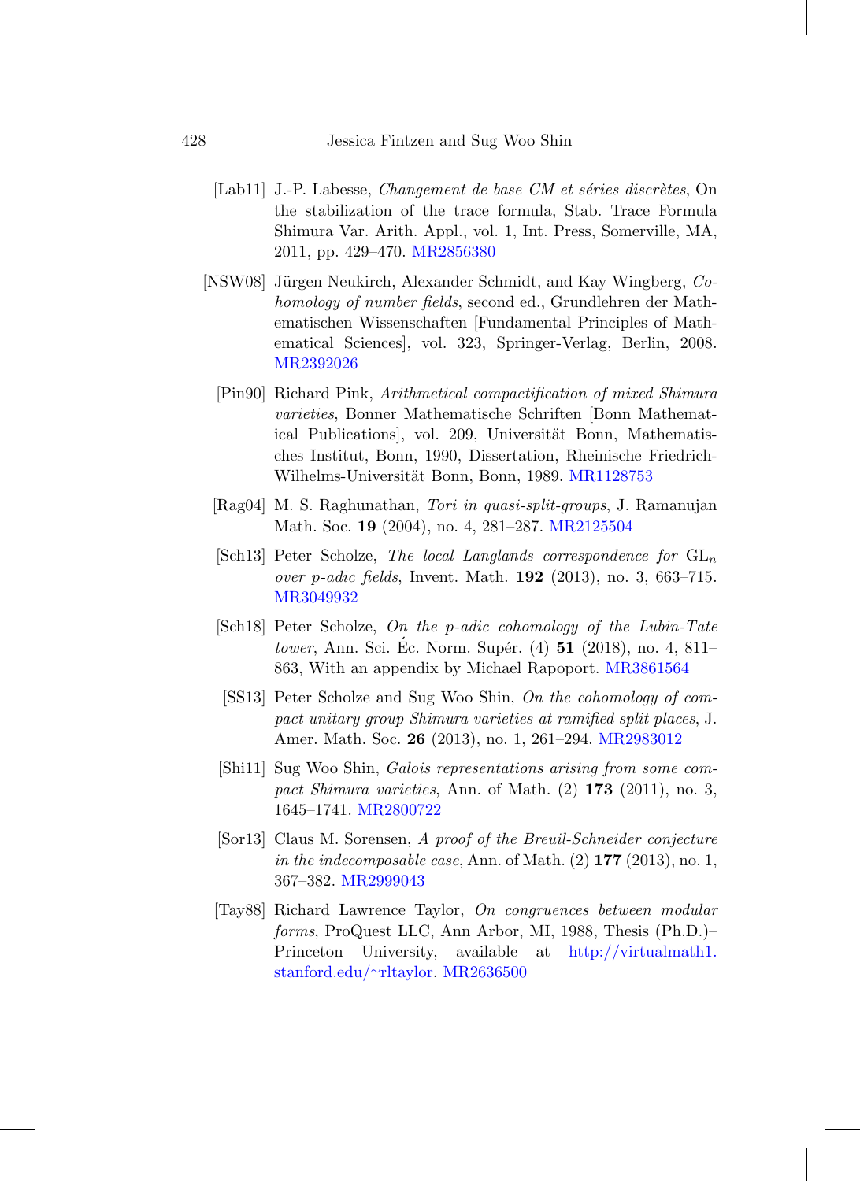[Lab11] J.-P. Labesse, *Changement de base CM et séries discrètes*, On the stabilization of the trace formula, Stab. Trace Formula Shimura Var. Arith. Appl., vol. 1, Int. Press, Somerville, MA, 2011, pp. 429–470. MR2856380

[NSW08] Jürgen Neukirch, Alexander Schmidt, and Kay Wingberg, *Cohomology of number fields*, second ed., Grundlehren der Mathematischen Wissenschaften [Fundamental Principles of Mathematical Sciences], vol. 323, Springer-Verlag, Berlin, 2008. MR2392026

[Pin90] Richard Pink, *Arithmetical compactification of mixed Shimura varieties*, Bonner Mathematische Schriften [Bonn Mathematical Publications], vol. 209, Universität Bonn, Mathematisches Institut, Bonn, 1990, Dissertation, Rheinische Friedrich-Wilhelms-Universität Bonn, Bonn, 1989. MR1128753

[Rag04] M. S. Raghunathan, *Tori in quasi-split-groups*, J. Ramanujan Math. Soc. **19** (2004), no. 4, 281–287. MR2125504

[Sch13] Peter Scholze, *The local Langlands correspondence for* $\mathrm{GL}_n$ *over p-adic fields*, Invent. Math. **192** (2013), no. 3, 663–715. MR3049932

[Sch18] Peter Scholze, *On the p-adic cohomology of the Lubin-Tate tower*, Ann. Sci. Éc. Norm. Supér. (4) **51** (2018), no. 4, 811–863, With an appendix by Michael Rapoport. MR3861564

[SS13] Peter Scholze and Sug Woo Shin, *On the cohomology of compact unitary group Shimura varieties at ramified split places*, J. Amer. Math. Soc. **26** (2013), no. 1, 261–294. MR2983012

[Shi11] Sug Woo Shin, *Galois representations arising from some compact Shimura varieties*, Ann. of Math. (2) **173** (2011), no. 3, 1645–1741. MR2800722

[Sor13] Claus M. Sorensen, *A proof of the Breuil-Schneider conjecture in the indecomposable case*, Ann. of Math. (2) **177** (2013), no. 1, 367–382. MR2999043

[Tay88] Richard Lawrence Taylor, *On congruences between modular forms*, ProQuest LLC, Ann Arbor, MI, 1988, Thesis (Ph.D.)–Princeton University, available at http://virtualmath1.stanford.edu/~rltaylor. MR2636500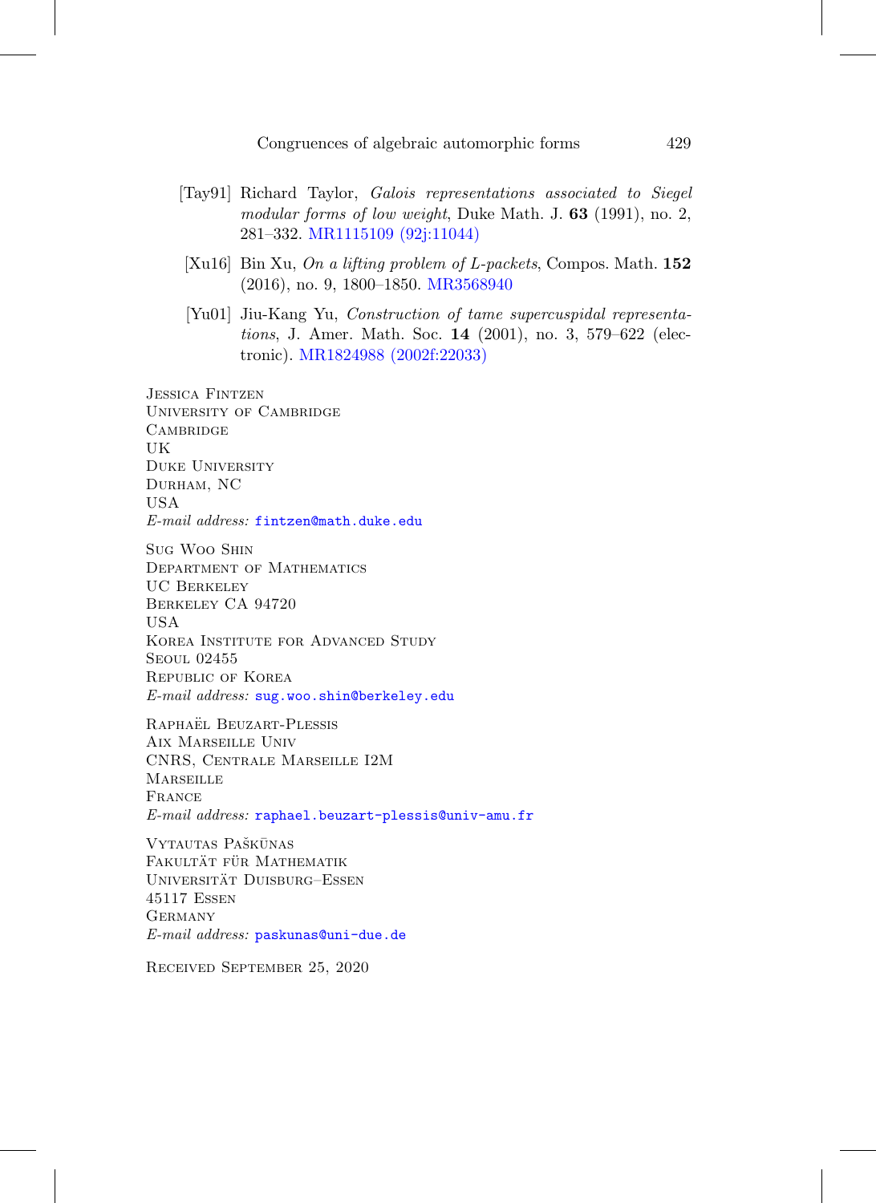[Tay91] Richard Taylor, *Galois representations associated to Siegel modular forms of low weight*, Duke Math. J. **63** (1991), no. 2, 281–332. MR1115109 (92j:11044)

[Xu16] Bin Xu, *On a lifting problem of L-packets*, Compos. Math. **152** (2016), no. 9, 1800–1850. MR3568940

[Yu01] Jiu-Kang Yu, *Construction of tame supercuspidal representations*, J. Amer. Math. Soc. **14** (2001), no. 3, 579–622 (electronic). MR1824988 (2002f:22033)

Jessica Fintzen
University of Cambridge
Cambridge
UK
Duke University
Durham, NC
USA
*E-mail address:* fintzen@math.duke.edu

Sug Woo Shin
Department of Mathematics
UC Berkeley
Berkeley CA 94720
USA
Korea Institute for Advanced Study
Seoul 02455
Republic of Korea
*E-mail address:* sug.woo.shin@berkeley.edu

Raphaël Beuzart-Plessis
Aix Marseille Univ
CNRS, Centrale Marseille I2M
Marseille
France
*E-mail address:* raphael.beuzart-plessis@univ-amu.fr

Vytautas Paškūnas
Fakultät für Mathematik
Universität Duisburg–Essen
45117 Essen
Germany
*E-mail address:* paskunas@uni-due.de

Received September 25, 2020